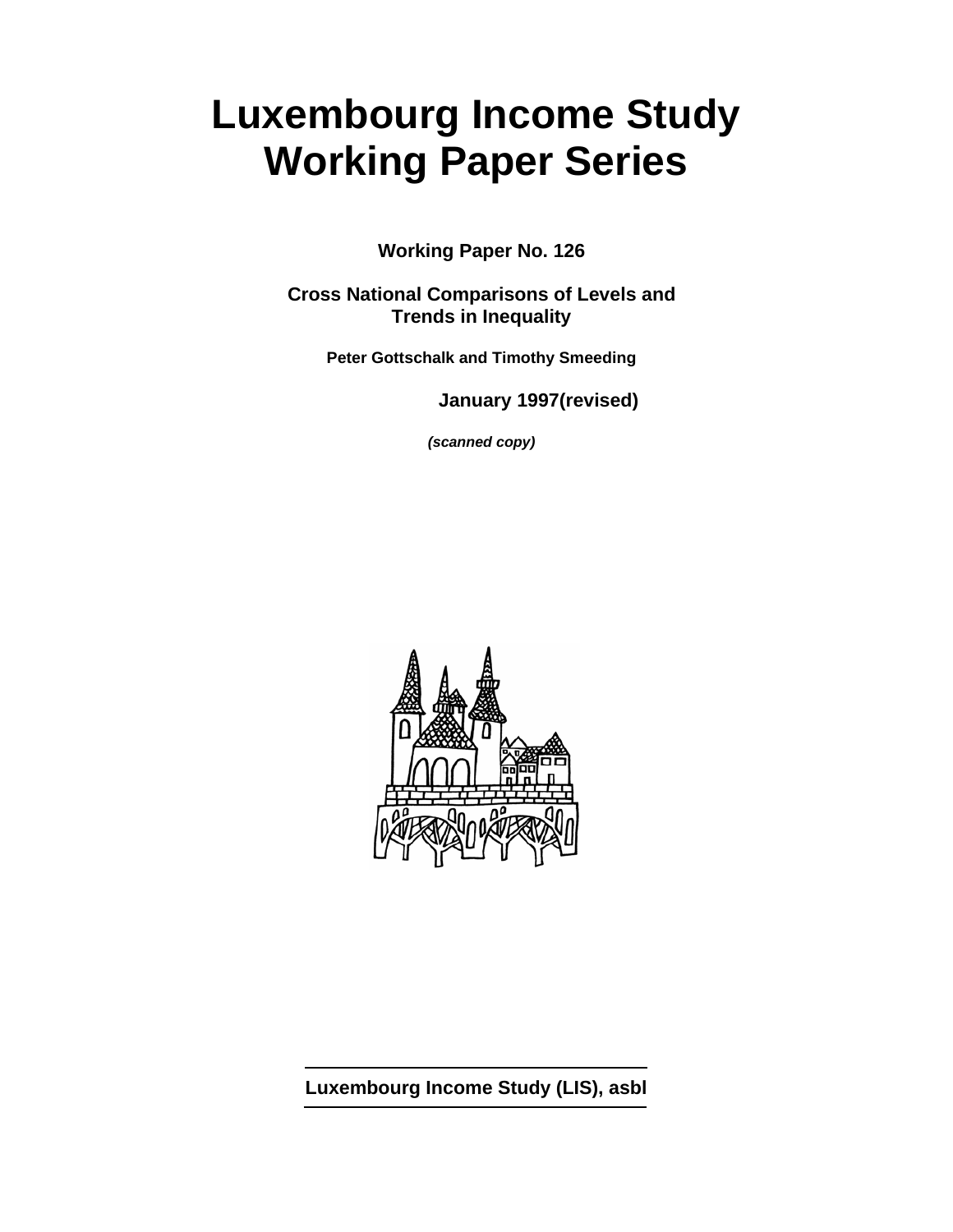# Luxembourg Income Study Working Paper Series

**Working Paper No. 126**

**Cross National Comparisons of Levels and Trends in Inequality**

**Peter Gottschalk and Timothy Smeeding**

**January 1997(revised)**

***(scanned copy)***

**Luxembourg Income Study (LIS), asbl**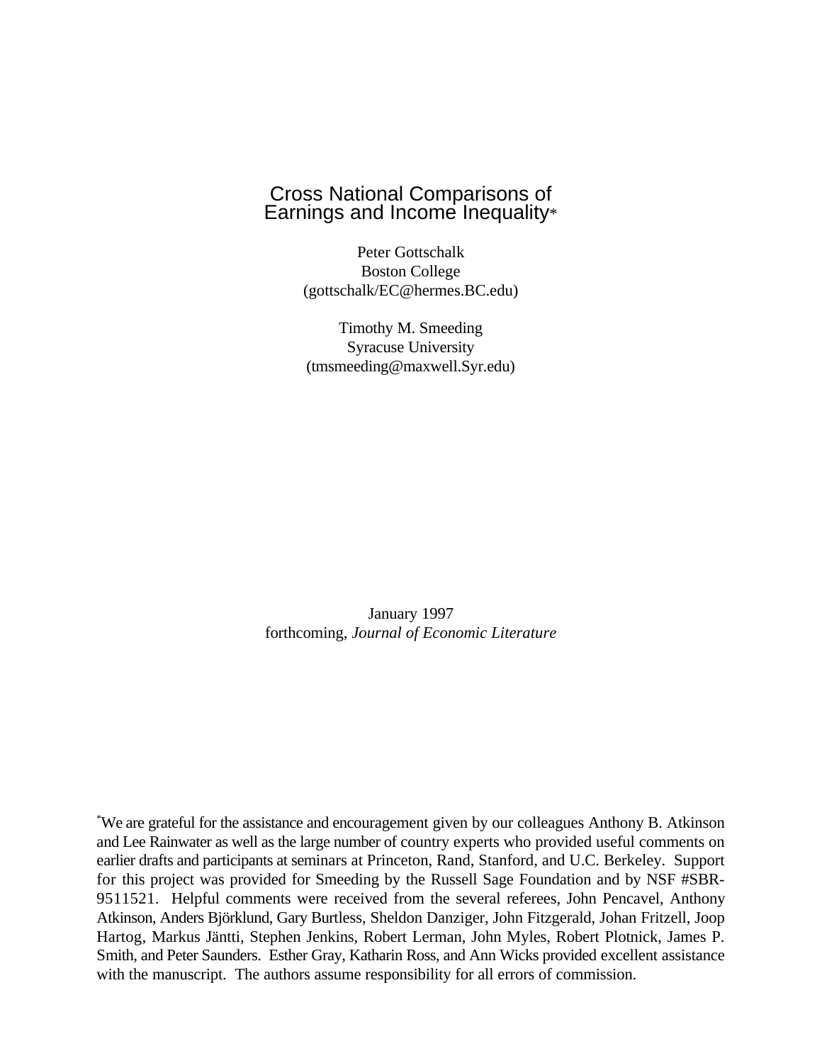# Cross National Comparisons of Earnings and Income Inequality*

Peter Gottschalk
Boston College
(gottschalk/EC@hermes.BC.edu)

Timothy M. Smeeding
Syracuse University
(tmsmeeding@maxwell.Syr.edu)

January 1997
forthcoming, *Journal of Economic Literature*

*We are grateful for the assistance and encouragement given by our colleagues Anthony B. Atkinson and Lee Rainwater as well as the large number of country experts who provided useful comments on earlier drafts and participants at seminars at Princeton, Rand, Stanford, and U.C. Berkeley. Support for this project was provided for Smeeding by the Russell Sage Foundation and by NSF #SBR-9511521. Helpful comments were received from the several referees, John Pencavel, Anthony Atkinson, Anders Björklund, Gary Burtless, Sheldon Danziger, John Fitzgerald, Johan Fritzell, Joop Hartog, Markus Jäntti, Stephen Jenkins, Robert Lerman, John Myles, Robert Plotnick, James P. Smith, and Peter Saunders. Esther Gray, Katharin Ross, and Ann Wicks provided excellent assistance with the manuscript. The authors assume responsibility for all errors of commission.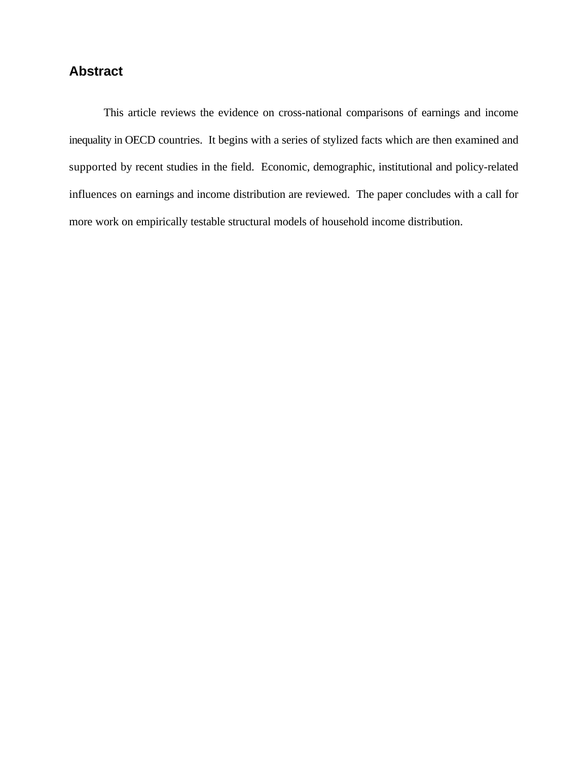## Abstract

This article reviews the evidence on cross-national comparisons of earnings and income inequality in OECD countries. It begins with a series of stylized facts which are then examined and supported by recent studies in the field. Economic, demographic, institutional and policy-related influences on earnings and income distribution are reviewed. The paper concludes with a call for more work on empirically testable structural models of household income distribution.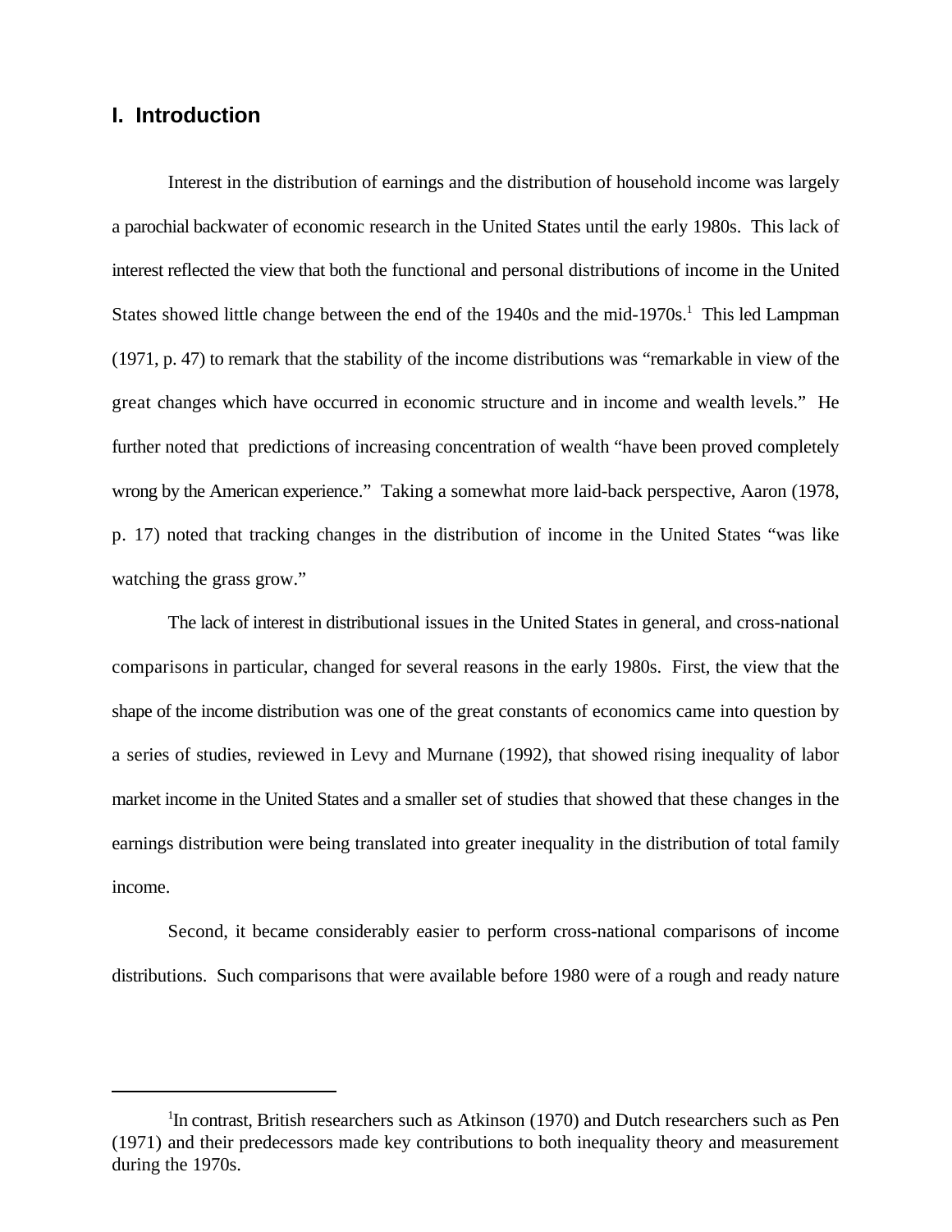## I. Introduction

Interest in the distribution of earnings and the distribution of household income was largely a parochial backwater of economic research in the United States until the early 1980s. This lack of interest reflected the view that both the functional and personal distributions of income in the United States showed little change between the end of the 1940s and the mid-1970s.[1] This led Lampman (1971, p. 47) to remark that the stability of the income distributions was "remarkable in view of the great changes which have occurred in economic structure and in income and wealth levels." He further noted that predictions of increasing concentration of wealth "have been proved completely wrong by the American experience." Taking a somewhat more laid-back perspective, Aaron (1978, p. 17) noted that tracking changes in the distribution of income in the United States "was like watching the grass grow."

The lack of interest in distributional issues in the United States in general, and cross-national comparisons in particular, changed for several reasons in the early 1980s. First, the view that the shape of the income distribution was one of the great constants of economics came into question by a series of studies, reviewed in Levy and Murnane (1992), that showed rising inequality of labor market income in the United States and a smaller set of studies that showed that these changes in the earnings distribution were being translated into greater inequality in the distribution of total family income.

Second, it became considerably easier to perform cross-national comparisons of income distributions. Such comparisons that were available before 1980 were of a rough and ready nature

---

[1] In contrast, British researchers such as Atkinson (1970) and Dutch researchers such as Pen (1971) and their predecessors made key contributions to both inequality theory and measurement during the 1970s.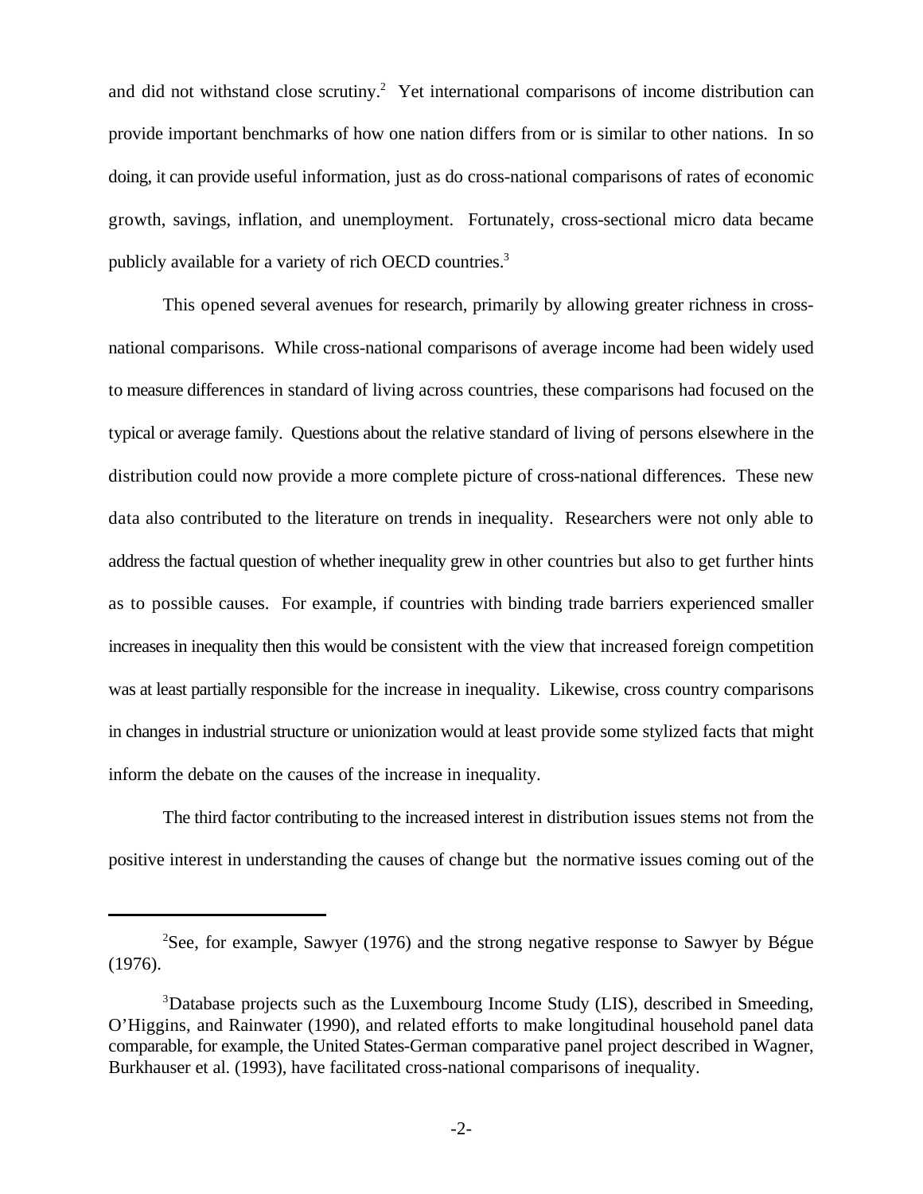and did not withstand close scrutiny.[2] Yet international comparisons of income distribution can provide important benchmarks of how one nation differs from or is similar to other nations. In so doing, it can provide useful information, just as do cross-national comparisons of rates of economic growth, savings, inflation, and unemployment. Fortunately, cross-sectional micro data became publicly available for a variety of rich OECD countries.[3]

This opened several avenues for research, primarily by allowing greater richness in cross-national comparisons. While cross-national comparisons of average income had been widely used to measure differences in standard of living across countries, these comparisons had focused on the typical or average family. Questions about the relative standard of living of persons elsewhere in the distribution could now provide a more complete picture of cross-national differences. These new data also contributed to the literature on trends in inequality. Researchers were not only able to address the factual question of whether inequality grew in other countries but also to get further hints as to possible causes. For example, if countries with binding trade barriers experienced smaller increases in inequality then this would be consistent with the view that increased foreign competition was at least partially responsible for the increase in inequality. Likewise, cross country comparisons in changes in industrial structure or unionization would at least provide some stylized facts that might inform the debate on the causes of the increase in inequality.

The third factor contributing to the increased interest in distribution issues stems not from the positive interest in understanding the causes of change but the normative issues coming out of the

---

[2]See, for example, Sawyer (1976) and the strong negative response to Sawyer by Bégue (1976).

[3]Database projects such as the Luxembourg Income Study (LIS), described in Smeeding, O'Higgins, and Rainwater (1990), and related efforts to make longitudinal household panel data comparable, for example, the United States-German comparative panel project described in Wagner, Burkhauser et al. (1993), have facilitated cross-national comparisons of inequality.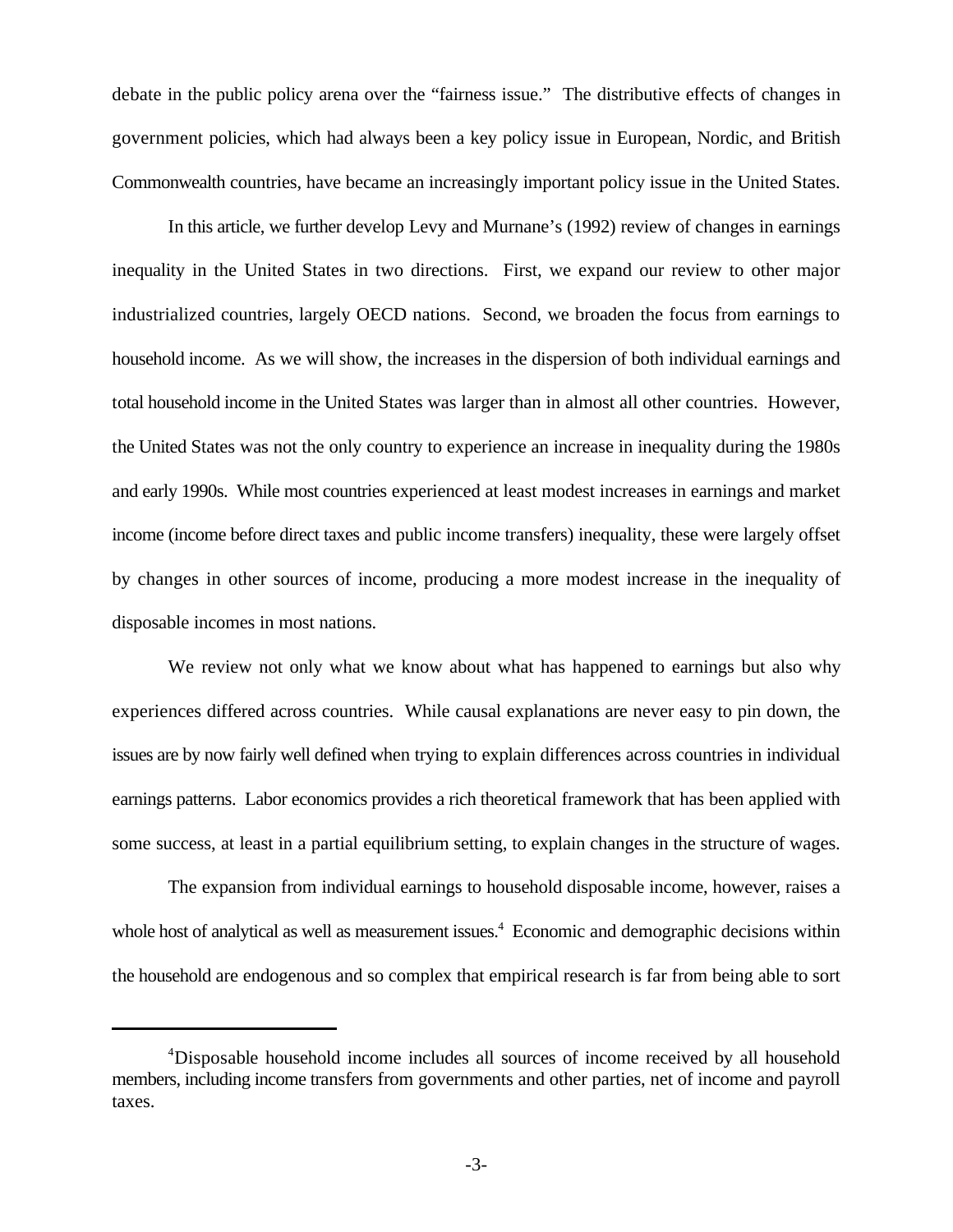debate in the public policy arena over the "fairness issue." The distributive effects of changes in government policies, which had always been a key policy issue in European, Nordic, and British Commonwealth countries, have became an increasingly important policy issue in the United States.

In this article, we further develop Levy and Murnane's (1992) review of changes in earnings inequality in the United States in two directions. First, we expand our review to other major industrialized countries, largely OECD nations. Second, we broaden the focus from earnings to household income. As we will show, the increases in the dispersion of both individual earnings and total household income in the United States was larger than in almost all other countries. However, the United States was not the only country to experience an increase in inequality during the 1980s and early 1990s. While most countries experienced at least modest increases in earnings and market income (income before direct taxes and public income transfers) inequality, these were largely offset by changes in other sources of income, producing a more modest increase in the inequality of disposable incomes in most nations.

We review not only what we know about what has happened to earnings but also why experiences differed across countries. While causal explanations are never easy to pin down, the issues are by now fairly well defined when trying to explain differences across countries in individual earnings patterns. Labor economics provides a rich theoretical framework that has been applied with some success, at least in a partial equilibrium setting, to explain changes in the structure of wages.

The expansion from individual earnings to household disposable income, however, raises a whole host of analytical as well as measurement issues.[4] Economic and demographic decisions within the household are endogenous and so complex that empirical research is far from being able to sort

---

[4]Disposable household income includes all sources of income received by all household members, including income transfers from governments and other parties, net of income and payroll taxes.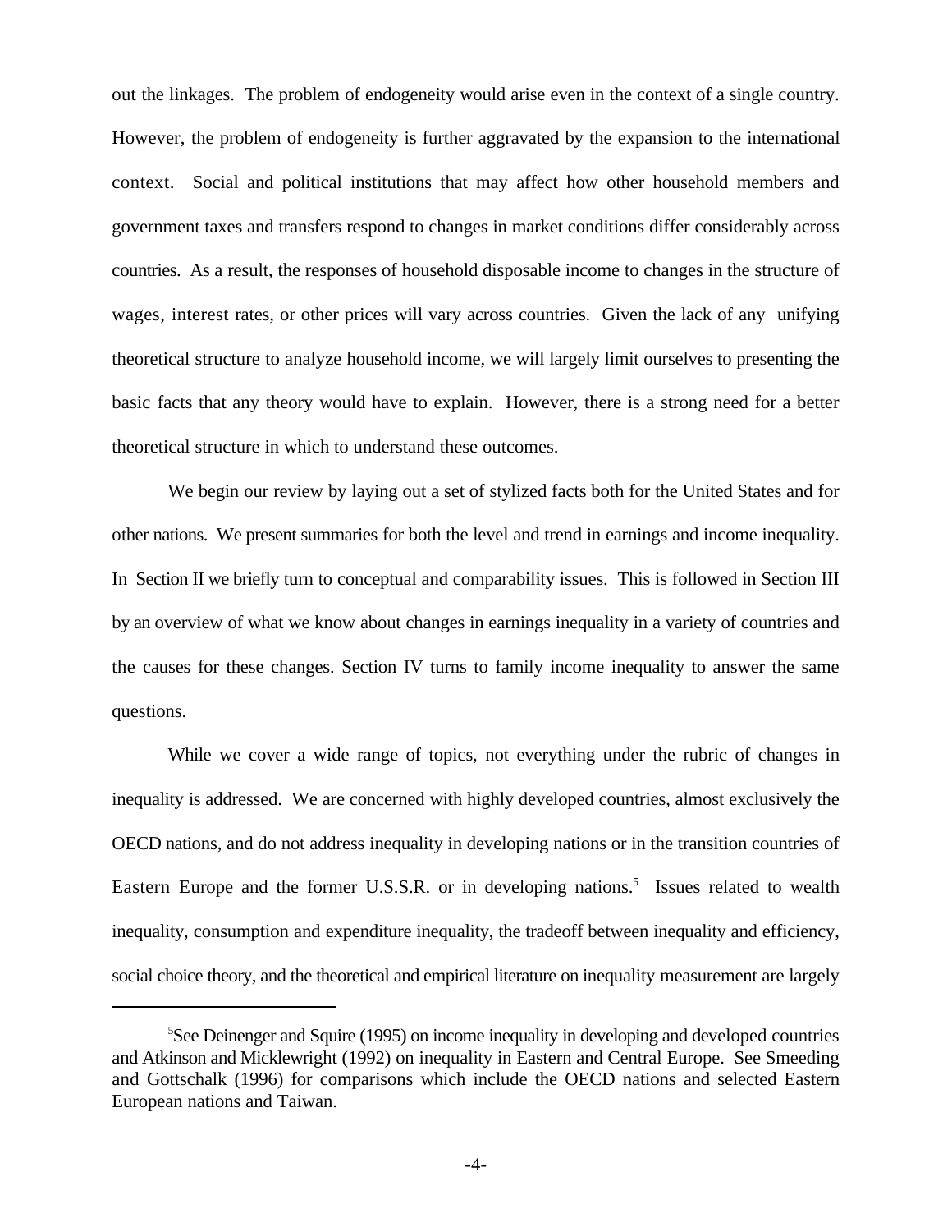out the linkages. The problem of endogeneity would arise even in the context of a single country. However, the problem of endogeneity is further aggravated by the expansion to the international context. Social and political institutions that may affect how other household members and government taxes and transfers respond to changes in market conditions differ considerably across countries. As a result, the responses of household disposable income to changes in the structure of wages, interest rates, or other prices will vary across countries. Given the lack of any unifying theoretical structure to analyze household income, we will largely limit ourselves to presenting the basic facts that any theory would have to explain. However, there is a strong need for a better theoretical structure in which to understand these outcomes.

We begin our review by laying out a set of stylized facts both for the United States and for other nations. We present summaries for both the level and trend in earnings and income inequality. In Section II we briefly turn to conceptual and comparability issues. This is followed in Section III by an overview of what we know about changes in earnings inequality in a variety of countries and the causes for these changes. Section IV turns to family income inequality to answer the same questions.

While we cover a wide range of topics, not everything under the rubric of changes in inequality is addressed. We are concerned with highly developed countries, almost exclusively the OECD nations, and do not address inequality in developing nations or in the transition countries of Eastern Europe and the former U.S.S.R. or in developing nations.[5] Issues related to wealth inequality, consumption and expenditure inequality, the tradeoff between inequality and efficiency, social choice theory, and the theoretical and empirical literature on inequality measurement are largely

[5]See Deinenger and Squire (1995) on income inequality in developing and developed countries and Atkinson and Micklewright (1992) on inequality in Eastern and Central Europe. See Smeeding and Gottschalk (1996) for comparisons which include the OECD nations and selected Eastern European nations and Taiwan.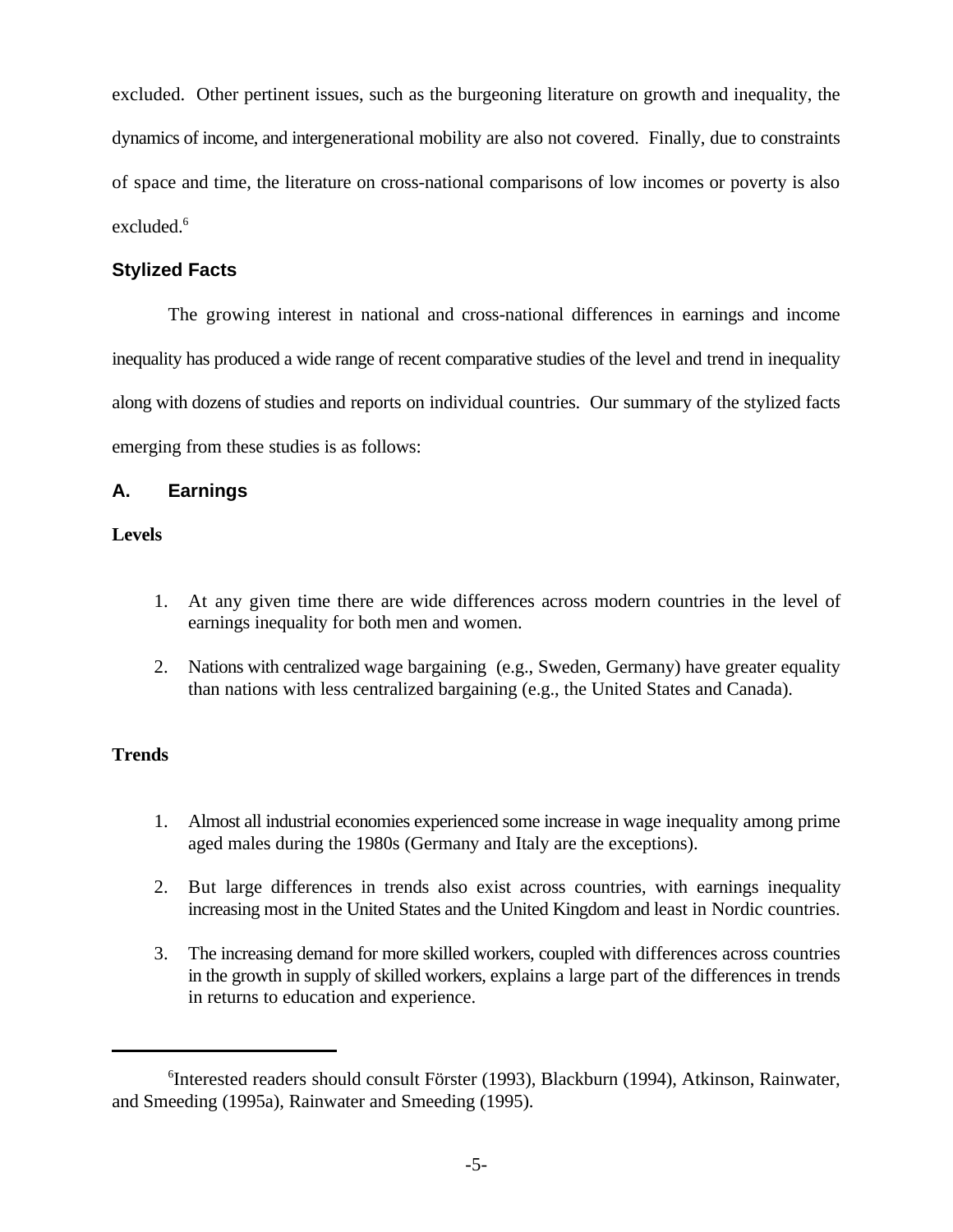excluded. Other pertinent issues, such as the burgeoning literature on growth and inequality, the dynamics of income, and intergenerational mobility are also not covered. Finally, due to constraints of space and time, the literature on cross-national comparisons of low incomes or poverty is also excluded.[6]

## Stylized Facts

The growing interest in national and cross-national differences in earnings and income inequality has produced a wide range of recent comparative studies of the level and trend in inequality along with dozens of studies and reports on individual countries. Our summary of the stylized facts emerging from these studies is as follows:

### A. Earnings

**Levels**

1. At any given time there are wide differences across modern countries in the level of earnings inequality for both men and women.
2. Nations with centralized wage bargaining (e.g., Sweden, Germany) have greater equality than nations with less centralized bargaining (e.g., the United States and Canada).

**Trends**

1. Almost all industrial economies experienced some increase in wage inequality among prime aged males during the 1980s (Germany and Italy are the exceptions).
2. But large differences in trends also exist across countries, with earnings inequality increasing most in the United States and the United Kingdom and least in Nordic countries.
3. The increasing demand for more skilled workers, coupled with differences across countries in the growth in supply of skilled workers, explains a large part of the differences in trends in returns to education and experience.

---

[6] Interested readers should consult Förster (1993), Blackburn (1994), Atkinson, Rainwater, and Smeeding (1995a), Rainwater and Smeeding (1995).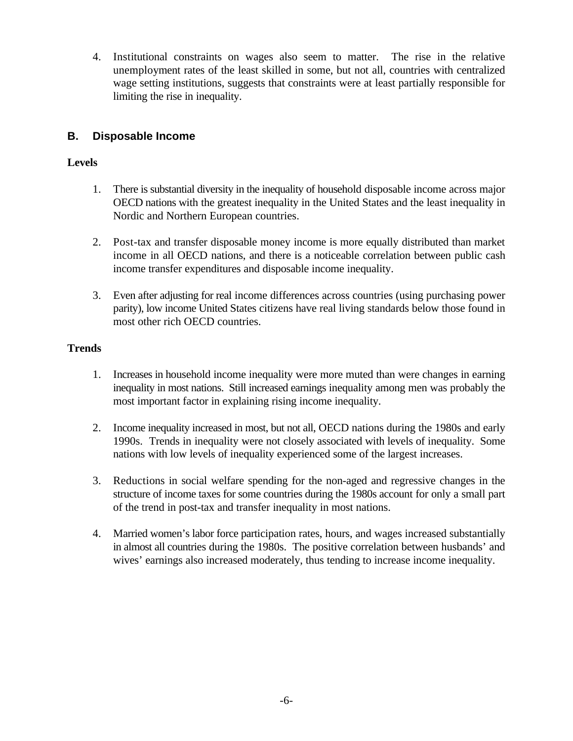4. Institutional constraints on wages also seem to matter. The rise in the relative unemployment rates of the least skilled in some, but not all, countries with centralized wage setting institutions, suggests that constraints were at least partially responsible for limiting the rise in inequality.

## B. Disposable Income

**Levels**

1. There is substantial diversity in the inequality of household disposable income across major OECD nations with the greatest inequality in the United States and the least inequality in Nordic and Northern European countries.

2. Post-tax and transfer disposable money income is more equally distributed than market income in all OECD nations, and there is a noticeable correlation between public cash income transfer expenditures and disposable income inequality.

3. Even after adjusting for real income differences across countries (using purchasing power parity), low income United States citizens have real living standards below those found in most other rich OECD countries.

**Trends**

1. Increases in household income inequality were more muted than were changes in earning inequality in most nations. Still increased earnings inequality among men was probably the most important factor in explaining rising income inequality.

2. Income inequality increased in most, but not all, OECD nations during the 1980s and early 1990s. Trends in inequality were not closely associated with levels of inequality. Some nations with low levels of inequality experienced some of the largest increases.

3. Reductions in social welfare spending for the non-aged and regressive changes in the structure of income taxes for some countries during the 1980s account for only a small part of the trend in post-tax and transfer inequality in most nations.

4. Married women's labor force participation rates, hours, and wages increased substantially in almost all countries during the 1980s. The positive correlation between husbands' and wives' earnings also increased moderately, thus tending to increase income inequality.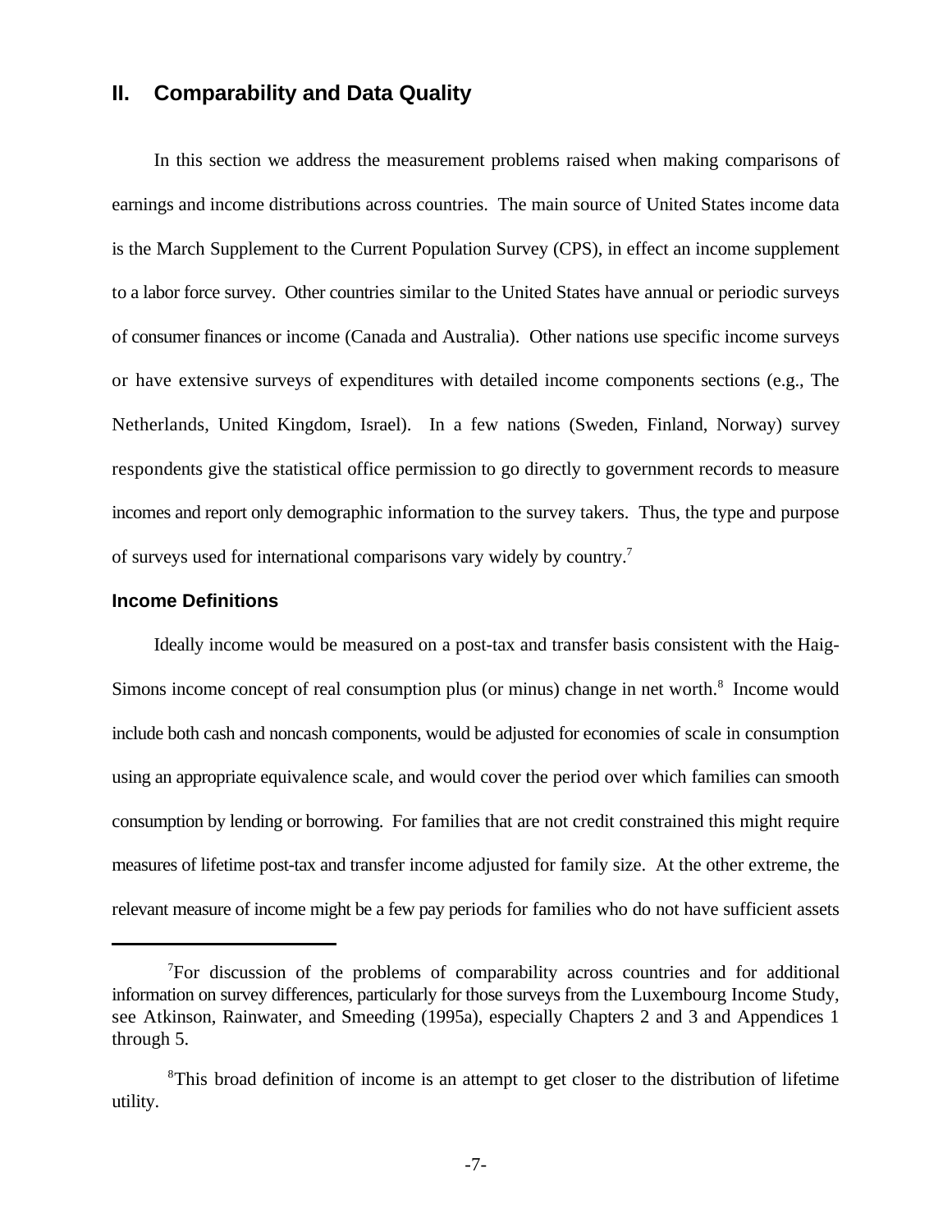## II. Comparability and Data Quality

In this section we address the measurement problems raised when making comparisons of earnings and income distributions across countries. The main source of United States income data is the March Supplement to the Current Population Survey (CPS), in effect an income supplement to a labor force survey. Other countries similar to the United States have annual or periodic surveys of consumer finances or income (Canada and Australia). Other nations use specific income surveys or have extensive surveys of expenditures with detailed income components sections (e.g., The Netherlands, United Kingdom, Israel). In a few nations (Sweden, Finland, Norway) survey respondents give the statistical office permission to go directly to government records to measure incomes and report only demographic information to the survey takers. Thus, the type and purpose of surveys used for international comparisons vary widely by country.[7]

### Income Definitions

Ideally income would be measured on a post-tax and transfer basis consistent with the Haig-Simons income concept of real consumption plus (or minus) change in net worth.[8] Income would include both cash and noncash components, would be adjusted for economies of scale in consumption using an appropriate equivalence scale, and would cover the period over which families can smooth consumption by lending or borrowing. For families that are not credit constrained this might require measures of lifetime post-tax and transfer income adjusted for family size. At the other extreme, the relevant measure of income might be a few pay periods for families who do not have sufficient assets

---

[7] For discussion of the problems of comparability across countries and for additional information on survey differences, particularly for those surveys from the Luxembourg Income Study, see Atkinson, Rainwater, and Smeeding (1995a), especially Chapters 2 and 3 and Appendices 1 through 5.

[8] This broad definition of income is an attempt to get closer to the distribution of lifetime utility.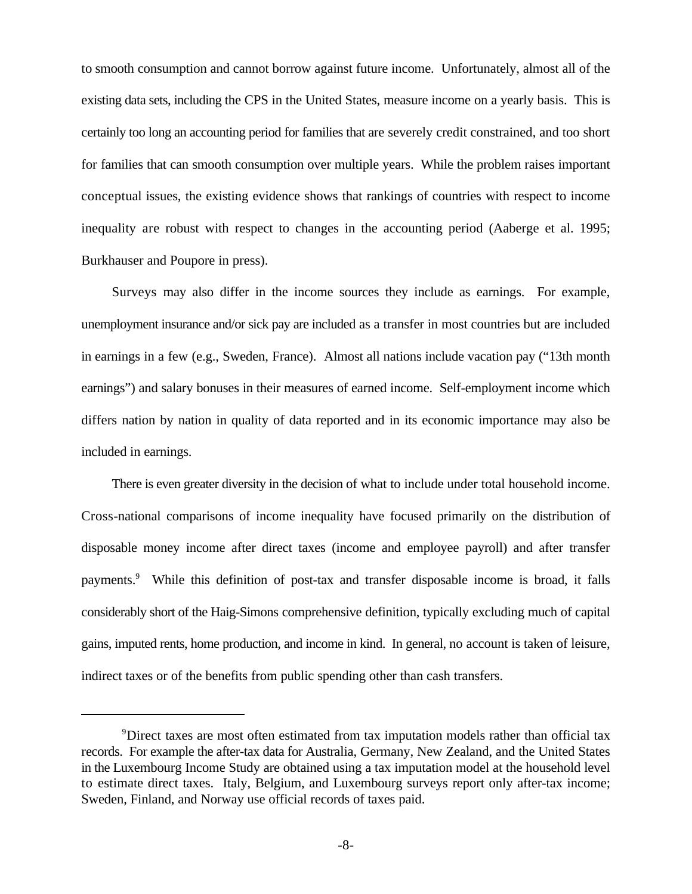to smooth consumption and cannot borrow against future income. Unfortunately, almost all of the existing data sets, including the CPS in the United States, measure income on a yearly basis. This is certainly too long an accounting period for families that are severely credit constrained, and too short for families that can smooth consumption over multiple years. While the problem raises important conceptual issues, the existing evidence shows that rankings of countries with respect to income inequality are robust with respect to changes in the accounting period (Aaberge et al. 1995; Burkhauser and Poupore in press).

Surveys may also differ in the income sources they include as earnings. For example, unemployment insurance and/or sick pay are included as a transfer in most countries but are included in earnings in a few (e.g., Sweden, France). Almost all nations include vacation pay ("13th month earnings") and salary bonuses in their measures of earned income. Self-employment income which differs nation by nation in quality of data reported and in its economic importance may also be included in earnings.

There is even greater diversity in the decision of what to include under total household income. Cross-national comparisons of income inequality have focused primarily on the distribution of disposable money income after direct taxes (income and employee payroll) and after transfer payments.[9] While this definition of post-tax and transfer disposable income is broad, it falls considerably short of the Haig-Simons comprehensive definition, typically excluding much of capital gains, imputed rents, home production, and income in kind. In general, no account is taken of leisure, indirect taxes or of the benefits from public spending other than cash transfers.

---

[9] Direct taxes are most often estimated from tax imputation models rather than official tax records. For example the after-tax data for Australia, Germany, New Zealand, and the United States in the Luxembourg Income Study are obtained using a tax imputation model at the household level to estimate direct taxes. Italy, Belgium, and Luxembourg surveys report only after-tax income; Sweden, Finland, and Norway use official records of taxes paid.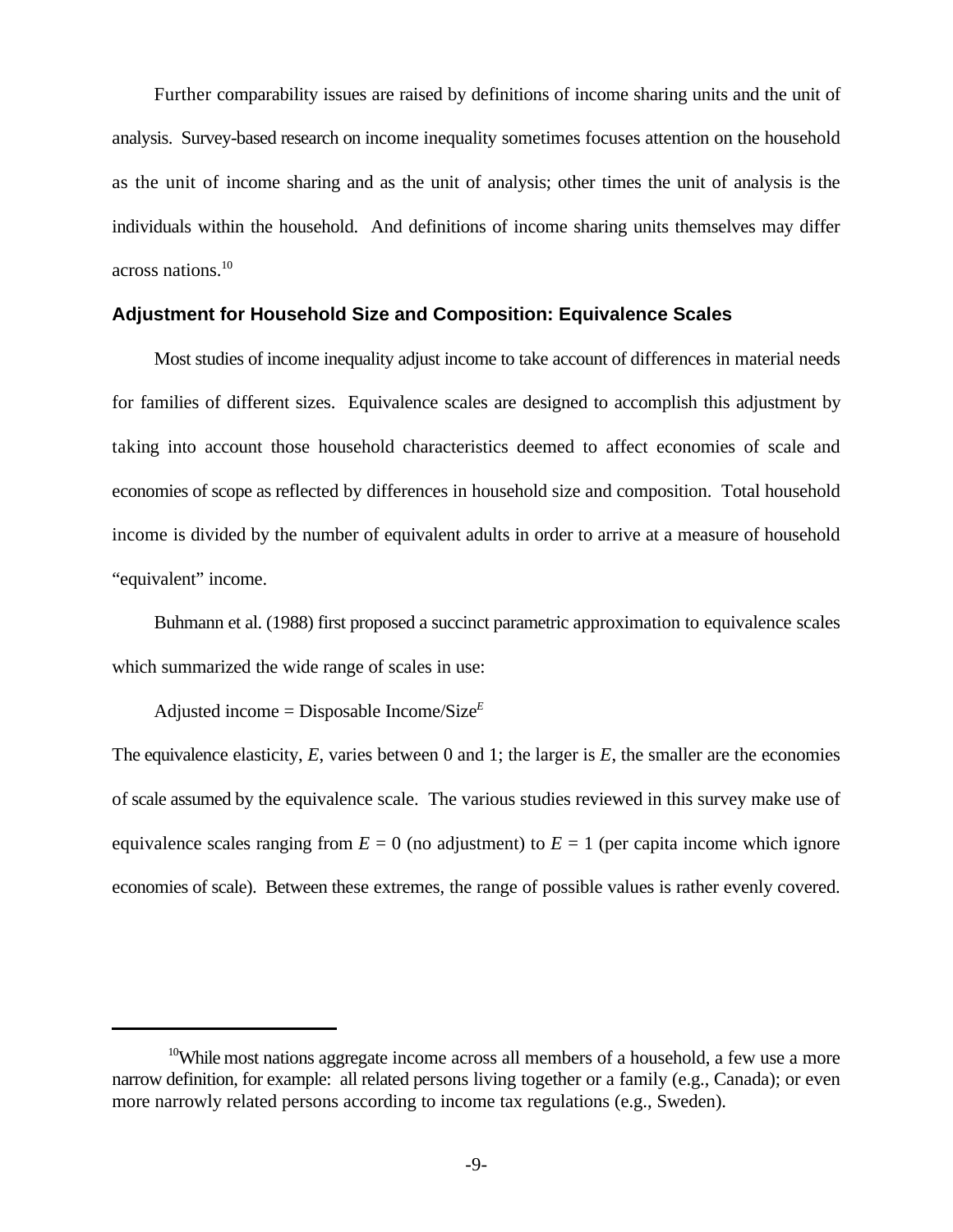Further comparability issues are raised by definitions of income sharing units and the unit of analysis. Survey-based research on income inequality sometimes focuses attention on the household as the unit of income sharing and as the unit of analysis; other times the unit of analysis is the individuals within the household. And definitions of income sharing units themselves may differ across nations.[10]

## Adjustment for Household Size and Composition: Equivalence Scales

Most studies of income inequality adjust income to take account of differences in material needs for families of different sizes. Equivalence scales are designed to accomplish this adjustment by taking into account those household characteristics deemed to affect economies of scale and economies of scope as reflected by differences in household size and composition. Total household income is divided by the number of equivalent adults in order to arrive at a measure of household "equivalent" income.

Buhmann et al. (1988) first proposed a succinct parametric approximation to equivalence scales which summarized the wide range of scales in use:

Adjusted income = Disposable Income/Size$^{E}$

The equivalence elasticity, $E$, varies between 0 and 1; the larger is $E$, the smaller are the economies of scale assumed by the equivalence scale. The various studies reviewed in this survey make use of equivalence scales ranging from $E = 0$ (no adjustment) to $E = 1$ (per capita income which ignore economies of scale). Between these extremes, the range of possible values is rather evenly covered.

---

[10]While most nations aggregate income across all members of a household, a few use a more narrow definition, for example: all related persons living together or a family (e.g., Canada); or even more narrowly related persons according to income tax regulations (e.g., Sweden).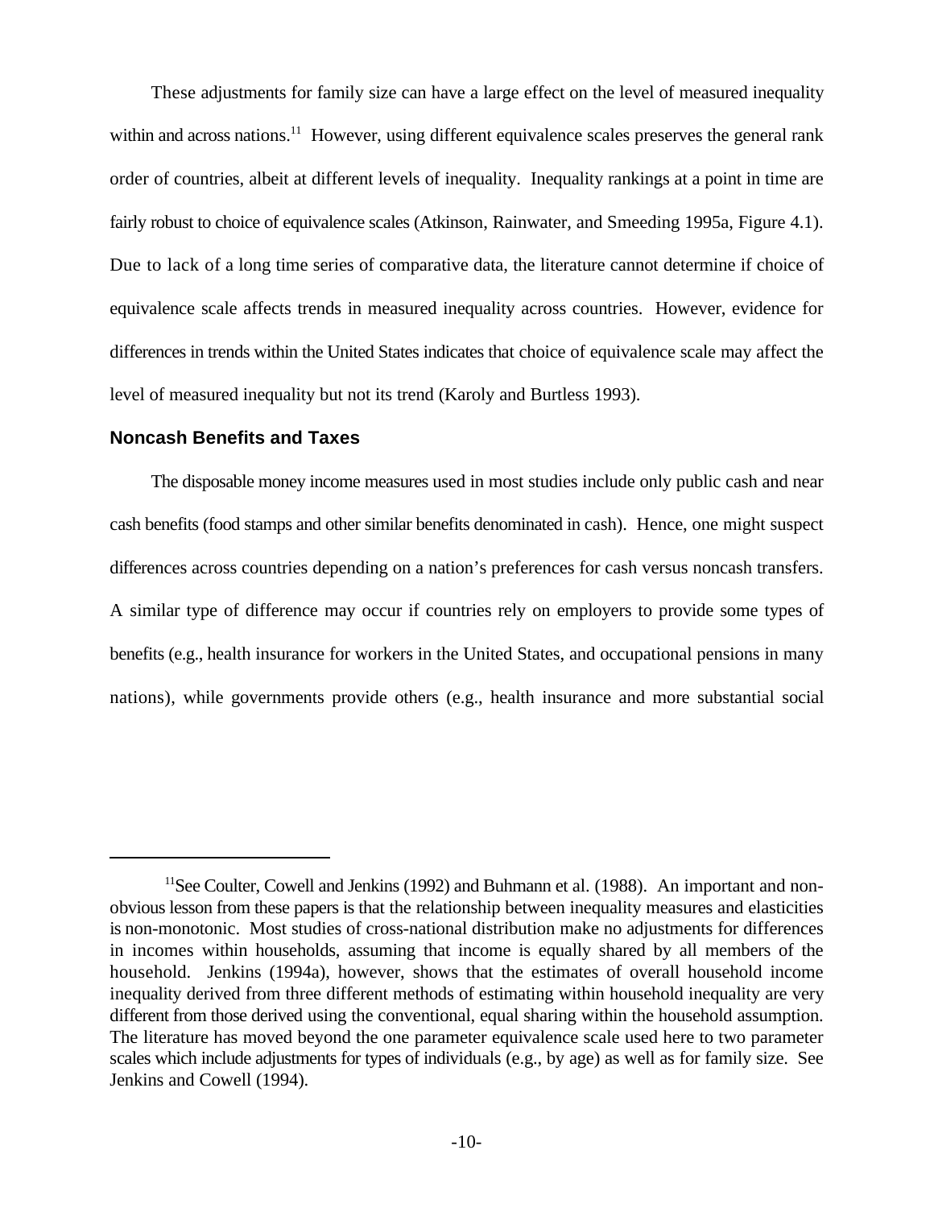These adjustments for family size can have a large effect on the level of measured inequality within and across nations.[11] However, using different equivalence scales preserves the general rank order of countries, albeit at different levels of inequality. Inequality rankings at a point in time are fairly robust to choice of equivalence scales (Atkinson, Rainwater, and Smeeding 1995a, Figure 4.1). Due to lack of a long time series of comparative data, the literature cannot determine if choice of equivalence scale affects trends in measured inequality across countries. However, evidence for differences in trends within the United States indicates that choice of equivalence scale may affect the level of measured inequality but not its trend (Karoly and Burtless 1993).

### Noncash Benefits and Taxes

The disposable money income measures used in most studies include only public cash and near cash benefits (food stamps and other similar benefits denominated in cash). Hence, one might suspect differences across countries depending on a nation's preferences for cash versus noncash transfers. A similar type of difference may occur if countries rely on employers to provide some types of benefits (e.g., health insurance for workers in the United States, and occupational pensions in many nations), while governments provide others (e.g., health insurance and more substantial social

---

[11] See Coulter, Cowell and Jenkins (1992) and Buhmann et al. (1988). An important and non-obvious lesson from these papers is that the relationship between inequality measures and elasticities is non-monotonic. Most studies of cross-national distribution make no adjustments for differences in incomes within households, assuming that income is equally shared by all members of the household. Jenkins (1994a), however, shows that the estimates of overall household income inequality derived from three different methods of estimating within household inequality are very different from those derived using the conventional, equal sharing within the household assumption. The literature has moved beyond the one parameter equivalence scale used here to two parameter scales which include adjustments for types of individuals (e.g., by age) as well as for family size. See Jenkins and Cowell (1994).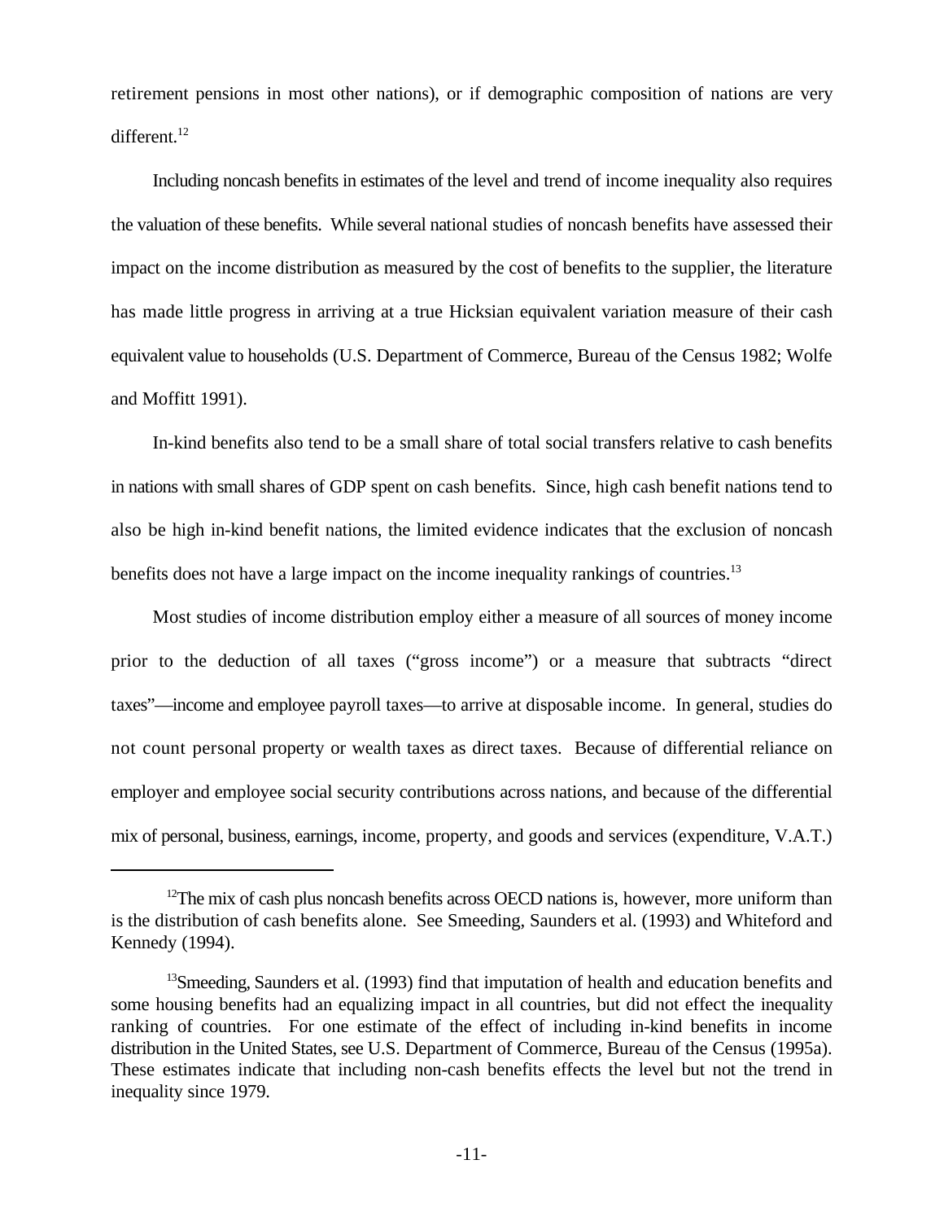retirement pensions in most other nations), or if demographic composition of nations are very different.[12]

Including noncash benefits in estimates of the level and trend of income inequality also requires the valuation of these benefits. While several national studies of noncash benefits have assessed their impact on the income distribution as measured by the cost of benefits to the supplier, the literature has made little progress in arriving at a true Hicksian equivalent variation measure of their cash equivalent value to households (U.S. Department of Commerce, Bureau of the Census 1982; Wolfe and Moffitt 1991).

In-kind benefits also tend to be a small share of total social transfers relative to cash benefits in nations with small shares of GDP spent on cash benefits. Since, high cash benefit nations tend to also be high in-kind benefit nations, the limited evidence indicates that the exclusion of noncash benefits does not have a large impact on the income inequality rankings of countries.[13]

Most studies of income distribution employ either a measure of all sources of money income prior to the deduction of all taxes ("gross income") or a measure that subtracts "direct taxes"—income and employee payroll taxes—to arrive at disposable income. In general, studies do not count personal property or wealth taxes as direct taxes. Because of differential reliance on employer and employee social security contributions across nations, and because of the differential mix of personal, business, earnings, income, property, and goods and services (expenditure, V.A.T.)

---

[12]The mix of cash plus noncash benefits across OECD nations is, however, more uniform than is the distribution of cash benefits alone. See Smeeding, Saunders et al. (1993) and Whiteford and Kennedy (1994).

[13]Smeeding, Saunders et al. (1993) find that imputation of health and education benefits and some housing benefits had an equalizing impact in all countries, but did not effect the inequality ranking of countries. For one estimate of the effect of including in-kind benefits in income distribution in the United States, see U.S. Department of Commerce, Bureau of the Census (1995a). These estimates indicate that including non-cash benefits effects the level but not the trend in inequality since 1979.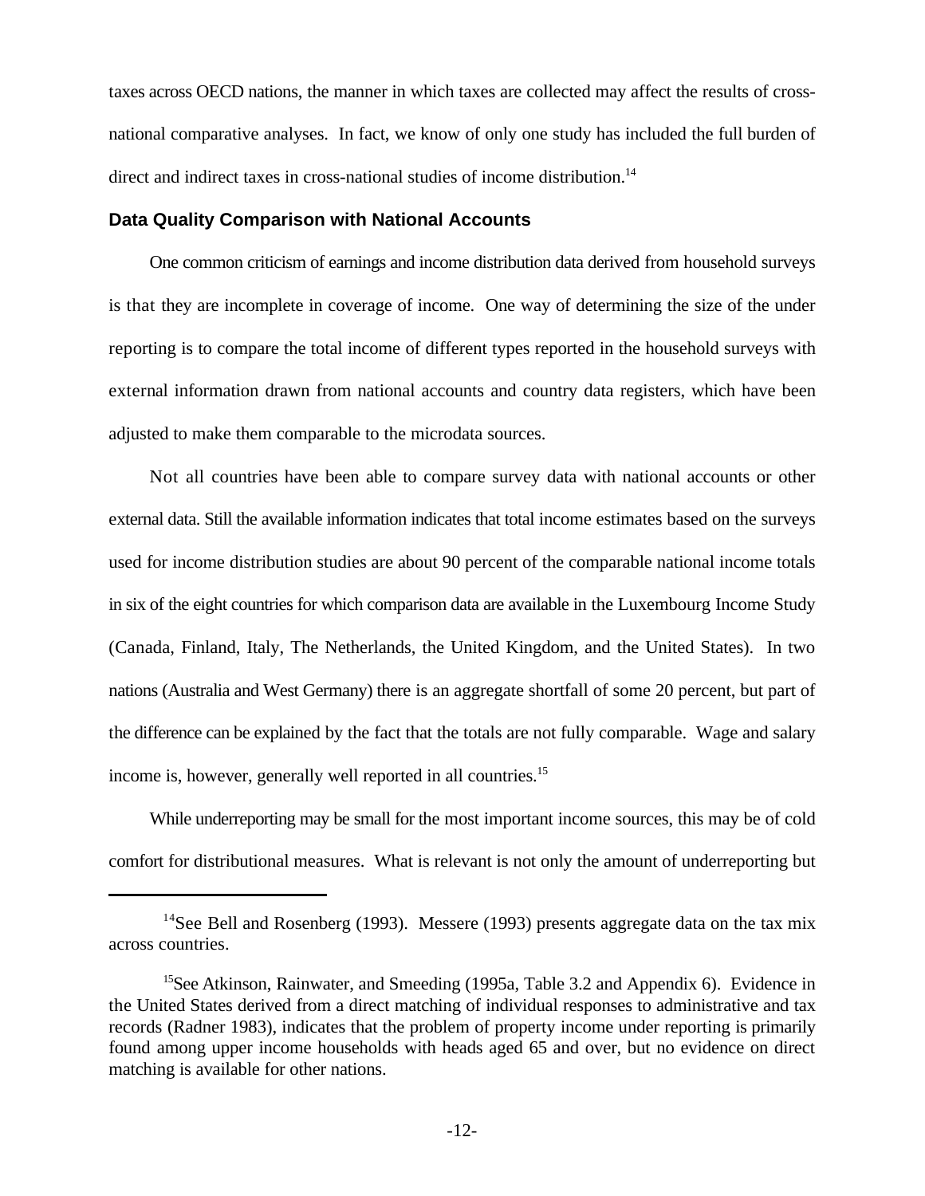taxes across OECD nations, the manner in which taxes are collected may affect the results of cross-national comparative analyses. In fact, we know of only one study has included the full burden of direct and indirect taxes in cross-national studies of income distribution.[14]

### Data Quality Comparison with National Accounts

One common criticism of earnings and income distribution data derived from household surveys is that they are incomplete in coverage of income. One way of determining the size of the under reporting is to compare the total income of different types reported in the household surveys with external information drawn from national accounts and country data registers, which have been adjusted to make them comparable to the microdata sources.

Not all countries have been able to compare survey data with national accounts or other external data. Still the available information indicates that total income estimates based on the surveys used for income distribution studies are about 90 percent of the comparable national income totals in six of the eight countries for which comparison data are available in the Luxembourg Income Study (Canada, Finland, Italy, The Netherlands, the United Kingdom, and the United States). In two nations (Australia and West Germany) there is an aggregate shortfall of some 20 percent, but part of the difference can be explained by the fact that the totals are not fully comparable. Wage and salary income is, however, generally well reported in all countries.[15]

While underreporting may be small for the most important income sources, this may be of cold comfort for distributional measures. What is relevant is not only the amount of underreporting but

---

[14] See Bell and Rosenberg (1993). Messere (1993) presents aggregate data on the tax mix across countries.

[15] See Atkinson, Rainwater, and Smeeding (1995a, Table 3.2 and Appendix 6). Evidence in the United States derived from a direct matching of individual responses to administrative and tax records (Radner 1983), indicates that the problem of property income under reporting is primarily found among upper income households with heads aged 65 and over, but no evidence on direct matching is available for other nations.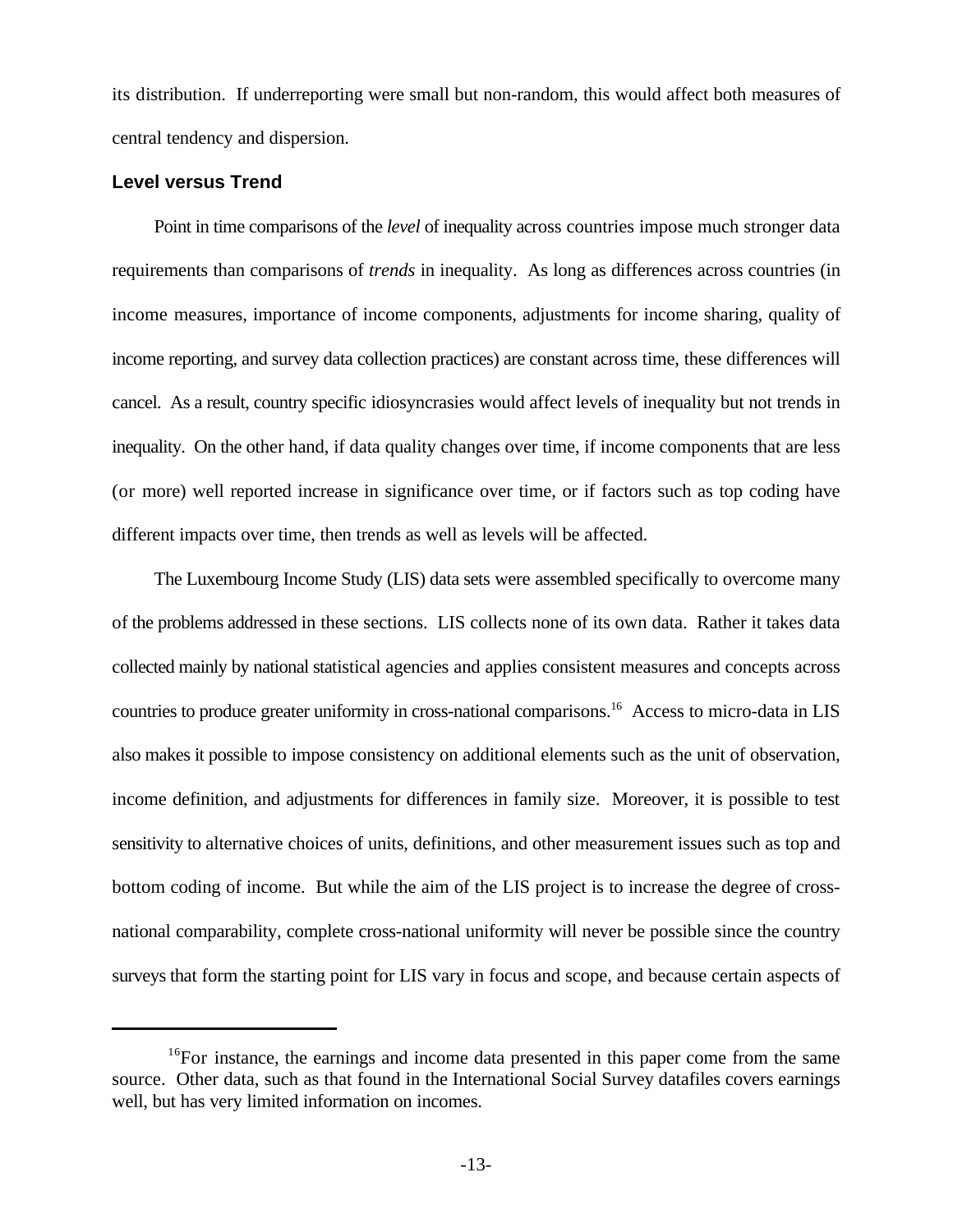its distribution. If underreporting were small but non-random, this would affect both measures of central tendency and dispersion.

### Level versus Trend

Point in time comparisons of the *level* of inequality across countries impose much stronger data requirements than comparisons of *trends* in inequality. As long as differences across countries (in income measures, importance of income components, adjustments for income sharing, quality of income reporting, and survey data collection practices) are constant across time, these differences will cancel. As a result, country specific idiosyncrasies would affect levels of inequality but not trends in inequality. On the other hand, if data quality changes over time, if income components that are less (or more) well reported increase in significance over time, or if factors such as top coding have different impacts over time, then trends as well as levels will be affected.

The Luxembourg Income Study (LIS) data sets were assembled specifically to overcome many of the problems addressed in these sections. LIS collects none of its own data. Rather it takes data collected mainly by national statistical agencies and applies consistent measures and concepts across countries to produce greater uniformity in cross-national comparisons.[16] Access to micro-data in LIS also makes it possible to impose consistency on additional elements such as the unit of observation, income definition, and adjustments for differences in family size. Moreover, it is possible to test sensitivity to alternative choices of units, definitions, and other measurement issues such as top and bottom coding of income. But while the aim of the LIS project is to increase the degree of cross-national comparability, complete cross-national uniformity will never be possible since the country surveys that form the starting point for LIS vary in focus and scope, and because certain aspects of

---

[16] For instance, the earnings and income data presented in this paper come from the same source. Other data, such as that found in the International Social Survey datafiles covers earnings well, but has very limited information on incomes.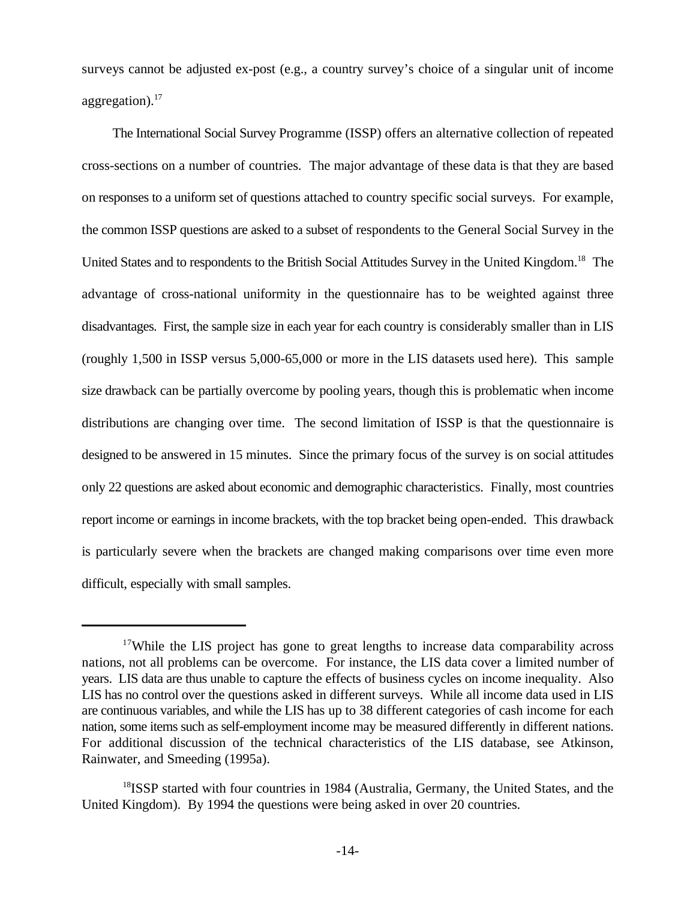surveys cannot be adjusted ex-post (e.g., a country survey's choice of a singular unit of income aggregation).[17]

The International Social Survey Programme (ISSP) offers an alternative collection of repeated cross-sections on a number of countries. The major advantage of these data is that they are based on responses to a uniform set of questions attached to country specific social surveys. For example, the common ISSP questions are asked to a subset of respondents to the General Social Survey in the United States and to respondents to the British Social Attitudes Survey in the United Kingdom.[18] The advantage of cross-national uniformity in the questionnaire has to be weighted against three disadvantages. First, the sample size in each year for each country is considerably smaller than in LIS (roughly 1,500 in ISSP versus 5,000-65,000 or more in the LIS datasets used here). This sample size drawback can be partially overcome by pooling years, though this is problematic when income distributions are changing over time. The second limitation of ISSP is that the questionnaire is designed to be answered in 15 minutes. Since the primary focus of the survey is on social attitudes only 22 questions are asked about economic and demographic characteristics. Finally, most countries report income or earnings in income brackets, with the top bracket being open-ended. This drawback is particularly severe when the brackets are changed making comparisons over time even more difficult, especially with small samples.

---

[17]While the LIS project has gone to great lengths to increase data comparability across nations, not all problems can be overcome. For instance, the LIS data cover a limited number of years. LIS data are thus unable to capture the effects of business cycles on income inequality. Also LIS has no control over the questions asked in different surveys. While all income data used in LIS are continuous variables, and while the LIS has up to 38 different categories of cash income for each nation, some items such as self-employment income may be measured differently in different nations. For additional discussion of the technical characteristics of the LIS database, see Atkinson, Rainwater, and Smeeding (1995a).

[18]ISSP started with four countries in 1984 (Australia, Germany, the United States, and the United Kingdom). By 1994 the questions were being asked in over 20 countries.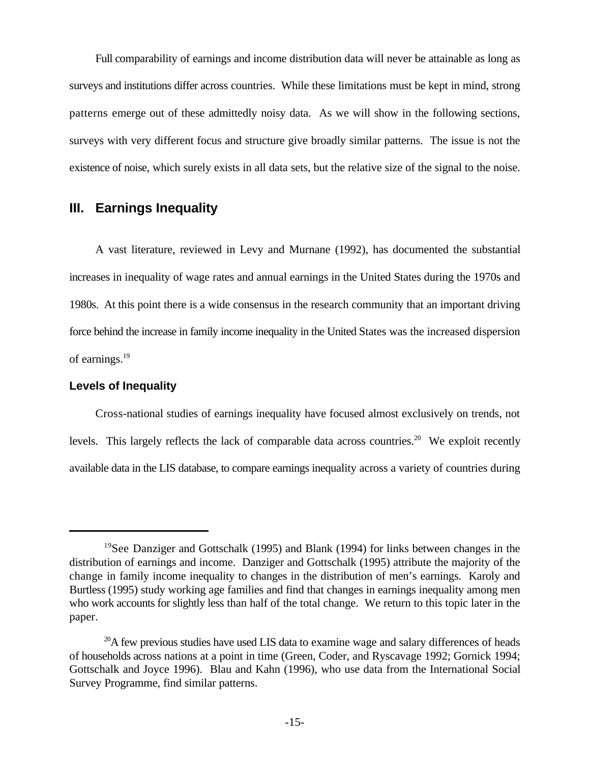Full comparability of earnings and income distribution data will never be attainable as long as surveys and institutions differ across countries. While these limitations must be kept in mind, strong patterns emerge out of these admittedly noisy data. As we will show in the following sections, surveys with very different focus and structure give broadly similar patterns. The issue is not the existence of noise, which surely exists in all data sets, but the relative size of the signal to the noise.

## III. Earnings Inequality

A vast literature, reviewed in Levy and Murnane (1992), has documented the substantial increases in inequality of wage rates and annual earnings in the United States during the 1970s and 1980s. At this point there is a wide consensus in the research community that an important driving force behind the increase in family income inequality in the United States was the increased dispersion of earnings.[19]

### Levels of Inequality

Cross-national studies of earnings inequality have focused almost exclusively on trends, not levels. This largely reflects the lack of comparable data across countries.[20] We exploit recently available data in the LIS database, to compare earnings inequality across a variety of countries during

---

[19]See Danziger and Gottschalk (1995) and Blank (1994) for links between changes in the distribution of earnings and income. Danziger and Gottschalk (1995) attribute the majority of the change in family income inequality to changes in the distribution of men's earnings. Karoly and Burtless (1995) study working age families and find that changes in earnings inequality among men who work accounts for slightly less than half of the total change. We return to this topic later in the paper.

[20]A few previous studies have used LIS data to examine wage and salary differences of heads of households across nations at a point in time (Green, Coder, and Ryscavage 1992; Gornick 1994; Gottschalk and Joyce 1996). Blau and Kahn (1996), who use data from the International Social Survey Programme, find similar patterns.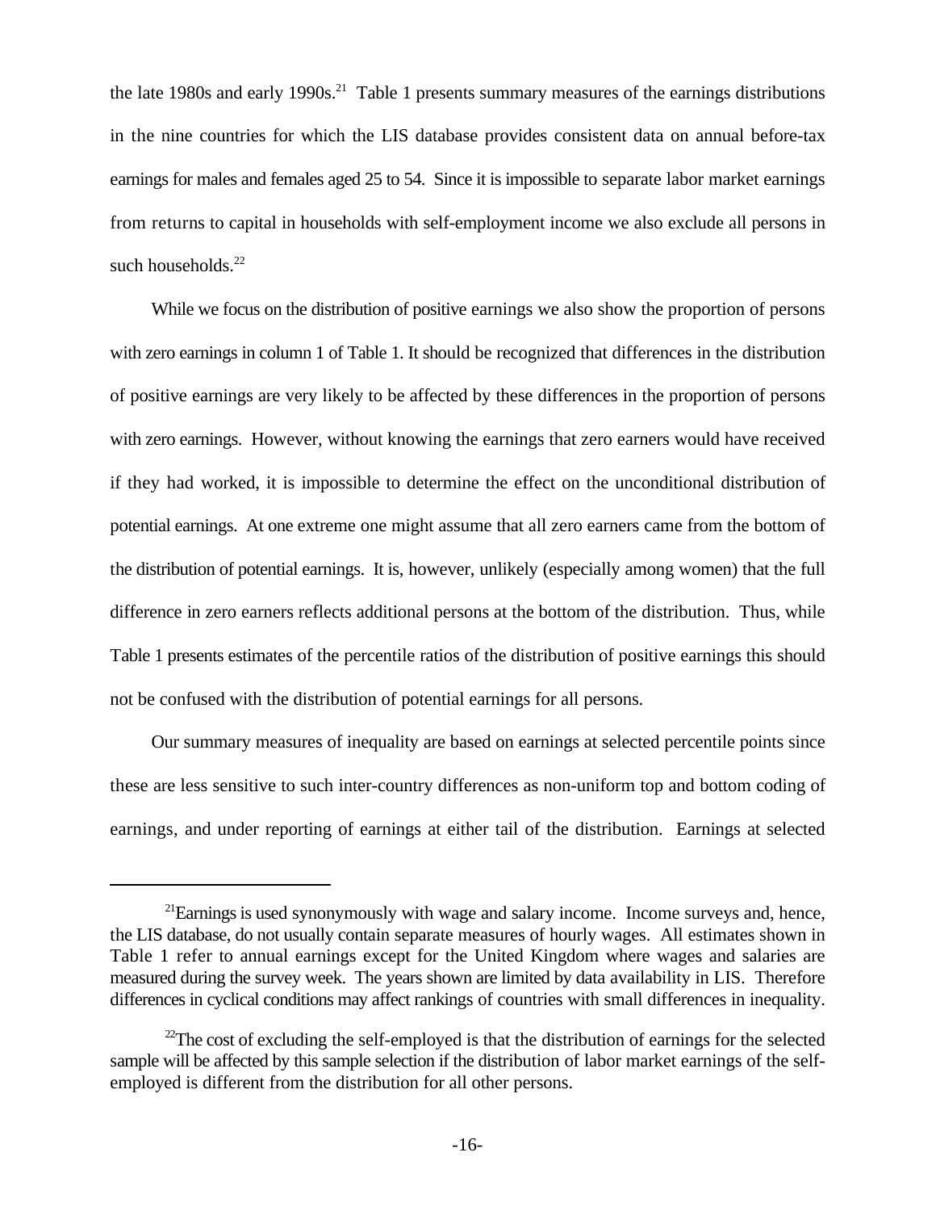the late 1980s and early 1990s.[21] Table 1 presents summary measures of the earnings distributions in the nine countries for which the LIS database provides consistent data on annual before-tax earnings for males and females aged 25 to 54. Since it is impossible to separate labor market earnings from returns to capital in households with self-employment income we also exclude all persons in such households.[22]

While we focus on the distribution of positive earnings we also show the proportion of persons with zero earnings in column 1 of Table 1. It should be recognized that differences in the distribution of positive earnings are very likely to be affected by these differences in the proportion of persons with zero earnings. However, without knowing the earnings that zero earners would have received if they had worked, it is impossible to determine the effect on the unconditional distribution of potential earnings. At one extreme one might assume that all zero earners came from the bottom of the distribution of potential earnings. It is, however, unlikely (especially among women) that the full difference in zero earners reflects additional persons at the bottom of the distribution. Thus, while Table 1 presents estimates of the percentile ratios of the distribution of positive earnings this should not be confused with the distribution of potential earnings for all persons.

Our summary measures of inequality are based on earnings at selected percentile points since these are less sensitive to such inter-country differences as non-uniform top and bottom coding of earnings, and under reporting of earnings at either tail of the distribution. Earnings at selected

---

[21] Earnings is used synonymously with wage and salary income. Income surveys and, hence, the LIS database, do not usually contain separate measures of hourly wages. All estimates shown in Table 1 refer to annual earnings except for the United Kingdom where wages and salaries are measured during the survey week. The years shown are limited by data availability in LIS. Therefore differences in cyclical conditions may affect rankings of countries with small differences in inequality.

[22] The cost of excluding the self-employed is that the distribution of earnings for the selected sample will be affected by this sample selection if the distribution of labor market earnings of the self-employed is different from the distribution for all other persons.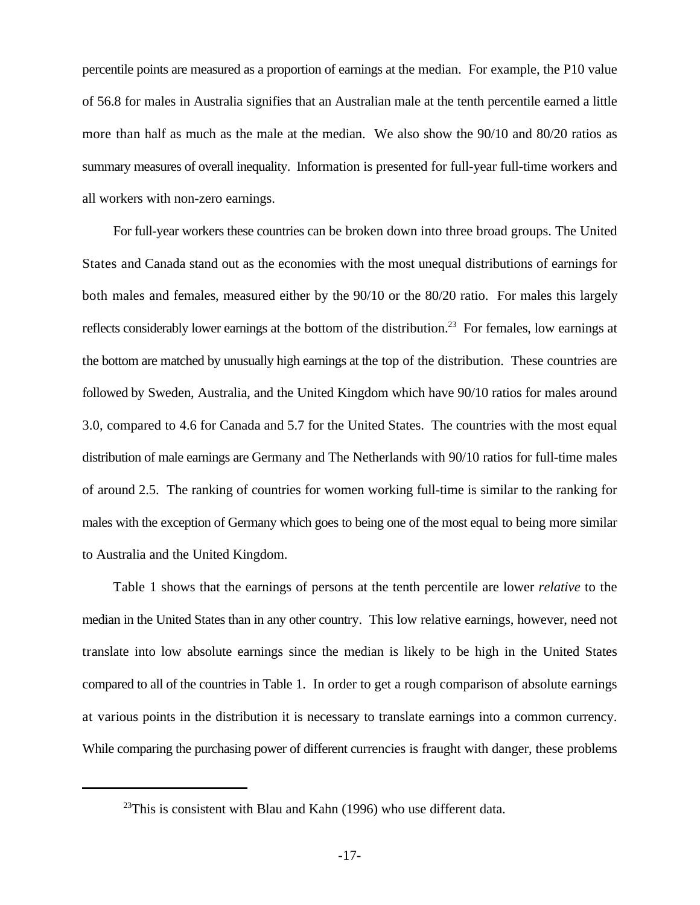percentile points are measured as a proportion of earnings at the median. For example, the P10 value of 56.8 for males in Australia signifies that an Australian male at the tenth percentile earned a little more than half as much as the male at the median. We also show the 90/10 and 80/20 ratios as summary measures of overall inequality. Information is presented for full-year full-time workers and all workers with non-zero earnings.

For full-year workers these countries can be broken down into three broad groups. The United States and Canada stand out as the economies with the most unequal distributions of earnings for both males and females, measured either by the 90/10 or the 80/20 ratio. For males this largely reflects considerably lower earnings at the bottom of the distribution.[23] For females, low earnings at the bottom are matched by unusually high earnings at the top of the distribution. These countries are followed by Sweden, Australia, and the United Kingdom which have 90/10 ratios for males around 3.0, compared to 4.6 for Canada and 5.7 for the United States. The countries with the most equal distribution of male earnings are Germany and The Netherlands with 90/10 ratios for full-time males of around 2.5. The ranking of countries for women working full-time is similar to the ranking for males with the exception of Germany which goes to being one of the most equal to being more similar to Australia and the United Kingdom.

Table 1 shows that the earnings of persons at the tenth percentile are lower *relative* to the median in the United States than in any other country. This low relative earnings, however, need not translate into low absolute earnings since the median is likely to be high in the United States compared to all of the countries in Table 1. In order to get a rough comparison of absolute earnings at various points in the distribution it is necessary to translate earnings into a common currency. While comparing the purchasing power of different currencies is fraught with danger, these problems

[23] This is consistent with Blau and Kahn (1996) who use different data.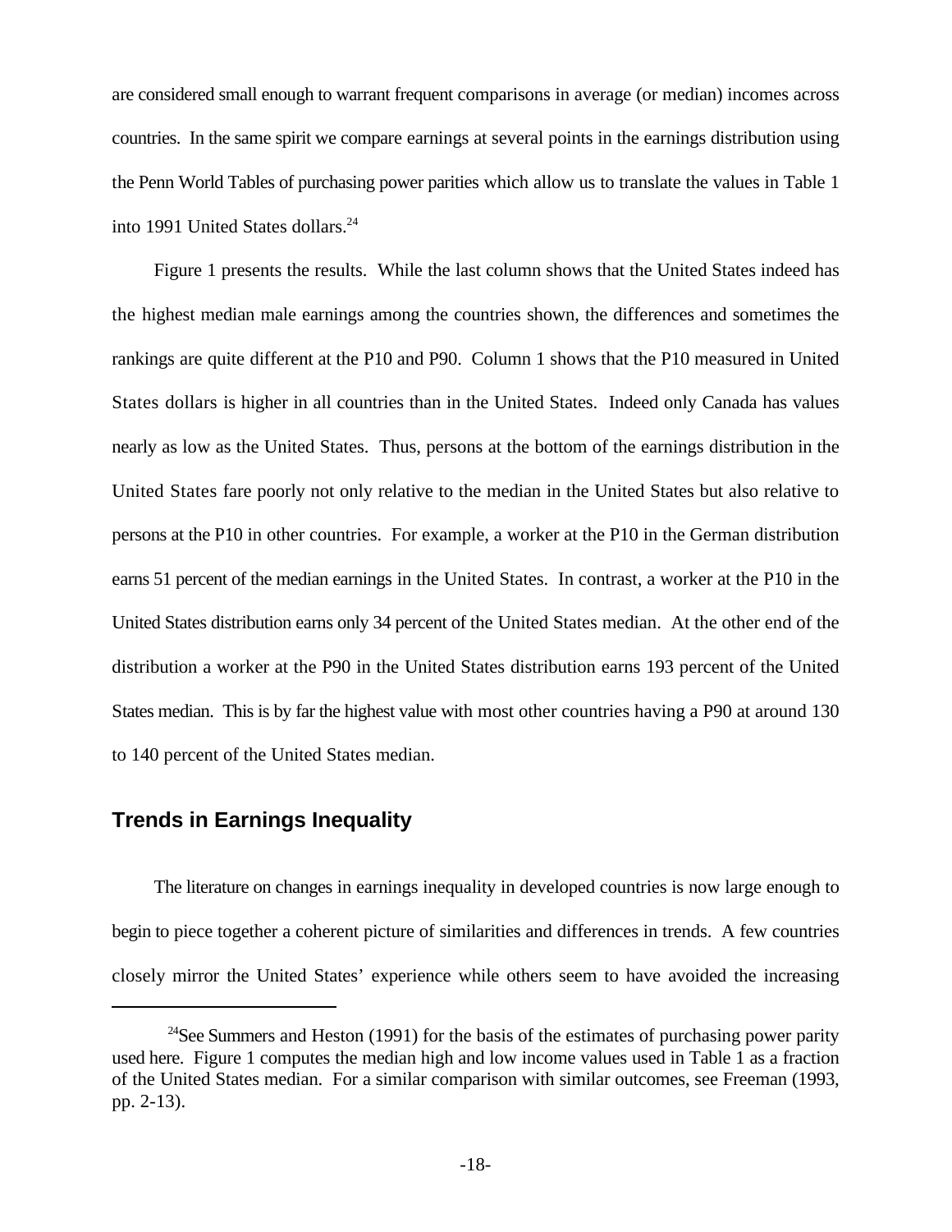are considered small enough to warrant frequent comparisons in average (or median) incomes across countries. In the same spirit we compare earnings at several points in the earnings distribution using the Penn World Tables of purchasing power parities which allow us to translate the values in Table 1 into 1991 United States dollars.[24]

Figure 1 presents the results. While the last column shows that the United States indeed has the highest median male earnings among the countries shown, the differences and sometimes the rankings are quite different at the P10 and P90. Column 1 shows that the P10 measured in United States dollars is higher in all countries than in the United States. Indeed only Canada has values nearly as low as the United States. Thus, persons at the bottom of the earnings distribution in the United States fare poorly not only relative to the median in the United States but also relative to persons at the P10 in other countries. For example, a worker at the P10 in the German distribution earns 51 percent of the median earnings in the United States. In contrast, a worker at the P10 in the United States distribution earns only 34 percent of the United States median. At the other end of the distribution a worker at the P90 in the United States distribution earns 193 percent of the United States median. This is by far the highest value with most other countries having a P90 at around 130 to 140 percent of the United States median.

## Trends in Earnings Inequality

The literature on changes in earnings inequality in developed countries is now large enough to begin to piece together a coherent picture of similarities and differences in trends. A few countries closely mirror the United States' experience while others seem to have avoided the increasing

---

[24]See Summers and Heston (1991) for the basis of the estimates of purchasing power parity used here. Figure 1 computes the median high and low income values used in Table 1 as a fraction of the United States median. For a similar comparison with similar outcomes, see Freeman (1993, pp. 2-13).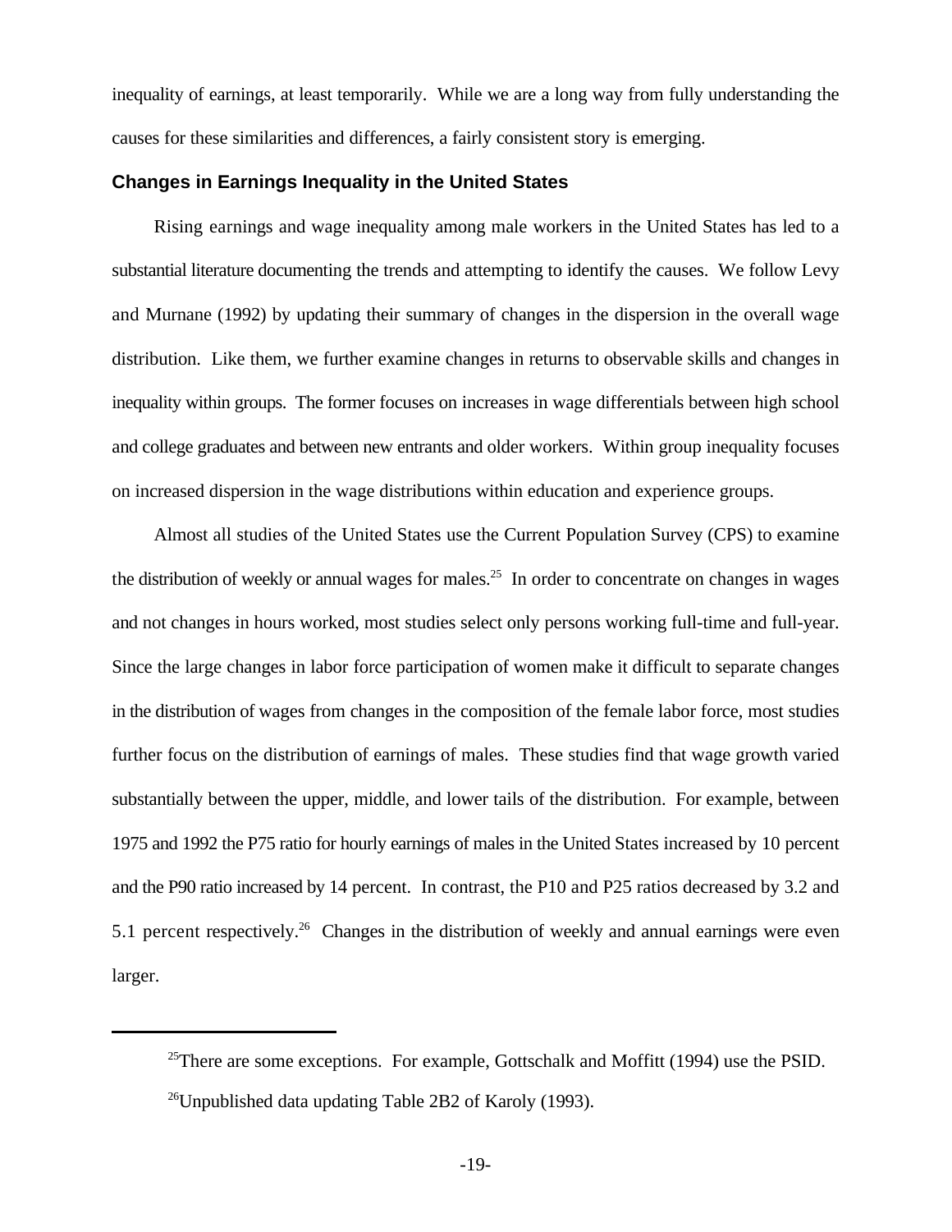inequality of earnings, at least temporarily. While we are a long way from fully understanding the causes for these similarities and differences, a fairly consistent story is emerging.

### Changes in Earnings Inequality in the United States

Rising earnings and wage inequality among male workers in the United States has led to a substantial literature documenting the trends and attempting to identify the causes. We follow Levy and Murnane (1992) by updating their summary of changes in the dispersion in the overall wage distribution. Like them, we further examine changes in returns to observable skills and changes in inequality within groups. The former focuses on increases in wage differentials between high school and college graduates and between new entrants and older workers. Within group inequality focuses on increased dispersion in the wage distributions within education and experience groups.

Almost all studies of the United States use the Current Population Survey (CPS) to examine the distribution of weekly or annual wages for males.[25] In order to concentrate on changes in wages and not changes in hours worked, most studies select only persons working full-time and full-year. Since the large changes in labor force participation of women make it difficult to separate changes in the distribution of wages from changes in the composition of the female labor force, most studies further focus on the distribution of earnings of males. These studies find that wage growth varied substantially between the upper, middle, and lower tails of the distribution. For example, between 1975 and 1992 the P75 ratio for hourly earnings of males in the United States increased by 10 percent and the P90 ratio increased by 14 percent. In contrast, the P10 and P25 ratios decreased by 3.2 and 5.1 percent respectively.[26] Changes in the distribution of weekly and annual earnings were even larger.

---

[25]There are some exceptions. For example, Gottschalk and Moffitt (1994) use the PSID.

[26]Unpublished data updating Table 2B2 of Karoly (1993).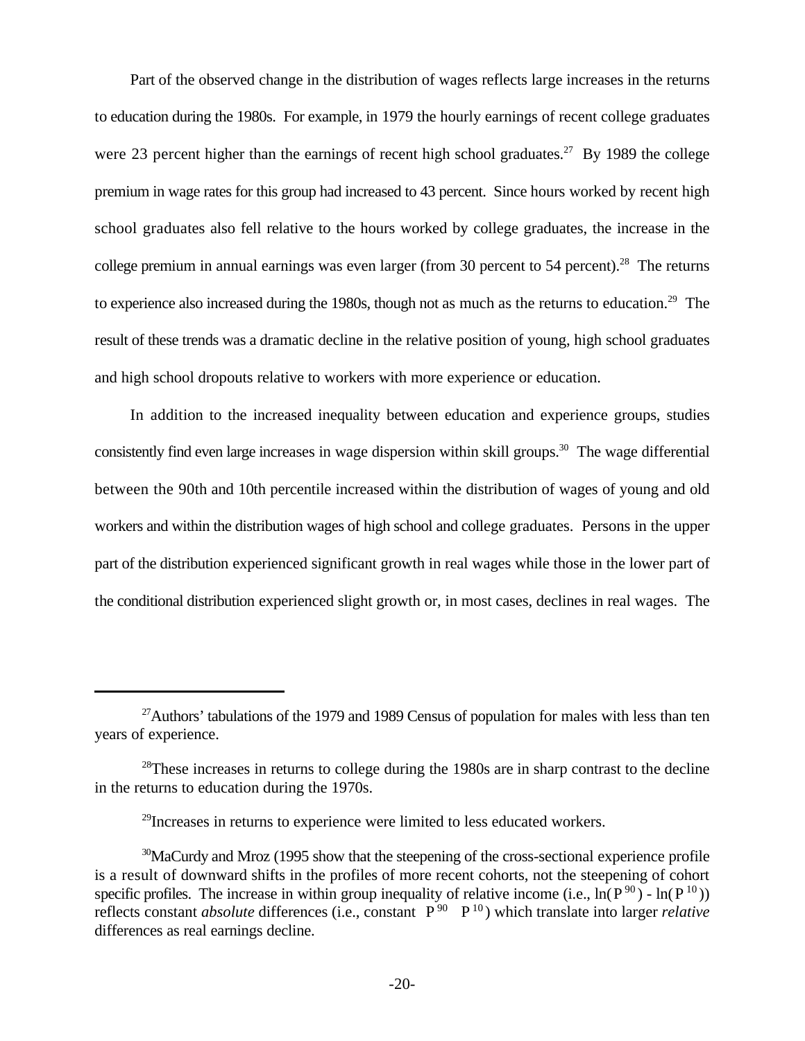Part of the observed change in the distribution of wages reflects large increases in the returns to education during the 1980s. For example, in 1979 the hourly earnings of recent college graduates were 23 percent higher than the earnings of recent high school graduates.[27] By 1989 the college premium in wage rates for this group had increased to 43 percent. Since hours worked by recent high school graduates also fell relative to the hours worked by college graduates, the increase in the college premium in annual earnings was even larger (from 30 percent to 54 percent).[28] The returns to experience also increased during the 1980s, though not as much as the returns to education.[29] The result of these trends was a dramatic decline in the relative position of young, high school graduates and high school dropouts relative to workers with more experience or education.

In addition to the increased inequality between education and experience groups, studies consistently find even large increases in wage dispersion within skill groups.[30] The wage differential between the 90th and 10th percentile increased within the distribution of wages of young and old workers and within the distribution wages of high school and college graduates. Persons in the upper part of the distribution experienced significant growth in real wages while those in the lower part of the conditional distribution experienced slight growth or, in most cases, declines in real wages. The

---

[27] Authors' tabulations of the 1979 and 1989 Census of population for males with less than ten years of experience.

[28] These increases in returns to college during the 1980s are in sharp contrast to the decline in the returns to education during the 1970s.

[29] Increases in returns to experience were limited to less educated workers.

[30] MaCurdy and Mroz (1995 show that the steepening of the cross-sectional experience profile is a result of downward shifts in the profiles of more recent cohorts, not the steepening of cohort specific profiles. The increase in within group inequality of relative income (i.e., $\ln(P^{90}) - \ln(P^{10})$) reflects constant *absolute* differences (i.e., constant $P^{90} - P^{10}$) which translate into larger *relative* differences as real earnings decline.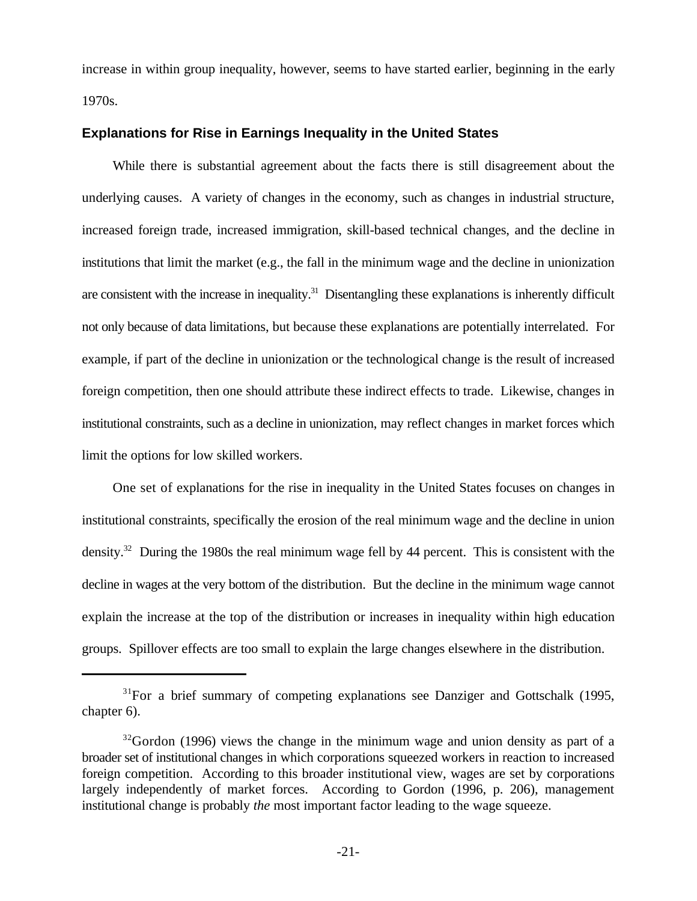increase in within group inequality, however, seems to have started earlier, beginning in the early 1970s.

### Explanations for Rise in Earnings Inequality in the United States

While there is substantial agreement about the facts there is still disagreement about the underlying causes. A variety of changes in the economy, such as changes in industrial structure, increased foreign trade, increased immigration, skill-based technical changes, and the decline in institutions that limit the market (e.g., the fall in the minimum wage and the decline in unionization are consistent with the increase in inequality.[31] Disentangling these explanations is inherently difficult not only because of data limitations, but because these explanations are potentially interrelated. For example, if part of the decline in unionization or the technological change is the result of increased foreign competition, then one should attribute these indirect effects to trade. Likewise, changes in institutional constraints, such as a decline in unionization, may reflect changes in market forces which limit the options for low skilled workers.

One set of explanations for the rise in inequality in the United States focuses on changes in institutional constraints, specifically the erosion of the real minimum wage and the decline in union density.[32] During the 1980s the real minimum wage fell by 44 percent. This is consistent with the decline in wages at the very bottom of the distribution. But the decline in the minimum wage cannot explain the increase at the top of the distribution or increases in inequality within high education groups. Spillover effects are too small to explain the large changes elsewhere in the distribution.

---

[31]For a brief summary of competing explanations see Danziger and Gottschalk (1995, chapter 6).

[32]Gordon (1996) views the change in the minimum wage and union density as part of a broader set of institutional changes in which corporations squeezed workers in reaction to increased foreign competition. According to this broader institutional view, wages are set by corporations largely independently of market forces. According to Gordon (1996, p. 206), management institutional change is probably *the* most important factor leading to the wage squeeze.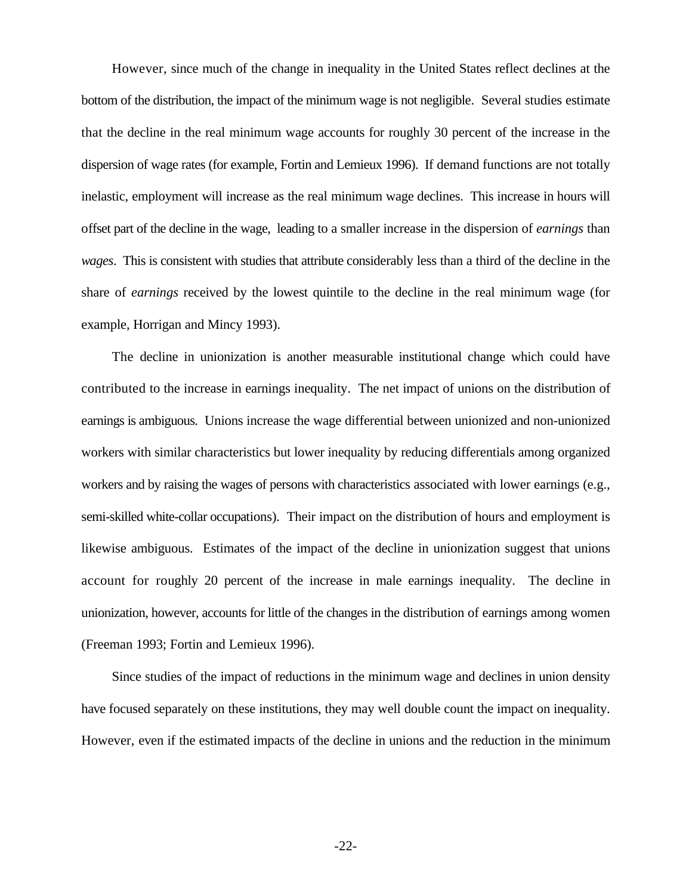However, since much of the change in inequality in the United States reflect declines at the bottom of the distribution, the impact of the minimum wage is not negligible. Several studies estimate that the decline in the real minimum wage accounts for roughly 30 percent of the increase in the dispersion of wage rates (for example, Fortin and Lemieux 1996). If demand functions are not totally inelastic, employment will increase as the real minimum wage declines. This increase in hours will offset part of the decline in the wage, leading to a smaller increase in the dispersion of *earnings* than *wages*. This is consistent with studies that attribute considerably less than a third of the decline in the share of *earnings* received by the lowest quintile to the decline in the real minimum wage (for example, Horrigan and Mincy 1993).

The decline in unionization is another measurable institutional change which could have contributed to the increase in earnings inequality. The net impact of unions on the distribution of earnings is ambiguous. Unions increase the wage differential between unionized and non-unionized workers with similar characteristics but lower inequality by reducing differentials among organized workers and by raising the wages of persons with characteristics associated with lower earnings (e.g., semi-skilled white-collar occupations). Their impact on the distribution of hours and employment is likewise ambiguous. Estimates of the impact of the decline in unionization suggest that unions account for roughly 20 percent of the increase in male earnings inequality. The decline in unionization, however, accounts for little of the changes in the distribution of earnings among women (Freeman 1993; Fortin and Lemieux 1996).

Since studies of the impact of reductions in the minimum wage and declines in union density have focused separately on these institutions, they may well double count the impact on inequality. However, even if the estimated impacts of the decline in unions and the reduction in the minimum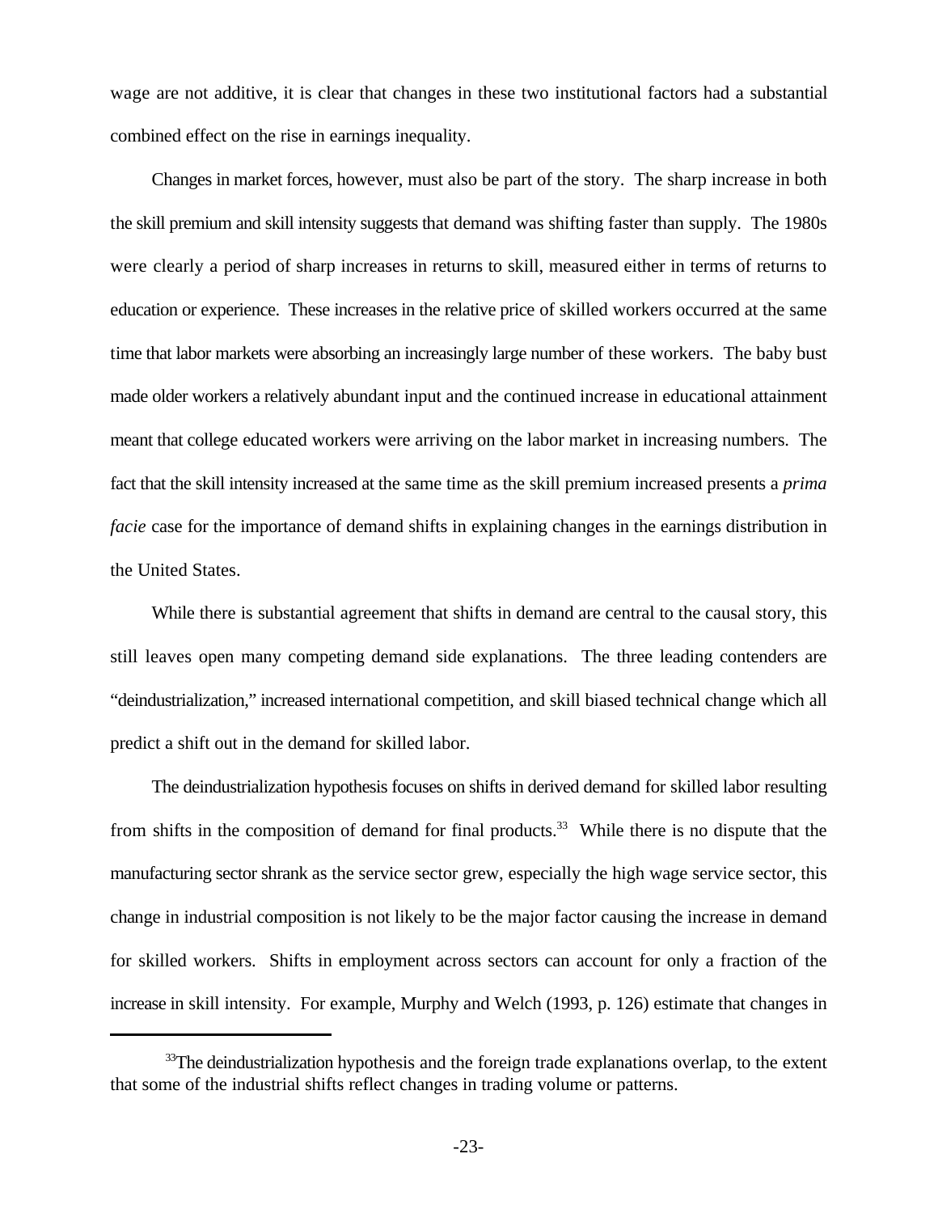wage are not additive, it is clear that changes in these two institutional factors had a substantial combined effect on the rise in earnings inequality.

Changes in market forces, however, must also be part of the story. The sharp increase in both the skill premium and skill intensity suggests that demand was shifting faster than supply. The 1980s were clearly a period of sharp increases in returns to skill, measured either in terms of returns to education or experience. These increases in the relative price of skilled workers occurred at the same time that labor markets were absorbing an increasingly large number of these workers. The baby bust made older workers a relatively abundant input and the continued increase in educational attainment meant that college educated workers were arriving on the labor market in increasing numbers. The fact that the skill intensity increased at the same time as the skill premium increased presents a *prima facie* case for the importance of demand shifts in explaining changes in the earnings distribution in the United States.

While there is substantial agreement that shifts in demand are central to the causal story, this still leaves open many competing demand side explanations. The three leading contenders are "deindustrialization," increased international competition, and skill biased technical change which all predict a shift out in the demand for skilled labor.

The deindustrialization hypothesis focuses on shifts in derived demand for skilled labor resulting from shifts in the composition of demand for final products.[33] While there is no dispute that the manufacturing sector shrank as the service sector grew, especially the high wage service sector, this change in industrial composition is not likely to be the major factor causing the increase in demand for skilled workers. Shifts in employment across sectors can account for only a fraction of the increase in skill intensity. For example, Murphy and Welch (1993, p. 126) estimate that changes in

[33] The deindustrialization hypothesis and the foreign trade explanations overlap, to the extent that some of the industrial shifts reflect changes in trading volume or patterns.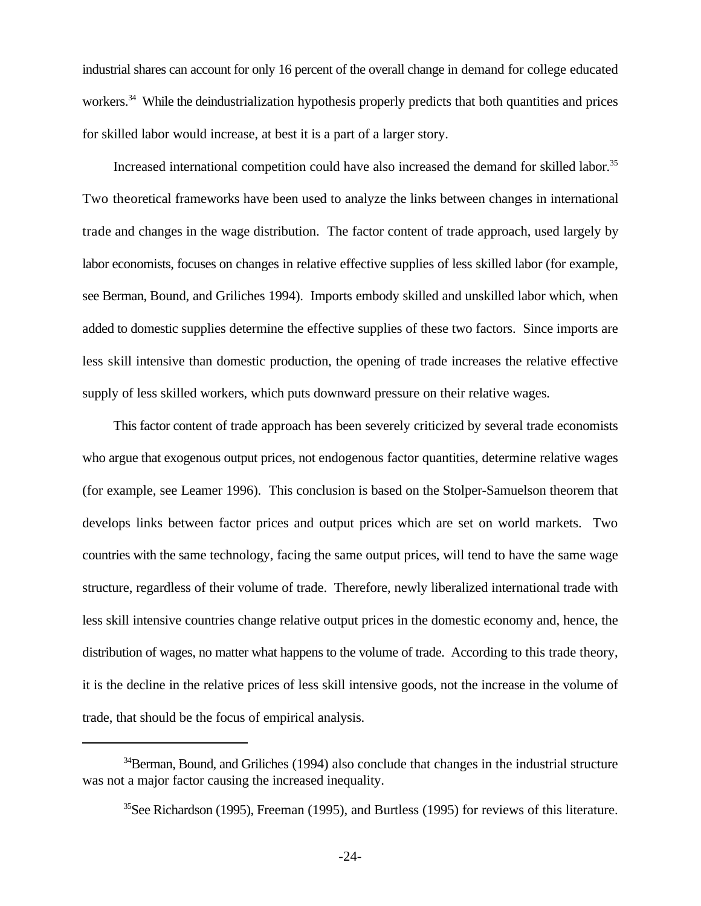industrial shares can account for only 16 percent of the overall change in demand for college educated workers.[34] While the deindustrialization hypothesis properly predicts that both quantities and prices for skilled labor would increase, at best it is a part of a larger story.

Increased international competition could have also increased the demand for skilled labor.[35] Two theoretical frameworks have been used to analyze the links between changes in international trade and changes in the wage distribution. The factor content of trade approach, used largely by labor economists, focuses on changes in relative effective supplies of less skilled labor (for example, see Berman, Bound, and Griliches 1994). Imports embody skilled and unskilled labor which, when added to domestic supplies determine the effective supplies of these two factors. Since imports are less skill intensive than domestic production, the opening of trade increases the relative effective supply of less skilled workers, which puts downward pressure on their relative wages.

This factor content of trade approach has been severely criticized by several trade economists who argue that exogenous output prices, not endogenous factor quantities, determine relative wages (for example, see Leamer 1996). This conclusion is based on the Stolper-Samuelson theorem that develops links between factor prices and output prices which are set on world markets. Two countries with the same technology, facing the same output prices, will tend to have the same wage structure, regardless of their volume of trade. Therefore, newly liberalized international trade with less skill intensive countries change relative output prices in the domestic economy and, hence, the distribution of wages, no matter what happens to the volume of trade. According to this trade theory, it is the decline in the relative prices of less skill intensive goods, not the increase in the volume of trade, that should be the focus of empirical analysis.

---

[34] Berman, Bound, and Griliches (1994) also conclude that changes in the industrial structure was not a major factor causing the increased inequality.

[35] See Richardson (1995), Freeman (1995), and Burtless (1995) for reviews of this literature.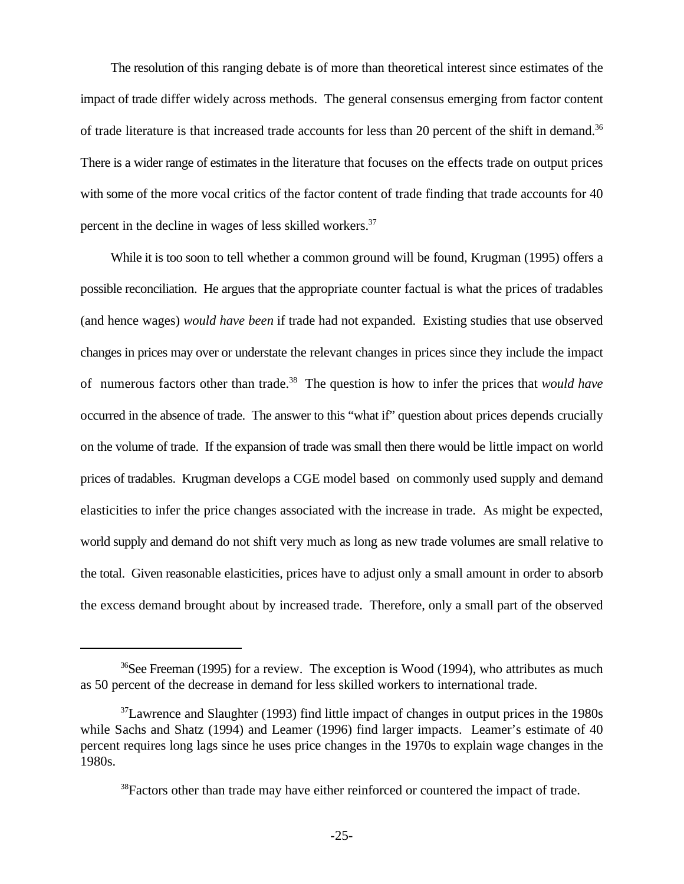The resolution of this ranging debate is of more than theoretical interest since estimates of the impact of trade differ widely across methods. The general consensus emerging from factor content of trade literature is that increased trade accounts for less than 20 percent of the shift in demand.[36] There is a wider range of estimates in the literature that focuses on the effects trade on output prices with some of the more vocal critics of the factor content of trade finding that trade accounts for 40 percent in the decline in wages of less skilled workers.[37]

While it is too soon to tell whether a common ground will be found, Krugman (1995) offers a possible reconciliation. He argues that the appropriate counter factual is what the prices of tradables (and hence wages) *would have been* if trade had not expanded. Existing studies that use observed changes in prices may over or understate the relevant changes in prices since they include the impact of numerous factors other than trade.[38] The question is how to infer the prices that *would have* occurred in the absence of trade. The answer to this "what if" question about prices depends crucially on the volume of trade. If the expansion of trade was small then there would be little impact on world prices of tradables. Krugman develops a CGE model based on commonly used supply and demand elasticities to infer the price changes associated with the increase in trade. As might be expected, world supply and demand do not shift very much as long as new trade volumes are small relative to the total. Given reasonable elasticities, prices have to adjust only a small amount in order to absorb the excess demand brought about by increased trade. Therefore, only a small part of the observed

---

[36] See Freeman (1995) for a review. The exception is Wood (1994), who attributes as much as 50 percent of the decrease in demand for less skilled workers to international trade.

[37] Lawrence and Slaughter (1993) find little impact of changes in output prices in the 1980s while Sachs and Shatz (1994) and Leamer (1996) find larger impacts. Leamer's estimate of 40 percent requires long lags since he uses price changes in the 1970s to explain wage changes in the 1980s.

[38] Factors other than trade may have either reinforced or countered the impact of trade.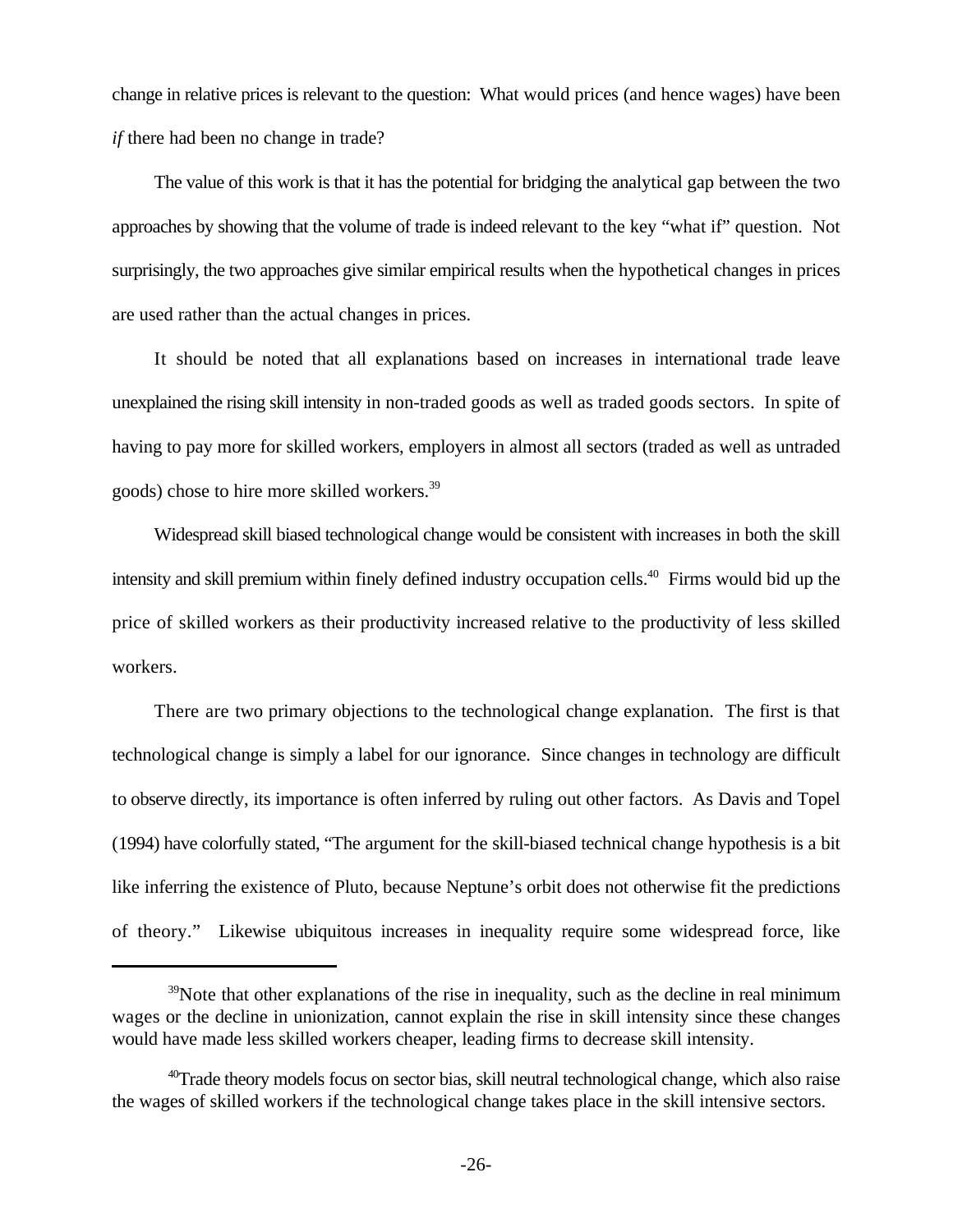change in relative prices is relevant to the question: What would prices (and hence wages) have been *if* there had been no change in trade?

The value of this work is that it has the potential for bridging the analytical gap between the two approaches by showing that the volume of trade is indeed relevant to the key "what if" question. Not surprisingly, the two approaches give similar empirical results when the hypothetical changes in prices are used rather than the actual changes in prices.

It should be noted that all explanations based on increases in international trade leave unexplained the rising skill intensity in non-traded goods as well as traded goods sectors. In spite of having to pay more for skilled workers, employers in almost all sectors (traded as well as untraded goods) chose to hire more skilled workers.[39]

Widespread skill biased technological change would be consistent with increases in both the skill intensity and skill premium within finely defined industry occupation cells.[40] Firms would bid up the price of skilled workers as their productivity increased relative to the productivity of less skilled workers.

There are two primary objections to the technological change explanation. The first is that technological change is simply a label for our ignorance. Since changes in technology are difficult to observe directly, its importance is often inferred by ruling out other factors. As Davis and Topel (1994) have colorfully stated, "The argument for the skill-biased technical change hypothesis is a bit like inferring the existence of Pluto, because Neptune's orbit does not otherwise fit the predictions of theory." Likewise ubiquitous increases in inequality require some widespread force, like

---

[39]Note that other explanations of the rise in inequality, such as the decline in real minimum wages or the decline in unionization, cannot explain the rise in skill intensity since these changes would have made less skilled workers cheaper, leading firms to decrease skill intensity.

[40]Trade theory models focus on sector bias, skill neutral technological change, which also raise the wages of skilled workers if the technological change takes place in the skill intensive sectors.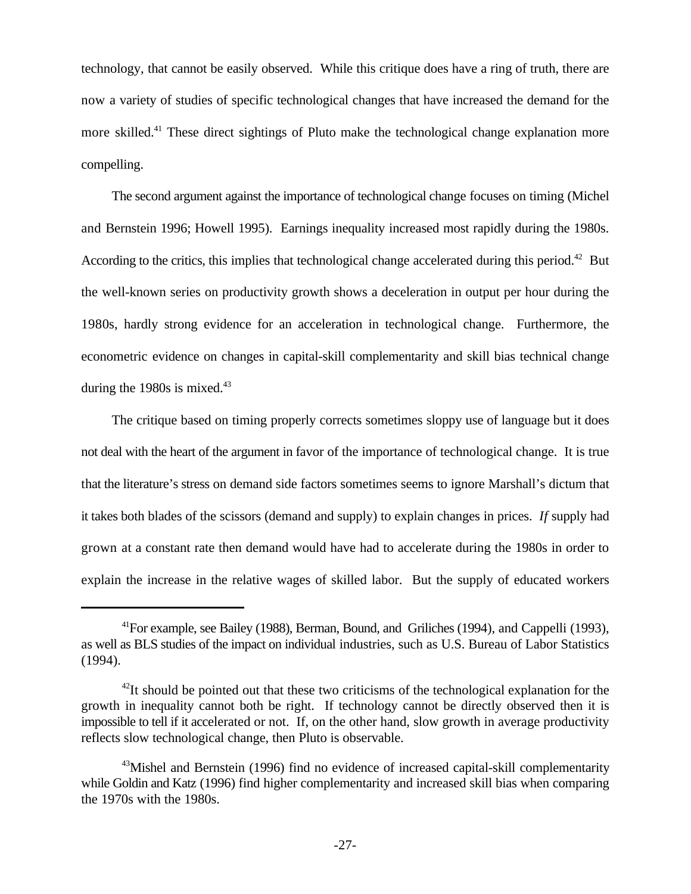technology, that cannot be easily observed. While this critique does have a ring of truth, there are now a variety of studies of specific technological changes that have increased the demand for the more skilled.[41] These direct sightings of Pluto make the technological change explanation more compelling.

The second argument against the importance of technological change focuses on timing (Michel and Bernstein 1996; Howell 1995). Earnings inequality increased most rapidly during the 1980s. According to the critics, this implies that technological change accelerated during this period.[42] But the well-known series on productivity growth shows a deceleration in output per hour during the 1980s, hardly strong evidence for an acceleration in technological change. Furthermore, the econometric evidence on changes in capital-skill complementarity and skill bias technical change during the 1980s is mixed.[43]

The critique based on timing properly corrects sometimes sloppy use of language but it does not deal with the heart of the argument in favor of the importance of technological change. It is true that the literature's stress on demand side factors sometimes seems to ignore Marshall's dictum that it takes both blades of the scissors (demand and supply) to explain changes in prices. *If* supply had grown at a constant rate then demand would have had to accelerate during the 1980s in order to explain the increase in the relative wages of skilled labor. But the supply of educated workers

---

[41] For example, see Bailey (1988), Berman, Bound, and Griliches (1994), and Cappelli (1993), as well as BLS studies of the impact on individual industries, such as U.S. Bureau of Labor Statistics (1994).

[42] It should be pointed out that these two criticisms of the technological explanation for the growth in inequality cannot both be right. If technology cannot be directly observed then it is impossible to tell if it accelerated or not. If, on the other hand, slow growth in average productivity reflects slow technological change, then Pluto is observable.

[43] Mishel and Bernstein (1996) find no evidence of increased capital-skill complementarity while Goldin and Katz (1996) find higher complementarity and increased skill bias when comparing the 1970s with the 1980s.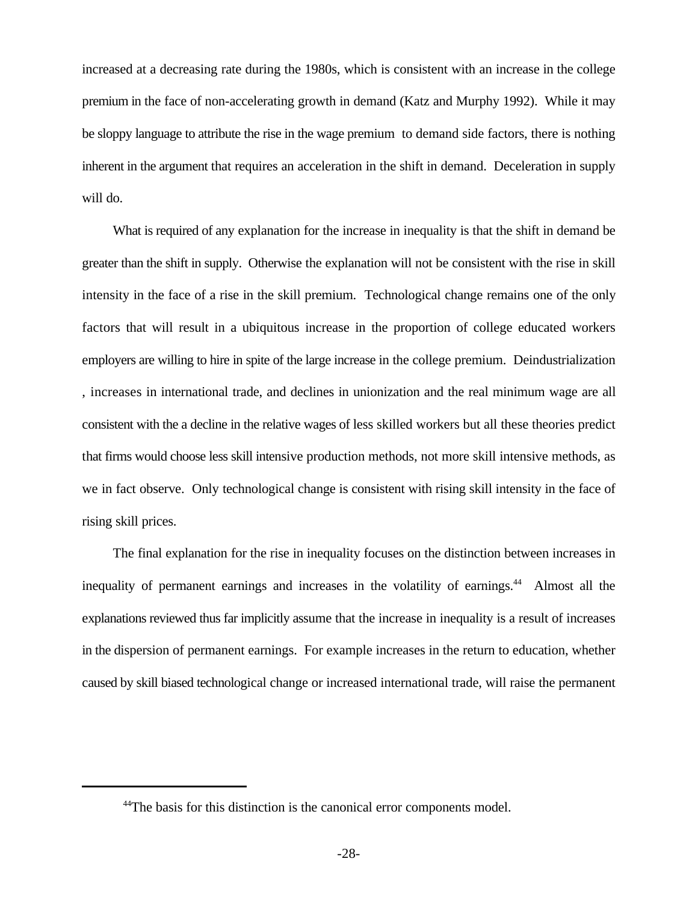increased at a decreasing rate during the 1980s, which is consistent with an increase in the college premium in the face of non-accelerating growth in demand (Katz and Murphy 1992). While it may be sloppy language to attribute the rise in the wage premium to demand side factors, there is nothing inherent in the argument that requires an acceleration in the shift in demand. Deceleration in supply will do.

What is required of any explanation for the increase in inequality is that the shift in demand be greater than the shift in supply. Otherwise the explanation will not be consistent with the rise in skill intensity in the face of a rise in the skill premium. Technological change remains one of the only factors that will result in a ubiquitous increase in the proportion of college educated workers employers are willing to hire in spite of the large increase in the college premium. Deindustrialization , increases in international trade, and declines in unionization and the real minimum wage are all consistent with the a decline in the relative wages of less skilled workers but all these theories predict that firms would choose less skill intensive production methods, not more skill intensive methods, as we in fact observe. Only technological change is consistent with rising skill intensity in the face of rising skill prices.

The final explanation for the rise in inequality focuses on the distinction between increases in inequality of permanent earnings and increases in the volatility of earnings.[44] Almost all the explanations reviewed thus far implicitly assume that the increase in inequality is a result of increases in the dispersion of permanent earnings. For example increases in the return to education, whether caused by skill biased technological change or increased international trade, will raise the permanent

---

[44]The basis for this distinction is the canonical error components model.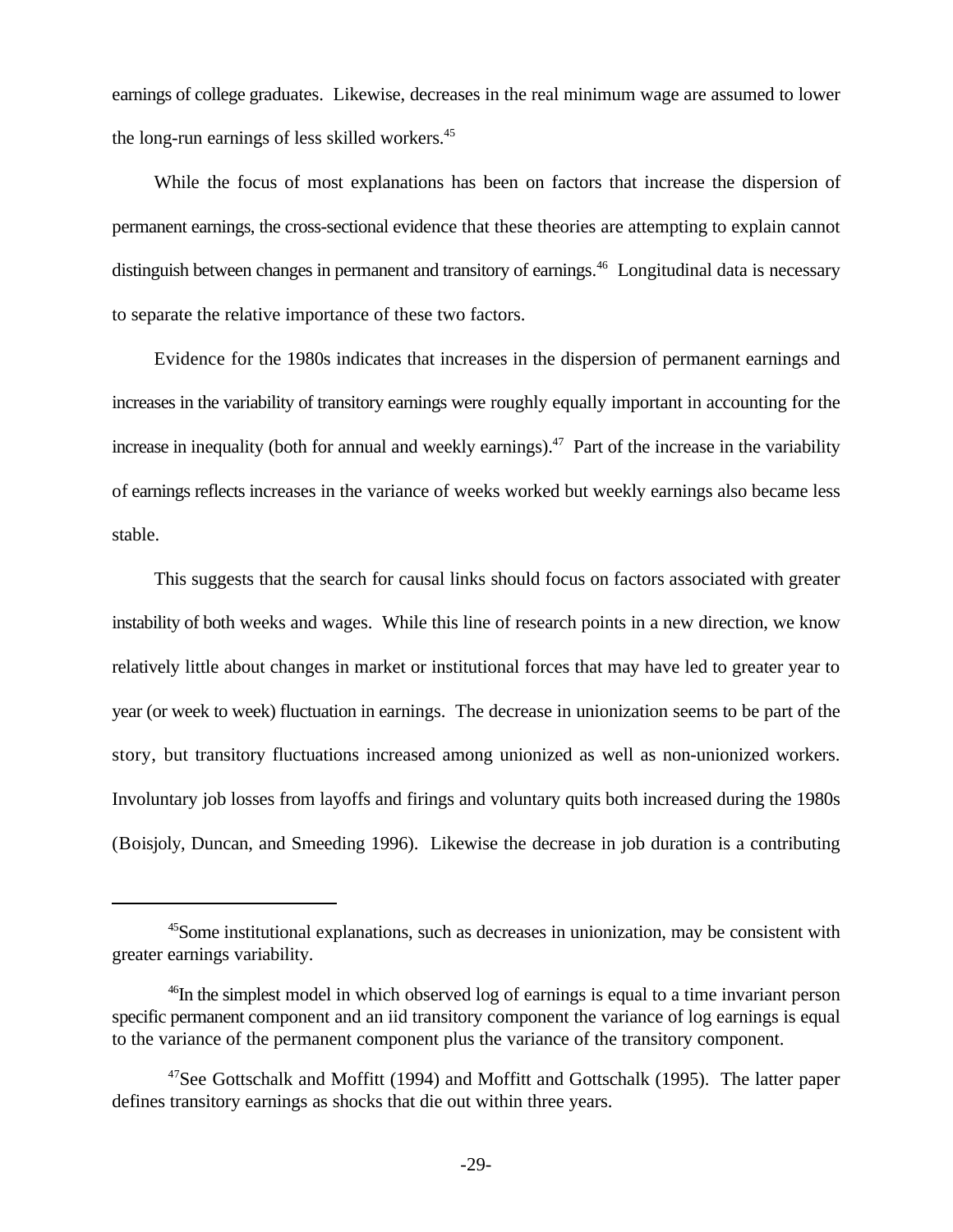earnings of college graduates. Likewise, decreases in the real minimum wage are assumed to lower the long-run earnings of less skilled workers.[45]

While the focus of most explanations has been on factors that increase the dispersion of permanent earnings, the cross-sectional evidence that these theories are attempting to explain cannot distinguish between changes in permanent and transitory of earnings.[46] Longitudinal data is necessary to separate the relative importance of these two factors.

Evidence for the 1980s indicates that increases in the dispersion of permanent earnings and increases in the variability of transitory earnings were roughly equally important in accounting for the increase in inequality (both for annual and weekly earnings).[47] Part of the increase in the variability of earnings reflects increases in the variance of weeks worked but weekly earnings also became less stable.

This suggests that the search for causal links should focus on factors associated with greater instability of both weeks and wages. While this line of research points in a new direction, we know relatively little about changes in market or institutional forces that may have led to greater year to year (or week to week) fluctuation in earnings. The decrease in unionization seems to be part of the story, but transitory fluctuations increased among unionized as well as non-unionized workers. Involuntary job losses from layoffs and firings and voluntary quits both increased during the 1980s (Boisjoly, Duncan, and Smeeding 1996). Likewise the decrease in job duration is a contributing

---

[45]Some institutional explanations, such as decreases in unionization, may be consistent with greater earnings variability.

[46]In the simplest model in which observed log of earnings is equal to a time invariant person specific permanent component and an iid transitory component the variance of log earnings is equal to the variance of the permanent component plus the variance of the transitory component.

[47]See Gottschalk and Moffitt (1994) and Moffitt and Gottschalk (1995). The latter paper defines transitory earnings as shocks that die out within three years.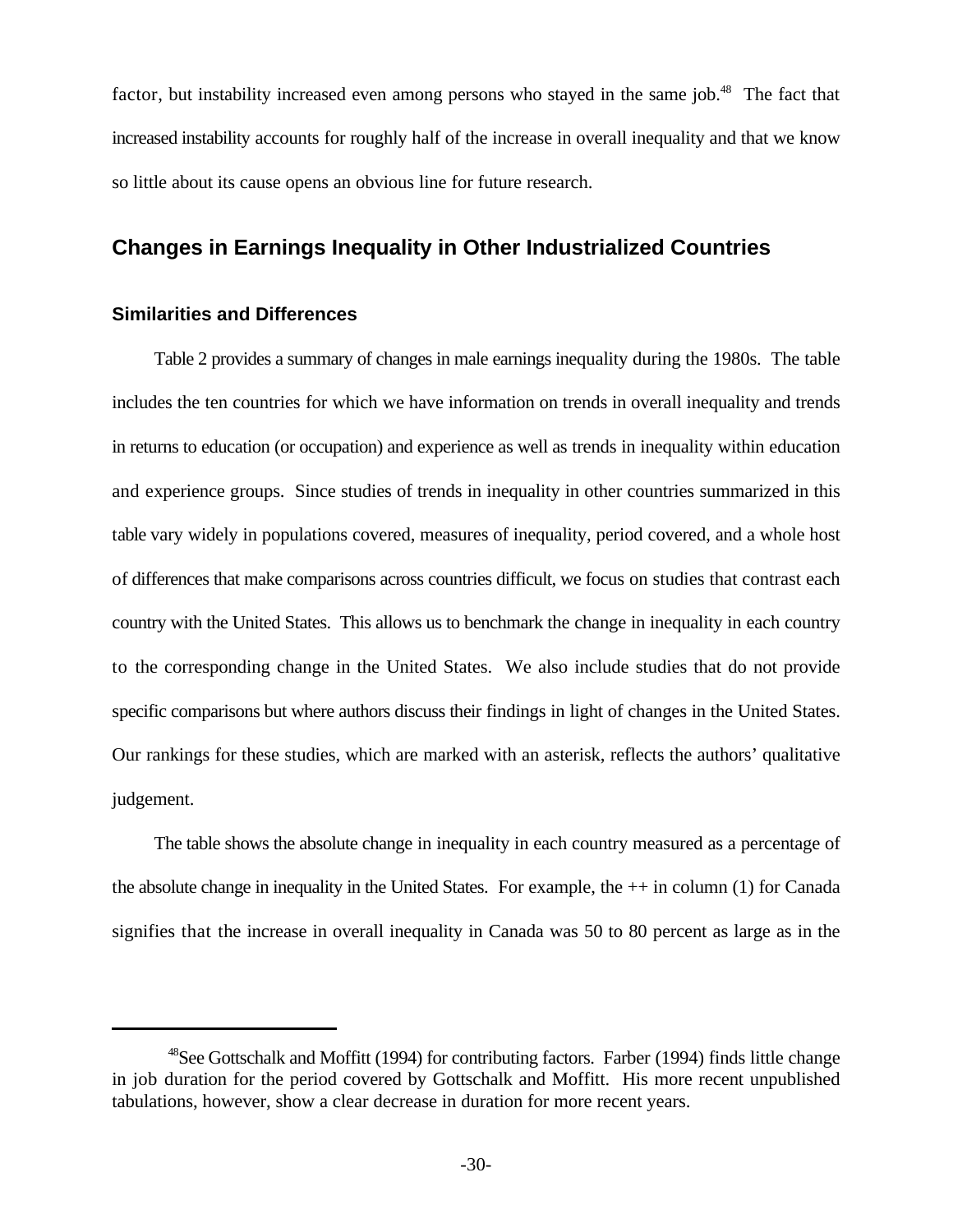factor, but instability increased even among persons who stayed in the same job.[48] The fact that increased instability accounts for roughly half of the increase in overall inequality and that we know so little about its cause opens an obvious line for future research.

## Changes in Earnings Inequality in Other Industrialized Countries

### Similarities and Differences

Table 2 provides a summary of changes in male earnings inequality during the 1980s. The table includes the ten countries for which we have information on trends in overall inequality and trends in returns to education (or occupation) and experience as well as trends in inequality within education and experience groups. Since studies of trends in inequality in other countries summarized in this table vary widely in populations covered, measures of inequality, period covered, and a whole host of differences that make comparisons across countries difficult, we focus on studies that contrast each country with the United States. This allows us to benchmark the change in inequality in each country to the corresponding change in the United States. We also include studies that do not provide specific comparisons but where authors discuss their findings in light of changes in the United States. Our rankings for these studies, which are marked with an asterisk, reflects the authors' qualitative judgement.

The table shows the absolute change in inequality in each country measured as a percentage of the absolute change in inequality in the United States. For example, the ++ in column (1) for Canada signifies that the increase in overall inequality in Canada was 50 to 80 percent as large as in the

---

[48] See Gottschalk and Moffitt (1994) for contributing factors. Farber (1994) finds little change in job duration for the period covered by Gottschalk and Moffitt. His more recent unpublished tabulations, however, show a clear decrease in duration for more recent years.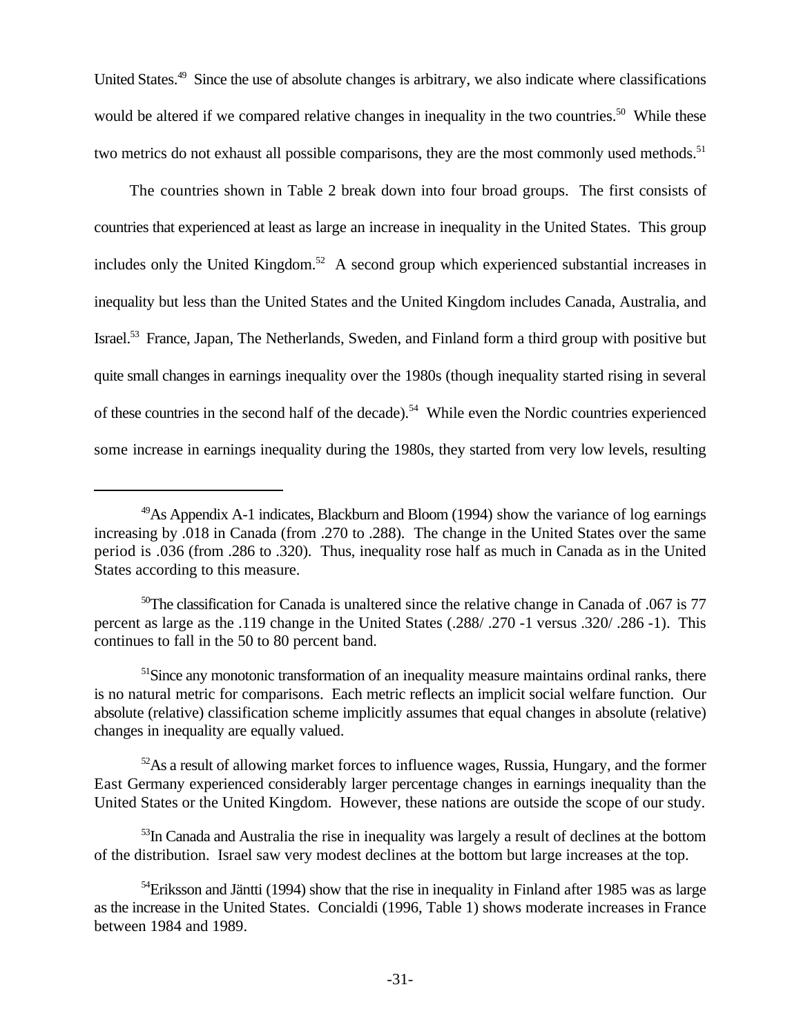United States.[49] Since the use of absolute changes is arbitrary, we also indicate where classifications would be altered if we compared relative changes in inequality in the two countries.[50] While these two metrics do not exhaust all possible comparisons, they are the most commonly used methods.[51]

The countries shown in Table 2 break down into four broad groups. The first consists of countries that experienced at least as large an increase in inequality in the United States. This group includes only the United Kingdom.[52] A second group which experienced substantial increases in inequality but less than the United States and the United Kingdom includes Canada, Australia, and Israel.[53] France, Japan, The Netherlands, Sweden, and Finland form a third group with positive but quite small changes in earnings inequality over the 1980s (though inequality started rising in several of these countries in the second half of the decade).[54] While even the Nordic countries experienced some increase in earnings inequality during the 1980s, they started from very low levels, resulting

---

[49]As Appendix A-1 indicates, Blackburn and Bloom (1994) show the variance of log earnings increasing by .018 in Canada (from .270 to .288). The change in the United States over the same period is .036 (from .286 to .320). Thus, inequality rose half as much in Canada as in the United States according to this measure.

[50]The classification for Canada is unaltered since the relative change in Canada of .067 is 77 percent as large as the .119 change in the United States (.288/ .270 -1 versus .320/ .286 -1). This continues to fall in the 50 to 80 percent band.

[51]Since any monotonic transformation of an inequality measure maintains ordinal ranks, there is no natural metric for comparisons. Each metric reflects an implicit social welfare function. Our absolute (relative) classification scheme implicitly assumes that equal changes in absolute (relative) changes in inequality are equally valued.

[52]As a result of allowing market forces to influence wages, Russia, Hungary, and the former East Germany experienced considerably larger percentage changes in earnings inequality than the United States or the United Kingdom. However, these nations are outside the scope of our study.

[53]In Canada and Australia the rise in inequality was largely a result of declines at the bottom of the distribution. Israel saw very modest declines at the bottom but large increases at the top.

[54]Eriksson and Jäntti (1994) show that the rise in inequality in Finland after 1985 was as large as the increase in the United States. Concialdi (1996, Table 1) shows moderate increases in France between 1984 and 1989.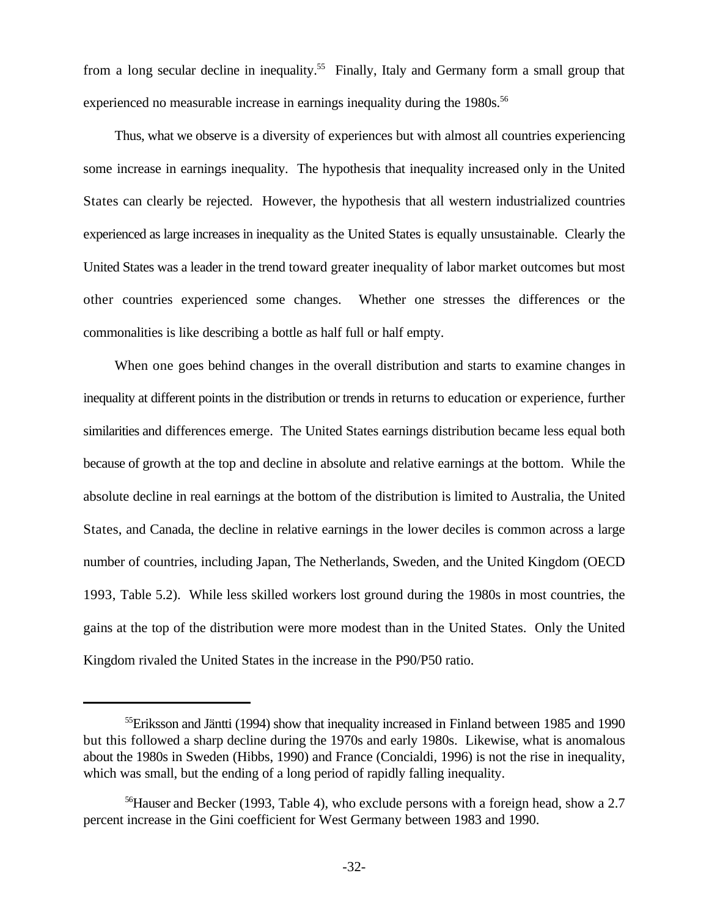from a long secular decline in inequality.[55] Finally, Italy and Germany form a small group that experienced no measurable increase in earnings inequality during the 1980s.[56]

Thus, what we observe is a diversity of experiences but with almost all countries experiencing some increase in earnings inequality. The hypothesis that inequality increased only in the United States can clearly be rejected. However, the hypothesis that all western industrialized countries experienced as large increases in inequality as the United States is equally unsustainable. Clearly the United States was a leader in the trend toward greater inequality of labor market outcomes but most other countries experienced some changes. Whether one stresses the differences or the commonalities is like describing a bottle as half full or half empty.

When one goes behind changes in the overall distribution and starts to examine changes in inequality at different points in the distribution or trends in returns to education or experience, further similarities and differences emerge. The United States earnings distribution became less equal both because of growth at the top and decline in absolute and relative earnings at the bottom. While the absolute decline in real earnings at the bottom of the distribution is limited to Australia, the United States, and Canada, the decline in relative earnings in the lower deciles is common across a large number of countries, including Japan, The Netherlands, Sweden, and the United Kingdom (OECD 1993, Table 5.2). While less skilled workers lost ground during the 1980s in most countries, the gains at the top of the distribution were more modest than in the United States. Only the United Kingdom rivaled the United States in the increase in the P90/P50 ratio.

---

[55] Eriksson and Jäntti (1994) show that inequality increased in Finland between 1985 and 1990 but this followed a sharp decline during the 1970s and early 1980s. Likewise, what is anomalous about the 1980s in Sweden (Hibbs, 1990) and France (Concialdi, 1996) is not the rise in inequality, which was small, but the ending of a long period of rapidly falling inequality.

[56] Hauser and Becker (1993, Table 4), who exclude persons with a foreign head, show a 2.7 percent increase in the Gini coefficient for West Germany between 1983 and 1990.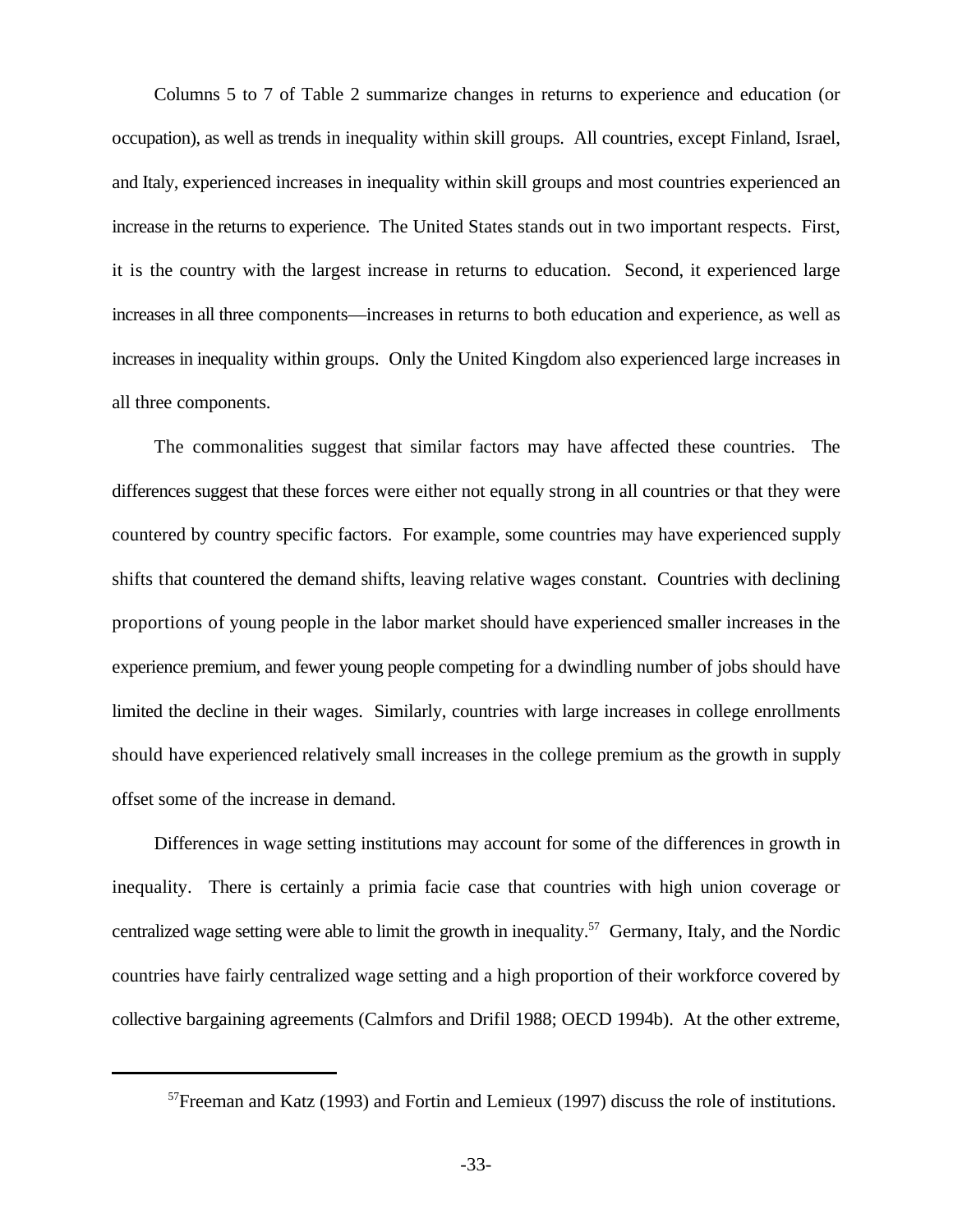Columns 5 to 7 of Table 2 summarize changes in returns to experience and education (or occupation), as well as trends in inequality within skill groups. All countries, except Finland, Israel, and Italy, experienced increases in inequality within skill groups and most countries experienced an increase in the returns to experience. The United States stands out in two important respects. First, it is the country with the largest increase in returns to education. Second, it experienced large increases in all three components—increases in returns to both education and experience, as well as increases in inequality within groups. Only the United Kingdom also experienced large increases in all three components.

The commonalities suggest that similar factors may have affected these countries. The differences suggest that these forces were either not equally strong in all countries or that they were countered by country specific factors. For example, some countries may have experienced supply shifts that countered the demand shifts, leaving relative wages constant. Countries with declining proportions of young people in the labor market should have experienced smaller increases in the experience premium, and fewer young people competing for a dwindling number of jobs should have limited the decline in their wages. Similarly, countries with large increases in college enrollments should have experienced relatively small increases in the college premium as the growth in supply offset some of the increase in demand.

Differences in wage setting institutions may account for some of the differences in growth in inequality. There is certainly a primia facie case that countries with high union coverage or centralized wage setting were able to limit the growth in inequality.[57] Germany, Italy, and the Nordic countries have fairly centralized wage setting and a high proportion of their workforce covered by collective bargaining agreements (Calmfors and Drifil 1988; OECD 1994b). At the other extreme,

---

[57] Freeman and Katz (1993) and Fortin and Lemieux (1997) discuss the role of institutions.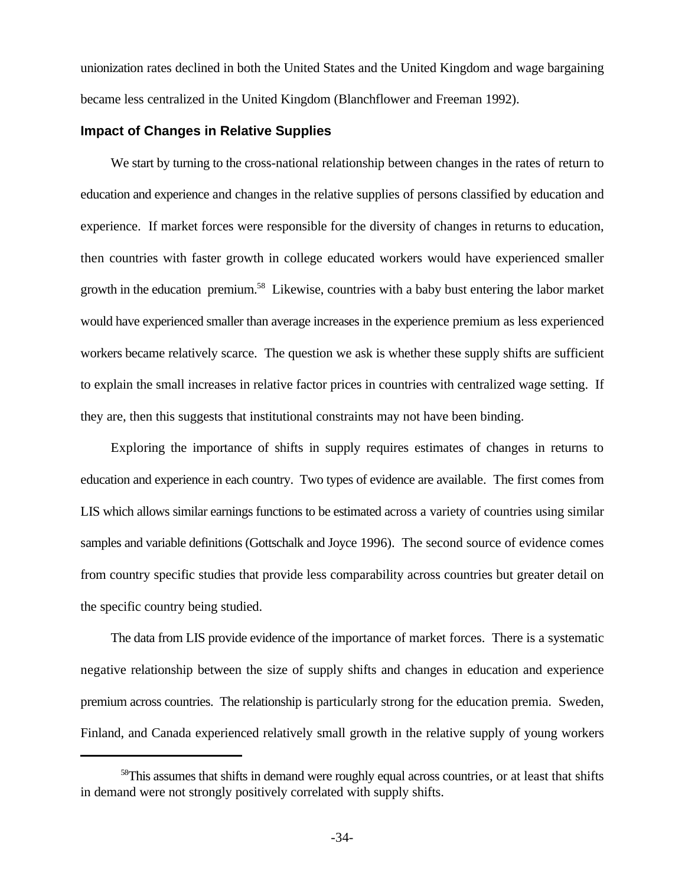unionization rates declined in both the United States and the United Kingdom and wage bargaining became less centralized in the United Kingdom (Blanchflower and Freeman 1992).

### Impact of Changes in Relative Supplies

We start by turning to the cross-national relationship between changes in the rates of return to education and experience and changes in the relative supplies of persons classified by education and experience. If market forces were responsible for the diversity of changes in returns to education, then countries with faster growth in college educated workers would have experienced smaller growth in the education premium.[58] Likewise, countries with a baby bust entering the labor market would have experienced smaller than average increases in the experience premium as less experienced workers became relatively scarce. The question we ask is whether these supply shifts are sufficient to explain the small increases in relative factor prices in countries with centralized wage setting. If they are, then this suggests that institutional constraints may not have been binding.

Exploring the importance of shifts in supply requires estimates of changes in returns to education and experience in each country. Two types of evidence are available. The first comes from LIS which allows similar earnings functions to be estimated across a variety of countries using similar samples and variable definitions (Gottschalk and Joyce 1996). The second source of evidence comes from country specific studies that provide less comparability across countries but greater detail on the specific country being studied.

The data from LIS provide evidence of the importance of market forces. There is a systematic negative relationship between the size of supply shifts and changes in education and experience premium across countries. The relationship is particularly strong for the education premia. Sweden, Finland, and Canada experienced relatively small growth in the relative supply of young workers

---

[58] This assumes that shifts in demand were roughly equal across countries, or at least that shifts in demand were not strongly positively correlated with supply shifts.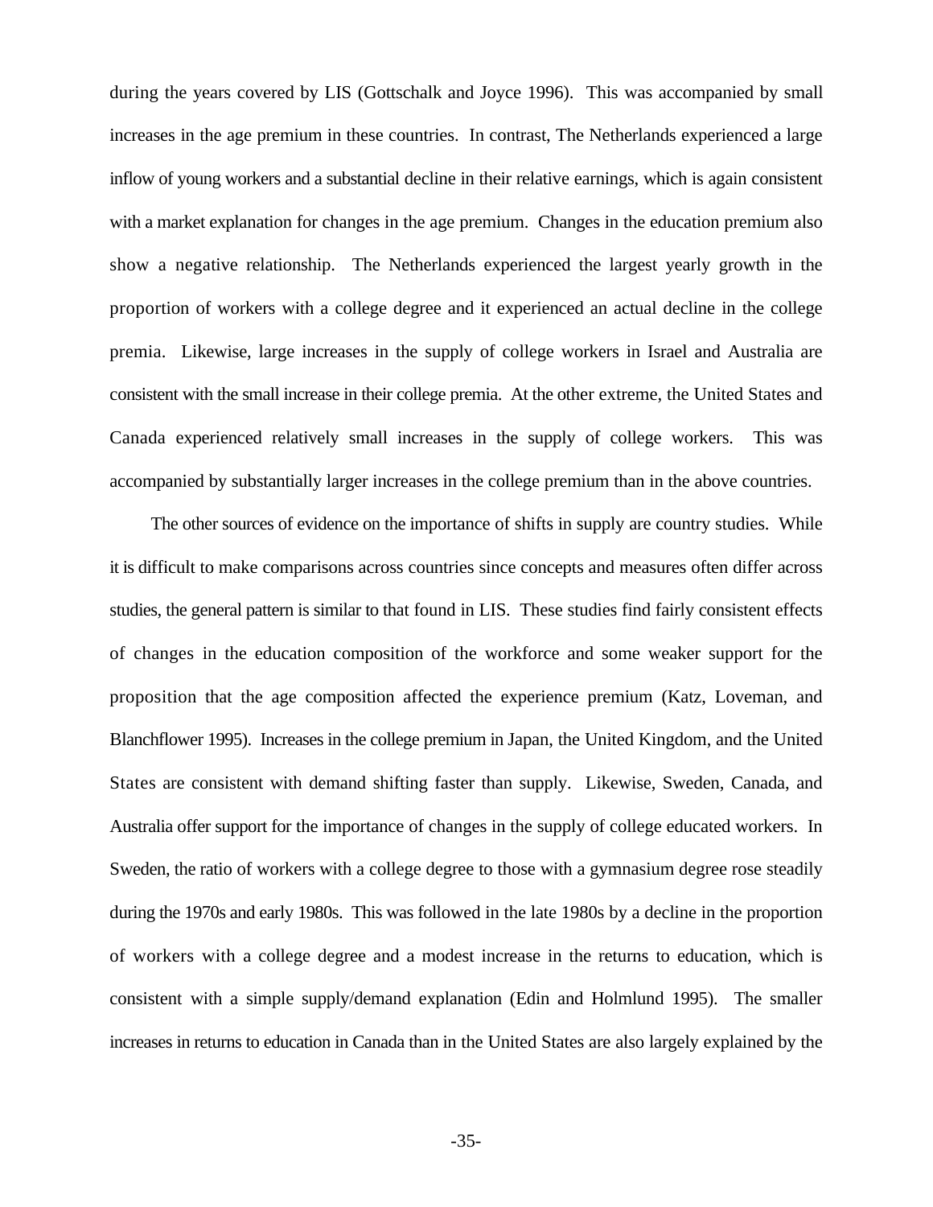during the years covered by LIS (Gottschalk and Joyce 1996). This was accompanied by small increases in the age premium in these countries. In contrast, The Netherlands experienced a large inflow of young workers and a substantial decline in their relative earnings, which is again consistent with a market explanation for changes in the age premium. Changes in the education premium also show a negative relationship. The Netherlands experienced the largest yearly growth in the proportion of workers with a college degree and it experienced an actual decline in the college premia. Likewise, large increases in the supply of college workers in Israel and Australia are consistent with the small increase in their college premia. At the other extreme, the United States and Canada experienced relatively small increases in the supply of college workers. This was accompanied by substantially larger increases in the college premium than in the above countries.

The other sources of evidence on the importance of shifts in supply are country studies. While it is difficult to make comparisons across countries since concepts and measures often differ across studies, the general pattern is similar to that found in LIS. These studies find fairly consistent effects of changes in the education composition of the workforce and some weaker support for the proposition that the age composition affected the experience premium (Katz, Loveman, and Blanchflower 1995). Increases in the college premium in Japan, the United Kingdom, and the United States are consistent with demand shifting faster than supply. Likewise, Sweden, Canada, and Australia offer support for the importance of changes in the supply of college educated workers. In Sweden, the ratio of workers with a college degree to those with a gymnasium degree rose steadily during the 1970s and early 1980s. This was followed in the late 1980s by a decline in the proportion of workers with a college degree and a modest increase in the returns to education, which is consistent with a simple supply/demand explanation (Edin and Holmlund 1995). The smaller increases in returns to education in Canada than in the United States are also largely explained by the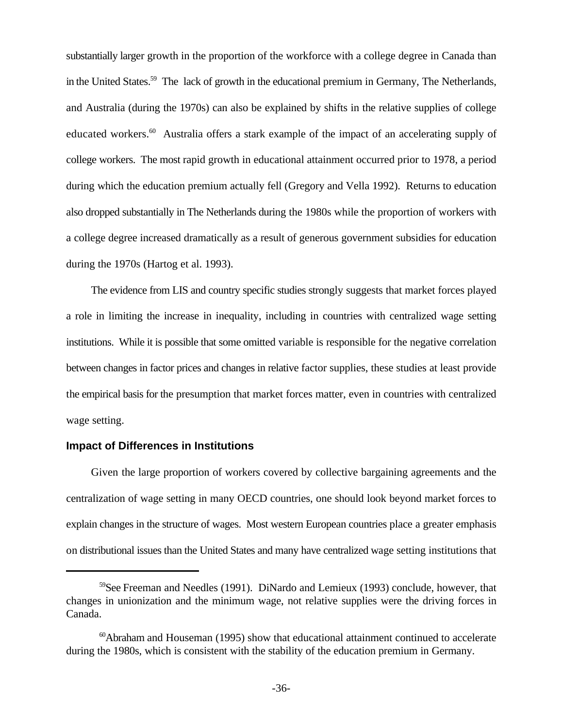substantially larger growth in the proportion of the workforce with a college degree in Canada than in the United States.[59] The lack of growth in the educational premium in Germany, The Netherlands, and Australia (during the 1970s) can also be explained by shifts in the relative supplies of college educated workers.[60] Australia offers a stark example of the impact of an accelerating supply of college workers. The most rapid growth in educational attainment occurred prior to 1978, a period during which the education premium actually fell (Gregory and Vella 1992). Returns to education also dropped substantially in The Netherlands during the 1980s while the proportion of workers with a college degree increased dramatically as a result of generous government subsidies for education during the 1970s (Hartog et al. 1993).

The evidence from LIS and country specific studies strongly suggests that market forces played a role in limiting the increase in inequality, including in countries with centralized wage setting institutions. While it is possible that some omitted variable is responsible for the negative correlation between changes in factor prices and changes in relative factor supplies, these studies at least provide the empirical basis for the presumption that market forces matter, even in countries with centralized wage setting.

### Impact of Differences in Institutions

Given the large proportion of workers covered by collective bargaining agreements and the centralization of wage setting in many OECD countries, one should look beyond market forces to explain changes in the structure of wages. Most western European countries place a greater emphasis on distributional issues than the United States and many have centralized wage setting institutions that

---

[59] See Freeman and Needles (1991). DiNardo and Lemieux (1993) conclude, however, that changes in unionization and the minimum wage, not relative supplies were the driving forces in Canada.

[60] Abraham and Houseman (1995) show that educational attainment continued to accelerate during the 1980s, which is consistent with the stability of the education premium in Germany.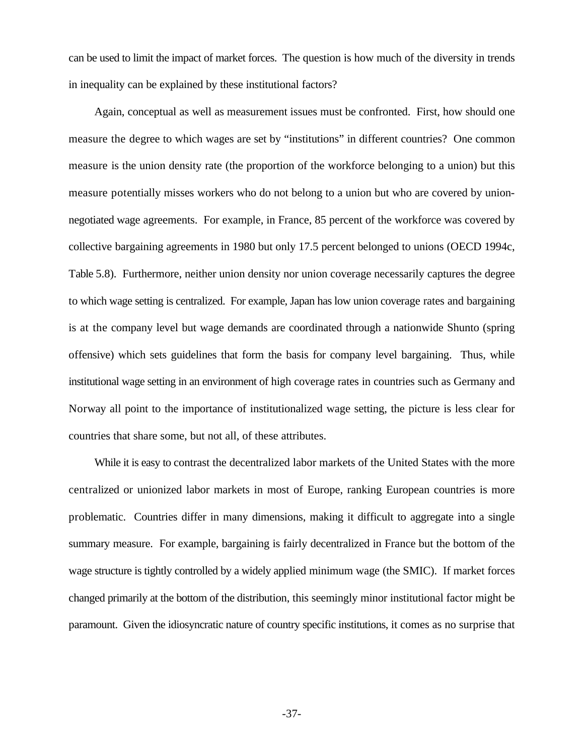can be used to limit the impact of market forces. The question is how much of the diversity in trends in inequality can be explained by these institutional factors?

Again, conceptual as well as measurement issues must be confronted. First, how should one measure the degree to which wages are set by "institutions" in different countries? One common measure is the union density rate (the proportion of the workforce belonging to a union) but this measure potentially misses workers who do not belong to a union but who are covered by union-negotiated wage agreements. For example, in France, 85 percent of the workforce was covered by collective bargaining agreements in 1980 but only 17.5 percent belonged to unions (OECD 1994c, Table 5.8). Furthermore, neither union density nor union coverage necessarily captures the degree to which wage setting is centralized. For example, Japan has low union coverage rates and bargaining is at the company level but wage demands are coordinated through a nationwide Shunto (spring offensive) which sets guidelines that form the basis for company level bargaining. Thus, while institutional wage setting in an environment of high coverage rates in countries such as Germany and Norway all point to the importance of institutionalized wage setting, the picture is less clear for countries that share some, but not all, of these attributes.

While it is easy to contrast the decentralized labor markets of the United States with the more centralized or unionized labor markets in most of Europe, ranking European countries is more problematic. Countries differ in many dimensions, making it difficult to aggregate into a single summary measure. For example, bargaining is fairly decentralized in France but the bottom of the wage structure is tightly controlled by a widely applied minimum wage (the SMIC). If market forces changed primarily at the bottom of the distribution, this seemingly minor institutional factor might be paramount. Given the idiosyncratic nature of country specific institutions, it comes as no surprise that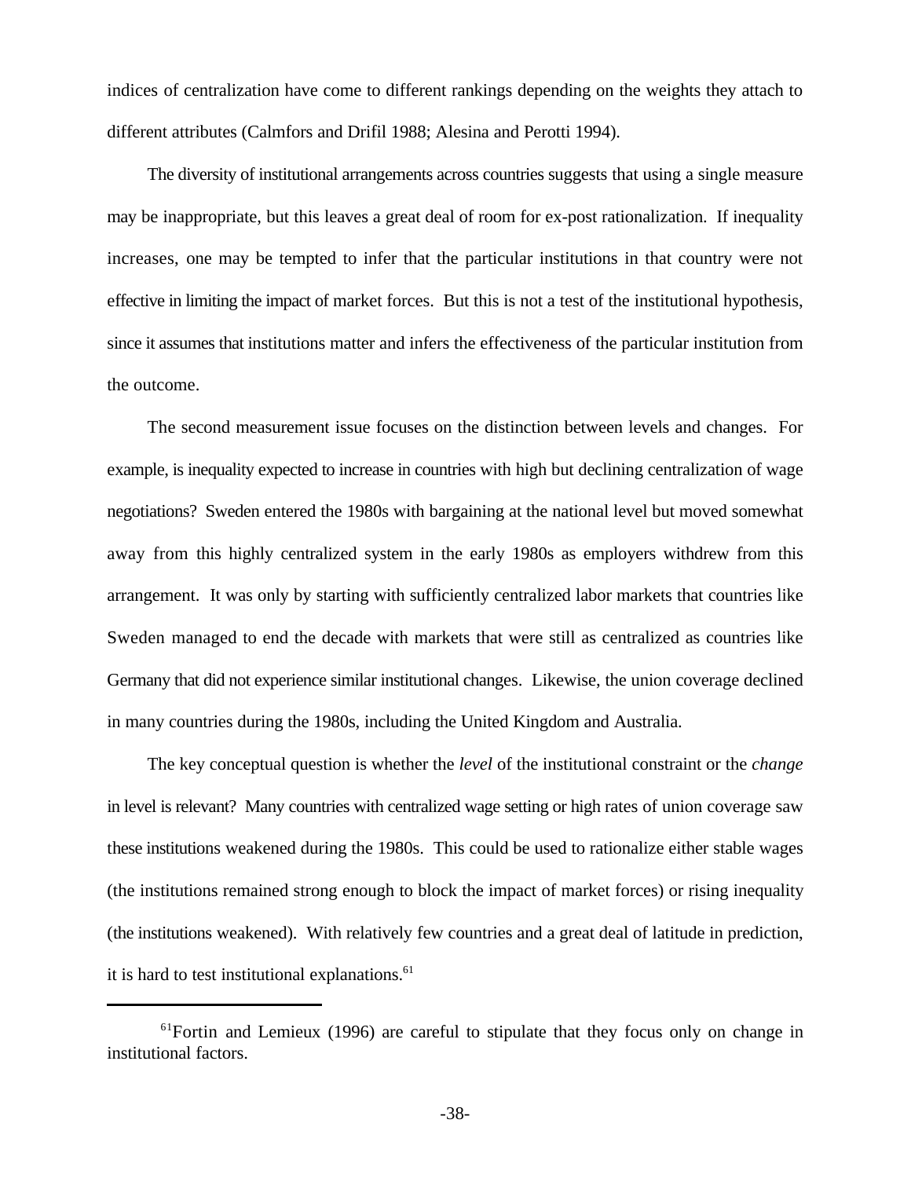indices of centralization have come to different rankings depending on the weights they attach to different attributes (Calmfors and Drifil 1988; Alesina and Perotti 1994).

The diversity of institutional arrangements across countries suggests that using a single measure may be inappropriate, but this leaves a great deal of room for ex-post rationalization. If inequality increases, one may be tempted to infer that the particular institutions in that country were not effective in limiting the impact of market forces. But this is not a test of the institutional hypothesis, since it assumes that institutions matter and infers the effectiveness of the particular institution from the outcome.

The second measurement issue focuses on the distinction between levels and changes. For example, is inequality expected to increase in countries with high but declining centralization of wage negotiations? Sweden entered the 1980s with bargaining at the national level but moved somewhat away from this highly centralized system in the early 1980s as employers withdrew from this arrangement. It was only by starting with sufficiently centralized labor markets that countries like Sweden managed to end the decade with markets that were still as centralized as countries like Germany that did not experience similar institutional changes. Likewise, the union coverage declined in many countries during the 1980s, including the United Kingdom and Australia.

The key conceptual question is whether the *level* of the institutional constraint or the *change* in level is relevant? Many countries with centralized wage setting or high rates of union coverage saw these institutions weakened during the 1980s. This could be used to rationalize either stable wages (the institutions remained strong enough to block the impact of market forces) or rising inequality (the institutions weakened). With relatively few countries and a great deal of latitude in prediction, it is hard to test institutional explanations.[61]

---

[61] Fortin and Lemieux (1996) are careful to stipulate that they focus only on change in institutional factors.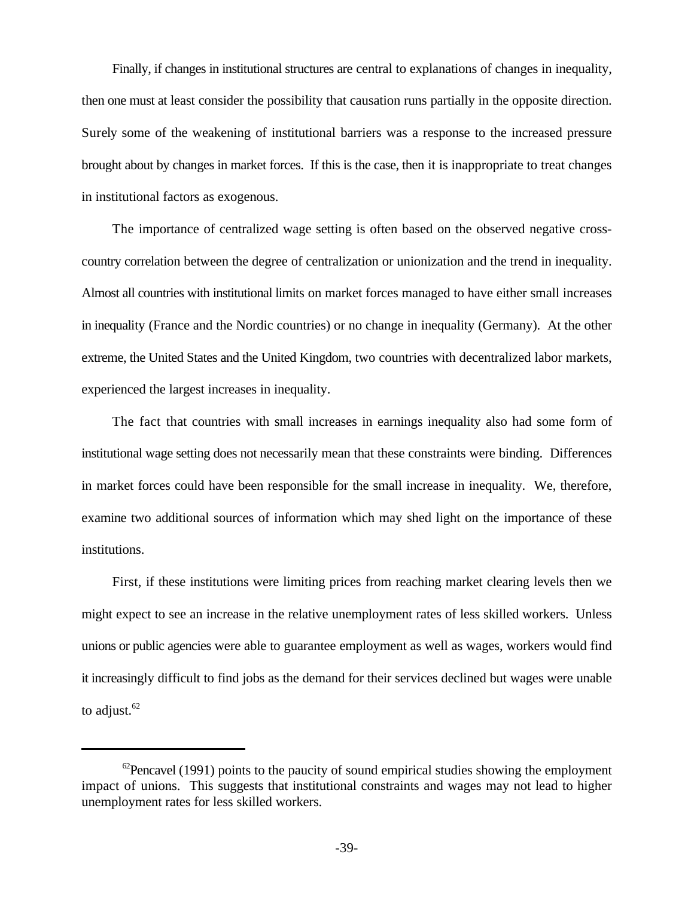Finally, if changes in institutional structures are central to explanations of changes in inequality, then one must at least consider the possibility that causation runs partially in the opposite direction. Surely some of the weakening of institutional barriers was a response to the increased pressure brought about by changes in market forces. If this is the case, then it is inappropriate to treat changes in institutional factors as exogenous.

The importance of centralized wage setting is often based on the observed negative cross-country correlation between the degree of centralization or unionization and the trend in inequality. Almost all countries with institutional limits on market forces managed to have either small increases in inequality (France and the Nordic countries) or no change in inequality (Germany). At the other extreme, the United States and the United Kingdom, two countries with decentralized labor markets, experienced the largest increases in inequality.

The fact that countries with small increases in earnings inequality also had some form of institutional wage setting does not necessarily mean that these constraints were binding. Differences in market forces could have been responsible for the small increase in inequality. We, therefore, examine two additional sources of information which may shed light on the importance of these institutions.

First, if these institutions were limiting prices from reaching market clearing levels then we might expect to see an increase in the relative unemployment rates of less skilled workers. Unless unions or public agencies were able to guarantee employment as well as wages, workers would find it increasingly difficult to find jobs as the demand for their services declined but wages were unable to adjust.[62]

---

[62]Pencavel (1991) points to the paucity of sound empirical studies showing the employment impact of unions. This suggests that institutional constraints and wages may not lead to higher unemployment rates for less skilled workers.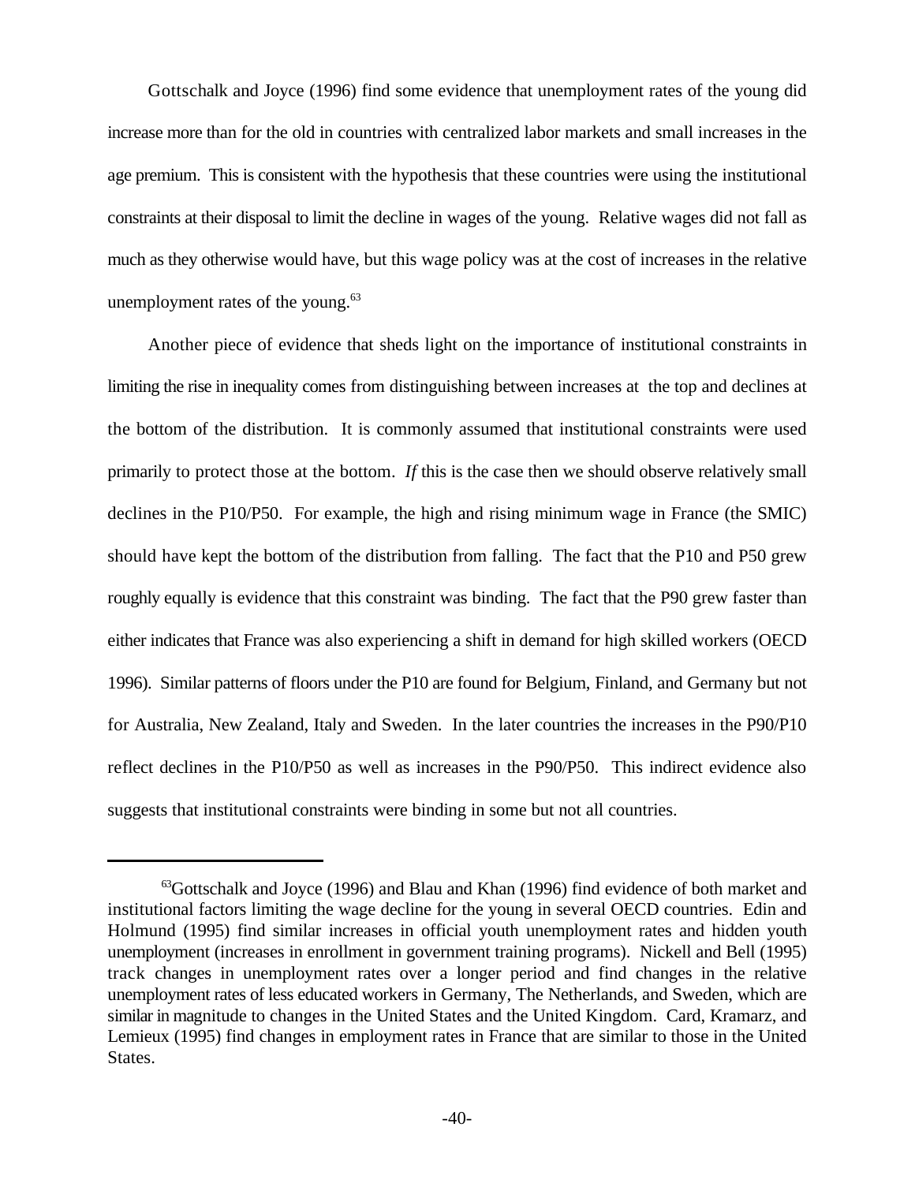Gottschalk and Joyce (1996) find some evidence that unemployment rates of the young did increase more than for the old in countries with centralized labor markets and small increases in the age premium. This is consistent with the hypothesis that these countries were using the institutional constraints at their disposal to limit the decline in wages of the young. Relative wages did not fall as much as they otherwise would have, but this wage policy was at the cost of increases in the relative unemployment rates of the young.[63]

Another piece of evidence that sheds light on the importance of institutional constraints in limiting the rise in inequality comes from distinguishing between increases at the top and declines at the bottom of the distribution. It is commonly assumed that institutional constraints were used primarily to protect those at the bottom. *If* this is the case then we should observe relatively small declines in the P10/P50. For example, the high and rising minimum wage in France (the SMIC) should have kept the bottom of the distribution from falling. The fact that the P10 and P50 grew roughly equally is evidence that this constraint was binding. The fact that the P90 grew faster than either indicates that France was also experiencing a shift in demand for high skilled workers (OECD 1996). Similar patterns of floors under the P10 are found for Belgium, Finland, and Germany but not for Australia, New Zealand, Italy and Sweden. In the later countries the increases in the P90/P10 reflect declines in the P10/P50 as well as increases in the P90/P50. This indirect evidence also suggests that institutional constraints were binding in some but not all countries.

---

[63]Gottschalk and Joyce (1996) and Blau and Khan (1996) find evidence of both market and institutional factors limiting the wage decline for the young in several OECD countries. Edin and Holmund (1995) find similar increases in official youth unemployment rates and hidden youth unemployment (increases in enrollment in government training programs). Nickell and Bell (1995) track changes in unemployment rates over a longer period and find changes in the relative unemployment rates of less educated workers in Germany, The Netherlands, and Sweden, which are similar in magnitude to changes in the United States and the United Kingdom. Card, Kramarz, and Lemieux (1995) find changes in employment rates in France that are similar to those in the United States.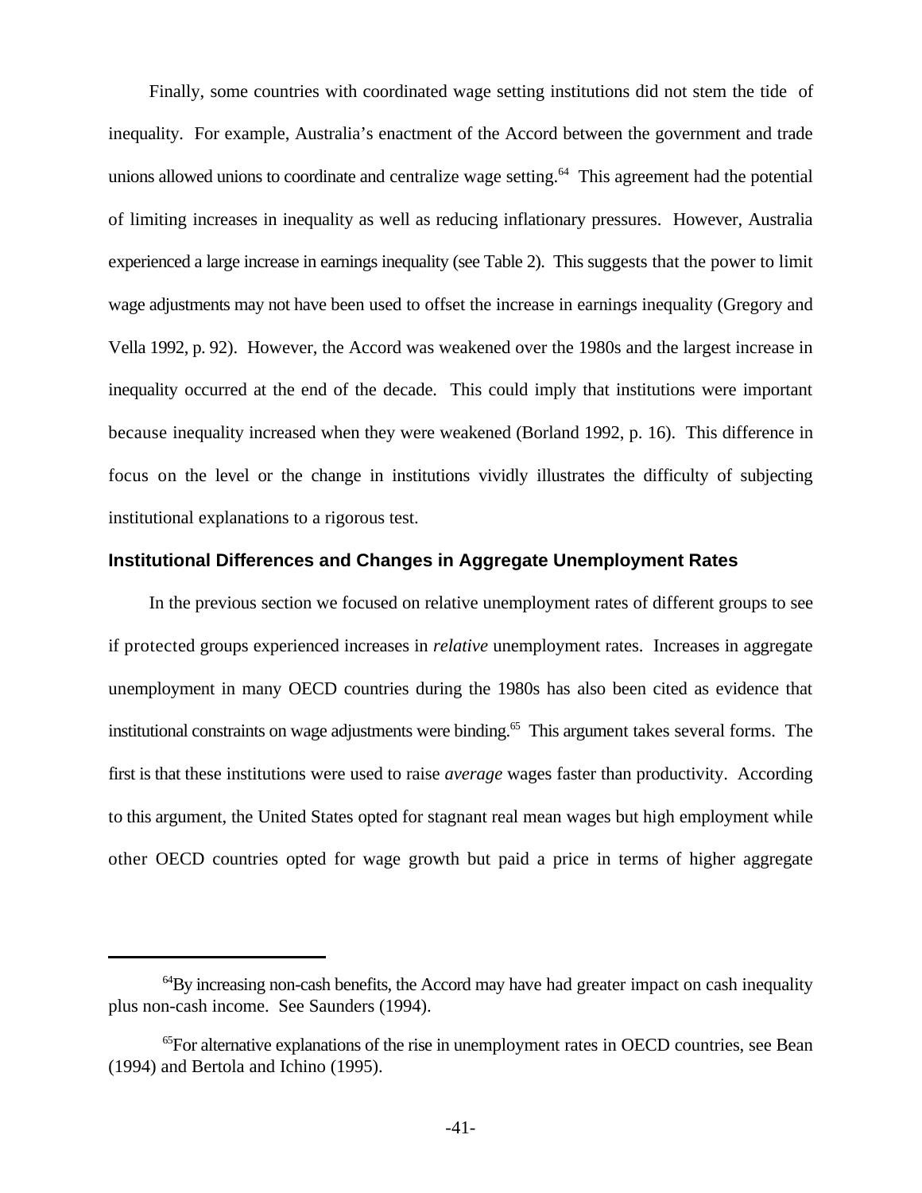Finally, some countries with coordinated wage setting institutions did not stem the tide of inequality. For example, Australia's enactment of the Accord between the government and trade unions allowed unions to coordinate and centralize wage setting.[64] This agreement had the potential of limiting increases in inequality as well as reducing inflationary pressures. However, Australia experienced a large increase in earnings inequality (see Table 2). This suggests that the power to limit wage adjustments may not have been used to offset the increase in earnings inequality (Gregory and Vella 1992, p. 92). However, the Accord was weakened over the 1980s and the largest increase in inequality occurred at the end of the decade. This could imply that institutions were important because inequality increased when they were weakened (Borland 1992, p. 16). This difference in focus on the level or the change in institutions vividly illustrates the difficulty of subjecting institutional explanations to a rigorous test.

### Institutional Differences and Changes in Aggregate Unemployment Rates

In the previous section we focused on relative unemployment rates of different groups to see if protected groups experienced increases in *relative* unemployment rates. Increases in aggregate unemployment in many OECD countries during the 1980s has also been cited as evidence that institutional constraints on wage adjustments were binding.[65] This argument takes several forms. The first is that these institutions were used to raise *average* wages faster than productivity. According to this argument, the United States opted for stagnant real mean wages but high employment while other OECD countries opted for wage growth but paid a price in terms of higher aggregate

---

[64] By increasing non-cash benefits, the Accord may have had greater impact on cash inequality plus non-cash income. See Saunders (1994).

[65] For alternative explanations of the rise in unemployment rates in OECD countries, see Bean (1994) and Bertola and Ichino (1995).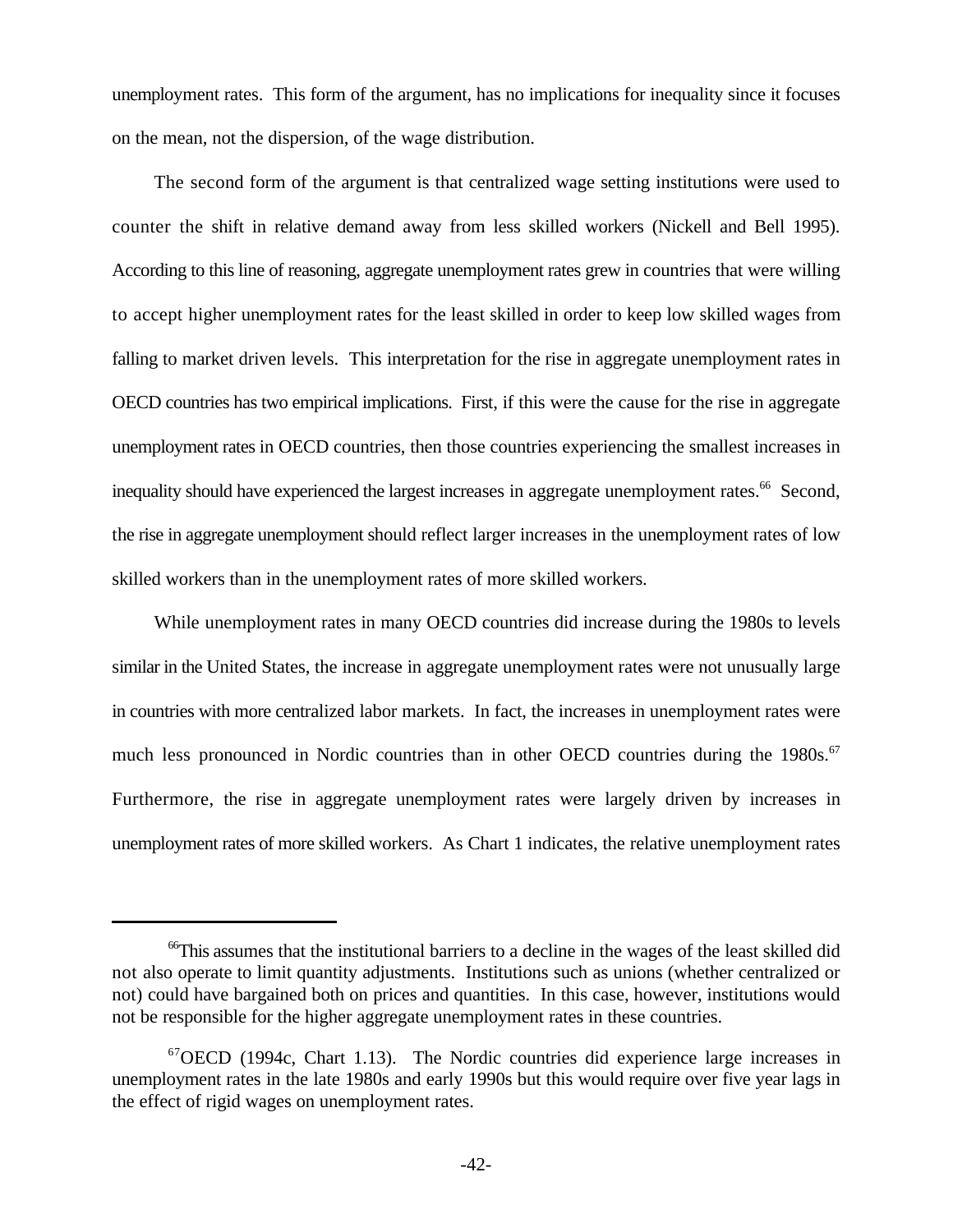unemployment rates. This form of the argument, has no implications for inequality since it focuses on the mean, not the dispersion, of the wage distribution.

The second form of the argument is that centralized wage setting institutions were used to counter the shift in relative demand away from less skilled workers (Nickell and Bell 1995). According to this line of reasoning, aggregate unemployment rates grew in countries that were willing to accept higher unemployment rates for the least skilled in order to keep low skilled wages from falling to market driven levels. This interpretation for the rise in aggregate unemployment rates in OECD countries has two empirical implications. First, if this were the cause for the rise in aggregate unemployment rates in OECD countries, then those countries experiencing the smallest increases in inequality should have experienced the largest increases in aggregate unemployment rates.[66] Second, the rise in aggregate unemployment should reflect larger increases in the unemployment rates of low skilled workers than in the unemployment rates of more skilled workers.

While unemployment rates in many OECD countries did increase during the 1980s to levels similar in the United States, the increase in aggregate unemployment rates were not unusually large in countries with more centralized labor markets. In fact, the increases in unemployment rates were much less pronounced in Nordic countries than in other OECD countries during the 1980s.[67] Furthermore, the rise in aggregate unemployment rates were largely driven by increases in unemployment rates of more skilled workers. As Chart 1 indicates, the relative unemployment rates

---

[66] This assumes that the institutional barriers to a decline in the wages of the least skilled did not also operate to limit quantity adjustments. Institutions such as unions (whether centralized or not) could have bargained both on prices and quantities. In this case, however, institutions would not be responsible for the higher aggregate unemployment rates in these countries.

[67] OECD (1994c, Chart 1.13). The Nordic countries did experience large increases in unemployment rates in the late 1980s and early 1990s but this would require over five year lags in the effect of rigid wages on unemployment rates.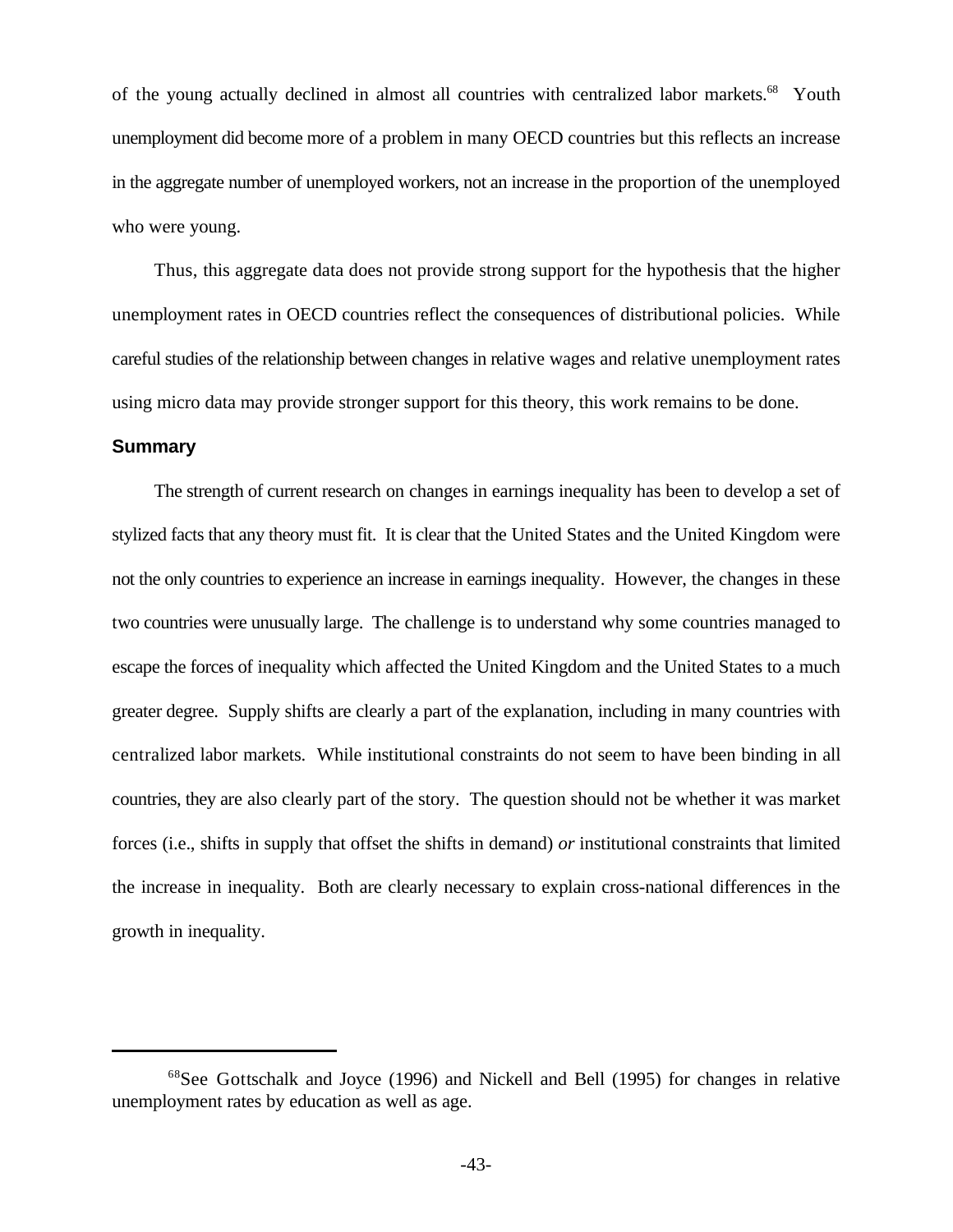of the young actually declined in almost all countries with centralized labor markets.[68] Youth unemployment did become more of a problem in many OECD countries but this reflects an increase in the aggregate number of unemployed workers, not an increase in the proportion of the unemployed who were young.

Thus, this aggregate data does not provide strong support for the hypothesis that the higher unemployment rates in OECD countries reflect the consequences of distributional policies. While careful studies of the relationship between changes in relative wages and relative unemployment rates using micro data may provide stronger support for this theory, this work remains to be done.

### Summary

The strength of current research on changes in earnings inequality has been to develop a set of stylized facts that any theory must fit. It is clear that the United States and the United Kingdom were not the only countries to experience an increase in earnings inequality. However, the changes in these two countries were unusually large. The challenge is to understand why some countries managed to escape the forces of inequality which affected the United Kingdom and the United States to a much greater degree. Supply shifts are clearly a part of the explanation, including in many countries with centralized labor markets. While institutional constraints do not seem to have been binding in all countries, they are also clearly part of the story. The question should not be whether it was market forces (i.e., shifts in supply that offset the shifts in demand) *or* institutional constraints that limited the increase in inequality. Both are clearly necessary to explain cross-national differences in the growth in inequality.

---

[68] See Gottschalk and Joyce (1996) and Nickell and Bell (1995) for changes in relative unemployment rates by education as well as age.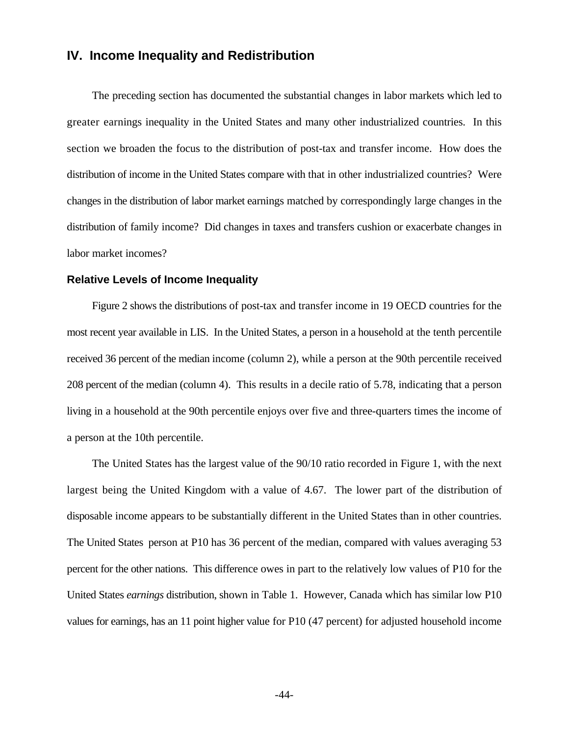## IV. Income Inequality and Redistribution

The preceding section has documented the substantial changes in labor markets which led to greater earnings inequality in the United States and many other industrialized countries. In this section we broaden the focus to the distribution of post-tax and transfer income. How does the distribution of income in the United States compare with that in other industrialized countries? Were changes in the distribution of labor market earnings matched by correspondingly large changes in the distribution of family income? Did changes in taxes and transfers cushion or exacerbate changes in labor market incomes?

### Relative Levels of Income Inequality

Figure 2 shows the distributions of post-tax and transfer income in 19 OECD countries for the most recent year available in LIS. In the United States, a person in a household at the tenth percentile received 36 percent of the median income (column 2), while a person at the 90th percentile received 208 percent of the median (column 4). This results in a decile ratio of 5.78, indicating that a person living in a household at the 90th percentile enjoys over five and three-quarters times the income of a person at the 10th percentile.

The United States has the largest value of the 90/10 ratio recorded in Figure 1, with the next largest being the United Kingdom with a value of 4.67. The lower part of the distribution of disposable income appears to be substantially different in the United States than in other countries. The United States person at P10 has 36 percent of the median, compared with values averaging 53 percent for the other nations. This difference owes in part to the relatively low values of P10 for the United States *earnings* distribution, shown in Table 1. However, Canada which has similar low P10 values for earnings, has an 11 point higher value for P10 (47 percent) for adjusted household income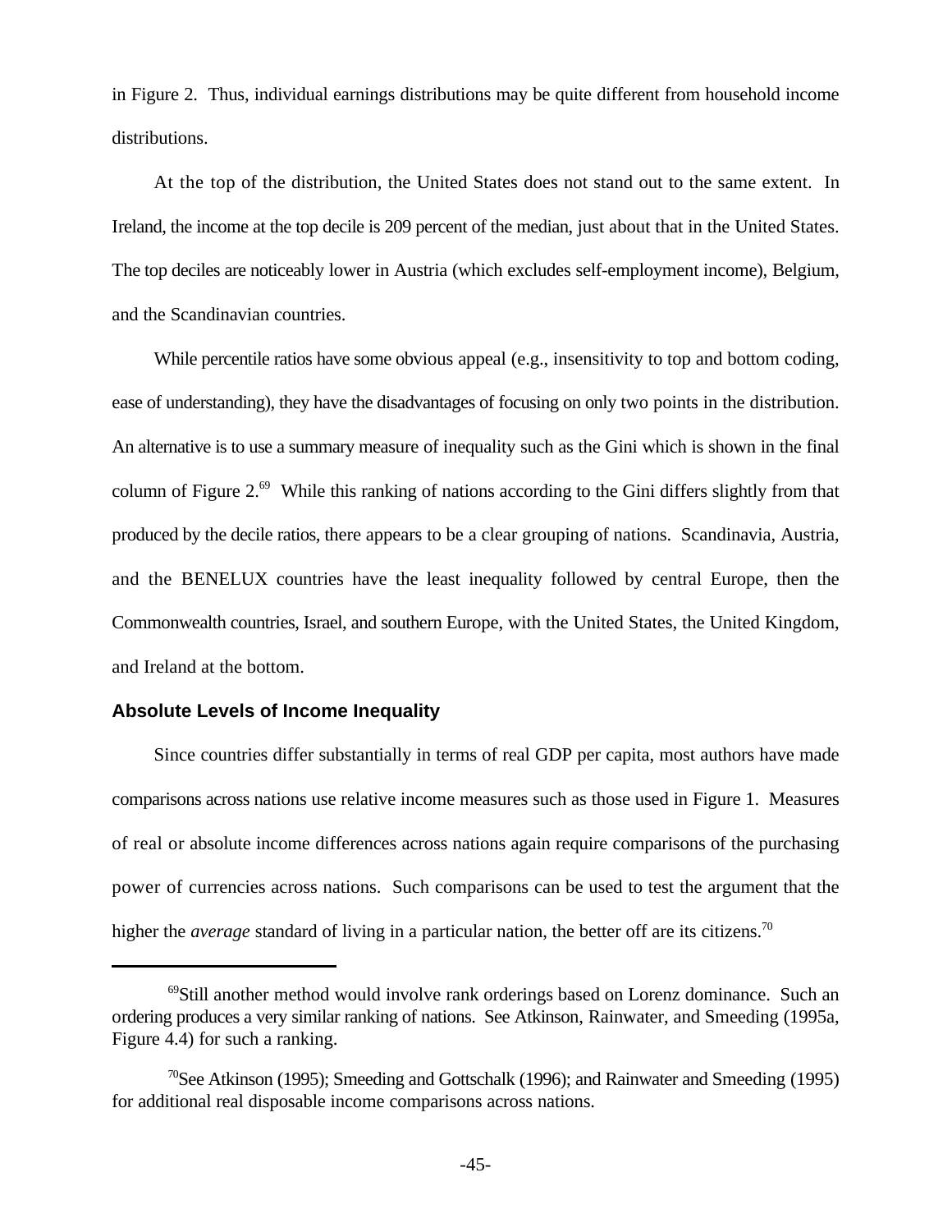in Figure 2. Thus, individual earnings distributions may be quite different from household income distributions.

At the top of the distribution, the United States does not stand out to the same extent. In Ireland, the income at the top decile is 209 percent of the median, just about that in the United States. The top deciles are noticeably lower in Austria (which excludes self-employment income), Belgium, and the Scandinavian countries.

While percentile ratios have some obvious appeal (e.g., insensitivity to top and bottom coding, ease of understanding), they have the disadvantages of focusing on only two points in the distribution. An alternative is to use a summary measure of inequality such as the Gini which is shown in the final column of Figure 2.[69] While this ranking of nations according to the Gini differs slightly from that produced by the decile ratios, there appears to be a clear grouping of nations. Scandinavia, Austria, and the BENELUX countries have the least inequality followed by central Europe, then the Commonwealth countries, Israel, and southern Europe, with the United States, the United Kingdom, and Ireland at the bottom.

### Absolute Levels of Income Inequality

Since countries differ substantially in terms of real GDP per capita, most authors have made comparisons across nations use relative income measures such as those used in Figure 1. Measures of real or absolute income differences across nations again require comparisons of the purchasing power of currencies across nations. Such comparisons can be used to test the argument that the higher the *average* standard of living in a particular nation, the better off are its citizens.[70]

---

[69] Still another method would involve rank orderings based on Lorenz dominance. Such an ordering produces a very similar ranking of nations. See Atkinson, Rainwater, and Smeeding (1995a, Figure 4.4) for such a ranking.

[70] See Atkinson (1995); Smeeding and Gottschalk (1996); and Rainwater and Smeeding (1995) for additional real disposable income comparisons across nations.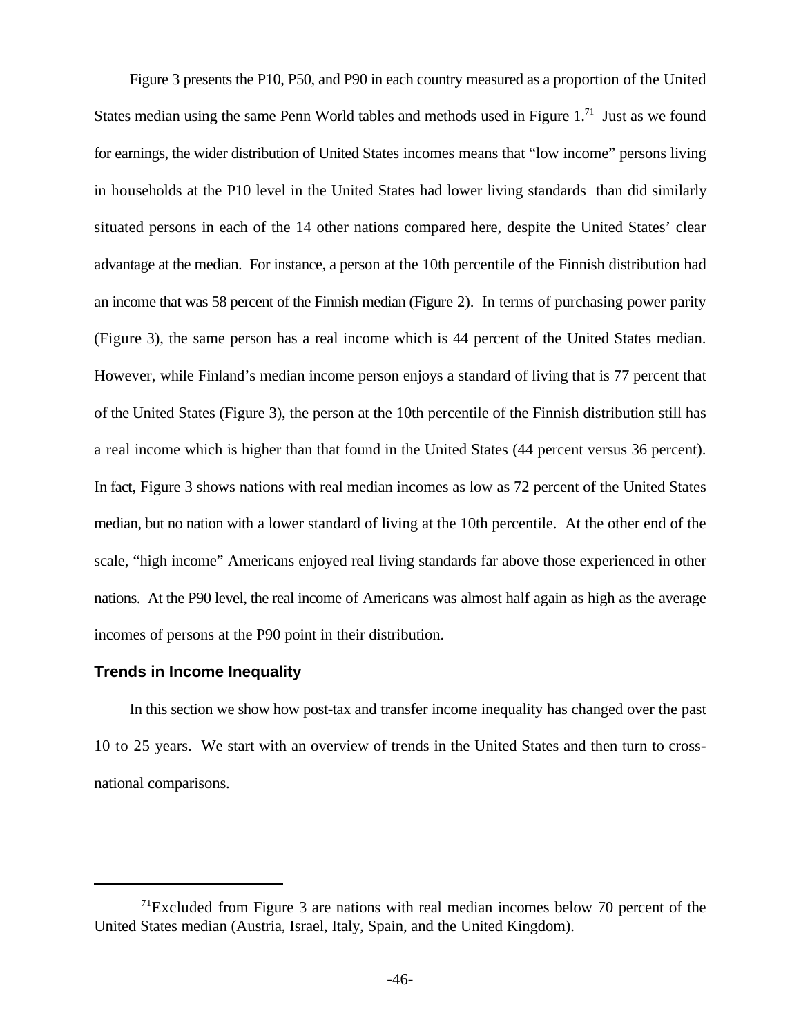Figure 3 presents the P10, P50, and P90 in each country measured as a proportion of the United States median using the same Penn World tables and methods used in Figure 1.[71] Just as we found for earnings, the wider distribution of United States incomes means that "low income" persons living in households at the P10 level in the United States had lower living standards than did similarly situated persons in each of the 14 other nations compared here, despite the United States' clear advantage at the median. For instance, a person at the 10th percentile of the Finnish distribution had an income that was 58 percent of the Finnish median (Figure 2). In terms of purchasing power parity (Figure 3), the same person has a real income which is 44 percent of the United States median. However, while Finland's median income person enjoys a standard of living that is 77 percent that of the United States (Figure 3), the person at the 10th percentile of the Finnish distribution still has a real income which is higher than that found in the United States (44 percent versus 36 percent). In fact, Figure 3 shows nations with real median incomes as low as 72 percent of the United States median, but no nation with a lower standard of living at the 10th percentile. At the other end of the scale, "high income" Americans enjoyed real living standards far above those experienced in other nations. At the P90 level, the real income of Americans was almost half again as high as the average incomes of persons at the P90 point in their distribution.

## Trends in Income Inequality

In this section we show how post-tax and transfer income inequality has changed over the past 10 to 25 years. We start with an overview of trends in the United States and then turn to cross-national comparisons.

---

[71]Excluded from Figure 3 are nations with real median incomes below 70 percent of the United States median (Austria, Israel, Italy, Spain, and the United Kingdom).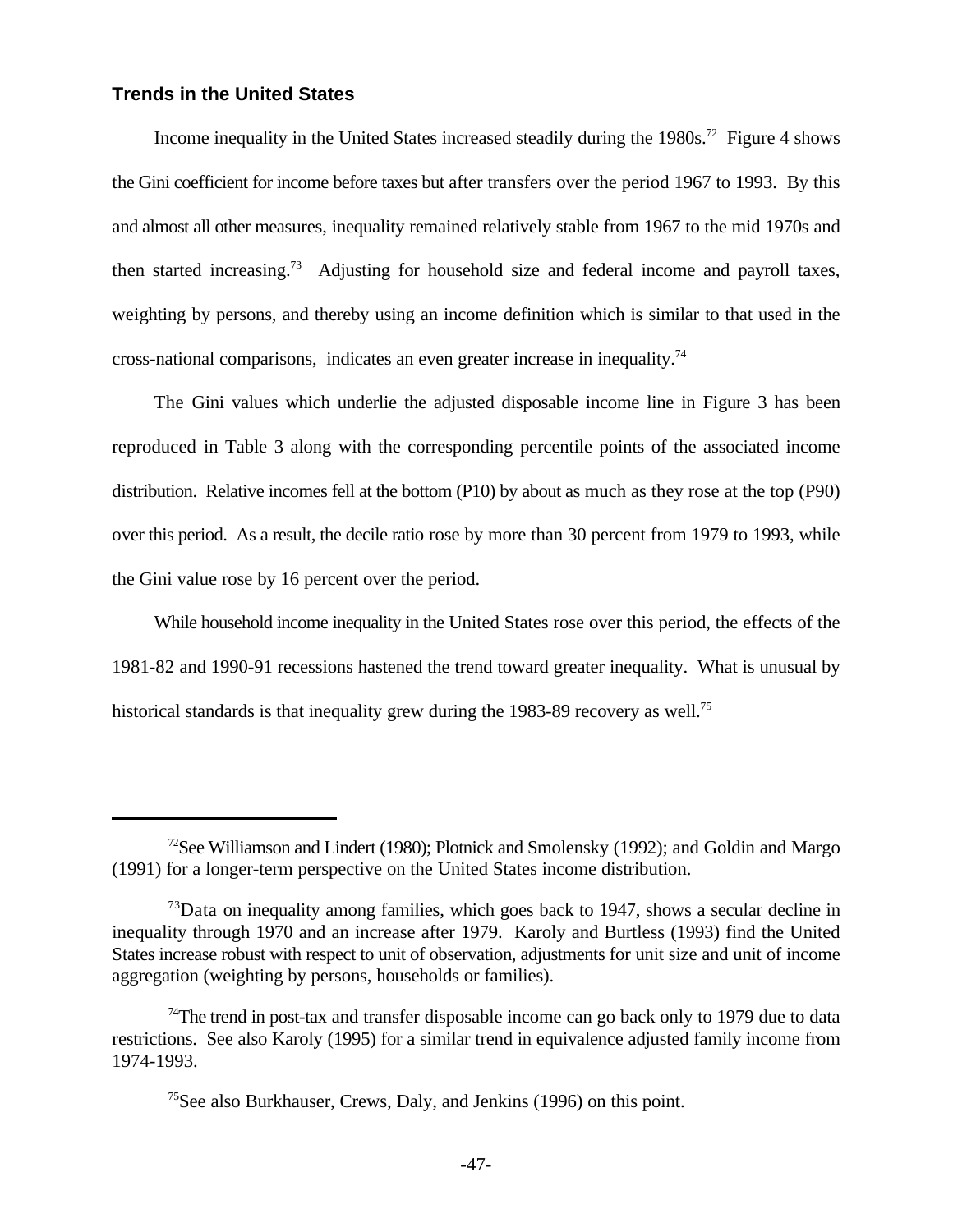### Trends in the United States

Income inequality in the United States increased steadily during the 1980s.[72] Figure 4 shows the Gini coefficient for income before taxes but after transfers over the period 1967 to 1993. By this and almost all other measures, inequality remained relatively stable from 1967 to the mid 1970s and then started increasing.[73] Adjusting for household size and federal income and payroll taxes, weighting by persons, and thereby using an income definition which is similar to that used in the cross-national comparisons, indicates an even greater increase in inequality.[74]

The Gini values which underlie the adjusted disposable income line in Figure 3 has been reproduced in Table 3 along with the corresponding percentile points of the associated income distribution. Relative incomes fell at the bottom (P10) by about as much as they rose at the top (P90) over this period. As a result, the decile ratio rose by more than 30 percent from 1979 to 1993, while the Gini value rose by 16 percent over the period.

While household income inequality in the United States rose over this period, the effects of the 1981-82 and 1990-91 recessions hastened the trend toward greater inequality. What is unusual by historical standards is that inequality grew during the 1983-89 recovery as well.[75]

---

[72]See Williamson and Lindert (1980); Plotnick and Smolensky (1992); and Goldin and Margo (1991) for a longer-term perspective on the United States income distribution.

[73]Data on inequality among families, which goes back to 1947, shows a secular decline in inequality through 1970 and an increase after 1979. Karoly and Burtless (1993) find the United States increase robust with respect to unit of observation, adjustments for unit size and unit of income aggregation (weighting by persons, households or families).

[74]The trend in post-tax and transfer disposable income can go back only to 1979 due to data restrictions. See also Karoly (1995) for a similar trend in equivalence adjusted family income from 1974-1993.

[75]See also Burkhauser, Crews, Daly, and Jenkins (1996) on this point.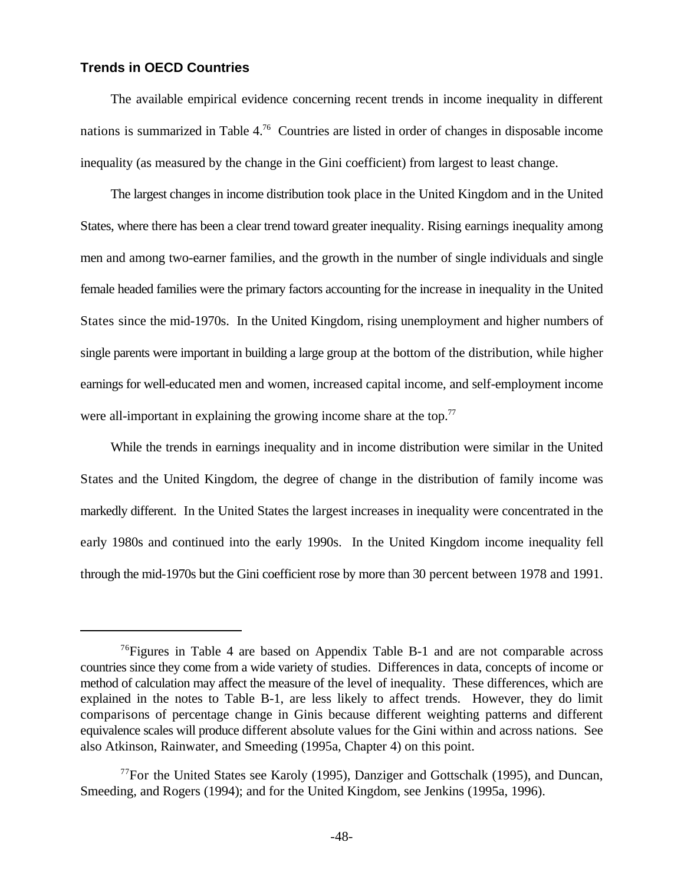### Trends in OECD Countries

The available empirical evidence concerning recent trends in income inequality in different nations is summarized in Table 4.[76] Countries are listed in order of changes in disposable income inequality (as measured by the change in the Gini coefficient) from largest to least change.

The largest changes in income distribution took place in the United Kingdom and in the United States, where there has been a clear trend toward greater inequality. Rising earnings inequality among men and among two-earner families, and the growth in the number of single individuals and single female headed families were the primary factors accounting for the increase in inequality in the United States since the mid-1970s. In the United Kingdom, rising unemployment and higher numbers of single parents were important in building a large group at the bottom of the distribution, while higher earnings for well-educated men and women, increased capital income, and self-employment income were all-important in explaining the growing income share at the top.[77]

While the trends in earnings inequality and in income distribution were similar in the United States and the United Kingdom, the degree of change in the distribution of family income was markedly different. In the United States the largest increases in inequality were concentrated in the early 1980s and continued into the early 1990s. In the United Kingdom income inequality fell through the mid-1970s but the Gini coefficient rose by more than 30 percent between 1978 and 1991.

---

[76]Figures in Table 4 are based on Appendix Table B-1 and are not comparable across countries since they come from a wide variety of studies. Differences in data, concepts of income or method of calculation may affect the measure of the level of inequality. These differences, which are explained in the notes to Table B-1, are less likely to affect trends. However, they do limit comparisons of percentage change in Ginis because different weighting patterns and different equivalence scales will produce different absolute values for the Gini within and across nations. See also Atkinson, Rainwater, and Smeeding (1995a, Chapter 4) on this point.

[77]For the United States see Karoly (1995), Danziger and Gottschalk (1995), and Duncan, Smeeding, and Rogers (1994); and for the United Kingdom, see Jenkins (1995a, 1996).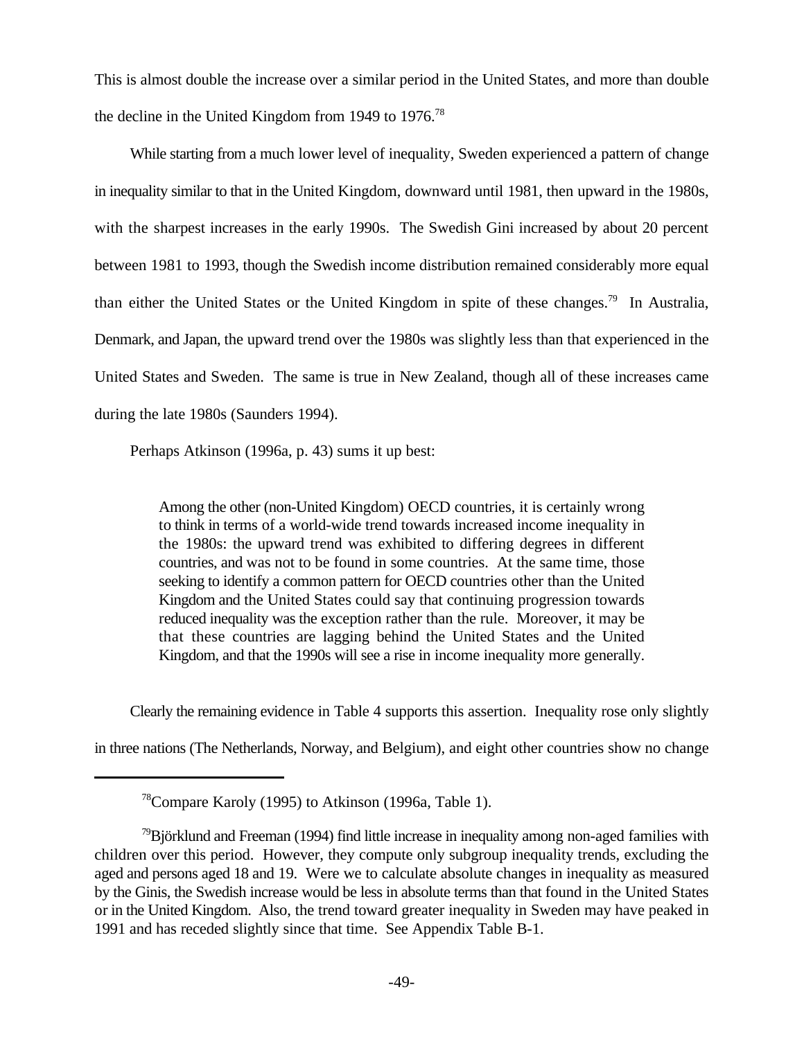This is almost double the increase over a similar period in the United States, and more than double the decline in the United Kingdom from 1949 to 1976.[78]

While starting from a much lower level of inequality, Sweden experienced a pattern of change in inequality similar to that in the United Kingdom, downward until 1981, then upward in the 1980s, with the sharpest increases in the early 1990s. The Swedish Gini increased by about 20 percent between 1981 to 1993, though the Swedish income distribution remained considerably more equal than either the United States or the United Kingdom in spite of these changes.[79] In Australia, Denmark, and Japan, the upward trend over the 1980s was slightly less than that experienced in the United States and Sweden. The same is true in New Zealand, though all of these increases came during the late 1980s (Saunders 1994).

Perhaps Atkinson (1996a, p. 43) sums it up best:

> Among the other (non-United Kingdom) OECD countries, it is certainly wrong to think in terms of a world-wide trend towards increased income inequality in the 1980s: the upward trend was exhibited to differing degrees in different countries, and was not to be found in some countries. At the same time, those seeking to identify a common pattern for OECD countries other than the United Kingdom and the United States could say that continuing progression towards reduced inequality was the exception rather than the rule. Moreover, it may be that these countries are lagging behind the United States and the United Kingdom, and that the 1990s will see a rise in income inequality more generally.

Clearly the remaining evidence in Table 4 supports this assertion. Inequality rose only slightly in three nations (The Netherlands, Norway, and Belgium), and eight other countries show no change

---

[78]Compare Karoly (1995) to Atkinson (1996a, Table 1).

[79]Björklund and Freeman (1994) find little increase in inequality among non-aged families with children over this period. However, they compute only subgroup inequality trends, excluding the aged and persons aged 18 and 19. Were we to calculate absolute changes in inequality as measured by the Ginis, the Swedish increase would be less in absolute terms than that found in the United States or in the United Kingdom. Also, the trend toward greater inequality in Sweden may have peaked in 1991 and has receded slightly since that time. See Appendix Table B-1.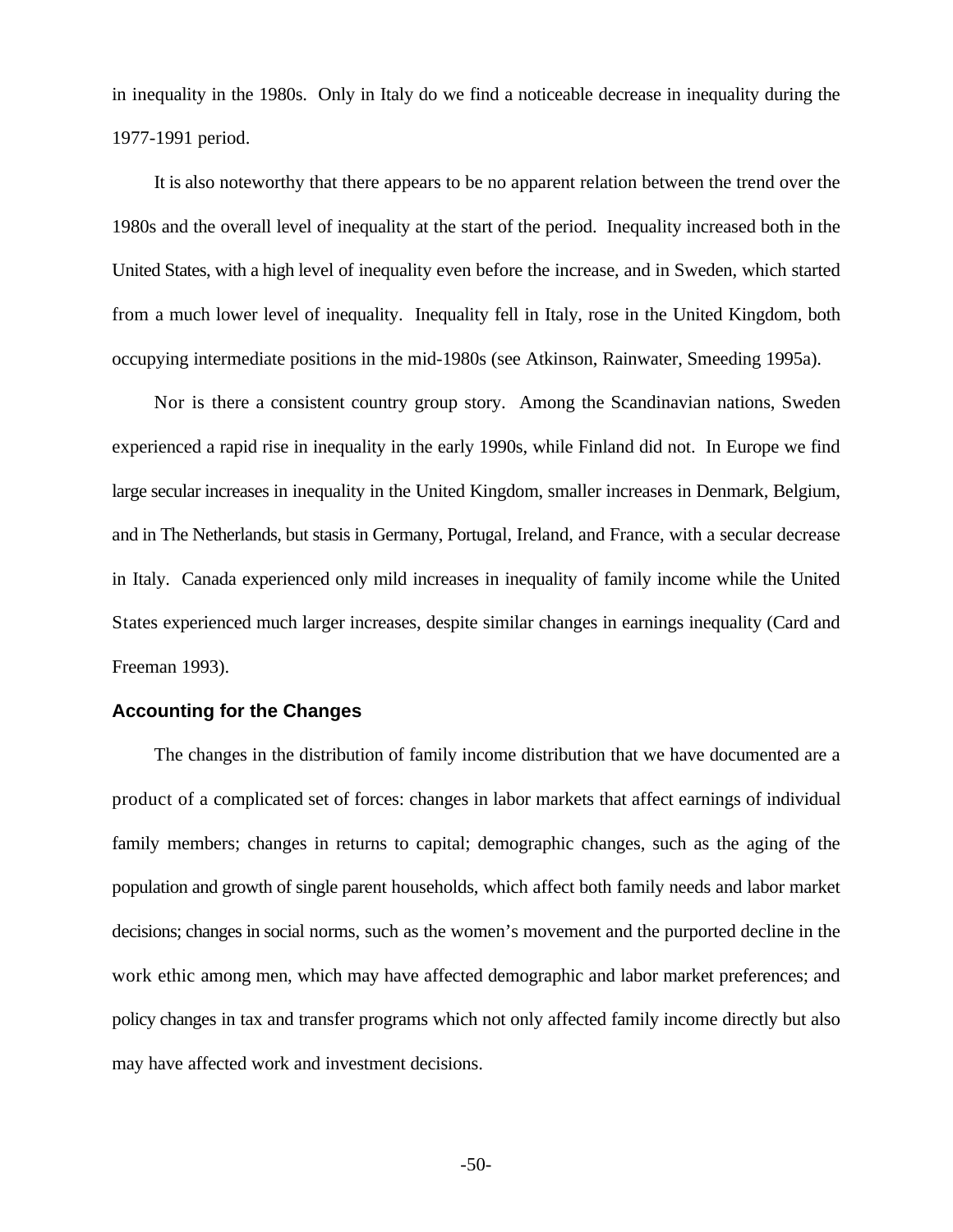in inequality in the 1980s. Only in Italy do we find a noticeable decrease in inequality during the 1977-1991 period.

It is also noteworthy that there appears to be no apparent relation between the trend over the 1980s and the overall level of inequality at the start of the period. Inequality increased both in the United States, with a high level of inequality even before the increase, and in Sweden, which started from a much lower level of inequality. Inequality fell in Italy, rose in the United Kingdom, both occupying intermediate positions in the mid-1980s (see Atkinson, Rainwater, Smeeding 1995a).

Nor is there a consistent country group story. Among the Scandinavian nations, Sweden experienced a rapid rise in inequality in the early 1990s, while Finland did not. In Europe we find large secular increases in inequality in the United Kingdom, smaller increases in Denmark, Belgium, and in The Netherlands, but stasis in Germany, Portugal, Ireland, and France, with a secular decrease in Italy. Canada experienced only mild increases in inequality of family income while the United States experienced much larger increases, despite similar changes in earnings inequality (Card and Freeman 1993).

### Accounting for the Changes

The changes in the distribution of family income distribution that we have documented are a product of a complicated set of forces: changes in labor markets that affect earnings of individual family members; changes in returns to capital; demographic changes, such as the aging of the population and growth of single parent households, which affect both family needs and labor market decisions; changes in social norms, such as the women's movement and the purported decline in the work ethic among men, which may have affected demographic and labor market preferences; and policy changes in tax and transfer programs which not only affected family income directly but also may have affected work and investment decisions.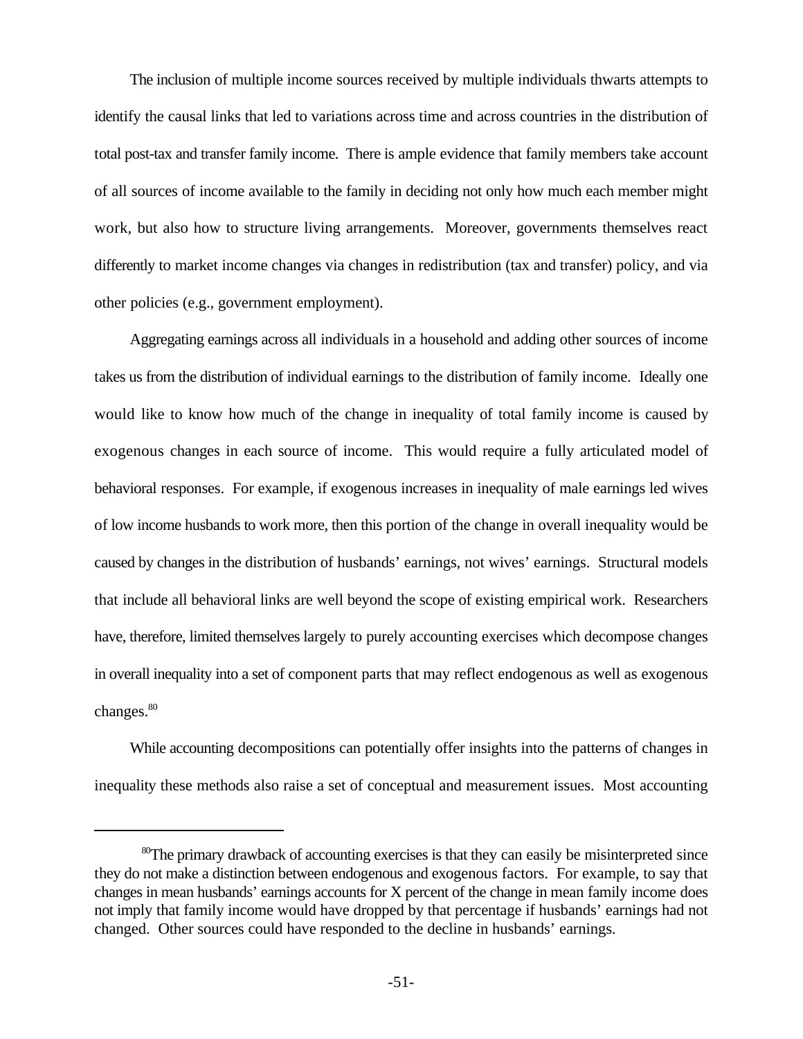The inclusion of multiple income sources received by multiple individuals thwarts attempts to identify the causal links that led to variations across time and across countries in the distribution of total post-tax and transfer family income. There is ample evidence that family members take account of all sources of income available to the family in deciding not only how much each member might work, but also how to structure living arrangements. Moreover, governments themselves react differently to market income changes via changes in redistribution (tax and transfer) policy, and via other policies (e.g., government employment).

Aggregating earnings across all individuals in a household and adding other sources of income takes us from the distribution of individual earnings to the distribution of family income. Ideally one would like to know how much of the change in inequality of total family income is caused by exogenous changes in each source of income. This would require a fully articulated model of behavioral responses. For example, if exogenous increases in inequality of male earnings led wives of low income husbands to work more, then this portion of the change in overall inequality would be caused by changes in the distribution of husbands' earnings, not wives' earnings. Structural models that include all behavioral links are well beyond the scope of existing empirical work. Researchers have, therefore, limited themselves largely to purely accounting exercises which decompose changes in overall inequality into a set of component parts that may reflect endogenous as well as exogenous changes.[80]

While accounting decompositions can potentially offer insights into the patterns of changes in inequality these methods also raise a set of conceptual and measurement issues. Most accounting

[80]The primary drawback of accounting exercises is that they can easily be misinterpreted since they do not make a distinction between endogenous and exogenous factors. For example, to say that changes in mean husbands' earnings accounts for X percent of the change in mean family income does not imply that family income would have dropped by that percentage if husbands' earnings had not changed. Other sources could have responded to the decline in husbands' earnings.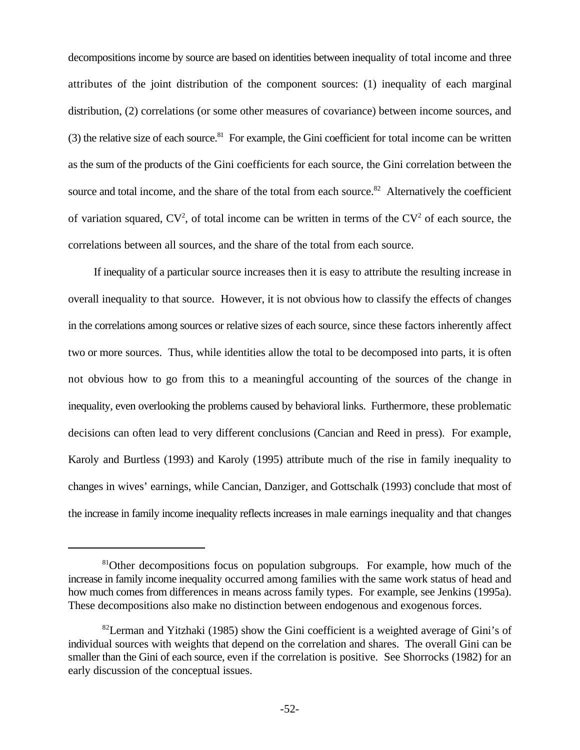decompositions income by source are based on identities between inequality of total income and three attributes of the joint distribution of the component sources: (1) inequality of each marginal distribution, (2) correlations (or some other measures of covariance) between income sources, and (3) the relative size of each source.[81] For example, the Gini coefficient for total income can be written as the sum of the products of the Gini coefficients for each source, the Gini correlation between the source and total income, and the share of the total from each source.[82] Alternatively the coefficient of variation squared, $CV^2$, of total income can be written in terms of the $CV^2$ of each source, the correlations between all sources, and the share of the total from each source.

If inequality of a particular source increases then it is easy to attribute the resulting increase in overall inequality to that source. However, it is not obvious how to classify the effects of changes in the correlations among sources or relative sizes of each source, since these factors inherently affect two or more sources. Thus, while identities allow the total to be decomposed into parts, it is often not obvious how to go from this to a meaningful accounting of the sources of the change in inequality, even overlooking the problems caused by behavioral links. Furthermore, these problematic decisions can often lead to very different conclusions (Cancian and Reed in press). For example, Karoly and Burtless (1993) and Karoly (1995) attribute much of the rise in family inequality to changes in wives' earnings, while Cancian, Danziger, and Gottschalk (1993) conclude that most of the increase in family income inequality reflects increases in male earnings inequality and that changes

---

[81]Other decompositions focus on population subgroups. For example, how much of the increase in family income inequality occurred among families with the same work status of head and how much comes from differences in means across family types. For example, see Jenkins (1995a). These decompositions also make no distinction between endogenous and exogenous forces.

[82]Lerman and Yitzhaki (1985) show the Gini coefficient is a weighted average of Gini's of individual sources with weights that depend on the correlation and shares. The overall Gini can be smaller than the Gini of each source, even if the correlation is positive. See Shorrocks (1982) for an early discussion of the conceptual issues.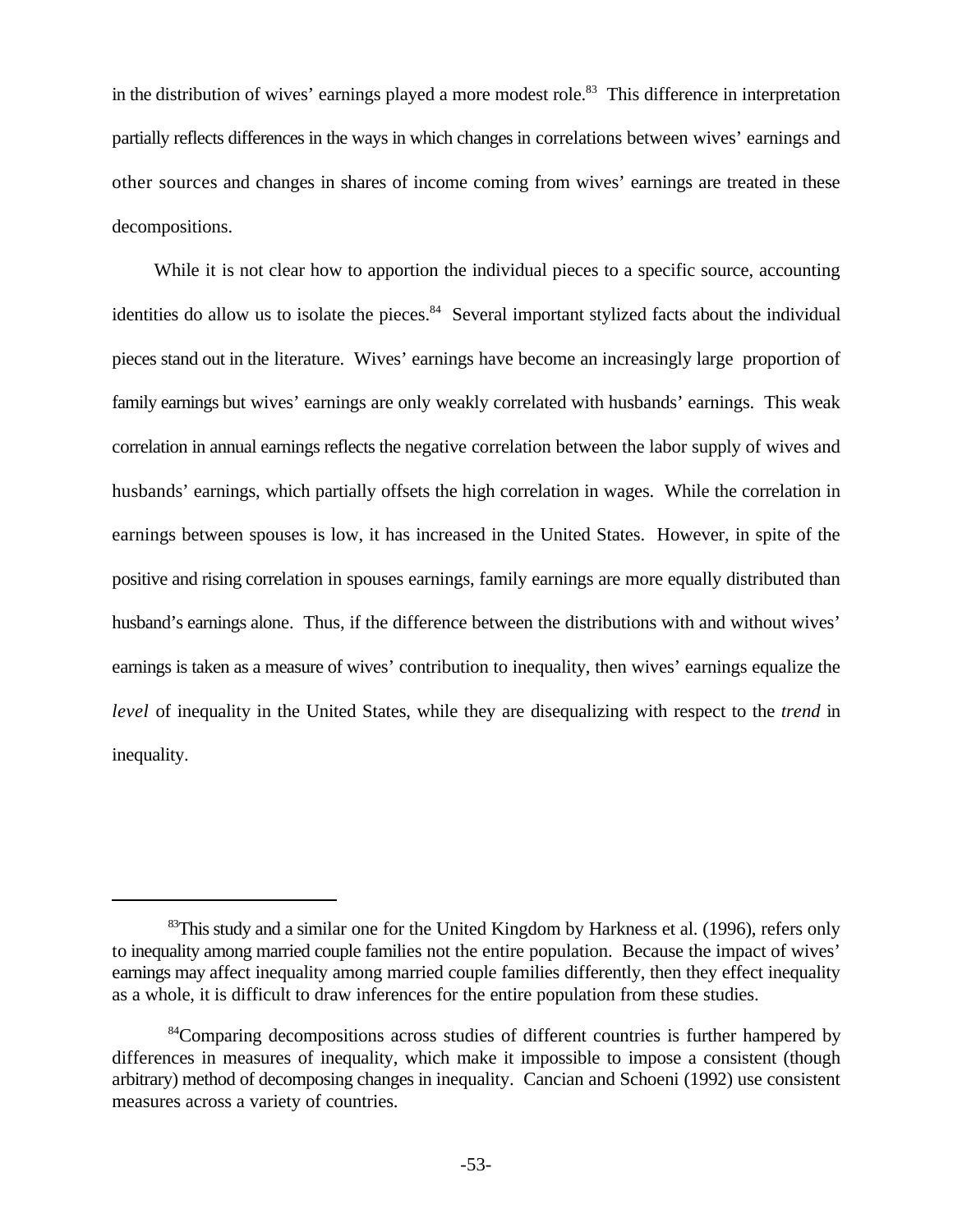in the distribution of wives' earnings played a more modest role.[83] This difference in interpretation partially reflects differences in the ways in which changes in correlations between wives' earnings and other sources and changes in shares of income coming from wives' earnings are treated in these decompositions.

While it is not clear how to apportion the individual pieces to a specific source, accounting identities do allow us to isolate the pieces.[84] Several important stylized facts about the individual pieces stand out in the literature. Wives' earnings have become an increasingly large proportion of family earnings but wives' earnings are only weakly correlated with husbands' earnings. This weak correlation in annual earnings reflects the negative correlation between the labor supply of wives and husbands' earnings, which partially offsets the high correlation in wages. While the correlation in earnings between spouses is low, it has increased in the United States. However, in spite of the positive and rising correlation in spouses earnings, family earnings are more equally distributed than husband's earnings alone. Thus, if the difference between the distributions with and without wives' earnings is taken as a measure of wives' contribution to inequality, then wives' earnings equalize the *level* of inequality in the United States, while they are disequalizing with respect to the *trend* in inequality.

---

[83]This study and a similar one for the United Kingdom by Harkness et al. (1996), refers only to inequality among married couple families not the entire population. Because the impact of wives' earnings may affect inequality among married couple families differently, then they effect inequality as a whole, it is difficult to draw inferences for the entire population from these studies.

[84]Comparing decompositions across studies of different countries is further hampered by differences in measures of inequality, which make it impossible to impose a consistent (though arbitrary) method of decomposing changes in inequality. Cancian and Schoeni (1992) use consistent measures across a variety of countries.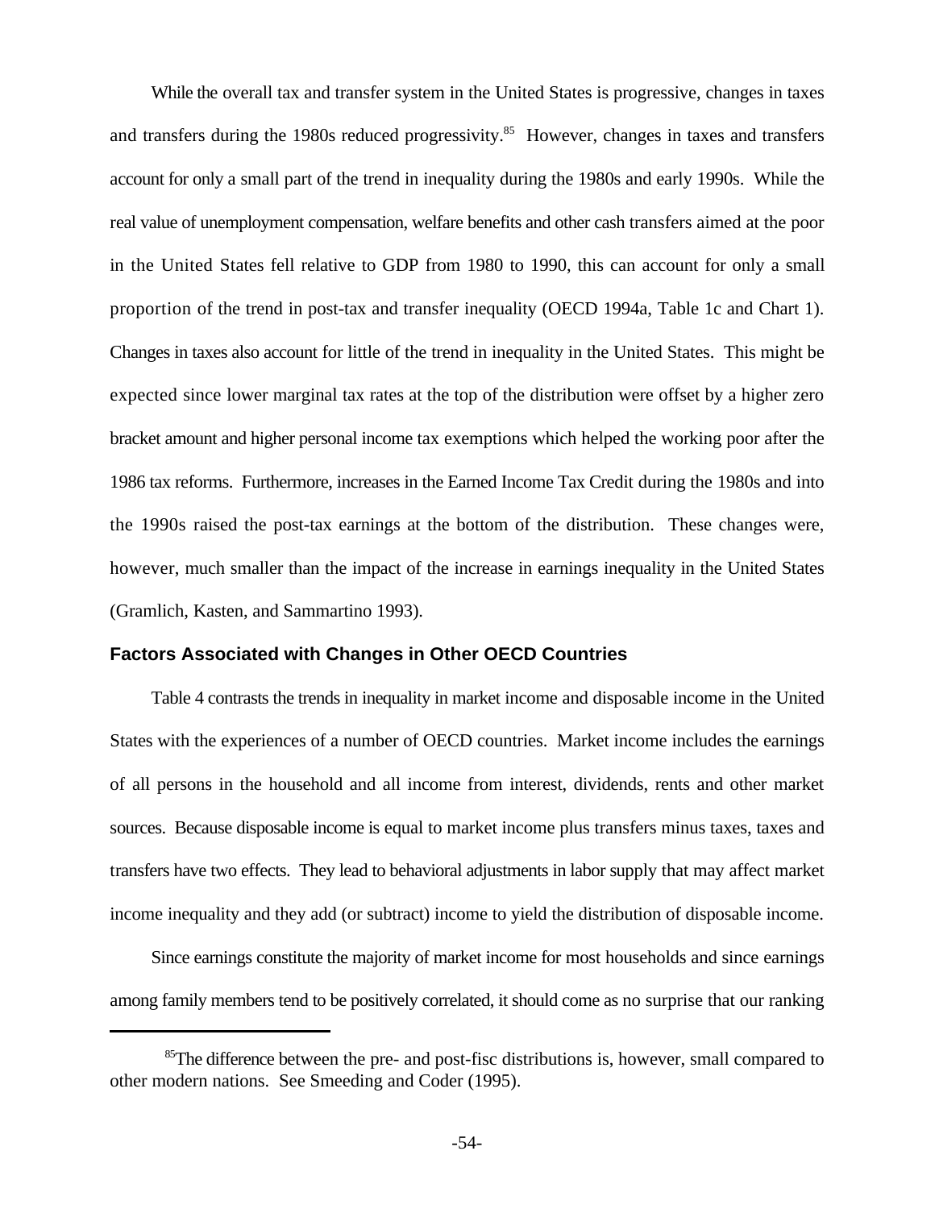While the overall tax and transfer system in the United States is progressive, changes in taxes and transfers during the 1980s reduced progressivity.[85] However, changes in taxes and transfers account for only a small part of the trend in inequality during the 1980s and early 1990s. While the real value of unemployment compensation, welfare benefits and other cash transfers aimed at the poor in the United States fell relative to GDP from 1980 to 1990, this can account for only a small proportion of the trend in post-tax and transfer inequality (OECD 1994a, Table 1c and Chart 1). Changes in taxes also account for little of the trend in inequality in the United States. This might be expected since lower marginal tax rates at the top of the distribution were offset by a higher zero bracket amount and higher personal income tax exemptions which helped the working poor after the 1986 tax reforms. Furthermore, increases in the Earned Income Tax Credit during the 1980s and into the 1990s raised the post-tax earnings at the bottom of the distribution. These changes were, however, much smaller than the impact of the increase in earnings inequality in the United States (Gramlich, Kasten, and Sammartino 1993).

### Factors Associated with Changes in Other OECD Countries

Table 4 contrasts the trends in inequality in market income and disposable income in the United States with the experiences of a number of OECD countries. Market income includes the earnings of all persons in the household and all income from interest, dividends, rents and other market sources. Because disposable income is equal to market income plus transfers minus taxes, taxes and transfers have two effects. They lead to behavioral adjustments in labor supply that may affect market income inequality and they add (or subtract) income to yield the distribution of disposable income.

Since earnings constitute the majority of market income for most households and since earnings among family members tend to be positively correlated, it should come as no surprise that our ranking

---

[85] The difference between the pre- and post-fisc distributions is, however, small compared to other modern nations. See Smeeding and Coder (1995).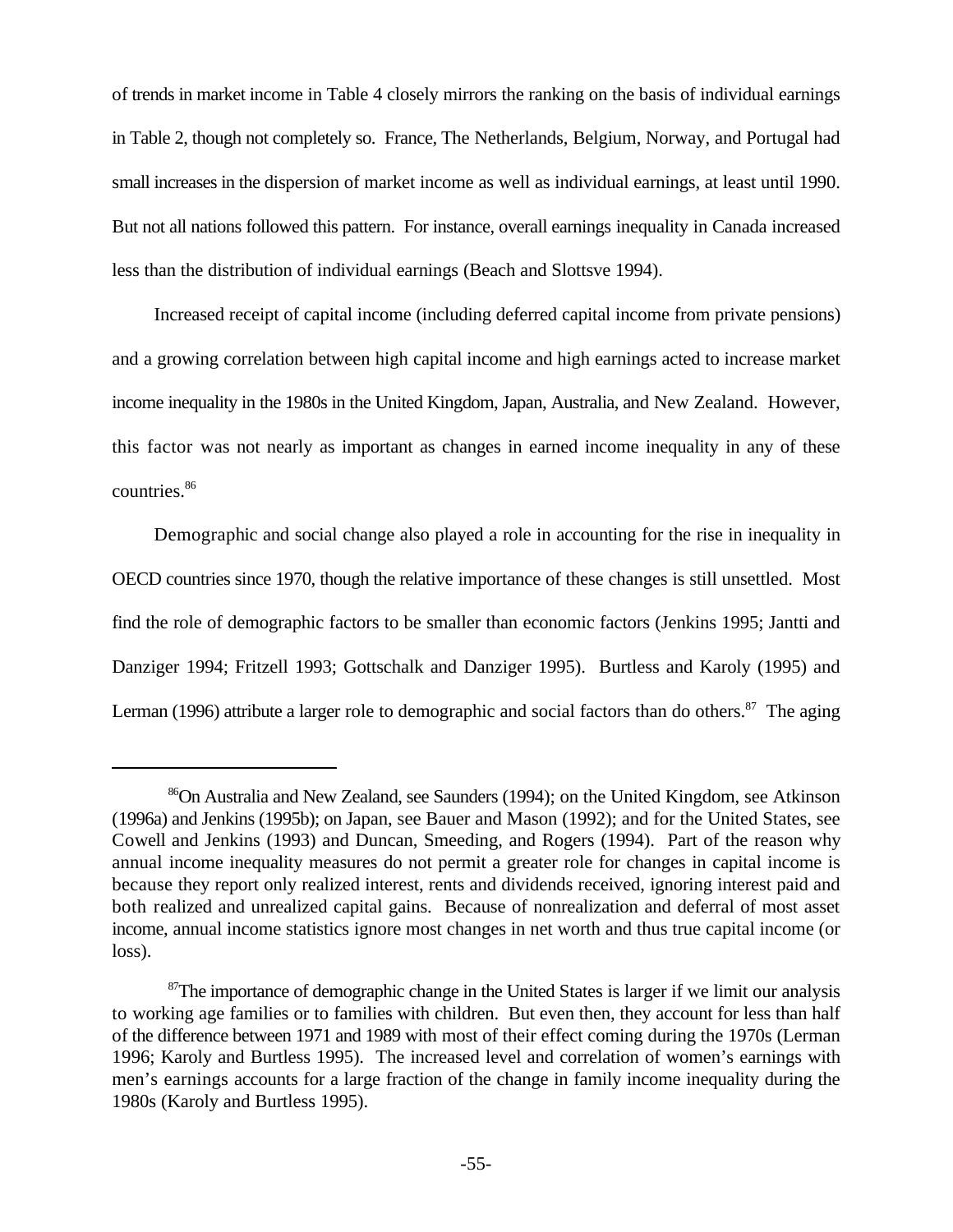of trends in market income in Table 4 closely mirrors the ranking on the basis of individual earnings in Table 2, though not completely so. France, The Netherlands, Belgium, Norway, and Portugal had small increases in the dispersion of market income as well as individual earnings, at least until 1990. But not all nations followed this pattern. For instance, overall earnings inequality in Canada increased less than the distribution of individual earnings (Beach and Slottsve 1994).

Increased receipt of capital income (including deferred capital income from private pensions) and a growing correlation between high capital income and high earnings acted to increase market income inequality in the 1980s in the United Kingdom, Japan, Australia, and New Zealand. However, this factor was not nearly as important as changes in earned income inequality in any of these countries.[86]

Demographic and social change also played a role in accounting for the rise in inequality in OECD countries since 1970, though the relative importance of these changes is still unsettled. Most find the role of demographic factors to be smaller than economic factors (Jenkins 1995; Jantti and Danziger 1994; Fritzell 1993; Gottschalk and Danziger 1995). Burtless and Karoly (1995) and Lerman (1996) attribute a larger role to demographic and social factors than do others.[87] The aging

---

[86] On Australia and New Zealand, see Saunders (1994); on the United Kingdom, see Atkinson (1996a) and Jenkins (1995b); on Japan, see Bauer and Mason (1992); and for the United States, see Cowell and Jenkins (1993) and Duncan, Smeeding, and Rogers (1994). Part of the reason why annual income inequality measures do not permit a greater role for changes in capital income is because they report only realized interest, rents and dividends received, ignoring interest paid and both realized and unrealized capital gains. Because of nonrealization and deferral of most asset income, annual income statistics ignore most changes in net worth and thus true capital income (or loss).

[87] The importance of demographic change in the United States is larger if we limit our analysis to working age families or to families with children. But even then, they account for less than half of the difference between 1971 and 1989 with most of their effect coming during the 1970s (Lerman 1996; Karoly and Burtless 1995). The increased level and correlation of women's earnings with men's earnings accounts for a large fraction of the change in family income inequality during the 1980s (Karoly and Burtless 1995).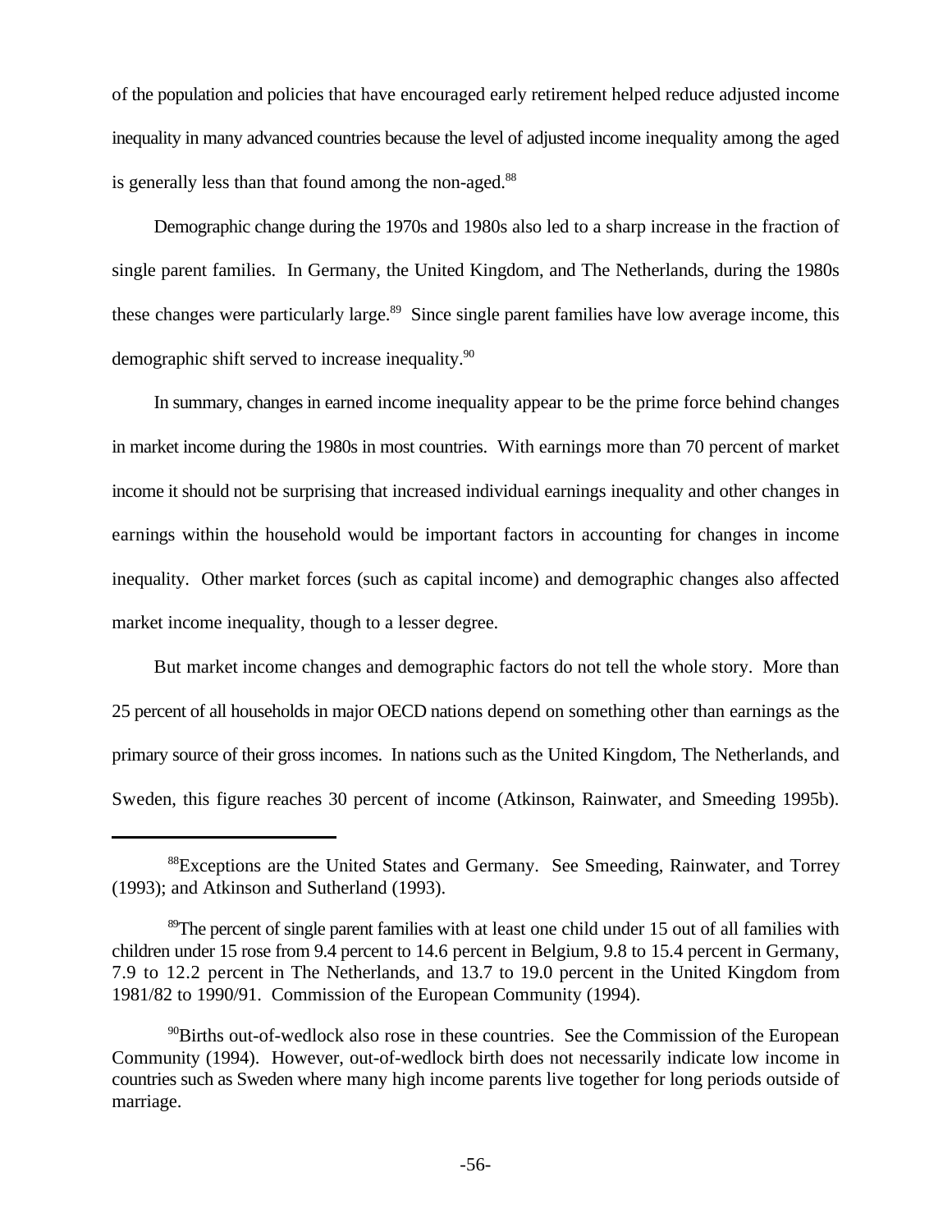of the population and policies that have encouraged early retirement helped reduce adjusted income inequality in many advanced countries because the level of adjusted income inequality among the aged is generally less than that found among the non-aged.[88]

Demographic change during the 1970s and 1980s also led to a sharp increase in the fraction of single parent families. In Germany, the United Kingdom, and The Netherlands, during the 1980s these changes were particularly large.[89] Since single parent families have low average income, this demographic shift served to increase inequality.[90]

In summary, changes in earned income inequality appear to be the prime force behind changes in market income during the 1980s in most countries. With earnings more than 70 percent of market income it should not be surprising that increased individual earnings inequality and other changes in earnings within the household would be important factors in accounting for changes in income inequality. Other market forces (such as capital income) and demographic changes also affected market income inequality, though to a lesser degree.

But market income changes and demographic factors do not tell the whole story. More than 25 percent of all households in major OECD nations depend on something other than earnings as the primary source of their gross incomes. In nations such as the United Kingdom, The Netherlands, and Sweden, this figure reaches 30 percent of income (Atkinson, Rainwater, and Smeeding 1995b).

---

[88] Exceptions are the United States and Germany. See Smeeding, Rainwater, and Torrey (1993); and Atkinson and Sutherland (1993).

[89] The percent of single parent families with at least one child under 15 out of all families with children under 15 rose from 9.4 percent to 14.6 percent in Belgium, 9.8 to 15.4 percent in Germany, 7.9 to 12.2 percent in The Netherlands, and 13.7 to 19.0 percent in the United Kingdom from 1981/82 to 1990/91. Commission of the European Community (1994).

[90] Births out-of-wedlock also rose in these countries. See the Commission of the European Community (1994). However, out-of-wedlock birth does not necessarily indicate low income in countries such as Sweden where many high income parents live together for long periods outside of marriage.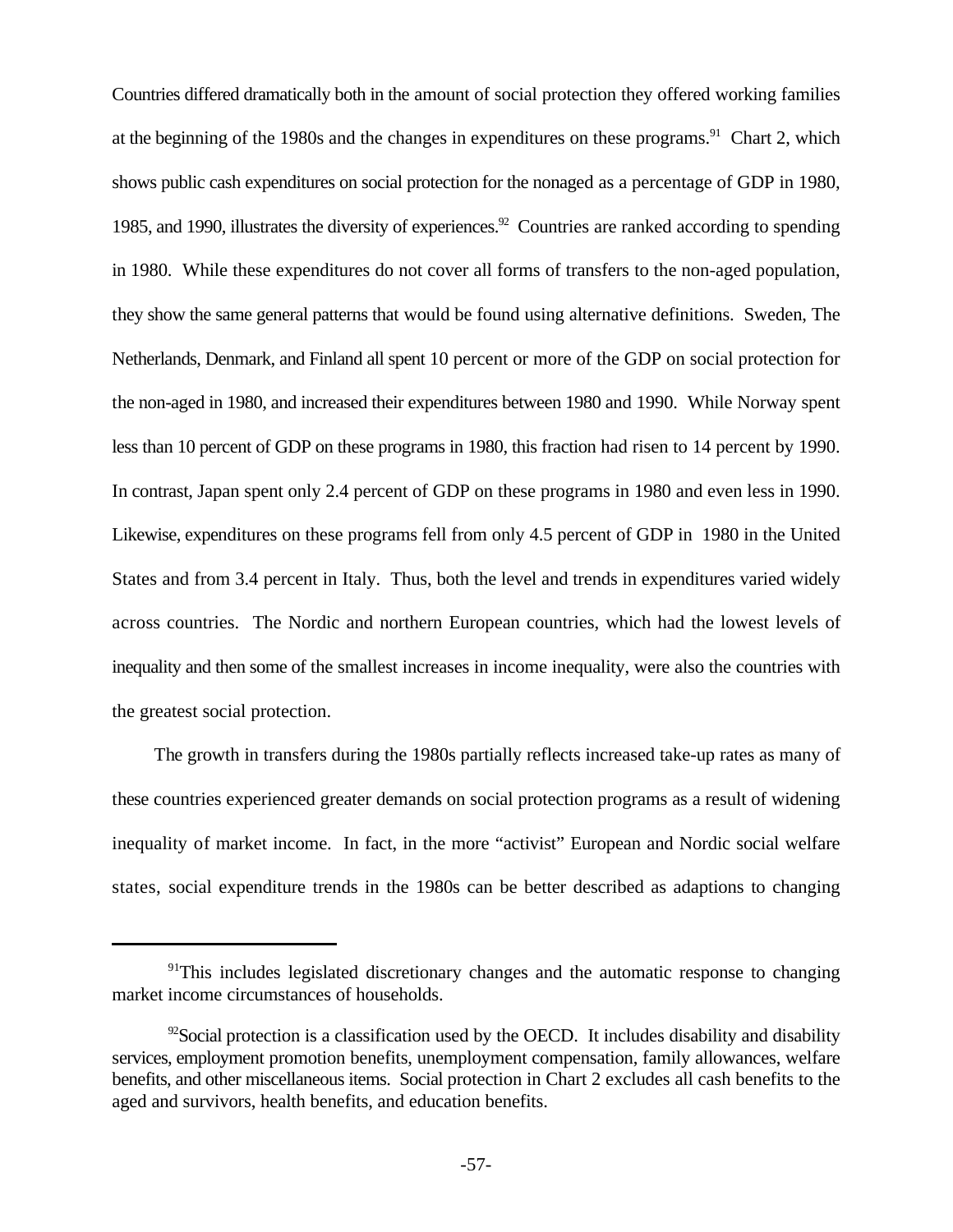Countries differed dramatically both in the amount of social protection they offered working families at the beginning of the 1980s and the changes in expenditures on these programs.[91] Chart 2, which shows public cash expenditures on social protection for the nonaged as a percentage of GDP in 1980, 1985, and 1990, illustrates the diversity of experiences.[92] Countries are ranked according to spending in 1980. While these expenditures do not cover all forms of transfers to the non-aged population, they show the same general patterns that would be found using alternative definitions. Sweden, The Netherlands, Denmark, and Finland all spent 10 percent or more of the GDP on social protection for the non-aged in 1980, and increased their expenditures between 1980 and 1990. While Norway spent less than 10 percent of GDP on these programs in 1980, this fraction had risen to 14 percent by 1990. In contrast, Japan spent only 2.4 percent of GDP on these programs in 1980 and even less in 1990. Likewise, expenditures on these programs fell from only 4.5 percent of GDP in 1980 in the United States and from 3.4 percent in Italy. Thus, both the level and trends in expenditures varied widely across countries. The Nordic and northern European countries, which had the lowest levels of inequality and then some of the smallest increases in income inequality, were also the countries with the greatest social protection.

The growth in transfers during the 1980s partially reflects increased take-up rates as many of these countries experienced greater demands on social protection programs as a result of widening inequality of market income. In fact, in the more "activist" European and Nordic social welfare states, social expenditure trends in the 1980s can be better described as adaptions to changing

[91] This includes legislated discretionary changes and the automatic response to changing market income circumstances of households.

[92] Social protection is a classification used by the OECD. It includes disability and disability services, employment promotion benefits, unemployment compensation, family allowances, welfare benefits, and other miscellaneous items. Social protection in Chart 2 excludes all cash benefits to the aged and survivors, health benefits, and education benefits.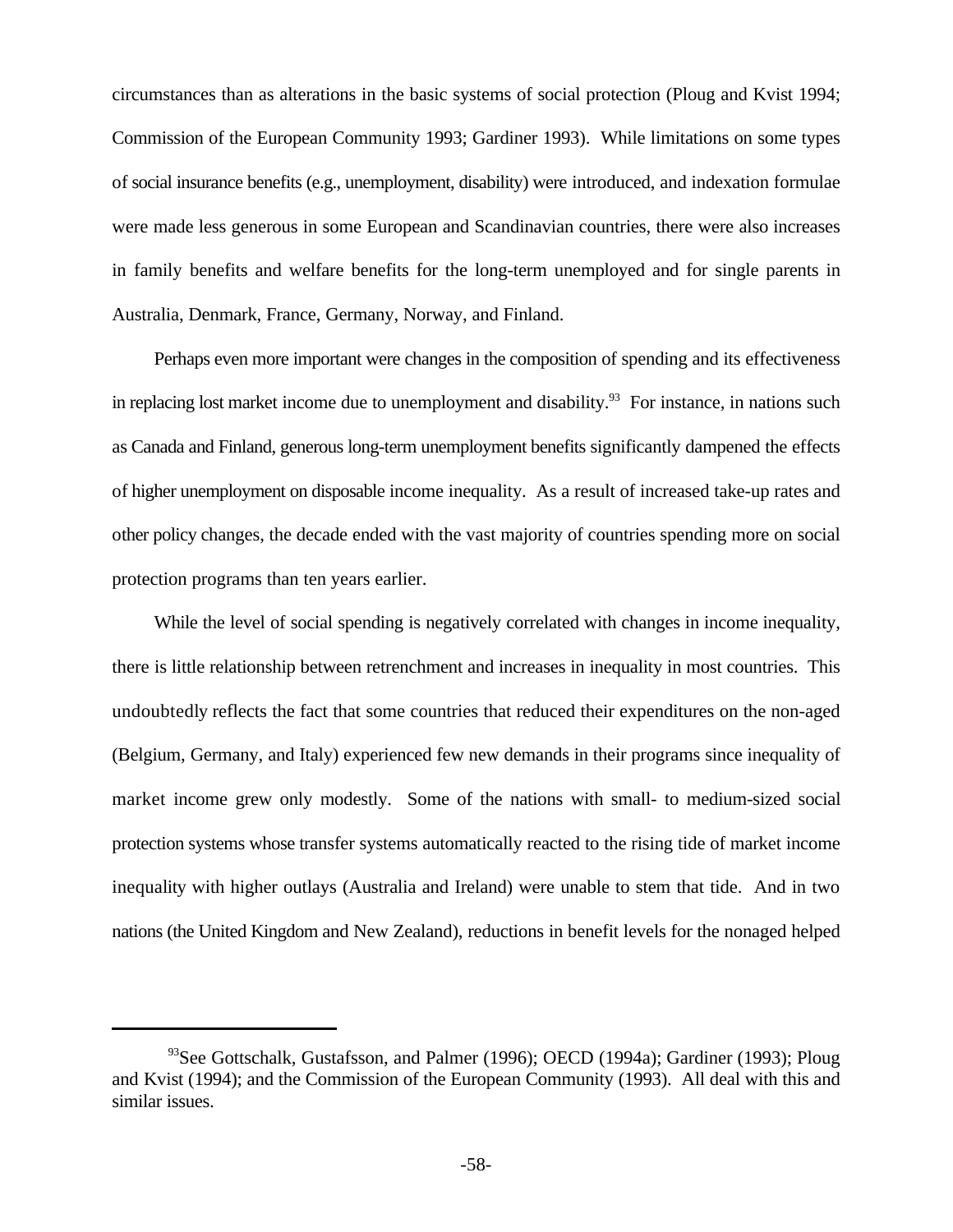circumstances than as alterations in the basic systems of social protection (Ploug and Kvist 1994; Commission of the European Community 1993; Gardiner 1993). While limitations on some types of social insurance benefits (e.g., unemployment, disability) were introduced, and indexation formulae were made less generous in some European and Scandinavian countries, there were also increases in family benefits and welfare benefits for the long-term unemployed and for single parents in Australia, Denmark, France, Germany, Norway, and Finland.

Perhaps even more important were changes in the composition of spending and its effectiveness in replacing lost market income due to unemployment and disability.[93] For instance, in nations such as Canada and Finland, generous long-term unemployment benefits significantly dampened the effects of higher unemployment on disposable income inequality. As a result of increased take-up rates and other policy changes, the decade ended with the vast majority of countries spending more on social protection programs than ten years earlier.

While the level of social spending is negatively correlated with changes in income inequality, there is little relationship between retrenchment and increases in inequality in most countries. This undoubtedly reflects the fact that some countries that reduced their expenditures on the non-aged (Belgium, Germany, and Italy) experienced few new demands in their programs since inequality of market income grew only modestly. Some of the nations with small- to medium-sized social protection systems whose transfer systems automatically reacted to the rising tide of market income inequality with higher outlays (Australia and Ireland) were unable to stem that tide. And in two nations (the United Kingdom and New Zealand), reductions in benefit levels for the nonaged helped

---

[93]See Gottschalk, Gustafsson, and Palmer (1996); OECD (1994a); Gardiner (1993); Ploug and Kvist (1994); and the Commission of the European Community (1993). All deal with this and similar issues.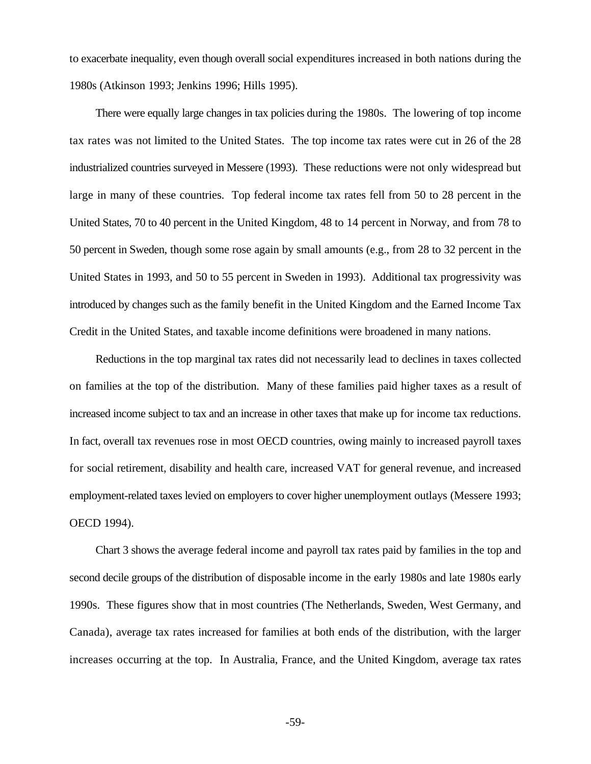to exacerbate inequality, even though overall social expenditures increased in both nations during the 1980s (Atkinson 1993; Jenkins 1996; Hills 1995).

There were equally large changes in tax policies during the 1980s. The lowering of top income tax rates was not limited to the United States. The top income tax rates were cut in 26 of the 28 industrialized countries surveyed in Messere (1993). These reductions were not only widespread but large in many of these countries. Top federal income tax rates fell from 50 to 28 percent in the United States, 70 to 40 percent in the United Kingdom, 48 to 14 percent in Norway, and from 78 to 50 percent in Sweden, though some rose again by small amounts (e.g., from 28 to 32 percent in the United States in 1993, and 50 to 55 percent in Sweden in 1993). Additional tax progressivity was introduced by changes such as the family benefit in the United Kingdom and the Earned Income Tax Credit in the United States, and taxable income definitions were broadened in many nations.

Reductions in the top marginal tax rates did not necessarily lead to declines in taxes collected on families at the top of the distribution. Many of these families paid higher taxes as a result of increased income subject to tax and an increase in other taxes that make up for income tax reductions. In fact, overall tax revenues rose in most OECD countries, owing mainly to increased payroll taxes for social retirement, disability and health care, increased VAT for general revenue, and increased employment-related taxes levied on employers to cover higher unemployment outlays (Messere 1993; OECD 1994).

Chart 3 shows the average federal income and payroll tax rates paid by families in the top and second decile groups of the distribution of disposable income in the early 1980s and late 1980s early 1990s. These figures show that in most countries (The Netherlands, Sweden, West Germany, and Canada), average tax rates increased for families at both ends of the distribution, with the larger increases occurring at the top. In Australia, France, and the United Kingdom, average tax rates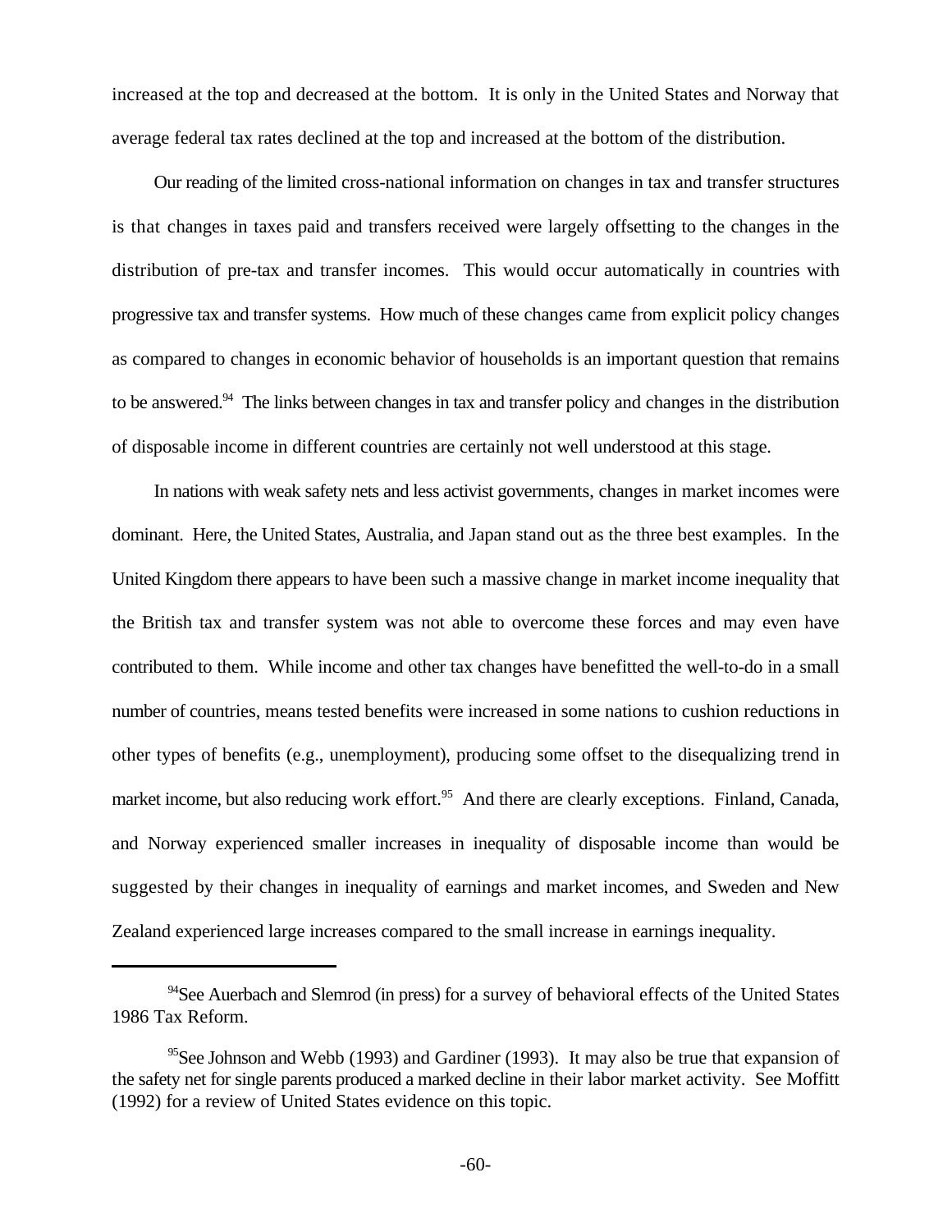increased at the top and decreased at the bottom. It is only in the United States and Norway that average federal tax rates declined at the top and increased at the bottom of the distribution.

Our reading of the limited cross-national information on changes in tax and transfer structures is that changes in taxes paid and transfers received were largely offsetting to the changes in the distribution of pre-tax and transfer incomes. This would occur automatically in countries with progressive tax and transfer systems. How much of these changes came from explicit policy changes as compared to changes in economic behavior of households is an important question that remains to be answered.[94] The links between changes in tax and transfer policy and changes in the distribution of disposable income in different countries are certainly not well understood at this stage.

In nations with weak safety nets and less activist governments, changes in market incomes were dominant. Here, the United States, Australia, and Japan stand out as the three best examples. In the United Kingdom there appears to have been such a massive change in market income inequality that the British tax and transfer system was not able to overcome these forces and may even have contributed to them. While income and other tax changes have benefitted the well-to-do in a small number of countries, means tested benefits were increased in some nations to cushion reductions in other types of benefits (e.g., unemployment), producing some offset to the disequalizing trend in market income, but also reducing work effort.[95] And there are clearly exceptions. Finland, Canada, and Norway experienced smaller increases in inequality of disposable income than would be suggested by their changes in inequality of earnings and market incomes, and Sweden and New Zealand experienced large increases compared to the small increase in earnings inequality.

---

[94]See Auerbach and Slemrod (in press) for a survey of behavioral effects of the United States 1986 Tax Reform.

[95]See Johnson and Webb (1993) and Gardiner (1993). It may also be true that expansion of the safety net for single parents produced a marked decline in their labor market activity. See Moffitt (1992) for a review of United States evidence on this topic.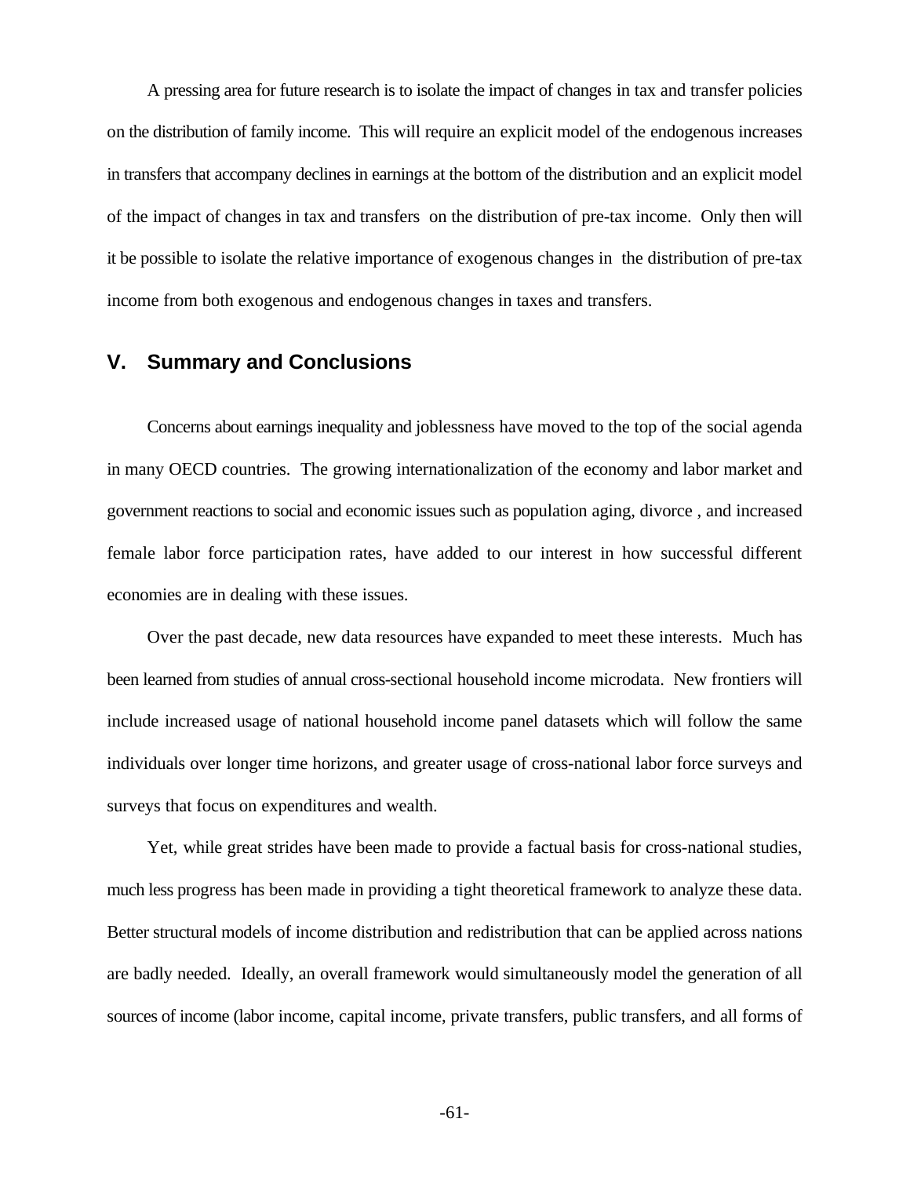A pressing area for future research is to isolate the impact of changes in tax and transfer policies on the distribution of family income. This will require an explicit model of the endogenous increases in transfers that accompany declines in earnings at the bottom of the distribution and an explicit model of the impact of changes in tax and transfers on the distribution of pre-tax income. Only then will it be possible to isolate the relative importance of exogenous changes in the distribution of pre-tax income from both exogenous and endogenous changes in taxes and transfers.

## V. Summary and Conclusions

Concerns about earnings inequality and joblessness have moved to the top of the social agenda in many OECD countries. The growing internationalization of the economy and labor market and government reactions to social and economic issues such as population aging, divorce , and increased female labor force participation rates, have added to our interest in how successful different economies are in dealing with these issues.

Over the past decade, new data resources have expanded to meet these interests. Much has been learned from studies of annual cross-sectional household income microdata. New frontiers will include increased usage of national household income panel datasets which will follow the same individuals over longer time horizons, and greater usage of cross-national labor force surveys and surveys that focus on expenditures and wealth.

Yet, while great strides have been made to provide a factual basis for cross-national studies, much less progress has been made in providing a tight theoretical framework to analyze these data. Better structural models of income distribution and redistribution that can be applied across nations are badly needed. Ideally, an overall framework would simultaneously model the generation of all sources of income (labor income, capital income, private transfers, public transfers, and all forms of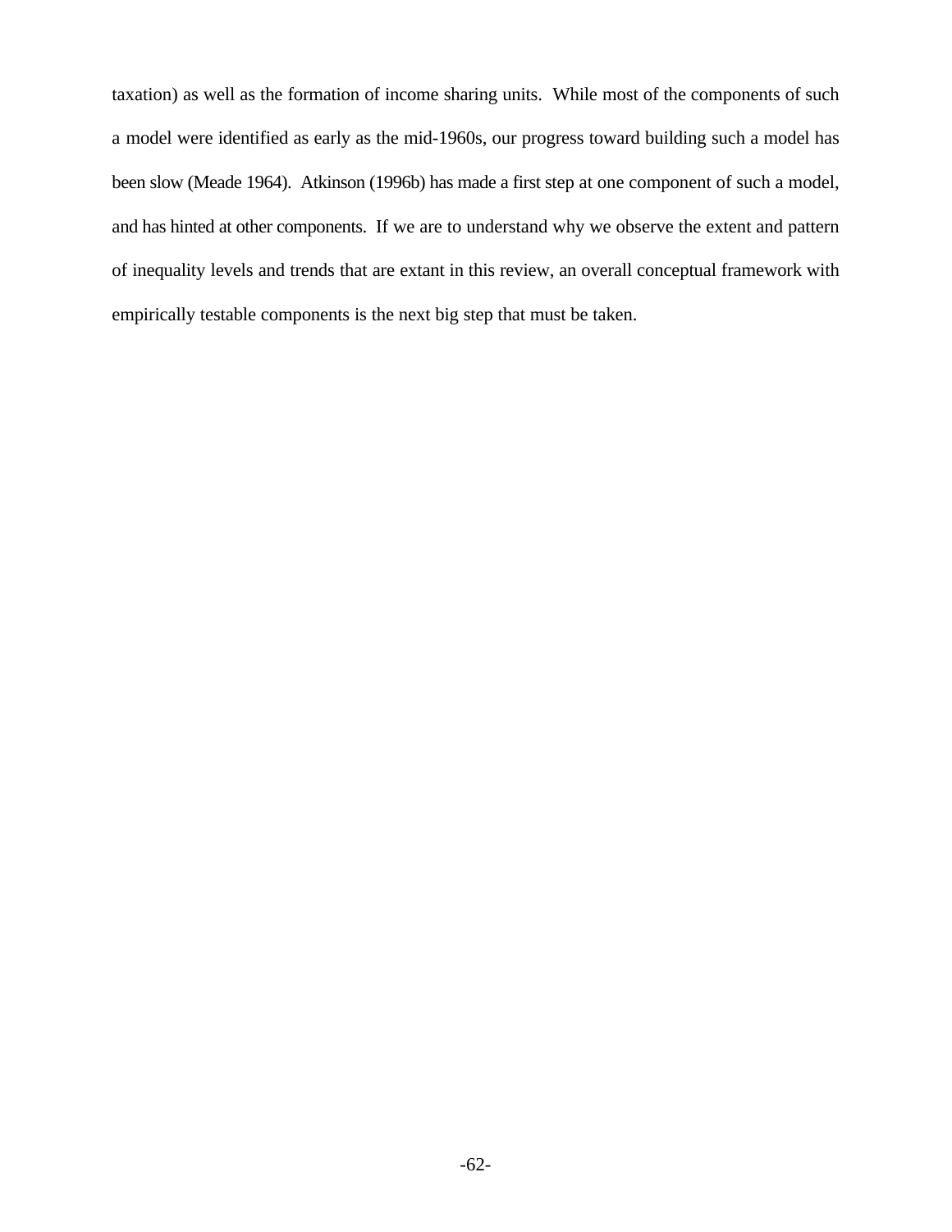taxation) as well as the formation of income sharing units. While most of the components of such a model were identified as early as the mid-1960s, our progress toward building such a model has been slow (Meade 1964). Atkinson (1996b) has made a first step at one component of such a model, and has hinted at other components. If we are to understand why we observe the extent and pattern of inequality levels and trends that are extant in this review, an overall conceptual framework with empirically testable components is the next big step that must be taken.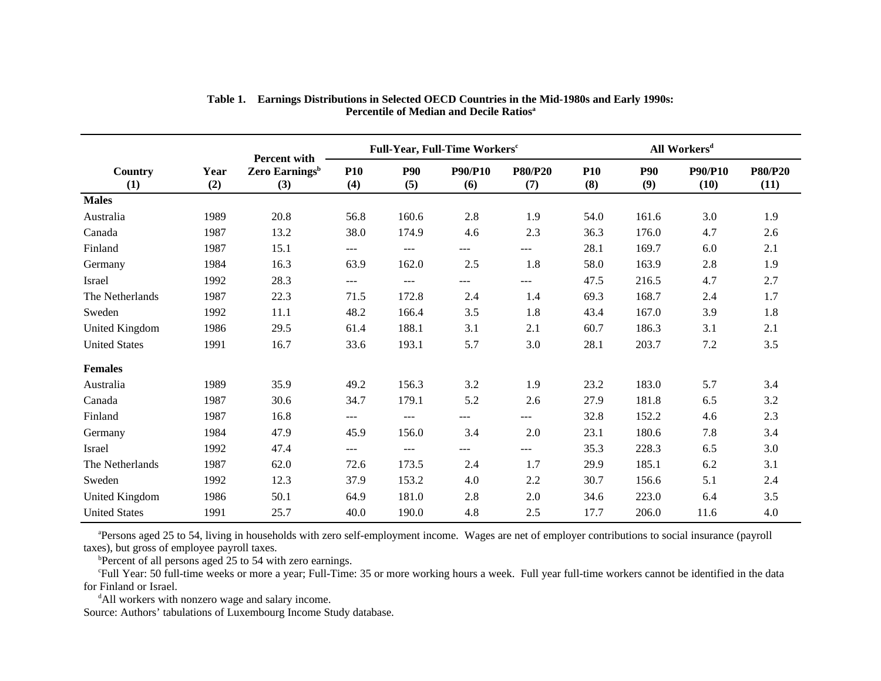**Table 1. Earnings Distributions in Selected OECD Countries in the Mid-1980s and Early 1990s: Percentile of Median and Decile Ratios[a]**

| | | | Full-Year, Full-Time Workers[c] | | | | All Workers[d] | | | |
|---|---|---|---|---|---|---|---|---|---|---|
| Country (1) | Year (2) | Percent with Zero Earnings[b] (3) | P10 (4) | P90 (5) | P90/P10 (6) | P80/P20 (7) | P10 (8) | P90 (9) | P90/P10 (10) | P80/P20 (11) |
| **Males** | | | | | | | | | | |
| Australia | 1989 | 20.8 | 56.8 | 160.6 | 2.8 | 1.9 | 54.0 | 161.6 | 3.0 | 1.9 |
| Canada | 1987 | 13.2 | 38.0 | 174.9 | 4.6 | 2.3 | 36.3 | 176.0 | 4.7 | 2.6 |
| Finland | 1987 | 15.1 | --- | --- | --- | --- | 28.1 | 169.7 | 6.0 | 2.1 |
| Germany | 1984 | 16.3 | 63.9 | 162.0 | 2.5 | 1.8 | 58.0 | 163.9 | 2.8 | 1.9 |
| Israel | 1992 | 28.3 | --- | --- | --- | --- | 47.5 | 216.5 | 4.7 | 2.7 |
| The Netherlands | 1987 | 22.3 | 71.5 | 172.8 | 2.4 | 1.4 | 69.3 | 168.7 | 2.4 | 1.7 |
| Sweden | 1992 | 11.1 | 48.2 | 166.4 | 3.5 | 1.8 | 43.4 | 167.0 | 3.9 | 1.8 |
| United Kingdom | 1986 | 29.5 | 61.4 | 188.1 | 3.1 | 2.1 | 60.7 | 186.3 | 3.1 | 2.1 |
| United States | 1991 | 16.7 | 33.6 | 193.1 | 5.7 | 3.0 | 28.1 | 203.7 | 7.2 | 3.5 |
| **Females** | | | | | | | | | | |
| Australia | 1989 | 35.9 | 49.2 | 156.3 | 3.2 | 1.9 | 23.2 | 183.0 | 5.7 | 3.4 |
| Canada | 1987 | 30.6 | 34.7 | 179.1 | 5.2 | 2.6 | 27.9 | 181.8 | 6.5 | 3.2 |
| Finland | 1987 | 16.8 | --- | --- | --- | --- | 32.8 | 152.2 | 4.6 | 2.3 |
| Germany | 1984 | 47.9 | 45.9 | 156.0 | 3.4 | 2.0 | 23.1 | 180.6 | 7.8 | 3.4 |
| Israel | 1992 | 47.4 | --- | --- | --- | --- | 35.3 | 228.3 | 6.5 | 3.0 |
| The Netherlands | 1987 | 62.0 | 72.6 | 173.5 | 2.4 | 1.7 | 29.9 | 185.1 | 6.2 | 3.1 |
| Sweden | 1992 | 12.3 | 37.9 | 153.2 | 4.0 | 2.2 | 30.7 | 156.6 | 5.1 | 2.4 |
| United Kingdom | 1986 | 50.1 | 64.9 | 181.0 | 2.8 | 2.0 | 34.6 | 223.0 | 6.4 | 3.5 |
| United States | 1991 | 25.7 | 40.0 | 190.0 | 4.8 | 2.5 | 17.7 | 206.0 | 11.6 | 4.0 |

[a]Persons aged 25 to 54, living in households with zero self-employment income. Wages are net of employer contributions to social insurance (payroll taxes), but gross of employee payroll taxes.

[b]Percent of all persons aged 25 to 54 with zero earnings.

[c]Full Year: 50 full-time weeks or more a year; Full-Time: 35 or more working hours a week. Full year full-time workers cannot be identified in the data for Finland or Israel.

[d]All workers with nonzero wage and salary income.

Source: Authors' tabulations of Luxembourg Income Study database.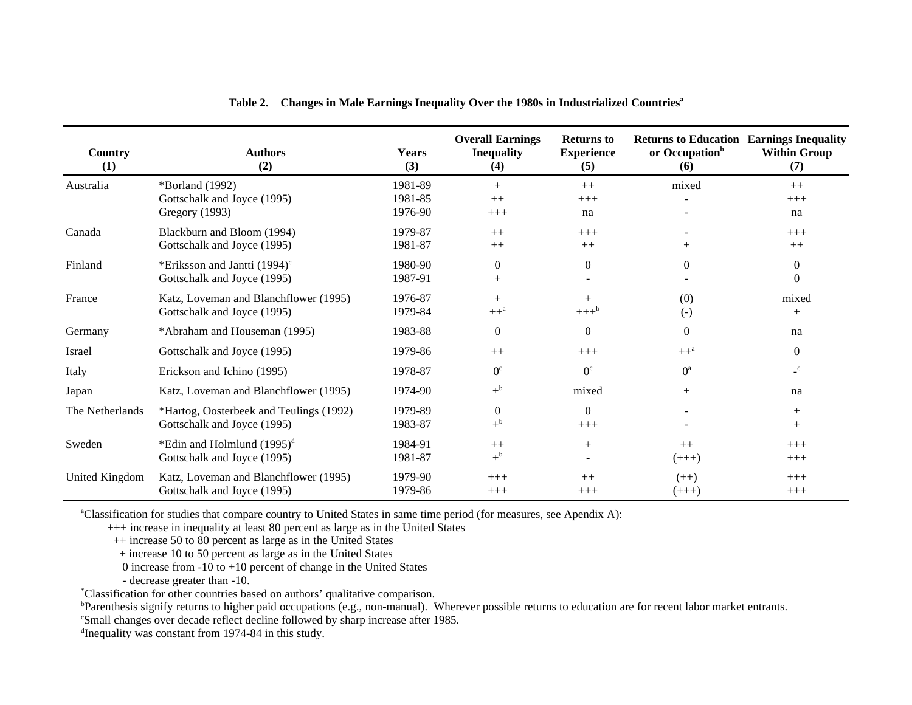**Table 2. Changes in Male Earnings Inequality Over the 1980s in Industrialized Countries[a]**

| Country (1) | Authors (2) | Years (3) | Overall Earnings Inequality (4) | Returns to Experience (5) | Returns to Education or Occupation[b] (6) | Earnings Inequality Within Group (7) |
|---|---|---|---|---|---|---|
| Australia | *Borland (1992) | 1981-89 | + | ++ | mixed | ++ |
| | Gottschalk and Joyce (1995) | 1981-85 | ++ | +++ | - | +++ |
| | Gregory (1993) | 1976-90 | +++ | na | - | na |
| Canada | Blackburn and Bloom (1994) | 1979-87 | ++ | +++ | - | +++ |
| | Gottschalk and Joyce (1995) | 1981-87 | ++ | ++ | + | ++ |
| Finland | *Eriksson and Jantti (1994)[c] | 1980-90 | 0 | 0 | 0 | 0 |
| | Gottschalk and Joyce (1995) | 1987-91 | + | - | - | 0 |
| France | Katz, Loveman and Blanchflower (1995) | 1976-87 | + | + | (0) | mixed |
| | Gottschalk and Joyce (1995) | 1979-84 | ++[a] | +++[b] | (-) | + |
| Germany | *Abraham and Houseman (1995) | 1983-88 | 0 | 0 | 0 | na |
| Israel | Gottschalk and Joyce (1995) | 1979-86 | ++ | +++ | ++[a] | 0 |
| Italy | Erickson and Ichino (1995) | 1978-87 | 0[c] | 0[c] | 0[a] | -[c] |
| Japan | Katz, Loveman and Blanchflower (1995) | 1974-90 | +[b] | mixed | + | na |
| The Netherlands | *Hartog, Oosterbeek and Teulings (1992) | 1979-89 | 0 | 0 | - | + |
| | Gottschalk and Joyce (1995) | 1983-87 | +[b] | +++ | - | + |
| Sweden | *Edin and Holmlund (1995)[d] | 1984-91 | ++ | + | ++ | +++ |
| | Gottschalk and Joyce (1995) | 1981-87 | +[b] | - | (+++) | +++ |
| United Kingdom | Katz, Loveman and Blanchflower (1995) | 1979-90 | +++ | ++ | (++) | +++ |
| | Gottschalk and Joyce (1995) | 1979-86 | +++ | +++ | (+++) | +++ |

[a]Classification for studies that compare country to United States in same time period (for measures, see Apendix A):

+++ increase in inequality at least 80 percent as large as in the United States
++ increase 50 to 80 percent as large as in the United States
+ increase 10 to 50 percent as large as in the United States
0 increase from -10 to +10 percent of change in the United States
- decrease greater than -10.

*Classification for other countries based on authors' qualitative comparison.

[b]Parenthesis signify returns to higher paid occupations (e.g., non-manual). Wherever possible returns to education are for recent labor market entrants.

[c]Small changes over decade reflect decline followed by sharp increase after 1985.

[d]Inequality was constant from 1974-84 in this study.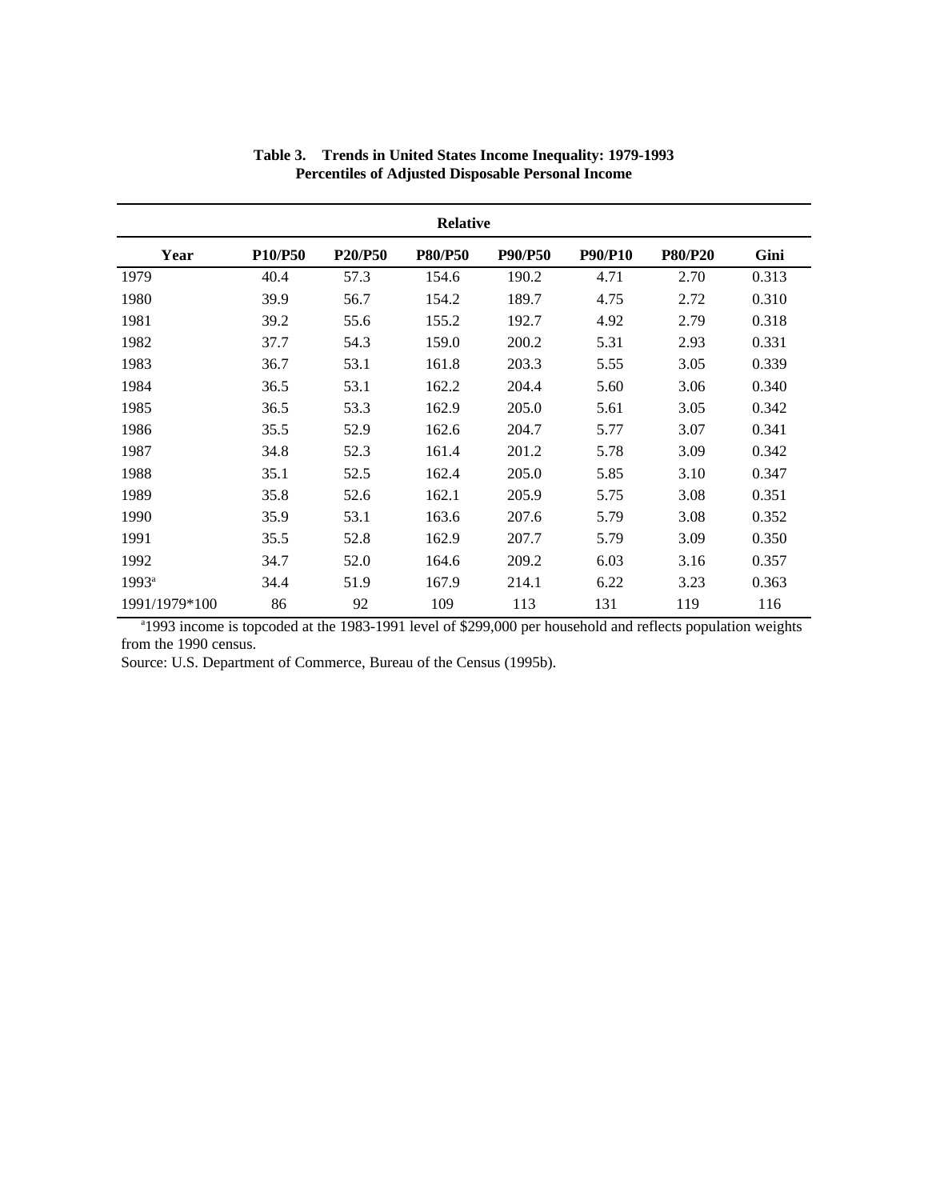**Table 3. Trends in United States Income Inequality: 1979-1993**
**Percentiles of Adjusted Disposable Personal Income**

| | Relative | | | | | | |
|---|---|---|---|---|---|---|---|
| **Year** | **P10/P50** | **P20/P50** | **P80/P50** | **P90/P50** | **P90/P10** | **P80/P20** | **Gini** |
| 1979 | 40.4 | 57.3 | 154.6 | 190.2 | 4.71 | 2.70 | 0.313 |
| 1980 | 39.9 | 56.7 | 154.2 | 189.7 | 4.75 | 2.72 | 0.310 |
| 1981 | 39.2 | 55.6 | 155.2 | 192.7 | 4.92 | 2.79 | 0.318 |
| 1982 | 37.7 | 54.3 | 159.0 | 200.2 | 5.31 | 2.93 | 0.331 |
| 1983 | 36.7 | 53.1 | 161.8 | 203.3 | 5.55 | 3.05 | 0.339 |
| 1984 | 36.5 | 53.1 | 162.2 | 204.4 | 5.60 | 3.06 | 0.340 |
| 1985 | 36.5 | 53.3 | 162.9 | 205.0 | 5.61 | 3.05 | 0.342 |
| 1986 | 35.5 | 52.9 | 162.6 | 204.7 | 5.77 | 3.07 | 0.341 |
| 1987 | 34.8 | 52.3 | 161.4 | 201.2 | 5.78 | 3.09 | 0.342 |
| 1988 | 35.1 | 52.5 | 162.4 | 205.0 | 5.85 | 3.10 | 0.347 |
| 1989 | 35.8 | 52.6 | 162.1 | 205.9 | 5.75 | 3.08 | 0.351 |
| 1990 | 35.9 | 53.1 | 163.6 | 207.6 | 5.79 | 3.08 | 0.352 |
| 1991 | 35.5 | 52.8 | 162.9 | 207.7 | 5.79 | 3.09 | 0.350 |
| 1992 | 34.7 | 52.0 | 164.6 | 209.2 | 6.03 | 3.16 | 0.357 |
| 1993[a] | 34.4 | 51.9 | 167.9 | 214.1 | 6.22 | 3.23 | 0.363 |
| 1991/1979*100 | 86 | 92 | 109 | 113 | 131 | 119 | 116 |

[a]1993 income is topcoded at the 1983-1991 level of $299,000 per household and reflects population weights from the 1990 census.

Source: U.S. Department of Commerce, Bureau of the Census (1995b).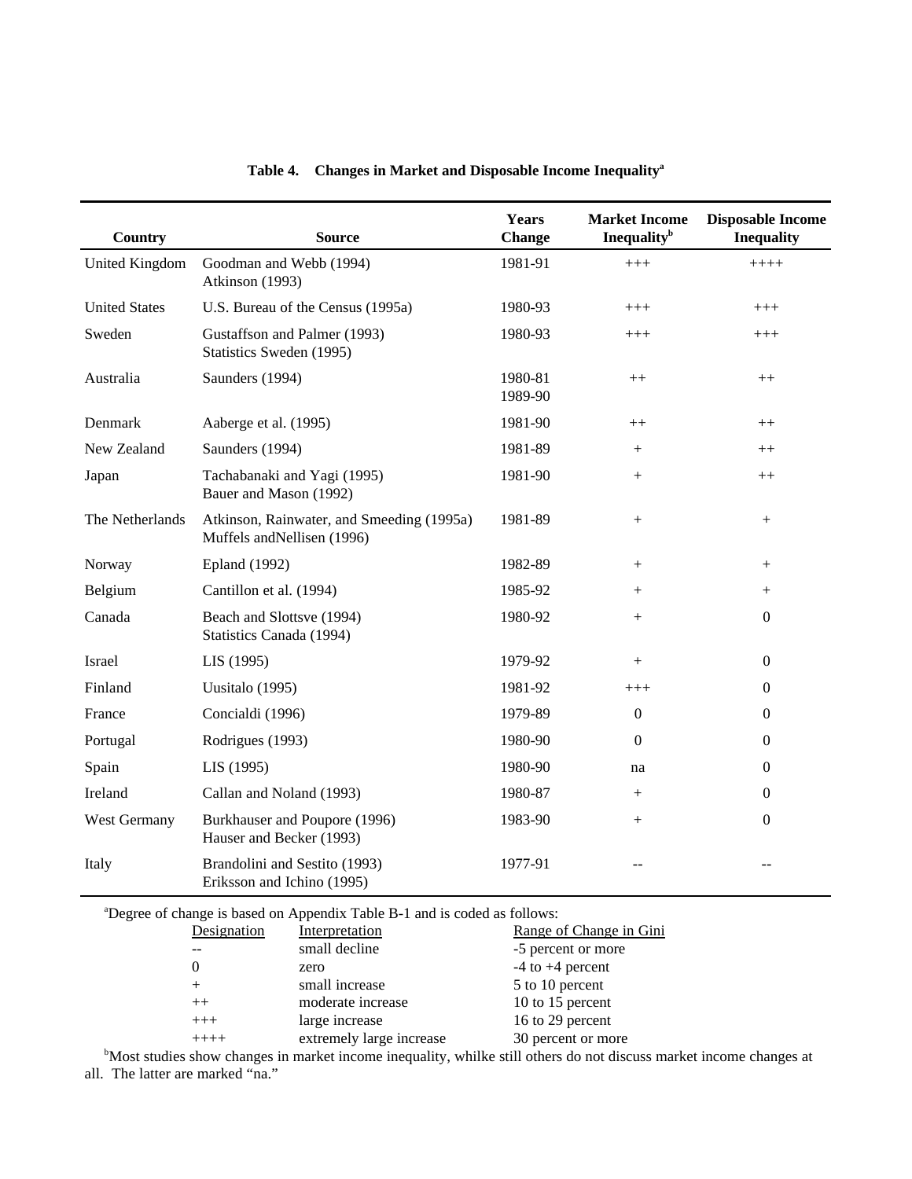**Table 4. Changes in Market and Disposable Income Inequality[a]**

| Country | Source | Years Change | Market Income Inequality[b] | Disposable Income Inequality |
|---|---|---|---|---|
| United Kingdom | Goodman and Webb (1994)<br>Atkinson (1993) | 1981-91 | +++ | ++++ |
| United States | U.S. Bureau of the Census (1995a) | 1980-93 | +++ | +++ |
| Sweden | Gustaffson and Palmer (1993)<br>Statistics Sweden (1995) | 1980-93 | +++ | +++ |
| Australia | Saunders (1994) | 1980-81<br>1989-90 | ++ | ++ |
| Denmark | Aaberge et al. (1995) | 1981-90 | ++ | ++ |
| New Zealand | Saunders (1994) | 1981-89 | + | ++ |
| Japan | Tachabanaki and Yagi (1995)<br>Bauer and Mason (1992) | 1981-90 | + | ++ |
| The Netherlands | Atkinson, Rainwater, and Smeeding (1995a)<br>Muffels andNellisen (1996) | 1981-89 | + | + |
| Norway | Epland (1992) | 1982-89 | + | + |
| Belgium | Cantillon et al. (1994) | 1985-92 | + | + |
| Canada | Beach and Slottsve (1994)<br>Statistics Canada (1994) | 1980-92 | + | 0 |
| Israel | LIS (1995) | 1979-92 | + | 0 |
| Finland | Uusitalo (1995) | 1981-92 | +++ | 0 |
| France | Concialdi (1996) | 1979-89 | 0 | 0 |
| Portugal | Rodrigues (1993) | 1980-90 | 0 | 0 |
| Spain | LIS (1995) | 1980-90 | na | 0 |
| Ireland | Callan and Noland (1993) | 1980-87 | + | 0 |
| West Germany | Burkhauser and Poupore (1996)<br>Hauser and Becker (1993) | 1983-90 | + | 0 |
| Italy | Brandolini and Sestito (1993)<br>Eriksson and Ichino (1995) | 1977-91 | -- | -- |

[a]Degree of change is based on Appendix Table B-1 and is coded as follows:

| Designation | Interpretation | Range of Change in Gini |
|---|---|---|
| -- | small decline | -5 percent or more |
| 0 | zero | -4 to +4 percent |
| + | small increase | 5 to 10 percent |
| ++ | moderate increase | 10 to 15 percent |
| +++ | large increase | 16 to 29 percent |
| ++++ | extremely large increase | 30 percent or more |

[b]Most studies show changes in market income inequality, whilke still others do not discuss market income changes at all. The latter are marked "na."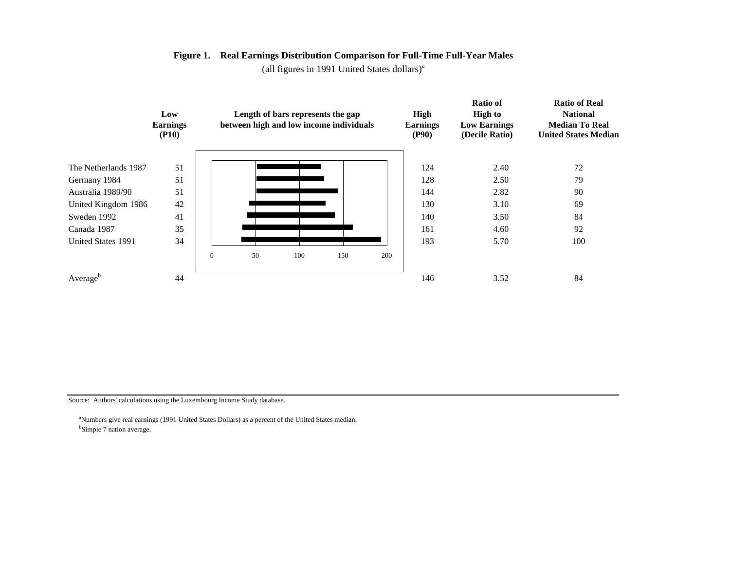**Figure 1. Real Earnings Distribution Comparison for Full-Time Full-Year Males**

(all figures in 1991 United States dollars)[a]

| | Low Earnings (P10) | Length of bars represents the gap between high and low income individuals | High Earnings (P90) | Ratio of High to Low Earnings (Decile Ratio) | Ratio of Real National Median To Real United States Median |
|---|---|---|---|---|---|
| The Netherlands 1987 | 51 | | 124 | 2.40 | 72 |
| Germany 1984 | 51 | | 128 | 2.50 | 79 |
| Australia 1989/90 | 51 | | 144 | 2.82 | 90 |
| United Kingdom 1986 | 42 | | 130 | 3.10 | 69 |
| Sweden 1992 | 41 | | 140 | 3.50 | 84 |
| Canada 1987 | 35 | | 161 | 4.60 | 92 |
| United States 1991 | 34 | | 193 | 5.70 | 100 |
| Average[b] | 44 | | 146 | 3.52 | 84 |

Source: Authors' calculations using the Luxembourg Income Study database.

[a]Numbers give real earnings (1991 United States Dollars) as a percent of the United States median.
[b]Simple 7 nation average.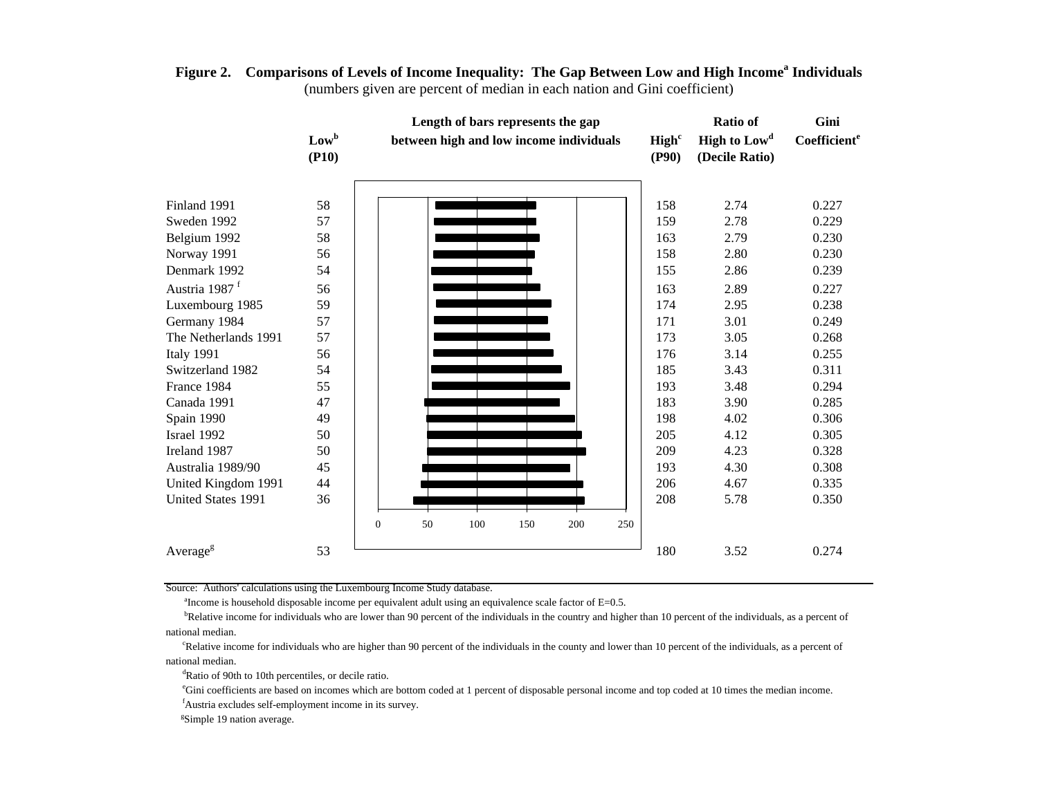**Figure 2. Comparisons of Levels of Income Inequality: The Gap Between Low and High Income[a] Individuals**
(numbers given are percent of median in each nation and Gini coefficient)

| | Low[b] (P10) | Length of bars represents the gap between high and low income individuals | High[c] (P90) | Ratio of High to Low[d] (Decile Ratio) | Gini Coefficient[e] |
|---|---|---|---|---|---|
| Finland 1991 | 58 | | 158 | 2.74 | 0.227 |
| Sweden 1992 | 57 | | 159 | 2.78 | 0.229 |
| Belgium 1992 | 58 | | 163 | 2.79 | 0.230 |
| Norway 1991 | 56 | | 158 | 2.80 | 0.230 |
| Denmark 1992 | 54 | | 155 | 2.86 | 0.239 |
| Austria 1987[f] | 56 | | 163 | 2.89 | 0.227 |
| Luxembourg 1985 | 59 | | 174 | 2.95 | 0.238 |
| Germany 1984 | 57 | | 171 | 3.01 | 0.249 |
| The Netherlands 1991 | 57 | | 173 | 3.05 | 0.268 |
| Italy 1991 | 56 | | 176 | 3.14 | 0.255 |
| Switzerland 1982 | 54 | | 185 | 3.43 | 0.311 |
| France 1984 | 55 | | 193 | 3.48 | 0.294 |
| Canada 1991 | 47 | | 183 | 3.90 | 0.285 |
| Spain 1990 | 49 | | 198 | 4.02 | 0.306 |
| Israel 1992 | 50 | | 205 | 4.12 | 0.305 |
| Ireland 1987 | 50 | | 209 | 4.23 | 0.328 |
| Australia 1989/90 | 45 | | 193 | 4.30 | 0.308 |
| United Kingdom 1991 | 44 | | 206 | 4.67 | 0.335 |
| United States 1991 | 36 | | 208 | 5.78 | 0.350 |
| Average[g] | 53 | | 180 | 3.52 | 0.274 |

Source: Authors' calculations using the Luxembourg Income Study database.

[a]Income is household disposable income per equivalent adult using an equivalence scale factor of E=0.5.

[b]Relative income for individuals who are lower than 90 percent of the individuals in the country and higher than 10 percent of the individuals, as a percent of national median.

[c]Relative income for individuals who are higher than 90 percent of the individuals in the county and lower than 10 percent of the individuals, as a percent of national median.

[d]Ratio of 90th to 10th percentiles, or decile ratio.

[e]Gini coefficients are based on incomes which are bottom coded at 1 percent of disposable personal income and top coded at 10 times the median income.

[f]Austria excludes self-employment income in its survey.

[g]Simple 19 nation average.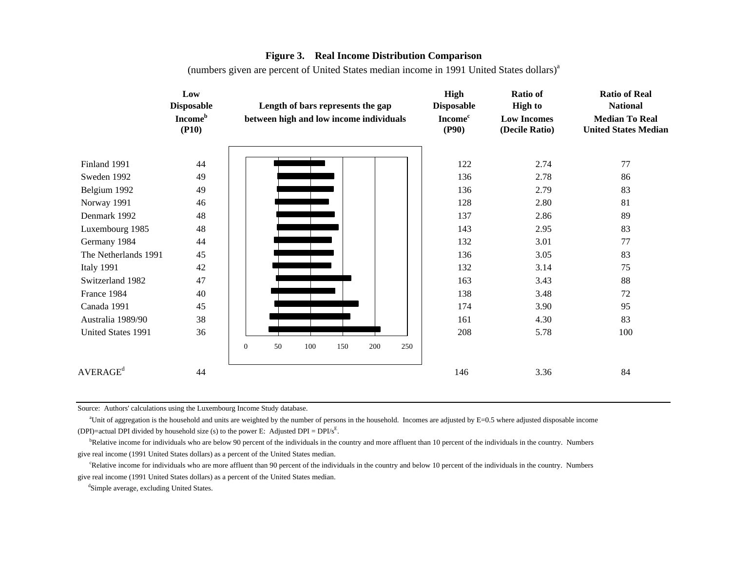**Figure 3. Real Income Distribution Comparison**

(numbers given are percent of United States median income in 1991 United States dollars)[a]

| | Low Disposable Income[b] (P10) | Length of bars represents the gap between high and low income individuals | High Disposable Income[c] (P90) | Ratio of High to Low Incomes (Decile Ratio) | Ratio of Real National Median To Real United States Median |
|---|---|---|---|---|---|
| Finland 1991 | 44 | | 122 | 2.74 | 77 |
| Sweden 1992 | 49 | | 136 | 2.78 | 86 |
| Belgium 1992 | 49 | | 136 | 2.79 | 83 |
| Norway 1991 | 46 | | 128 | 2.80 | 81 |
| Denmark 1992 | 48 | | 137 | 2.86 | 89 |
| Luxembourg 1985 | 48 | | 143 | 2.95 | 83 |
| Germany 1984 | 44 | | 132 | 3.01 | 77 |
| The Netherlands 1991 | 45 | | 136 | 3.05 | 83 |
| Italy 1991 | 42 | | 132 | 3.14 | 75 |
| Switzerland 1982 | 47 | | 163 | 3.43 | 88 |
| France 1984 | 40 | | 138 | 3.48 | 72 |
| Canada 1991 | 45 | | 174 | 3.90 | 95 |
| Australia 1989/90 | 38 | | 161 | 4.30 | 83 |
| United States 1991 | 36 | | 208 | 5.78 | 100 |
| AVERAGE[d] | 44 | | 146 | 3.36 | 84 |

Source: Authors' calculations using the Luxembourg Income Study database.

[a]Unit of aggregation is the household and units are weighted by the number of persons in the household. Incomes are adjusted by E=0.5 where adjusted disposable income (DPI)=actual DPI divided by household size (s) to the power E: Adjusted DPI = $DPI/s^E$.

[b]Relative income for individuals who are below 90 percent of the individuals in the country and more affluent than 10 percent of the individuals in the country. Numbers give real income (1991 United States dollars) as a percent of the United States median.

[c]Relative income for individuals who are more affluent than 90 percent of the individuals in the country and below 10 percent of the individuals in the country. Numbers give real income (1991 United States dollars) as a percent of the United States median.

[d]Simple average, excluding United States.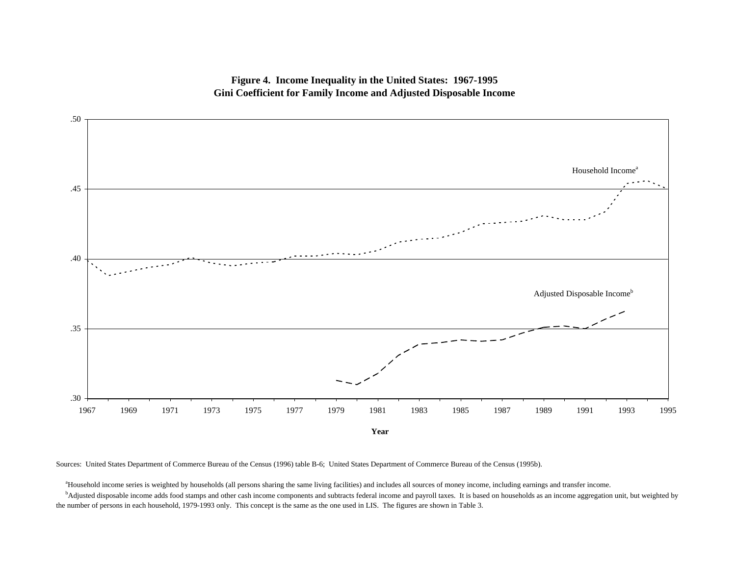**Figure 4. Income Inequality in the United States: 1967-1995**
**Gini Coefficient for Family Income and Adjusted Disposable Income**

Sources: United States Department of Commerce Bureau of the Census (1996) table B-6; United States Department of Commerce Bureau of the Census (1995b).

[a]Household income series is weighted by households (all persons sharing the same living facilities) and includes all sources of money income, including earnings and transfer income.

[b]Adjusted disposable income adds food stamps and other cash income components and subtracts federal income and payroll taxes. It is based on households as an income aggregation unit, but weighted by the number of persons in each household, 1979-1993 only. This concept is the same as the one used in LIS. The figures are shown in Table 3.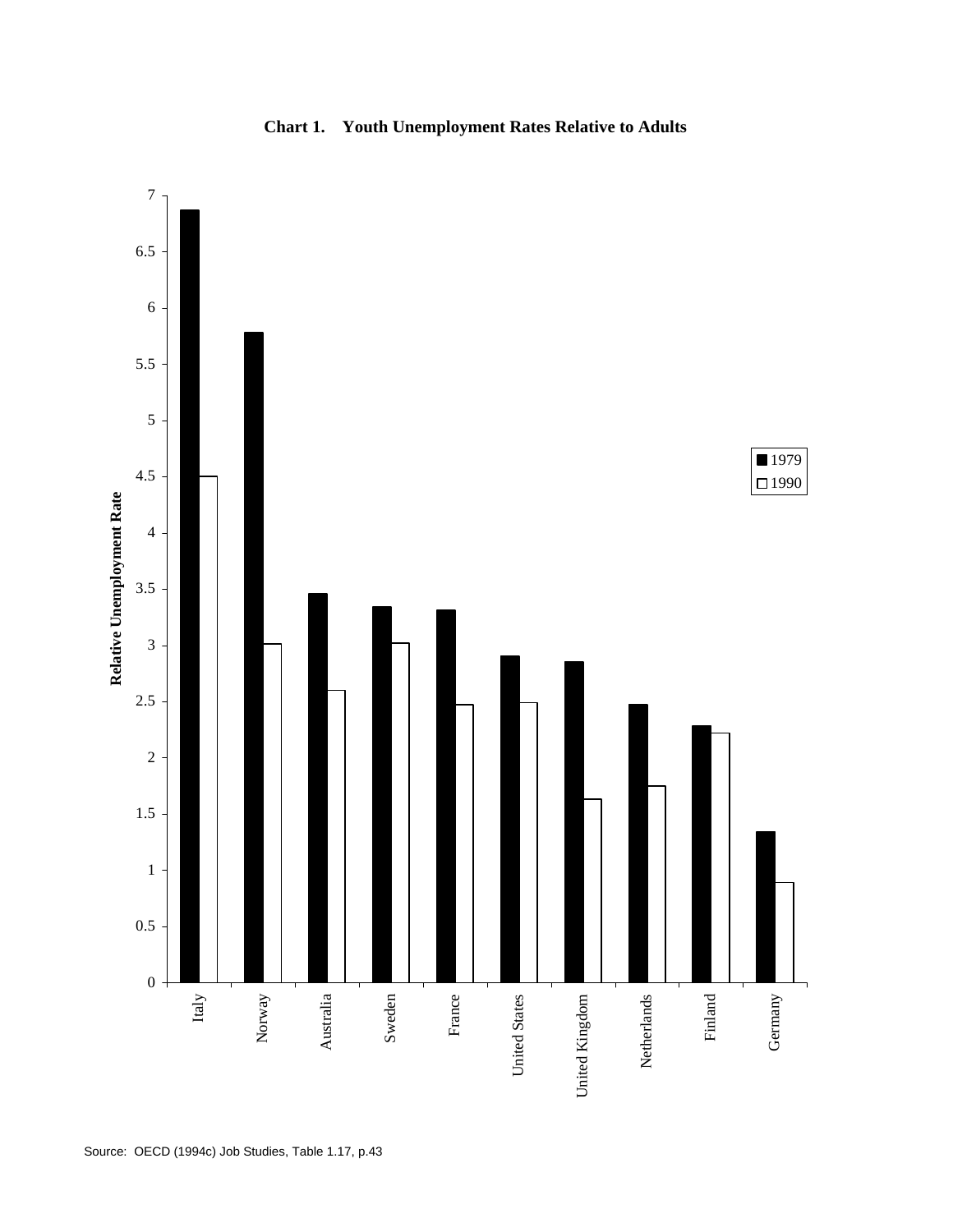**Chart 1. Youth Unemployment Rates Relative to Adults**

Source: OECD (1994c) Job Studies, Table 1.17, p.43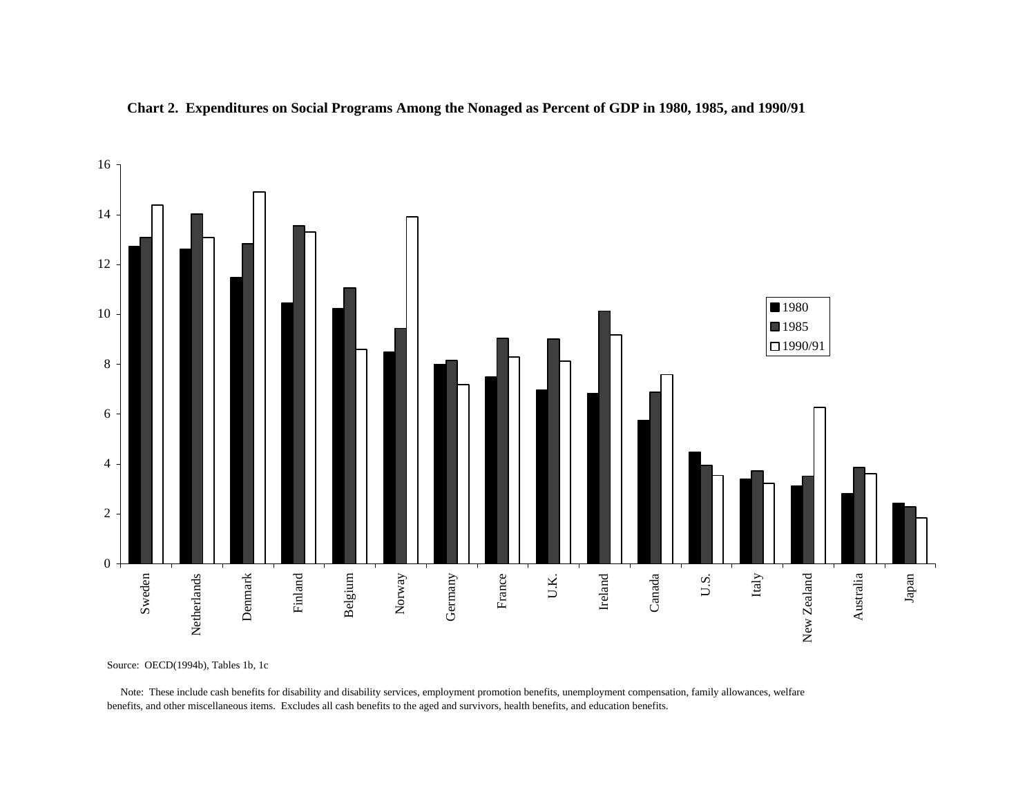**Chart 2. Expenditures on Social Programs Among the Nonaged as Percent of GDP in 1980, 1985, and 1990/91**

Source: OECD(1994b), Tables 1b, 1c

Note: These include cash benefits for disability and disability services, employment promotion benefits, unemployment compensation, family allowances, welfare benefits, and other miscellaneous items. Excludes all cash benefits to the aged and survivors, health benefits, and education benefits.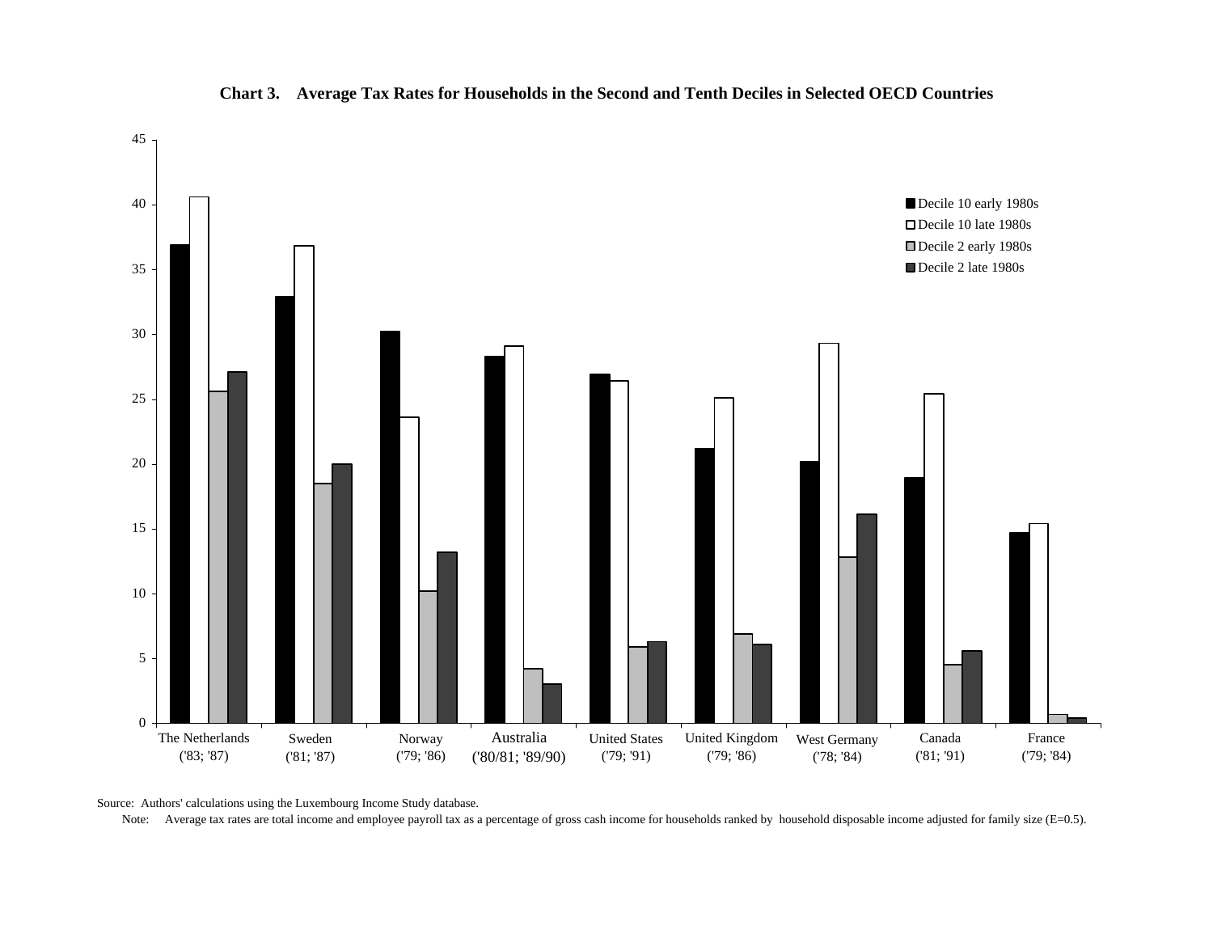**Chart 3. Average Tax Rates for Households in the Second and Tenth Deciles in Selected OECD Countries**

Source: Authors' calculations using the Luxembourg Income Study database.

Note: Average tax rates are total income and employee payroll tax as a percentage of gross cash income for households ranked by household disposable income adjusted for family size (E=0.5).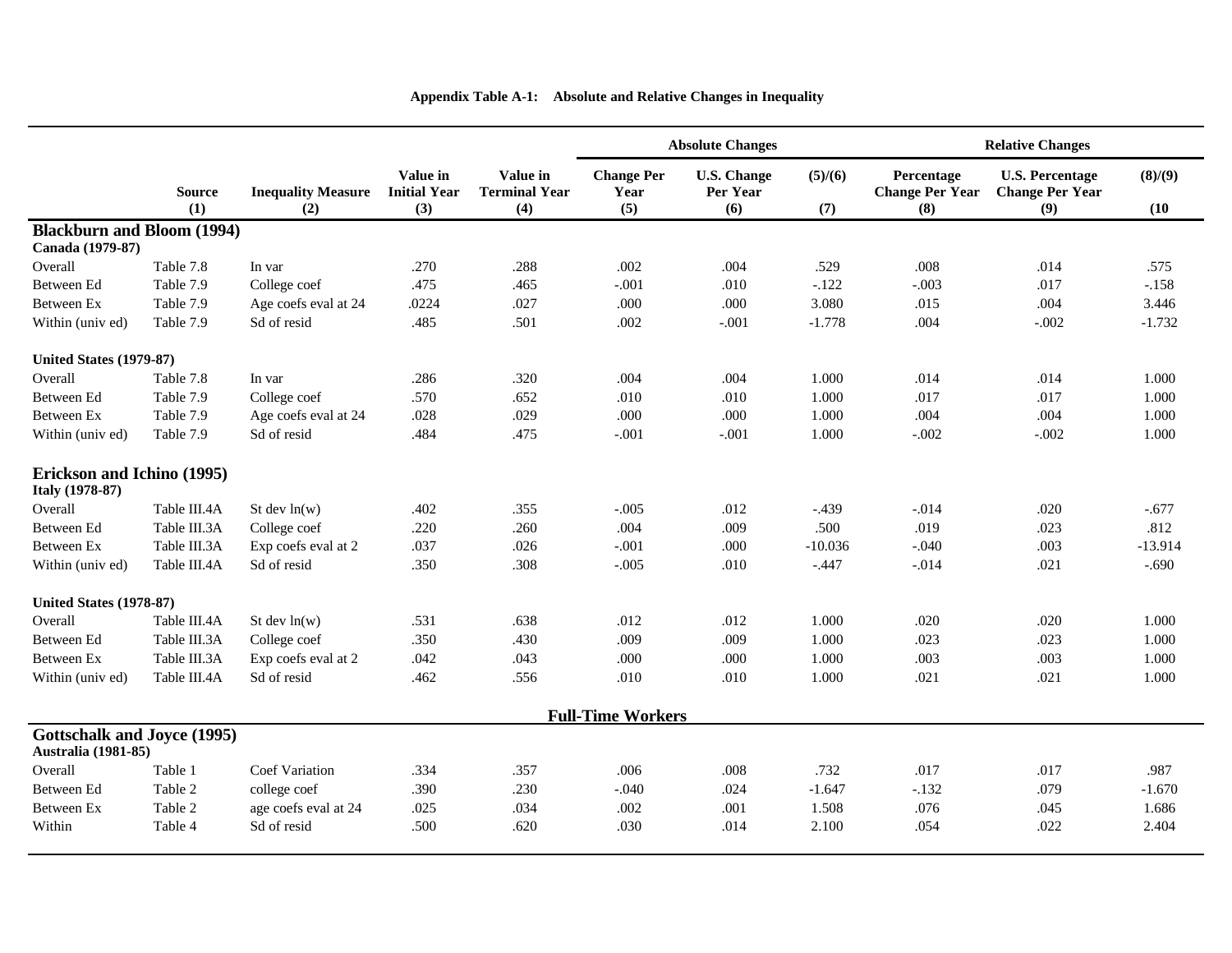**Appendix Table A-1: Absolute and Relative Changes in Inequality**

| | Source (1) | Inequality Measure (2) | Value in Initial Year (3) | Value in Terminal Year (4) | Absolute Changes: Change Per Year (5) | U.S. Change Per Year (6) | (5)/(6) (7) | Relative Changes: Percentage Change Per Year (8) | U.S. Percentage Change Per Year (9) | (8)/(9) (10 |
|---|---|---|---|---|---|---|---|---|---|---|
| **Blackburn and Bloom (1994)** | | | | | | | | | | |
| **Canada (1979-87)** | | | | | | | | | | |
| Overall | Table 7.8 | ln var | .270 | .288 | .002 | .004 | .529 | .008 | .014 | .575 |
| Between Ed | Table 7.9 | College coef | .475 | .465 | -.001 | .010 | -.122 | -.003 | .017 | -.158 |
| Between Ex | Table 7.9 | Age coefs eval at 24 | .0224 | .027 | .000 | .000 | 3.080 | .015 | .004 | 3.446 |
| Within (univ ed) | Table 7.9 | Sd of resid | .485 | .501 | .002 | -.001 | -1.778 | .004 | -.002 | -1.732 |
| **United States (1979-87)** | | | | | | | | | | |
| Overall | Table 7.8 | ln var | .286 | .320 | .004 | .004 | 1.000 | .014 | .014 | 1.000 |
| Between Ed | Table 7.9 | College coef | .570 | .652 | .010 | .010 | 1.000 | .017 | .017 | 1.000 |
| Between Ex | Table 7.9 | Age coefs eval at 24 | .028 | .029 | .000 | .000 | 1.000 | .004 | .004 | 1.000 |
| Within (univ ed) | Table 7.9 | Sd of resid | .484 | .475 | -.001 | -.001 | 1.000 | -.002 | -.002 | 1.000 |
| **Erickson and Ichino (1995)** | | | | | | | | | | |
| **Italy (1978-87)** | | | | | | | | | | |
| Overall | Table III.4A | St dev ln(w) | .402 | .355 | -.005 | .012 | -.439 | -.014 | .020 | -.677 |
| Between Ed | Table III.3A | College coef | .220 | .260 | .004 | .009 | .500 | .019 | .023 | .812 |
| Between Ex | Table III.3A | Exp coefs eval at 2 | .037 | .026 | -.001 | .000 | -10.036 | -.040 | .003 | -13.914 |
| Within (univ ed) | Table III.4A | Sd of resid | .350 | .308 | -.005 | .010 | -.447 | -.014 | .021 | -.690 |
| **United States (1978-87)** | | | | | | | | | | |
| Overall | Table III.4A | St dev ln(w) | .531 | .638 | .012 | .012 | 1.000 | .020 | .020 | 1.000 |
| Between Ed | Table III.3A | College coef | .350 | .430 | .009 | .009 | 1.000 | .023 | .023 | 1.000 |
| Between Ex | Table III.3A | Exp coefs eval at 2 | .042 | .043 | .000 | .000 | 1.000 | .003 | .003 | 1.000 |
| Within (univ ed) | Table III.4A | Sd of resid | .462 | .556 | .010 | .010 | 1.000 | .021 | .021 | 1.000 |
| **Full-Time Workers** | | | | | | | | | | |
| **Gottschalk and Joyce (1995)** | | | | | | | | | | |
| **Australia (1981-85)** | | | | | | | | | | |
| Overall | Table 1 | Coef Variation | .334 | .357 | .006 | .008 | .732 | .017 | .017 | .987 |
| Between Ed | Table 2 | college coef | .390 | .230 | -.040 | .024 | -1.647 | -.132 | .079 | -1.670 |
| Between Ex | Table 2 | age coefs eval at 24 | .025 | .034 | .002 | .001 | 1.508 | .076 | .045 | 1.686 |
| Within | Table 4 | Sd of resid | .500 | .620 | .030 | .014 | 2.100 | .054 | .022 | 2.404 |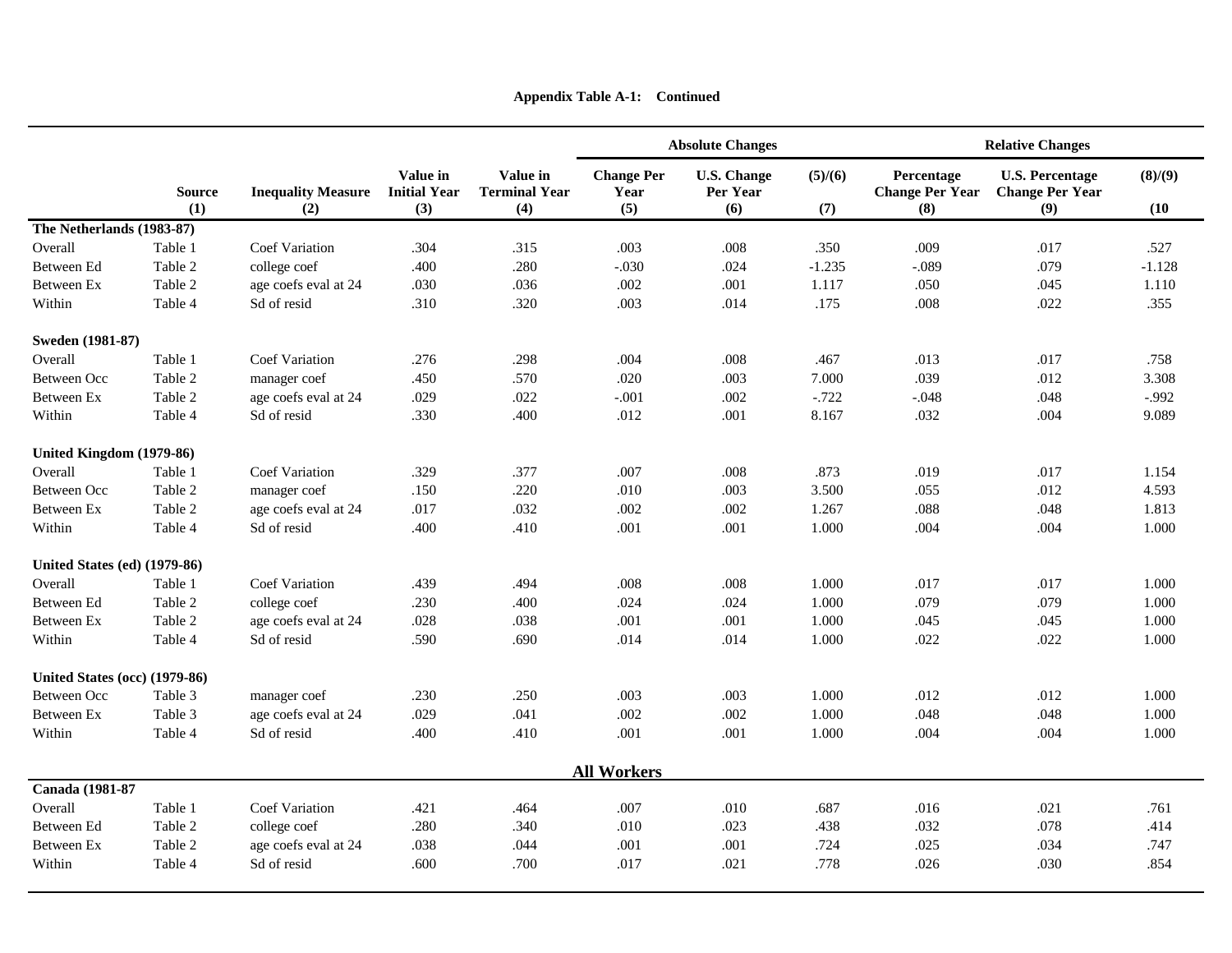**Appendix Table A-1: Continued**

| | Source | Inequality Measure | Value in Initial Year | Value in Terminal Year | Absolute Changes | | | Relative Changes | | |
|---|---|---|---|---|---|---|---|---|---|---|
| | | | | | Change Per Year | U.S. Change Per Year | (5)/(6) | Percentage Change Per Year | U.S. Percentage Change Per Year | (8)/(9) |
| | (1) | (2) | (3) | (4) | (5) | (6) | (7) | (8) | (9) | (10 |
| **The Netherlands (1983-87)** | | | | | | | | | | |
| Overall | Table 1 | Coef Variation | .304 | .315 | .003 | .008 | .350 | .009 | .017 | .527 |
| Between Ed | Table 2 | college coef | .400 | .280 | -.030 | .024 | -1.235 | -.089 | .079 | -1.128 |
| Between Ex | Table 2 | age coefs eval at 24 | .030 | .036 | .002 | .001 | 1.117 | .050 | .045 | 1.110 |
| Within | Table 4 | Sd of resid | .310 | .320 | .003 | .014 | .175 | .008 | .022 | .355 |
| **Sweden (1981-87)** | | | | | | | | | | |
| Overall | Table 1 | Coef Variation | .276 | .298 | .004 | .008 | .467 | .013 | .017 | .758 |
| Between Occ | Table 2 | manager coef | .450 | .570 | .020 | .003 | 7.000 | .039 | .012 | 3.308 |
| Between Ex | Table 2 | age coefs eval at 24 | .029 | .022 | -.001 | .002 | -.722 | -.048 | .048 | -.992 |
| Within | Table 4 | Sd of resid | .330 | .400 | .012 | .001 | 8.167 | .032 | .004 | 9.089 |
| **United Kingdom (1979-86)** | | | | | | | | | | |
| Overall | Table 1 | Coef Variation | .329 | .377 | .007 | .008 | .873 | .019 | .017 | 1.154 |
| Between Occ | Table 2 | manager coef | .150 | .220 | .010 | .003 | 3.500 | .055 | .012 | 4.593 |
| Between Ex | Table 2 | age coefs eval at 24 | .017 | .032 | .002 | .002 | 1.267 | .088 | .048 | 1.813 |
| Within | Table 4 | Sd of resid | .400 | .410 | .001 | .001 | 1.000 | .004 | .004 | 1.000 |
| **United States (ed) (1979-86)** | | | | | | | | | | |
| Overall | Table 1 | Coef Variation | .439 | .494 | .008 | .008 | 1.000 | .017 | .017 | 1.000 |
| Between Ed | Table 2 | college coef | .230 | .400 | .024 | .024 | 1.000 | .079 | .079 | 1.000 |
| Between Ex | Table 2 | age coefs eval at 24 | .028 | .038 | .001 | .001 | 1.000 | .045 | .045 | 1.000 |
| Within | Table 4 | Sd of resid | .590 | .690 | .014 | .014 | 1.000 | .022 | .022 | 1.000 |
| **United States (occ) (1979-86)** | | | | | | | | | | |
| Between Occ | Table 3 | manager coef | .230 | .250 | .003 | .003 | 1.000 | .012 | .012 | 1.000 |
| Between Ex | Table 3 | age coefs eval at 24 | .029 | .041 | .002 | .002 | 1.000 | .048 | .048 | 1.000 |
| Within | Table 4 | Sd of resid | .400 | .410 | .001 | .001 | 1.000 | .004 | .004 | 1.000 |
| | | | | | **All Workers** | | | | | |
| **Canada (1981-87** | | | | | | | | | | |
| Overall | Table 1 | Coef Variation | .421 | .464 | .007 | .010 | .687 | .016 | .021 | .761 |
| Between Ed | Table 2 | college coef | .280 | .340 | .010 | .023 | .438 | .032 | .078 | .414 |
| Between Ex | Table 2 | age coefs eval at 24 | .038 | .044 | .001 | .001 | .724 | .025 | .034 | .747 |
| Within | Table 4 | Sd of resid | .600 | .700 | .017 | .021 | .778 | .026 | .030 | .854 |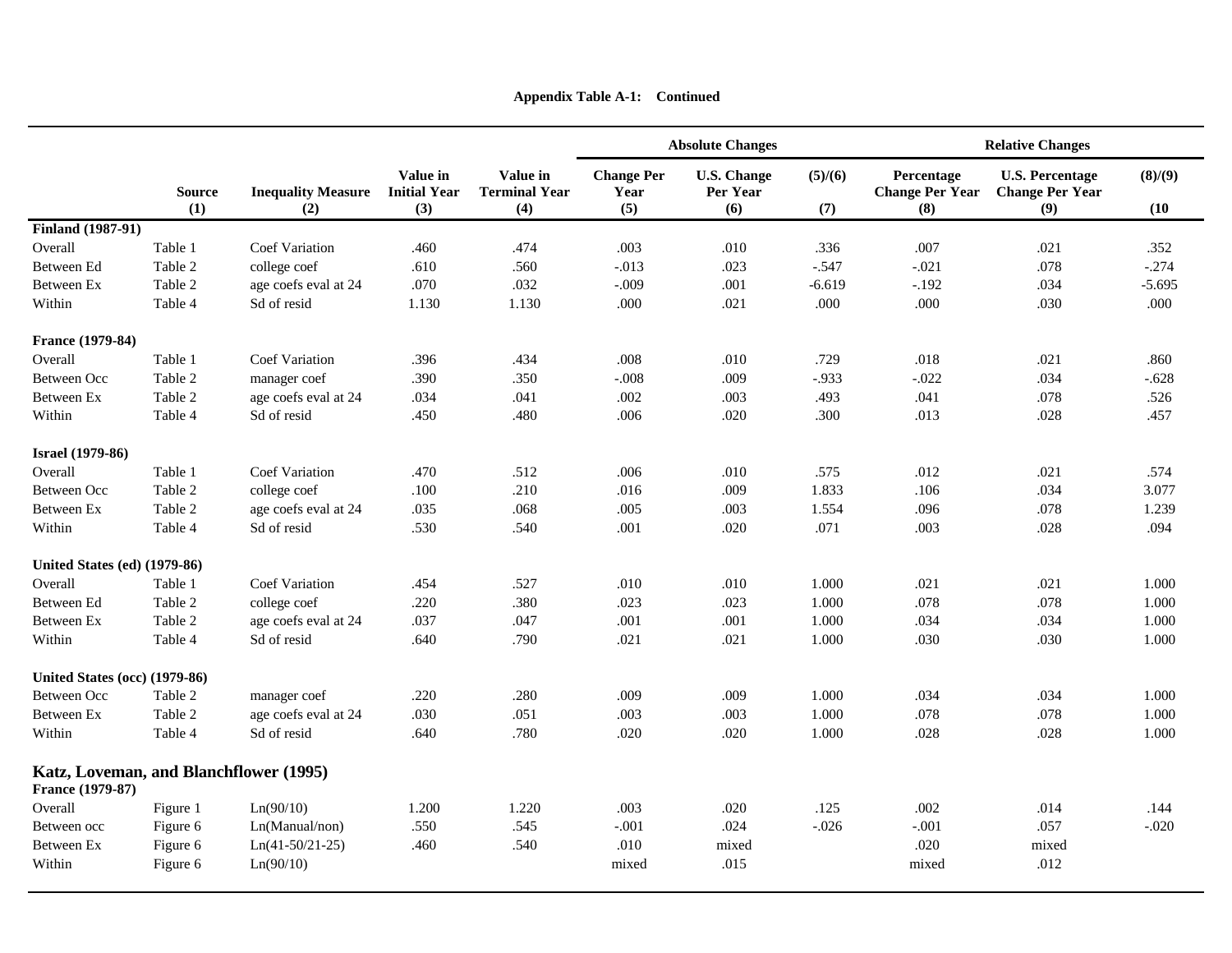**Appendix Table A-1: Continued**

| | Source | Inequality Measure | Value in Initial Year | Value in Terminal Year | Absolute Changes | | | Relative Changes | | |
|---|---|---|---|---|---|---|---|---|---|---|
| | | | | | Change Per Year | U.S. Change Per Year | (5)/(6) | Percentage Change Per Year | U.S. Percentage Change Per Year | (8)/(9) |
| | (1) | (2) | (3) | (4) | (5) | (6) | (7) | (8) | (9) | (10 |
| **Finland (1987-91)** | | | | | | | | | | |
| Overall | Table 1 | Coef Variation | .460 | .474 | .003 | .010 | .336 | .007 | .021 | .352 |
| Between Ed | Table 2 | college coef | .610 | .560 | -.013 | .023 | -.547 | -.021 | .078 | -.274 |
| Between Ex | Table 2 | age coefs eval at 24 | .070 | .032 | -.009 | .001 | -6.619 | -.192 | .034 | -5.695 |
| Within | Table 4 | Sd of resid | 1.130 | 1.130 | .000 | .021 | .000 | .000 | .030 | .000 |
| **France (1979-84)** | | | | | | | | | | |
| Overall | Table 1 | Coef Variation | .396 | .434 | .008 | .010 | .729 | .018 | .021 | .860 |
| Between Occ | Table 2 | manager coef | .390 | .350 | -.008 | .009 | -.933 | -.022 | .034 | -.628 |
| Between Ex | Table 2 | age coefs eval at 24 | .034 | .041 | .002 | .003 | .493 | .041 | .078 | .526 |
| Within | Table 4 | Sd of resid | .450 | .480 | .006 | .020 | .300 | .013 | .028 | .457 |
| **Israel (1979-86)** | | | | | | | | | | |
| Overall | Table 1 | Coef Variation | .470 | .512 | .006 | .010 | .575 | .012 | .021 | .574 |
| Between Occ | Table 2 | college coef | .100 | .210 | .016 | .009 | 1.833 | .106 | .034 | 3.077 |
| Between Ex | Table 2 | age coefs eval at 24 | .035 | .068 | .005 | .003 | 1.554 | .096 | .078 | 1.239 |
| Within | Table 4 | Sd of resid | .530 | .540 | .001 | .020 | .071 | .003 | .028 | .094 |
| **United States (ed) (1979-86)** | | | | | | | | | | |
| Overall | Table 1 | Coef Variation | .454 | .527 | .010 | .010 | 1.000 | .021 | .021 | 1.000 |
| Between Ed | Table 2 | college coef | .220 | .380 | .023 | .023 | 1.000 | .078 | .078 | 1.000 |
| Between Ex | Table 2 | age coefs eval at 24 | .037 | .047 | .001 | .001 | 1.000 | .034 | .034 | 1.000 |
| Within | Table 4 | Sd of resid | .640 | .790 | .021 | .021 | 1.000 | .030 | .030 | 1.000 |
| **United States (occ) (1979-86)** | | | | | | | | | | |
| Between Occ | Table 2 | manager coef | .220 | .280 | .009 | .009 | 1.000 | .034 | .034 | 1.000 |
| Between Ex | Table 2 | age coefs eval at 24 | .030 | .051 | .003 | .003 | 1.000 | .078 | .078 | 1.000 |
| Within | Table 4 | Sd of resid | .640 | .780 | .020 | .020 | 1.000 | .028 | .028 | 1.000 |
| **Katz, Loveman, and Blanchflower (1995)** | | | | | | | | | | |
| **France (1979-87)** | | | | | | | | | | |
| Overall | Figure 1 | Ln(90/10) | 1.200 | 1.220 | .003 | .020 | .125 | .002 | .014 | .144 |
| Between occ | Figure 6 | Ln(Manual/non) | .550 | .545 | -.001 | .024 | -.026 | -.001 | .057 | -.020 |
| Between Ex | Figure 6 | Ln(41-50/21-25) | .460 | .540 | .010 | mixed | | .020 | mixed | |
| Within | Figure 6 | Ln(90/10) | | | mixed | .015 | | mixed | .012 | |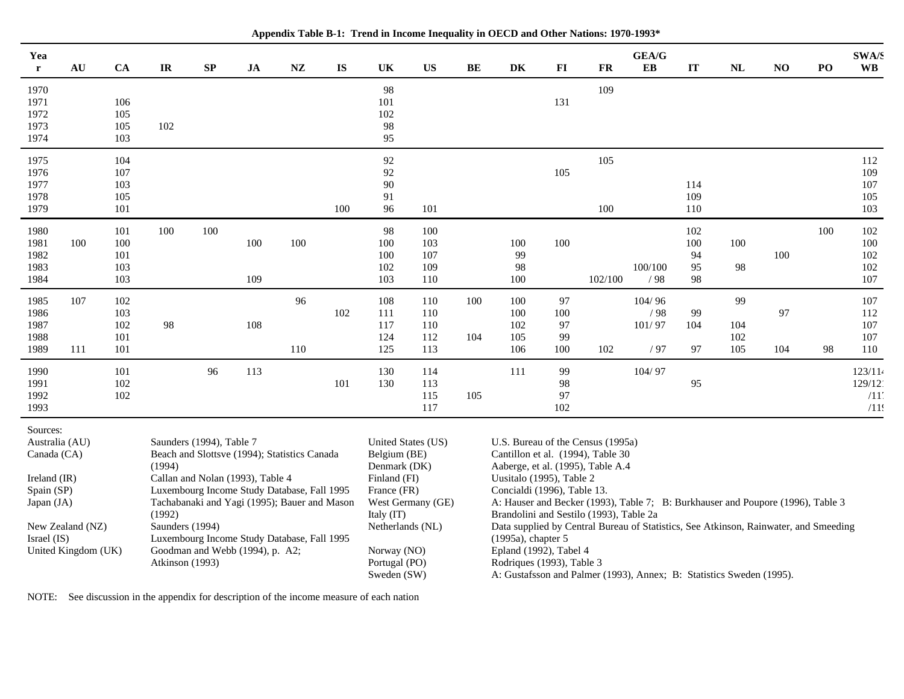**Appendix Table B-1: Trend in Income Inequality in OECD and Other Nations: 1970-1993***

| Year | AU | CA | IR | SP | JA | NZ | IS | UK | US | BE | DK | FI | FR | GEA/GEB | IT | NL | NO | PO | SWA/SWB |
|---|---|---|---|---|---|---|---|---|---|---|---|---|---|---|---|---|---|---|---|
| 1970 | | | | | | | | 98 | | | | | 109 | | | | | | |
| 1971 | | 106 | | | | | | 101 | | | | 131 | | | | | | | |
| 1972 | | 105 | | | | | | 102 | | | | | | | | | | | |
| 1973 | | 105 | 102 | | | | | 98 | | | | | | | | | | | |
| 1974 | | 103 | | | | | | 95 | | | | | | | | | | | |
| 1975 | | 104 | | | | | | 92 | | | | | 105 | | | | | | 112 |
| 1976 | | 107 | | | | | | 92 | | | | 105 | | | | | | | 109 |
| 1977 | | 103 | | | | | | 90 | | | | | | | 114 | | | | 107 |
| 1978 | | 105 | | | | | | 91 | | | | | | | 109 | | | | 105 |
| 1979 | | 101 | | | | | 100 | 96 | 101 | | | | 100 | | 110 | | | | 103 |
| 1980 | | 101 | 100 | 100 | | | | 98 | 100 | | | | | | 102 | | | 100 | 102 |
| 1981 | 100 | 100 | | | 100 | 100 | | 100 | 103 | | 100 | 100 | | | 100 | 100 | | | 100 |
| 1982 | | 101 | | | | | | 100 | 107 | | 99 | | | | 94 | | 100 | | 102 |
| 1983 | | 103 | | | | | | 102 | 109 | | 98 | | | 100/100 | 95 | 98 | | | 102 |
| 1984 | | 103 | | | 109 | | | 103 | 110 | | 100 | | 102/100 | / 98 | 98 | | | | 107 |
| 1985 | 107 | 102 | | | | 96 | | 108 | 110 | 100 | 100 | 97 | | 104/ 96 | | 99 | | | 107 |
| 1986 | | 103 | | | | | 102 | 111 | 110 | | 100 | 100 | | / 98 | 99 | | 97 | | 112 |
| 1987 | | 102 | 98 | | 108 | | | 117 | 110 | | 102 | 97 | | 101/ 97 | 104 | 104 | | | 107 |
| 1988 | | 101 | | | | | | 124 | 112 | 104 | 105 | 99 | | | | 102 | | | 107 |
| 1989 | 111 | 101 | | | | 110 | | 125 | 113 | | 106 | 100 | 102 | / 97 | 97 | 105 | 104 | 98 | 110 |
| 1990 | | 101 | | 96 | 113 | | | 130 | 114 | | 111 | 99 | | 104/ 97 | | | | | 123/11 |
| 1991 | | 102 | | | | | 101 | 130 | 113 | | | 98 | | | 95 | | | | 129/12 |
| 1992 | | 102 | | | | | | | 115 | 105 | | 97 | | | | | | | /11 |
| 1993 | | | | | | | | | 117 | | | 102 | | | | | | | /11 |

Sources:

- Australia (AU): Saunders (1994), Table 7
- Canada (CA): Beach and Slottsve (1994); Statistics Canada (1994)
- Ireland (IR): Callan and Nolan (1993), Table 4
- Spain (SP): Luxembourg Income Study Database, Fall 1995
- Japan (JA): Tachabanaki and Yagi (1995); Bauer and Mason (1992)
- New Zealand (NZ): Saunders (1994)
- Israel (IS): Luxembourg Income Study Database, Fall 1995
- United Kingdom (UK): Goodman and Webb (1994), p. A2; Atkinson (1993)
- United States (US): U.S. Bureau of the Census (1995a)
- Belgium (BE): Cantillon et al. (1994), Table 30
- Denmark (DK): Aaberge, et al. (1995), Table A.4
- Finland (FI): Uusitalo (1995), Table 2
- France (FR): Concialdi (1996), Table 13.
- West Germany (GE): A: Hauser and Becker (1993), Table 7; B: Burkhauser and Poupore (1996), Table 3
- Italy (IT): Brandolini and Sestilo (1993), Table 2a
- Netherlands (NL): Data supplied by Central Bureau of Statistics, See Atkinson, Rainwater, and Smeeding (1995a), chapter 5
- Norway (NO): Epland (1992), Tabel 4
- Portugal (PO): Rodriques (1993), Table 3
- Sweden (SW): A: Gustafsson and Palmer (1993), Annex; B: Statistics Sweden (1995).

NOTE: See discussion in the appendix for description of the income measure of each nation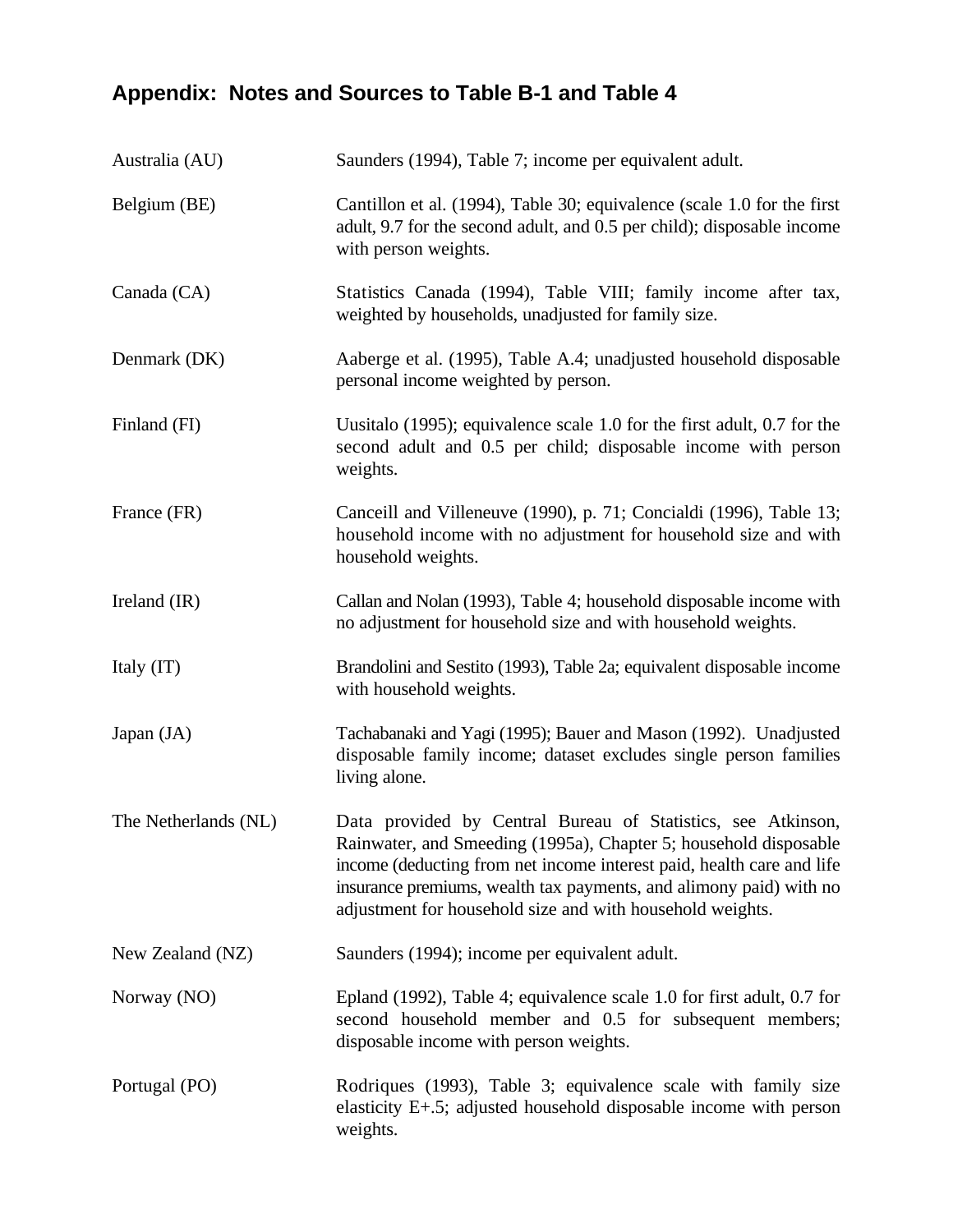## Appendix: Notes and Sources to Table B-1 and Table 4

| | |
|---|---|
| Australia (AU) | Saunders (1994), Table 7; income per equivalent adult. |
| Belgium (BE) | Cantillon et al. (1994), Table 30; equivalence (scale 1.0 for the first adult, 9.7 for the second adult, and 0.5 per child); disposable income with person weights. |
| Canada (CA) | Statistics Canada (1994), Table VIII; family income after tax, weighted by households, unadjusted for family size. |
| Denmark (DK) | Aaberge et al. (1995), Table A.4; unadjusted household disposable personal income weighted by person. |
| Finland (FI) | Uusitalo (1995); equivalence scale 1.0 for the first adult, 0.7 for the second adult and 0.5 per child; disposable income with person weights. |
| France (FR) | Canceill and Villeneuve (1990), p. 71; Concialdi (1996), Table 13; household income with no adjustment for household size and with household weights. |
| Ireland (IR) | Callan and Nolan (1993), Table 4; household disposable income with no adjustment for household size and with household weights. |
| Italy (IT) | Brandolini and Sestito (1993), Table 2a; equivalent disposable income with household weights. |
| Japan (JA) | Tachabanaki and Yagi (1995); Bauer and Mason (1992). Unadjusted disposable family income; dataset excludes single person families living alone. |
| The Netherlands (NL) | Data provided by Central Bureau of Statistics, see Atkinson, Rainwater, and Smeeding (1995a), Chapter 5; household disposable income (deducting from net income interest paid, health care and life insurance premiums, wealth tax payments, and alimony paid) with no adjustment for household size and with household weights. |
| New Zealand (NZ) | Saunders (1994); income per equivalent adult. |
| Norway (NO) | Epland (1992), Table 4; equivalence scale 1.0 for first adult, 0.7 for second household member and 0.5 for subsequent members; disposable income with person weights. |
| Portugal (PO) | Rodriques (1993), Table 3; equivalence scale with family size elasticity E+.5; adjusted household disposable income with person weights. |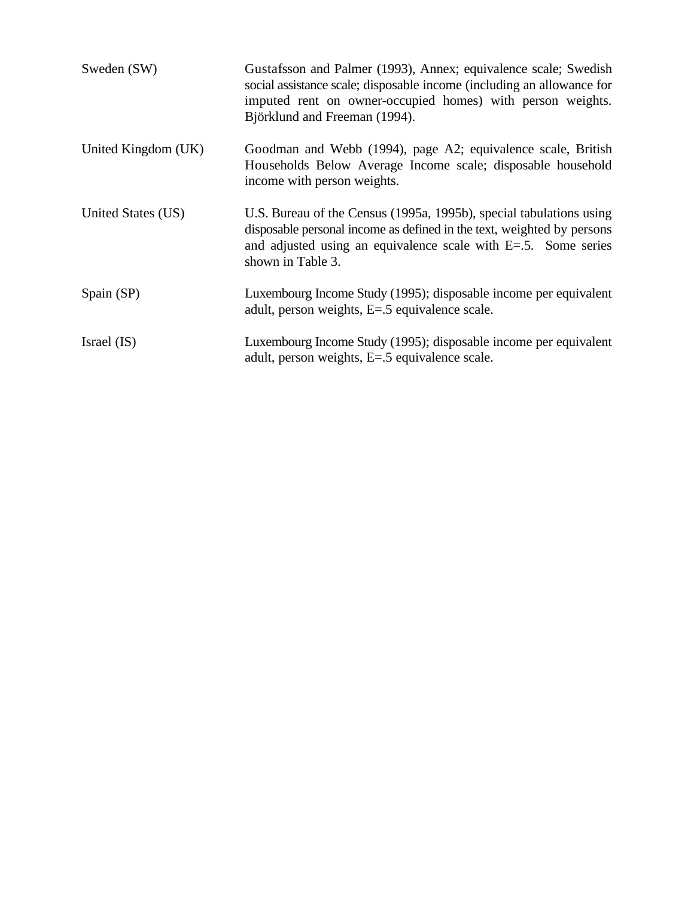| | |
|---|---|
| Sweden (SW) | Gustafsson and Palmer (1993), Annex; equivalence scale; Swedish social assistance scale; disposable income (including an allowance for imputed rent on owner-occupied homes) with person weights. Björklund and Freeman (1994). |
| United Kingdom (UK) | Goodman and Webb (1994), page A2; equivalence scale, British Households Below Average Income scale; disposable household income with person weights. |
| United States (US) | U.S. Bureau of the Census (1995a, 1995b), special tabulations using disposable personal income as defined in the text, weighted by persons and adjusted using an equivalence scale with E=.5. Some series shown in Table 3. |
| Spain (SP) | Luxembourg Income Study (1995); disposable income per equivalent adult, person weights, E=.5 equivalence scale. |
| Israel (IS) | Luxembourg Income Study (1995); disposable income per equivalent adult, person weights, E=.5 equivalence scale. |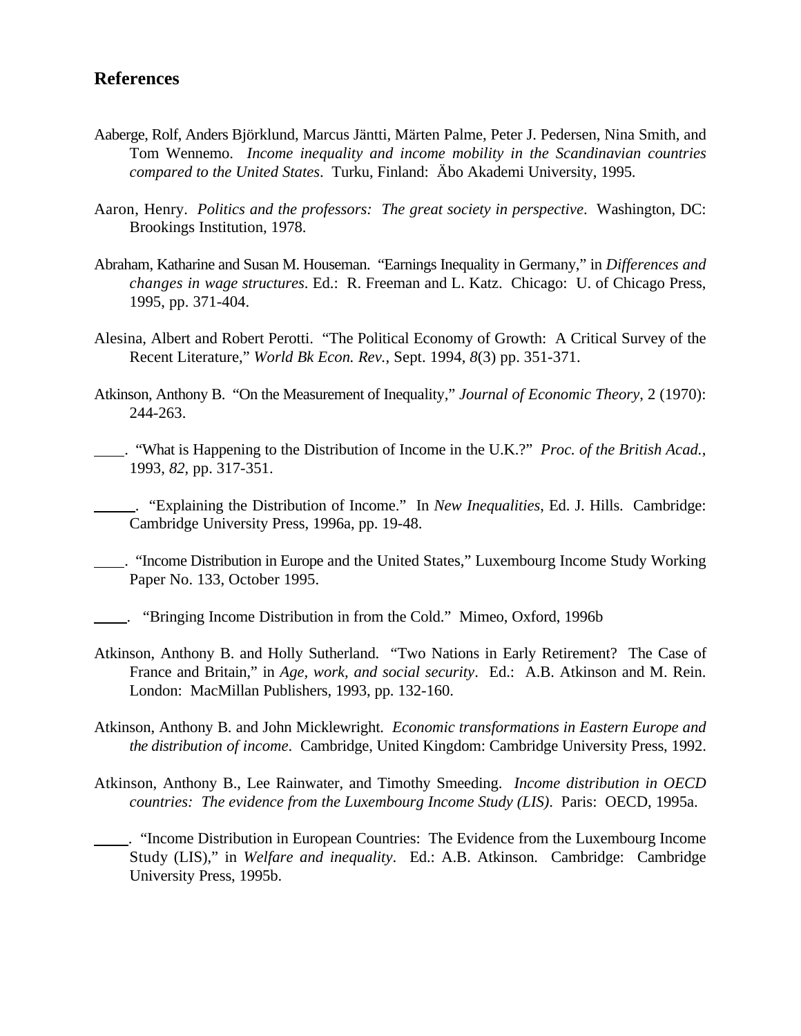## References

Aaberge, Rolf, Anders Björklund, Marcus Jäntti, Märten Palme, Peter J. Pedersen, Nina Smith, and Tom Wennemo. *Income inequality and income mobility in the Scandinavian countries compared to the United States*. Turku, Finland: Äbo Akademi University, 1995.

Aaron, Henry. *Politics and the professors: The great society in perspective*. Washington, DC: Brookings Institution, 1978.

Abraham, Katharine and Susan M. Houseman. "Earnings Inequality in Germany," in *Differences and changes in wage structures*. Ed.: R. Freeman and L. Katz. Chicago: U. of Chicago Press, 1995, pp. 371-404.

Alesina, Albert and Robert Perotti. "The Political Economy of Growth: A Critical Survey of the Recent Literature," *World Bk Econ. Rev.*, Sept. 1994, *8*(3) pp. 351-371.

Atkinson, Anthony B. "On the Measurement of Inequality," *Journal of Economic Theory*, 2 (1970): 244-263.

____. "What is Happening to the Distribution of Income in the U.K.?" *Proc. of the British Acad.*, 1993, *82*, pp. 317-351.

____. "Explaining the Distribution of Income." In *New Inequalities*, Ed. J. Hills. Cambridge: Cambridge University Press, 1996a, pp. 19-48.

____. "Income Distribution in Europe and the United States," Luxembourg Income Study Working Paper No. 133, October 1995.

____. "Bringing Income Distribution in from the Cold." Mimeo, Oxford, 1996b

Atkinson, Anthony B. and Holly Sutherland. "Two Nations in Early Retirement? The Case of France and Britain," in *Age, work, and social security*. Ed.: A.B. Atkinson and M. Rein. London: MacMillan Publishers, 1993, pp. 132-160.

Atkinson, Anthony B. and John Micklewright. *Economic transformations in Eastern Europe and the distribution of income*. Cambridge, United Kingdom: Cambridge University Press, 1992.

Atkinson, Anthony B., Lee Rainwater, and Timothy Smeeding. *Income distribution in OECD countries: The evidence from the Luxembourg Income Study (LIS)*. Paris: OECD, 1995a.

____. "Income Distribution in European Countries: The Evidence from the Luxembourg Income Study (LIS)," in *Welfare and inequality*. Ed.: A.B. Atkinson. Cambridge: Cambridge University Press, 1995b.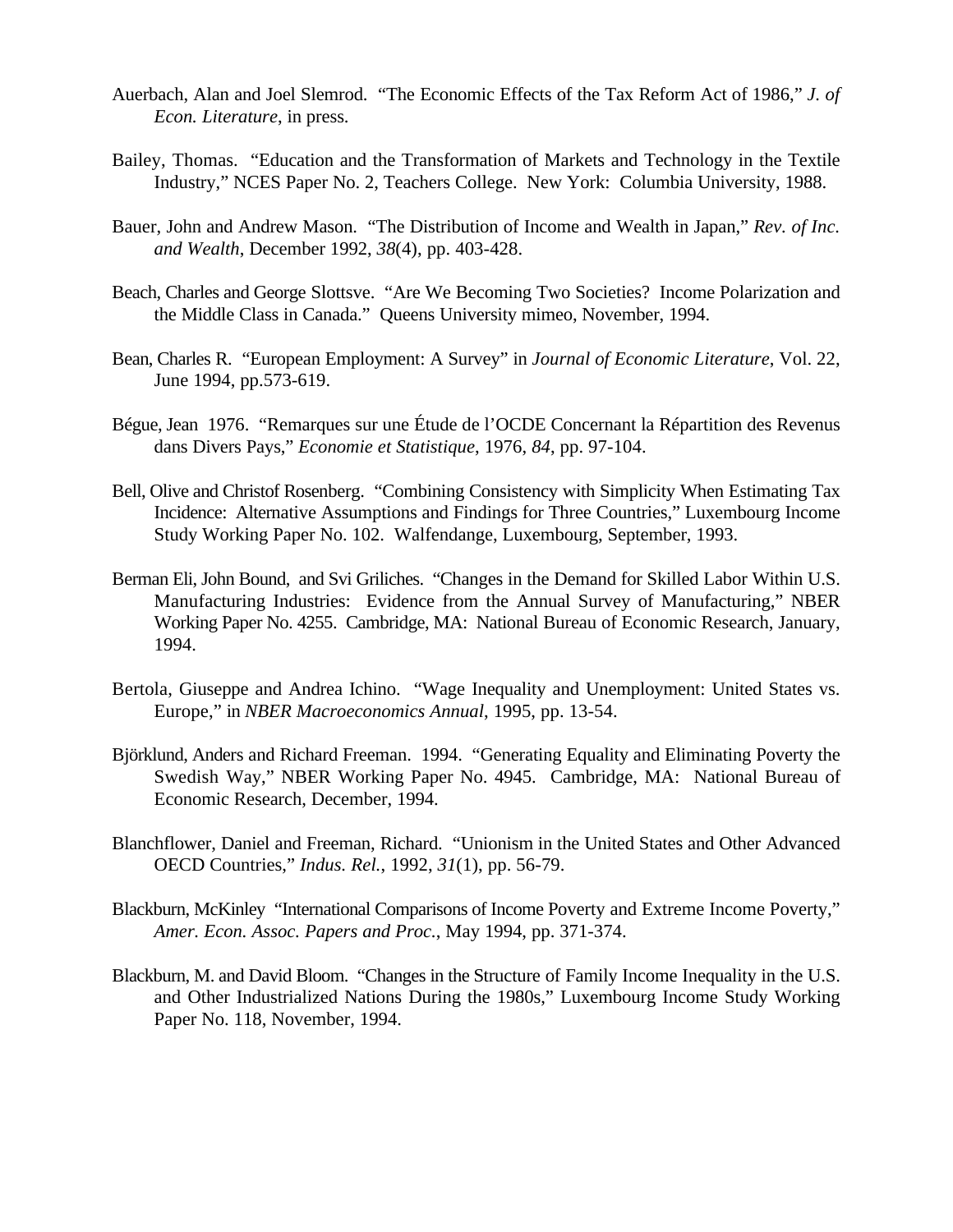Auerbach, Alan and Joel Slemrod. "The Economic Effects of the Tax Reform Act of 1986," *J. of Econ. Literature*, in press.

Bailey, Thomas. "Education and the Transformation of Markets and Technology in the Textile Industry," NCES Paper No. 2, Teachers College. New York: Columbia University, 1988.

Bauer, John and Andrew Mason. "The Distribution of Income and Wealth in Japan," *Rev. of Inc. and Wealth*, December 1992, *38*(4), pp. 403-428.

Beach, Charles and George Slottsve. "Are We Becoming Two Societies? Income Polarization and the Middle Class in Canada." Queens University mimeo, November, 1994.

Bean, Charles R. "European Employment: A Survey" in *Journal of Economic Literature*, Vol. 22, June 1994, pp.573-619.

Bégue, Jean 1976. "Remarques sur une Étude de l'OCDE Concernant la Répartition des Revenus dans Divers Pays," *Economie et Statistique*, 1976, *84*, pp. 97-104.

Bell, Olive and Christof Rosenberg. "Combining Consistency with Simplicity When Estimating Tax Incidence: Alternative Assumptions and Findings for Three Countries," Luxembourg Income Study Working Paper No. 102. Walfendange, Luxembourg, September, 1993.

Berman Eli, John Bound, and Svi Griliches. "Changes in the Demand for Skilled Labor Within U.S. Manufacturing Industries: Evidence from the Annual Survey of Manufacturing," NBER Working Paper No. 4255. Cambridge, MA: National Bureau of Economic Research, January, 1994.

Bertola, Giuseppe and Andrea Ichino. "Wage Inequality and Unemployment: United States vs. Europe," in *NBER Macroeconomics Annual*, 1995, pp. 13-54.

Björklund, Anders and Richard Freeman. 1994. "Generating Equality and Eliminating Poverty the Swedish Way," NBER Working Paper No. 4945. Cambridge, MA: National Bureau of Economic Research, December, 1994.

Blanchflower, Daniel and Freeman, Richard. "Unionism in the United States and Other Advanced OECD Countries," *Indus. Rel.*, 1992, *31*(1), pp. 56-79.

Blackburn, McKinley "International Comparisons of Income Poverty and Extreme Income Poverty," *Amer. Econ. Assoc. Papers and Proc.*, May 1994, pp. 371-374.

Blackburn, M. and David Bloom. "Changes in the Structure of Family Income Inequality in the U.S. and Other Industrialized Nations During the 1980s," Luxembourg Income Study Working Paper No. 118, November, 1994.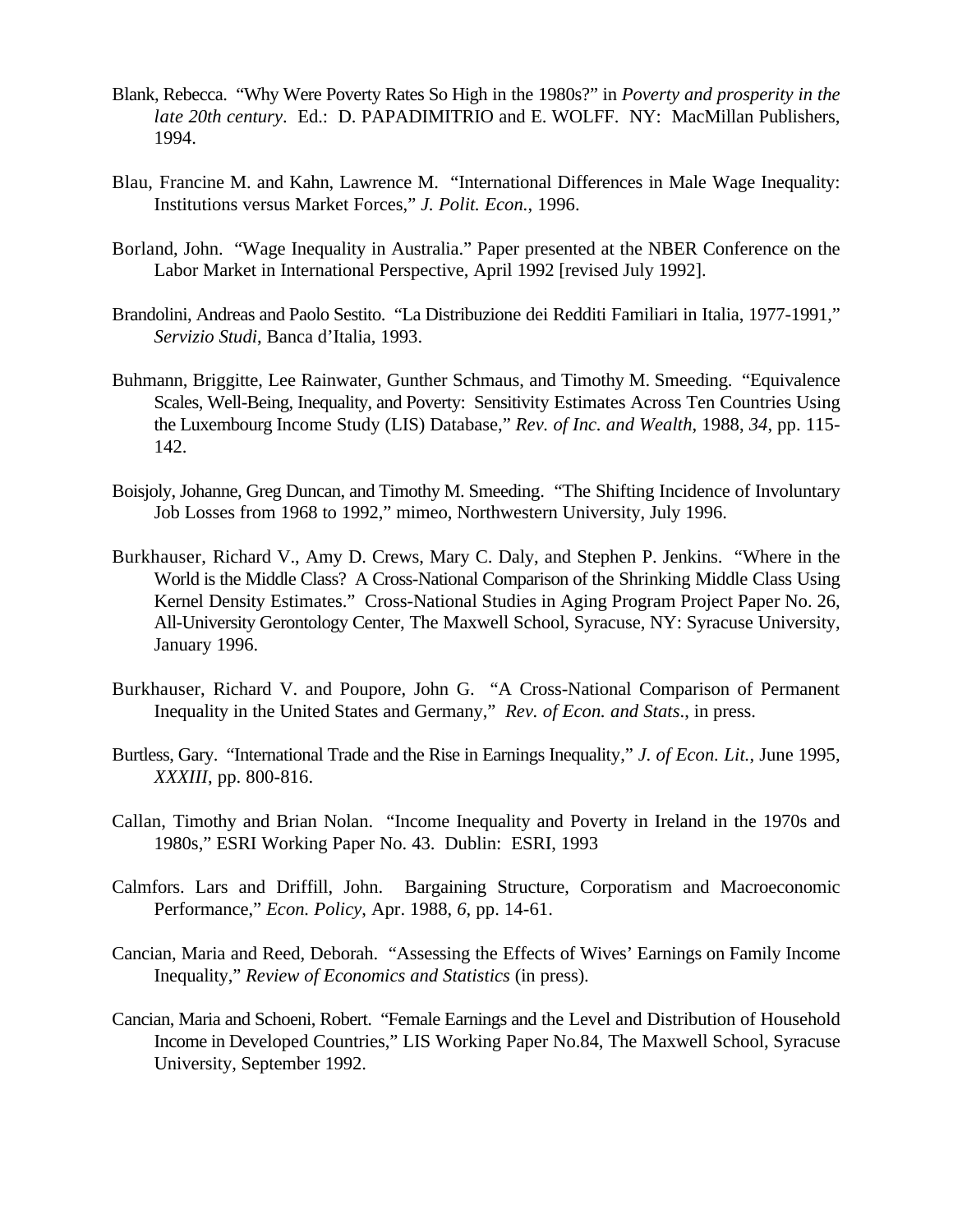Blank, Rebecca. "Why Were Poverty Rates So High in the 1980s?" in *Poverty and prosperity in the late 20th century*. Ed.: D. PAPADIMITRIO and E. WOLFF. NY: MacMillan Publishers, 1994.

Blau, Francine M. and Kahn, Lawrence M. "International Differences in Male Wage Inequality: Institutions versus Market Forces," *J. Polit. Econ.*, 1996.

Borland, John. "Wage Inequality in Australia." Paper presented at the NBER Conference on the Labor Market in International Perspective, April 1992 [revised July 1992].

Brandolini, Andreas and Paolo Sestito. "La Distribuzione dei Redditi Familiari in Italia, 1977-1991," *Servizio Studi*, Banca d'Italia, 1993.

Buhmann, Briggitte, Lee Rainwater, Gunther Schmaus, and Timothy M. Smeeding. "Equivalence Scales, Well-Being, Inequality, and Poverty: Sensitivity Estimates Across Ten Countries Using the Luxembourg Income Study (LIS) Database," *Rev. of Inc. and Wealth*, 1988, *34*, pp. 115-142.

Boisjoly, Johanne, Greg Duncan, and Timothy M. Smeeding. "The Shifting Incidence of Involuntary Job Losses from 1968 to 1992," mimeo, Northwestern University, July 1996.

Burkhauser, Richard V., Amy D. Crews, Mary C. Daly, and Stephen P. Jenkins. "Where in the World is the Middle Class? A Cross-National Comparison of the Shrinking Middle Class Using Kernel Density Estimates." Cross-National Studies in Aging Program Project Paper No. 26, All-University Gerontology Center, The Maxwell School, Syracuse, NY: Syracuse University, January 1996.

Burkhauser, Richard V. and Poupore, John G. "A Cross-National Comparison of Permanent Inequality in the United States and Germany," *Rev. of Econ. and Stats*., in press.

Burtless, Gary. "International Trade and the Rise in Earnings Inequality," *J. of Econ. Lit.*, June 1995, *XXXIII*, pp. 800-816.

Callan, Timothy and Brian Nolan. "Income Inequality and Poverty in Ireland in the 1970s and 1980s," ESRI Working Paper No. 43. Dublin: ESRI, 1993

Calmfors. Lars and Driffill, John. Bargaining Structure, Corporatism and Macroeconomic Performance," *Econ. Policy*, Apr. 1988, *6*, pp. 14-61.

Cancian, Maria and Reed, Deborah. "Assessing the Effects of Wives' Earnings on Family Income Inequality," *Review of Economics and Statistics* (in press).

Cancian, Maria and Schoeni, Robert. "Female Earnings and the Level and Distribution of Household Income in Developed Countries," LIS Working Paper No.84, The Maxwell School, Syracuse University, September 1992.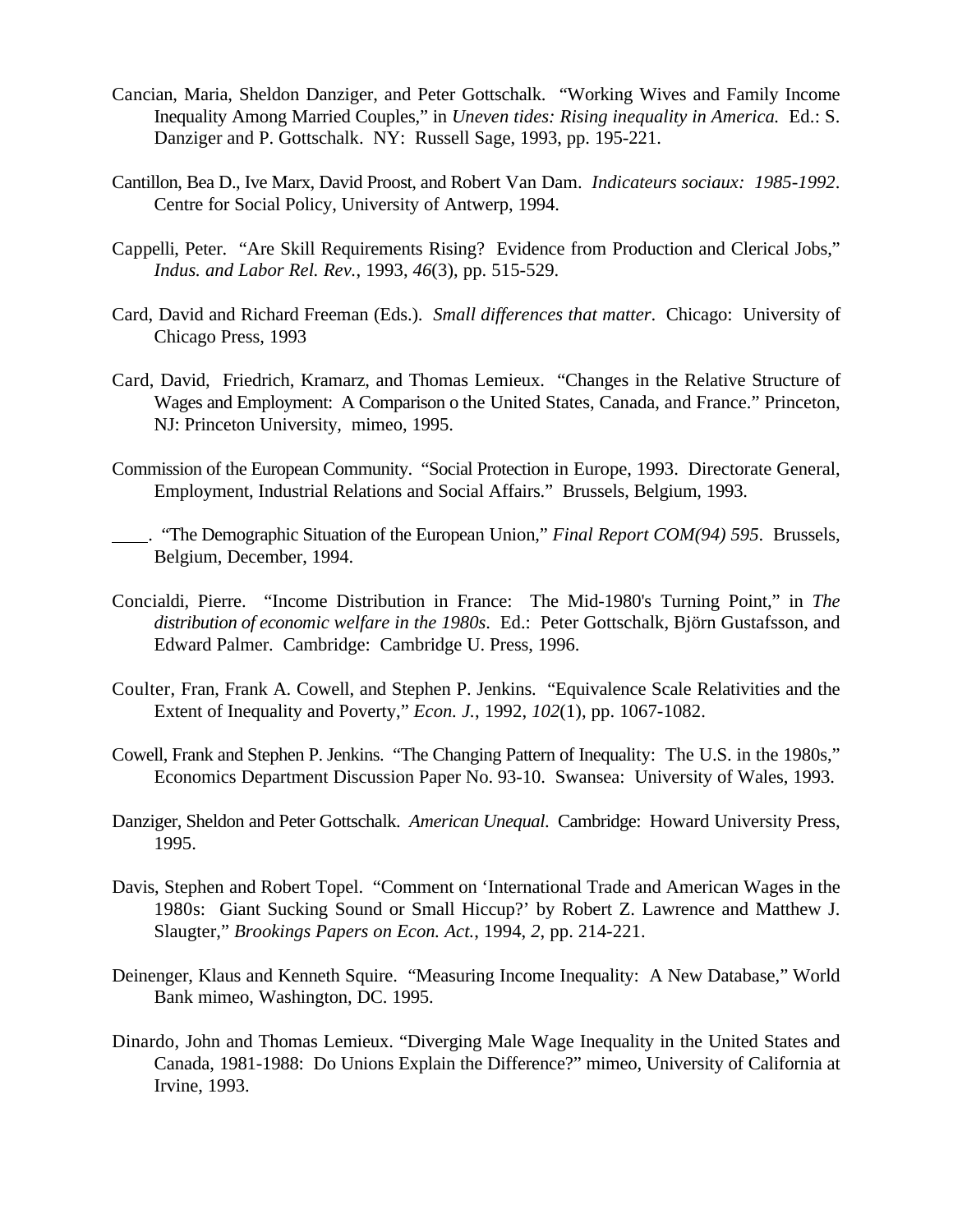Cancian, Maria, Sheldon Danziger, and Peter Gottschalk. "Working Wives and Family Income Inequality Among Married Couples," in *Uneven tides: Rising inequality in America.* Ed.: S. Danziger and P. Gottschalk. NY: Russell Sage, 1993, pp. 195-221.

Cantillon, Bea D., Ive Marx, David Proost, and Robert Van Dam. *Indicateurs sociaux: 1985-1992*. Centre for Social Policy, University of Antwerp, 1994.

Cappelli, Peter. "Are Skill Requirements Rising? Evidence from Production and Clerical Jobs," *Indus. and Labor Rel. Rev.*, 1993, *46*(3), pp. 515-529.

Card, David and Richard Freeman (Eds.). *Small differences that matter*. Chicago: University of Chicago Press, 1993

Card, David, Friedrich, Kramarz, and Thomas Lemieux. "Changes in the Relative Structure of Wages and Employment: A Comparison o the United States, Canada, and France." Princeton, NJ: Princeton University, mimeo, 1995.

Commission of the European Community. "Social Protection in Europe, 1993. Directorate General, Employment, Industrial Relations and Social Affairs." Brussels, Belgium, 1993.

____. "The Demographic Situation of the European Union," *Final Report COM(94) 595*. Brussels, Belgium, December, 1994.

Concialdi, Pierre. "Income Distribution in France: The Mid-1980's Turning Point," in *The distribution of economic welfare in the 1980s*. Ed.: Peter Gottschalk, Björn Gustafsson, and Edward Palmer. Cambridge: Cambridge U. Press, 1996.

Coulter, Fran, Frank A. Cowell, and Stephen P. Jenkins. "Equivalence Scale Relativities and the Extent of Inequality and Poverty," *Econ. J.*, 1992, *102*(1), pp. 1067-1082.

Cowell, Frank and Stephen P. Jenkins. "The Changing Pattern of Inequality: The U.S. in the 1980s," Economics Department Discussion Paper No. 93-10. Swansea: University of Wales, 1993.

Danziger, Sheldon and Peter Gottschalk. *American Unequal*. Cambridge: Howard University Press, 1995.

Davis, Stephen and Robert Topel. "Comment on 'International Trade and American Wages in the 1980s: Giant Sucking Sound or Small Hiccup?' by Robert Z. Lawrence and Matthew J. Slaugter," *Brookings Papers on Econ. Act.*, 1994, *2*, pp. 214-221.

Deinenger, Klaus and Kenneth Squire. "Measuring Income Inequality: A New Database," World Bank mimeo, Washington, DC. 1995.

Dinardo, John and Thomas Lemieux. "Diverging Male Wage Inequality in the United States and Canada, 1981-1988: Do Unions Explain the Difference?" mimeo, University of California at Irvine, 1993.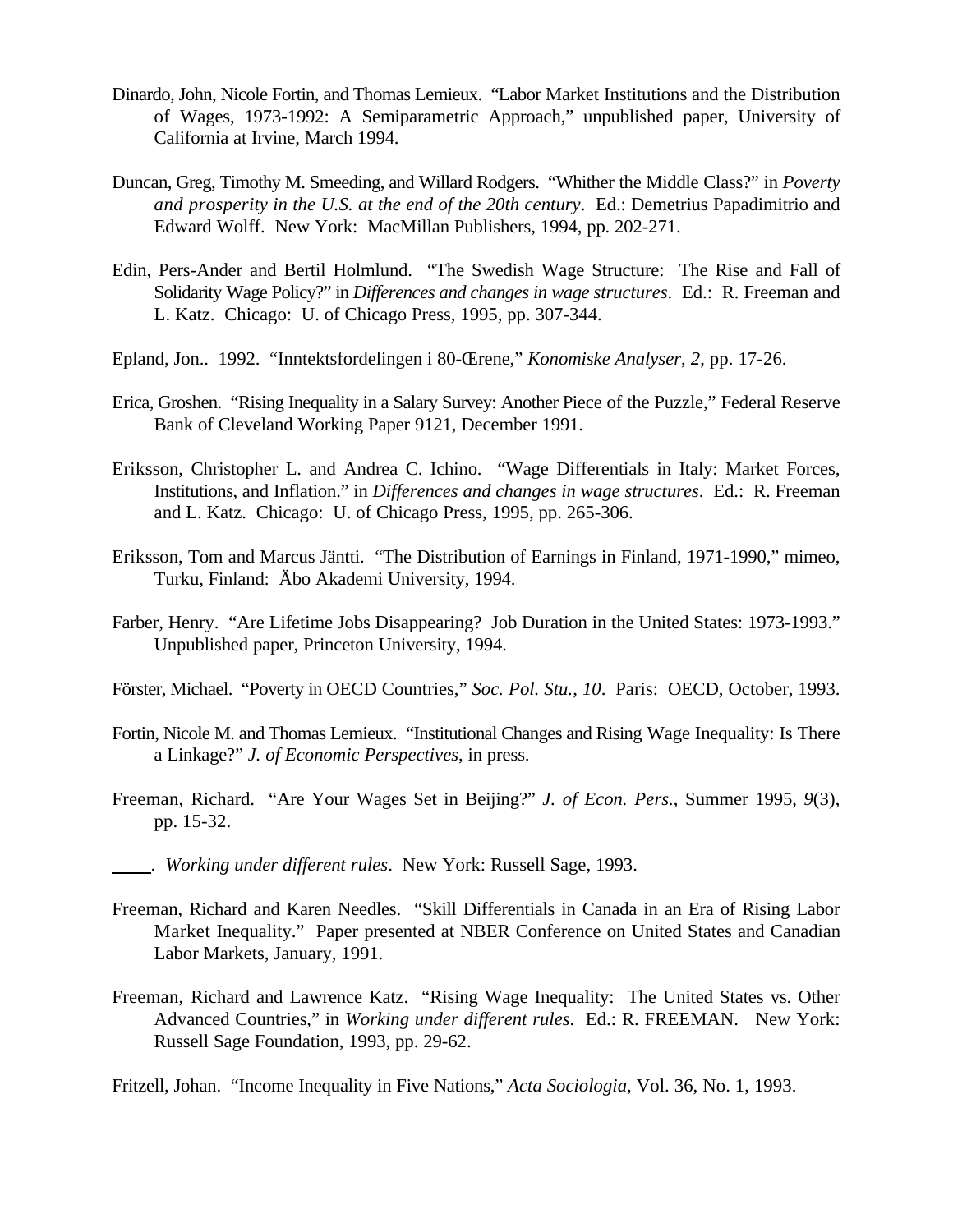Dinardo, John, Nicole Fortin, and Thomas Lemieux. "Labor Market Institutions and the Distribution of Wages, 1973-1992: A Semiparametric Approach," unpublished paper, University of California at Irvine, March 1994.

Duncan, Greg, Timothy M. Smeeding, and Willard Rodgers. "Whither the Middle Class?" in *Poverty and prosperity in the U.S. at the end of the 20th century*. Ed.: Demetrius Papadimitrio and Edward Wolff. New York: MacMillan Publishers, 1994, pp. 202-271.

Edin, Pers-Ander and Bertil Holmlund. "The Swedish Wage Structure: The Rise and Fall of Solidarity Wage Policy?" in *Differences and changes in wage structures*. Ed.: R. Freeman and L. Katz. Chicago: U. of Chicago Press, 1995, pp. 307-344.

Epland, Jon.. 1992. "Inntektsfordelingen i 80-Œrene," *Konomiske Analyser*, *2*, pp. 17-26.

Erica, Groshen. "Rising Inequality in a Salary Survey: Another Piece of the Puzzle," Federal Reserve Bank of Cleveland Working Paper 9121, December 1991.

Eriksson, Christopher L. and Andrea C. Ichino. "Wage Differentials in Italy: Market Forces, Institutions, and Inflation." in *Differences and changes in wage structures*. Ed.: R. Freeman and L. Katz. Chicago: U. of Chicago Press, 1995, pp. 265-306.

Eriksson, Tom and Marcus Jäntti. "The Distribution of Earnings in Finland, 1971-1990," mimeo, Turku, Finland: Äbo Akademi University, 1994.

Farber, Henry. "Are Lifetime Jobs Disappearing? Job Duration in the United States: 1973-1993." Unpublished paper, Princeton University, 1994.

Förster, Michael. "Poverty in OECD Countries," *Soc. Pol. Stu.*, *10*. Paris: OECD, October, 1993.

Fortin, Nicole M. and Thomas Lemieux. "Institutional Changes and Rising Wage Inequality: Is There a Linkage?" *J. of Economic Perspectives*, in press.

Freeman, Richard. "Are Your Wages Set in Beijing?" *J. of Econ. Pers.*, Summer 1995, *9*(3), pp. 15-32.

\_\_\_\_. *Working under different rules*. New York: Russell Sage, 1993.

Freeman, Richard and Karen Needles. "Skill Differentials in Canada in an Era of Rising Labor Market Inequality." Paper presented at NBER Conference on United States and Canadian Labor Markets, January, 1991.

Freeman, Richard and Lawrence Katz. "Rising Wage Inequality: The United States vs. Other Advanced Countries," in *Working under different rules*. Ed.: R. FREEMAN. New York: Russell Sage Foundation, 1993, pp. 29-62.

Fritzell, Johan. "Income Inequality in Five Nations," *Acta Sociologia*, Vol. 36, No. 1, 1993.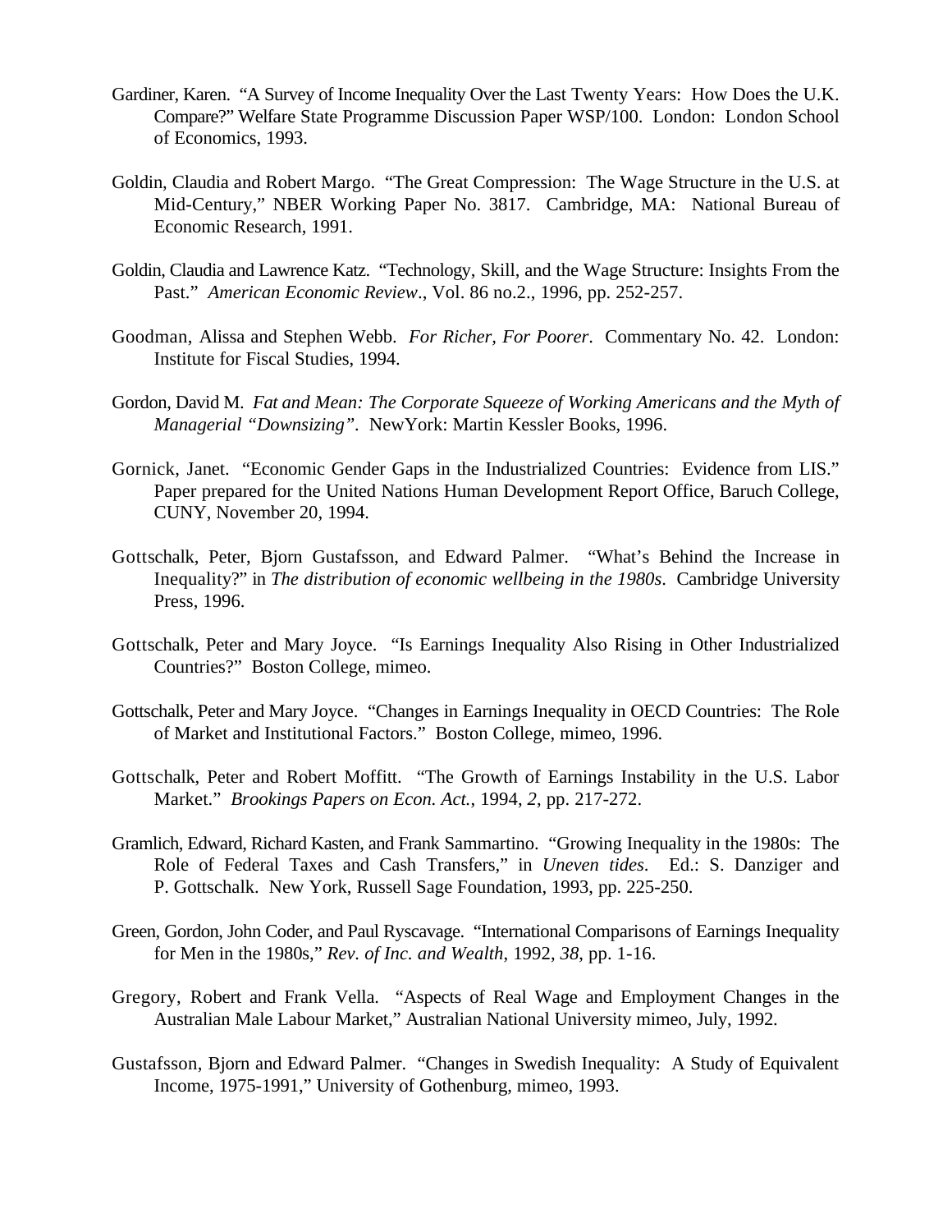Gardiner, Karen. "A Survey of Income Inequality Over the Last Twenty Years: How Does the U.K. Compare?" Welfare State Programme Discussion Paper WSP/100. London: London School of Economics, 1993.

Goldin, Claudia and Robert Margo. "The Great Compression: The Wage Structure in the U.S. at Mid-Century," NBER Working Paper No. 3817. Cambridge, MA: National Bureau of Economic Research, 1991.

Goldin, Claudia and Lawrence Katz. "Technology, Skill, and the Wage Structure: Insights From the Past." *American Economic Review*., Vol. 86 no.2., 1996, pp. 252-257.

Goodman, Alissa and Stephen Webb. *For Richer, For Poorer*. Commentary No. 42. London: Institute for Fiscal Studies, 1994.

Gordon, David M. *Fat and Mean: The Corporate Squeeze of Working Americans and the Myth of Managerial "Downsizing"*. NewYork: Martin Kessler Books, 1996.

Gornick, Janet. "Economic Gender Gaps in the Industrialized Countries: Evidence from LIS." Paper prepared for the United Nations Human Development Report Office, Baruch College, CUNY, November 20, 1994.

Gottschalk, Peter, Bjorn Gustafsson, and Edward Palmer. "What's Behind the Increase in Inequality?" in *The distribution of economic wellbeing in the 1980s*. Cambridge University Press, 1996.

Gottschalk, Peter and Mary Joyce. "Is Earnings Inequality Also Rising in Other Industrialized Countries?" Boston College, mimeo.

Gottschalk, Peter and Mary Joyce. "Changes in Earnings Inequality in OECD Countries: The Role of Market and Institutional Factors." Boston College, mimeo, 1996.

Gottschalk, Peter and Robert Moffitt. "The Growth of Earnings Instability in the U.S. Labor Market." *Brookings Papers on Econ. Act.*, 1994, *2*, pp. 217-272.

Gramlich, Edward, Richard Kasten, and Frank Sammartino. "Growing Inequality in the 1980s: The Role of Federal Taxes and Cash Transfers," in *Uneven tides*. Ed.: S. Danziger and P. Gottschalk. New York, Russell Sage Foundation, 1993, pp. 225-250.

Green, Gordon, John Coder, and Paul Ryscavage. "International Comparisons of Earnings Inequality for Men in the 1980s," *Rev. of Inc. and Wealth*, 1992, *38*, pp. 1-16.

Gregory, Robert and Frank Vella. "Aspects of Real Wage and Employment Changes in the Australian Male Labour Market," Australian National University mimeo, July, 1992.

Gustafsson, Bjorn and Edward Palmer. "Changes in Swedish Inequality: A Study of Equivalent Income, 1975-1991," University of Gothenburg, mimeo, 1993.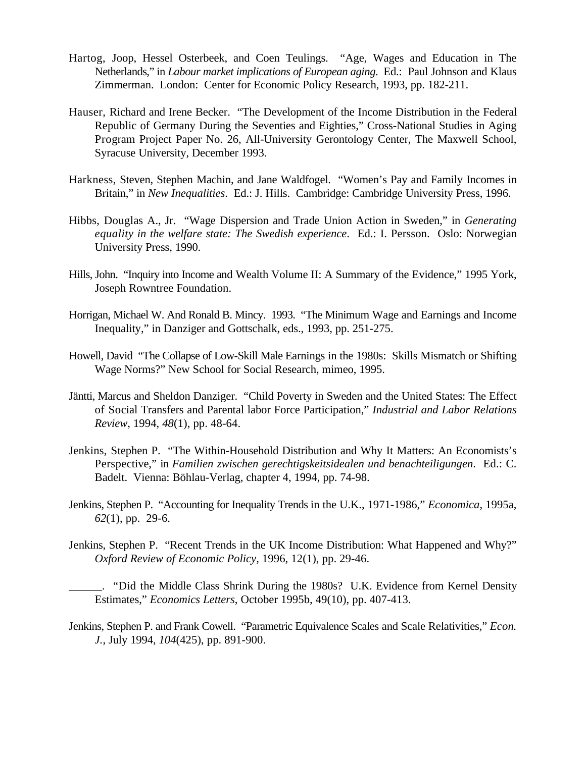Hartog, Joop, Hessel Osterbeek, and Coen Teulings. "Age, Wages and Education in The Netherlands," in *Labour market implications of European aging*. Ed.: Paul Johnson and Klaus Zimmerman. London: Center for Economic Policy Research, 1993, pp. 182-211.

Hauser, Richard and Irene Becker. "The Development of the Income Distribution in the Federal Republic of Germany During the Seventies and Eighties," Cross-National Studies in Aging Program Project Paper No. 26, All-University Gerontology Center, The Maxwell School, Syracuse University, December 1993.

Harkness, Steven, Stephen Machin, and Jane Waldfogel. "Women's Pay and Family Incomes in Britain," in *New Inequalities*. Ed.: J. Hills. Cambridge: Cambridge University Press, 1996.

Hibbs, Douglas A., Jr. "Wage Dispersion and Trade Union Action in Sweden," in *Generating equality in the welfare state: The Swedish experience*. Ed.: I. Persson. Oslo: Norwegian University Press, 1990.

Hills, John. "Inquiry into Income and Wealth Volume II: A Summary of the Evidence," 1995 York, Joseph Rowntree Foundation.

Horrigan, Michael W. And Ronald B. Mincy. 1993. "The Minimum Wage and Earnings and Income Inequality," in Danziger and Gottschalk, eds., 1993, pp. 251-275.

Howell, David "The Collapse of Low-Skill Male Earnings in the 1980s: Skills Mismatch or Shifting Wage Norms?" New School for Social Research, mimeo, 1995.

Jäntti, Marcus and Sheldon Danziger. "Child Poverty in Sweden and the United States: The Effect of Social Transfers and Parental labor Force Participation," *Industrial and Labor Relations Review*, 1994, *48*(1), pp. 48-64.

Jenkins, Stephen P. "The Within-Household Distribution and Why It Matters: An Economists's Perspective," in *Familien zwischen gerechtigskeitsidealen und benachteiligungen*. Ed.: C. Badelt. Vienna: Böhlau-Verlag, chapter 4, 1994, pp. 74-98.

Jenkins, Stephen P. "Accounting for Inequality Trends in the U.K., 1971-1986," *Economica*, 1995a, *62*(1), pp. 29-6.

Jenkins, Stephen P. "Recent Trends in the UK Income Distribution: What Happened and Why?" *Oxford Review of Economic Policy*, 1996, 12(1), pp. 29-46.

______. "Did the Middle Class Shrink During the 1980s? U.K. Evidence from Kernel Density Estimates," *Economics Letters*, October 1995b, 49(10), pp. 407-413.

Jenkins, Stephen P. and Frank Cowell. "Parametric Equivalence Scales and Scale Relativities," *Econ. J.*, July 1994, *104*(425), pp. 891-900.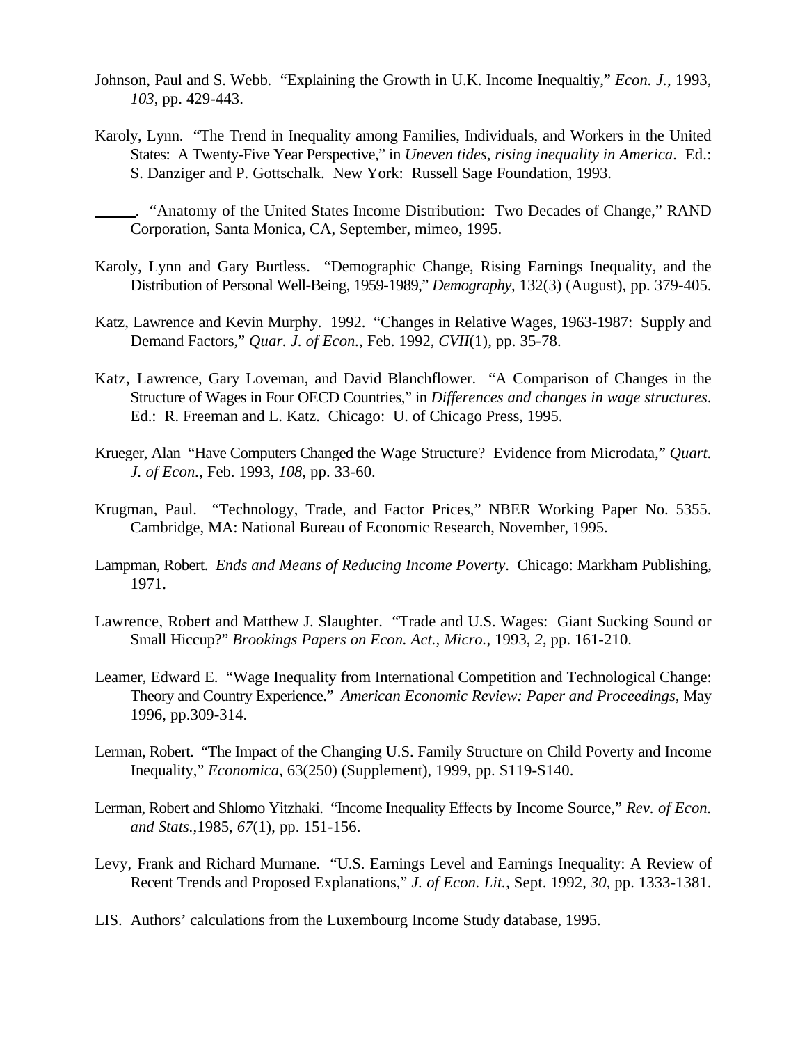Johnson, Paul and S. Webb. "Explaining the Growth in U.K. Income Inequaltiy," *Econ. J.*, 1993, *103*, pp. 429-443.

Karoly, Lynn. "The Trend in Inequality among Families, Individuals, and Workers in the United States: A Twenty-Five Year Perspective," in *Uneven tides, rising inequality in America*. Ed.: S. Danziger and P. Gottschalk. New York: Russell Sage Foundation, 1993.

\_\_\_\_\_. "Anatomy of the United States Income Distribution: Two Decades of Change," RAND Corporation, Santa Monica, CA, September, mimeo, 1995.

Karoly, Lynn and Gary Burtless. "Demographic Change, Rising Earnings Inequality, and the Distribution of Personal Well-Being, 1959-1989," *Demography*, 132(3) (August), pp. 379-405.

Katz, Lawrence and Kevin Murphy. 1992. "Changes in Relative Wages, 1963-1987: Supply and Demand Factors," *Quar. J. of Econ.*, Feb. 1992, *CVII*(1), pp. 35-78.

Katz, Lawrence, Gary Loveman, and David Blanchflower. "A Comparison of Changes in the Structure of Wages in Four OECD Countries," in *Differences and changes in wage structures*. Ed.: R. Freeman and L. Katz. Chicago: U. of Chicago Press, 1995.

Krueger, Alan "Have Computers Changed the Wage Structure? Evidence from Microdata," *Quart. J. of Econ.*, Feb. 1993, *108*, pp. 33-60.

Krugman, Paul. "Technology, Trade, and Factor Prices," NBER Working Paper No. 5355. Cambridge, MA: National Bureau of Economic Research, November, 1995.

Lampman, Robert. *Ends and Means of Reducing Income Poverty*. Chicago: Markham Publishing, 1971.

Lawrence, Robert and Matthew J. Slaughter. "Trade and U.S. Wages: Giant Sucking Sound or Small Hiccup?" *Brookings Papers on Econ. Act., Micro.*, 1993, *2*, pp. 161-210.

Leamer, Edward E. "Wage Inequality from International Competition and Technological Change: Theory and Country Experience." *American Economic Review: Paper and Proceedings*, May 1996, pp.309-314.

Lerman, Robert. "The Impact of the Changing U.S. Family Structure on Child Poverty and Income Inequality," *Economica*, 63(250) (Supplement), 1999, pp. S119-S140.

Lerman, Robert and Shlomo Yitzhaki. "Income Inequality Effects by Income Source," *Rev. of Econ. and Stats.*,1985, *67*(1), pp. 151-156.

Levy, Frank and Richard Murnane. "U.S. Earnings Level and Earnings Inequality: A Review of Recent Trends and Proposed Explanations," *J. of Econ. Lit.*, Sept. 1992, *30*, pp. 1333-1381.

LIS. Authors' calculations from the Luxembourg Income Study database, 1995.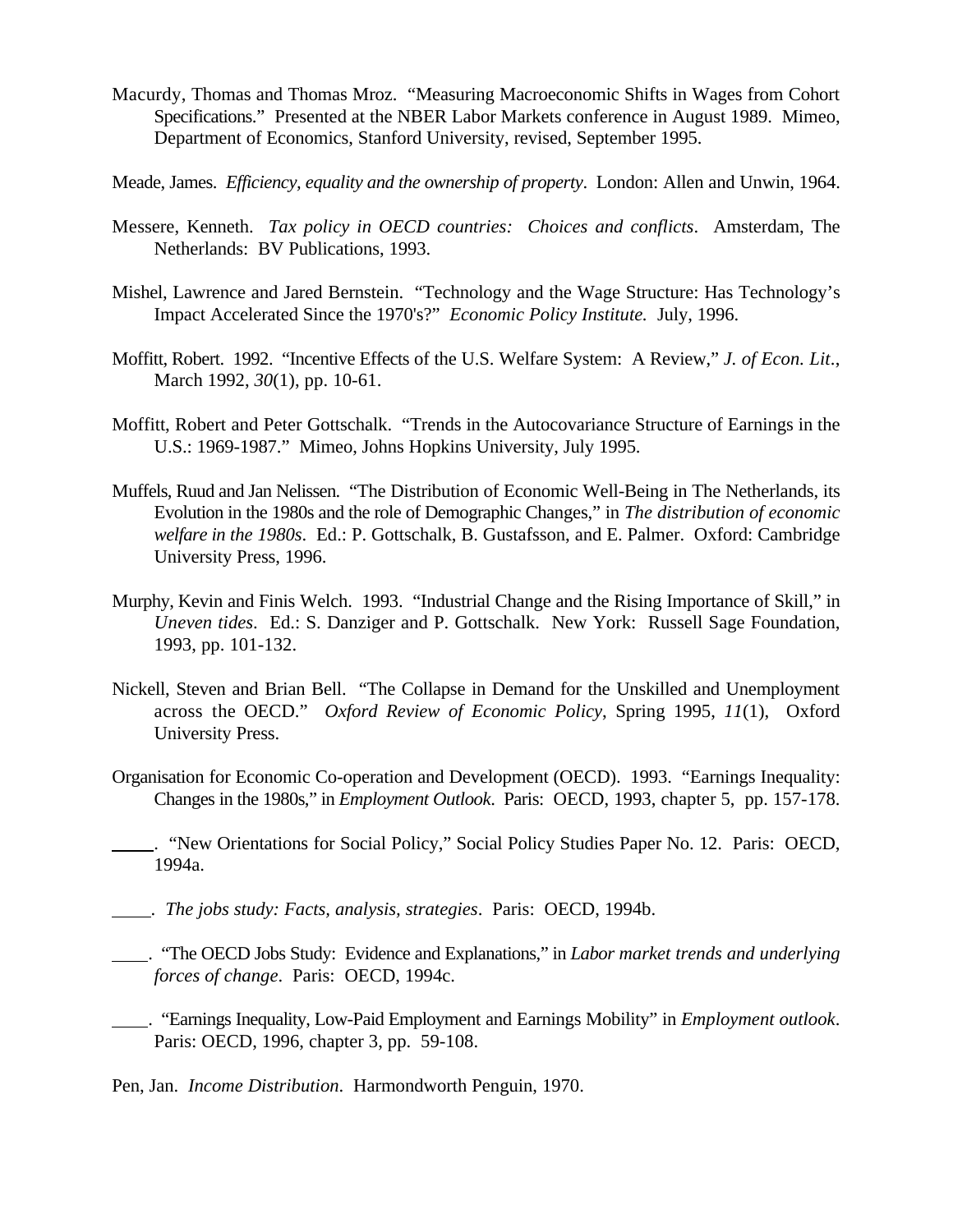Macurdy, Thomas and Thomas Mroz. "Measuring Macroeconomic Shifts in Wages from Cohort Specifications." Presented at the NBER Labor Markets conference in August 1989. Mimeo, Department of Economics, Stanford University, revised, September 1995.

Meade, James. *Efficiency, equality and the ownership of property*. London: Allen and Unwin, 1964.

Messere, Kenneth. *Tax policy in OECD countries: Choices and conflicts*. Amsterdam, The Netherlands: BV Publications, 1993.

Mishel, Lawrence and Jared Bernstein. "Technology and the Wage Structure: Has Technology's Impact Accelerated Since the 1970's?" *Economic Policy Institute.* July, 1996.

Moffitt, Robert. 1992. "Incentive Effects of the U.S. Welfare System: A Review," *J. of Econ. Lit.*, March 1992, *30*(1), pp. 10-61.

Moffitt, Robert and Peter Gottschalk. "Trends in the Autocovariance Structure of Earnings in the U.S.: 1969-1987." Mimeo, Johns Hopkins University, July 1995.

Muffels, Ruud and Jan Nelissen. "The Distribution of Economic Well-Being in The Netherlands, its Evolution in the 1980s and the role of Demographic Changes," in *The distribution of economic welfare in the 1980s*. Ed.: P. Gottschalk, B. Gustafsson, and E. Palmer. Oxford: Cambridge University Press, 1996.

Murphy, Kevin and Finis Welch. 1993. "Industrial Change and the Rising Importance of Skill," in *Uneven tides*. Ed.: S. Danziger and P. Gottschalk. New York: Russell Sage Foundation, 1993, pp. 101-132.

Nickell, Steven and Brian Bell. "The Collapse in Demand for the Unskilled and Unemployment across the OECD." *Oxford Review of Economic Policy*, Spring 1995, *11*(1), Oxford University Press.

Organisation for Economic Co-operation and Development (OECD). 1993. "Earnings Inequality: Changes in the 1980s," in *Employment Outlook*. Paris: OECD, 1993, chapter 5, pp. 157-178.

\_\_\_\_\_. "New Orientations for Social Policy," Social Policy Studies Paper No. 12. Paris: OECD, 1994a.

\_\_\_\_. *The jobs study: Facts, analysis, strategies*. Paris: OECD, 1994b.

\_\_\_\_. "The OECD Jobs Study: Evidence and Explanations," in *Labor market trends and underlying forces of change*. Paris: OECD, 1994c.

\_\_\_\_. "Earnings Inequality, Low-Paid Employment and Earnings Mobility" in *Employment outlook*. Paris: OECD, 1996, chapter 3, pp. 59-108.

Pen, Jan. *Income Distribution*. Harmondworth Penguin, 1970.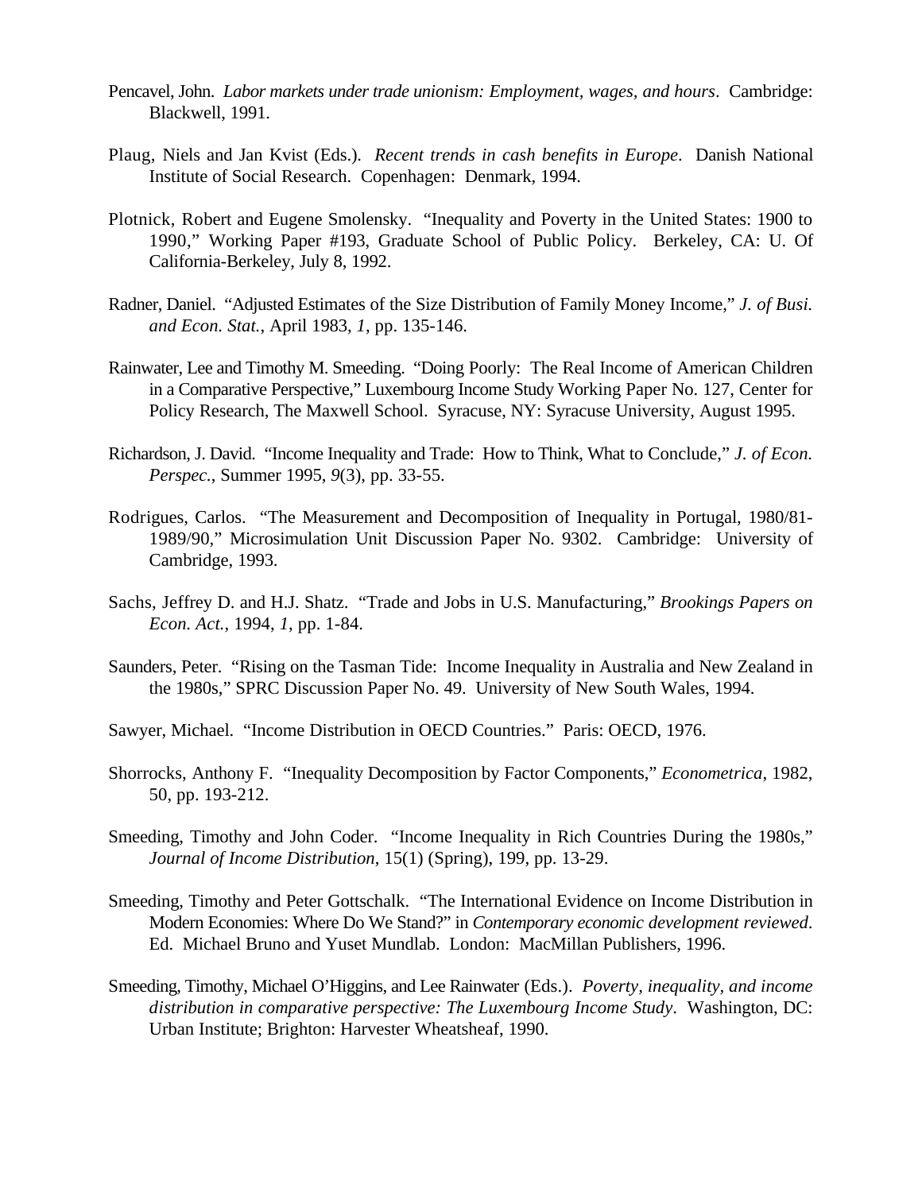Pencavel, John. *Labor markets under trade unionism: Employment, wages, and hours*. Cambridge: Blackwell, 1991.

Plaug, Niels and Jan Kvist (Eds.). *Recent trends in cash benefits in Europe*. Danish National Institute of Social Research. Copenhagen: Denmark, 1994.

Plotnick, Robert and Eugene Smolensky. "Inequality and Poverty in the United States: 1900 to 1990," Working Paper #193, Graduate School of Public Policy. Berkeley, CA: U. Of California-Berkeley, July 8, 1992.

Radner, Daniel. "Adjusted Estimates of the Size Distribution of Family Money Income," *J. of Busi. and Econ. Stat.*, April 1983, *1*, pp. 135-146.

Rainwater, Lee and Timothy M. Smeeding. "Doing Poorly: The Real Income of American Children in a Comparative Perspective," Luxembourg Income Study Working Paper No. 127, Center for Policy Research, The Maxwell School. Syracuse, NY: Syracuse University, August 1995.

Richardson, J. David. "Income Inequality and Trade: How to Think, What to Conclude," *J. of Econ. Perspec.*, Summer 1995, *9*(3), pp. 33-55.

Rodrigues, Carlos. "The Measurement and Decomposition of Inequality in Portugal, 1980/81-1989/90," Microsimulation Unit Discussion Paper No. 9302. Cambridge: University of Cambridge, 1993.

Sachs, Jeffrey D. and H.J. Shatz. "Trade and Jobs in U.S. Manufacturing," *Brookings Papers on Econ. Act.*, 1994, *1*, pp. 1-84.

Saunders, Peter. "Rising on the Tasman Tide: Income Inequality in Australia and New Zealand in the 1980s," SPRC Discussion Paper No. 49. University of New South Wales, 1994.

Sawyer, Michael. "Income Distribution in OECD Countries." Paris: OECD, 1976.

Shorrocks, Anthony F. "Inequality Decomposition by Factor Components," *Econometrica*, 1982, 50, pp. 193-212.

Smeeding, Timothy and John Coder. "Income Inequality in Rich Countries During the 1980s," *Journal of Income Distribution*, 15(1) (Spring), 199, pp. 13-29.

Smeeding, Timothy and Peter Gottschalk. "The International Evidence on Income Distribution in Modern Economies: Where Do We Stand?" in *Contemporary economic development reviewed*. Ed. Michael Bruno and Yuset Mundlab. London: MacMillan Publishers, 1996.

Smeeding, Timothy, Michael O'Higgins, and Lee Rainwater (Eds.). *Poverty, inequality, and income distribution in comparative perspective: The Luxembourg Income Study*. Washington, DC: Urban Institute; Brighton: Harvester Wheatsheaf, 1990.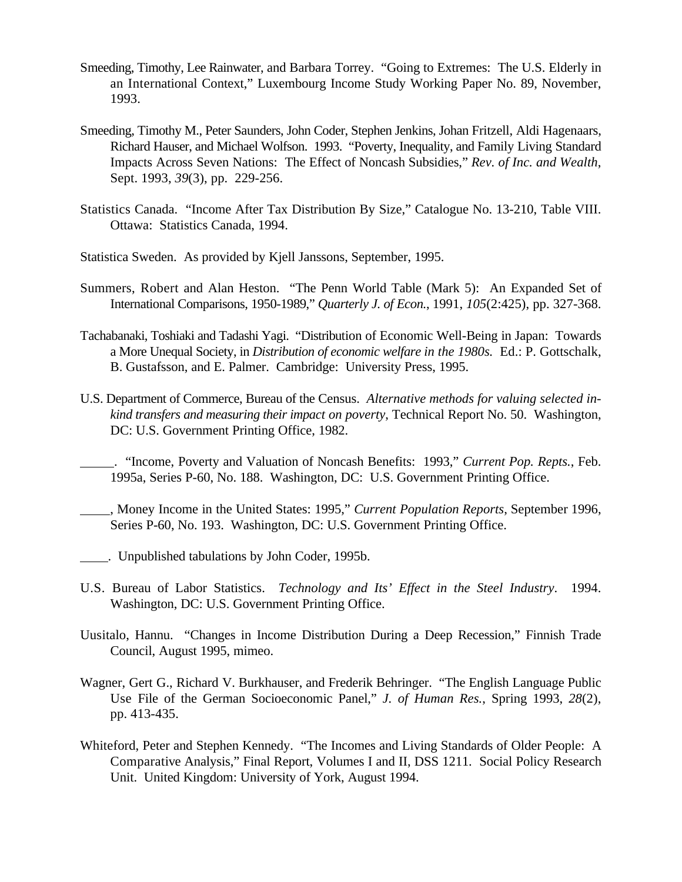Smeeding, Timothy, Lee Rainwater, and Barbara Torrey. "Going to Extremes: The U.S. Elderly in an International Context," Luxembourg Income Study Working Paper No. 89, November, 1993.

Smeeding, Timothy M., Peter Saunders, John Coder, Stephen Jenkins, Johan Fritzell, Aldi Hagenaars, Richard Hauser, and Michael Wolfson. 1993. "Poverty, Inequality, and Family Living Standard Impacts Across Seven Nations: The Effect of Noncash Subsidies," *Rev. of Inc. and Wealth*, Sept. 1993, *39*(3), pp. 229-256.

Statistics Canada. "Income After Tax Distribution By Size," Catalogue No. 13-210, Table VIII. Ottawa: Statistics Canada, 1994.

Statistica Sweden. As provided by Kjell Janssons, September, 1995.

Summers, Robert and Alan Heston. "The Penn World Table (Mark 5): An Expanded Set of International Comparisons, 1950-1989," *Quarterly J. of Econ.*, 1991, *105*(2:425), pp. 327-368.

Tachabanaki, Toshiaki and Tadashi Yagi. "Distribution of Economic Well-Being in Japan: Towards a More Unequal Society, in *Distribution of economic welfare in the 1980s.* Ed.: P. Gottschalk, B. Gustafsson, and E. Palmer. Cambridge: University Press, 1995.

U.S. Department of Commerce, Bureau of the Census. *Alternative methods for valuing selected in-kind transfers and measuring their impact on poverty*, Technical Report No. 50. Washington, DC: U.S. Government Printing Office, 1982.

\_\_\_\_\_. "Income, Poverty and Valuation of Noncash Benefits: 1993," *Current Pop. Repts.*, Feb. 1995a, Series P-60, No. 188. Washington, DC: U.S. Government Printing Office.

\_\_\_\_\_, Money Income in the United States: 1995," *Current Population Reports*, September 1996, Series P-60, No. 193. Washington, DC: U.S. Government Printing Office.

\_\_\_\_. Unpublished tabulations by John Coder, 1995b.

U.S. Bureau of Labor Statistics. *Technology and Its' Effect in the Steel Industry*. 1994. Washington, DC: U.S. Government Printing Office.

Uusitalo, Hannu. "Changes in Income Distribution During a Deep Recession," Finnish Trade Council, August 1995, mimeo.

Wagner, Gert G., Richard V. Burkhauser, and Frederik Behringer. "The English Language Public Use File of the German Socioeconomic Panel," *J. of Human Res.*, Spring 1993, *28*(2), pp. 413-435.

Whiteford, Peter and Stephen Kennedy. "The Incomes and Living Standards of Older People: A Comparative Analysis," Final Report, Volumes I and II, DSS 1211. Social Policy Research Unit. United Kingdom: University of York, August 1994.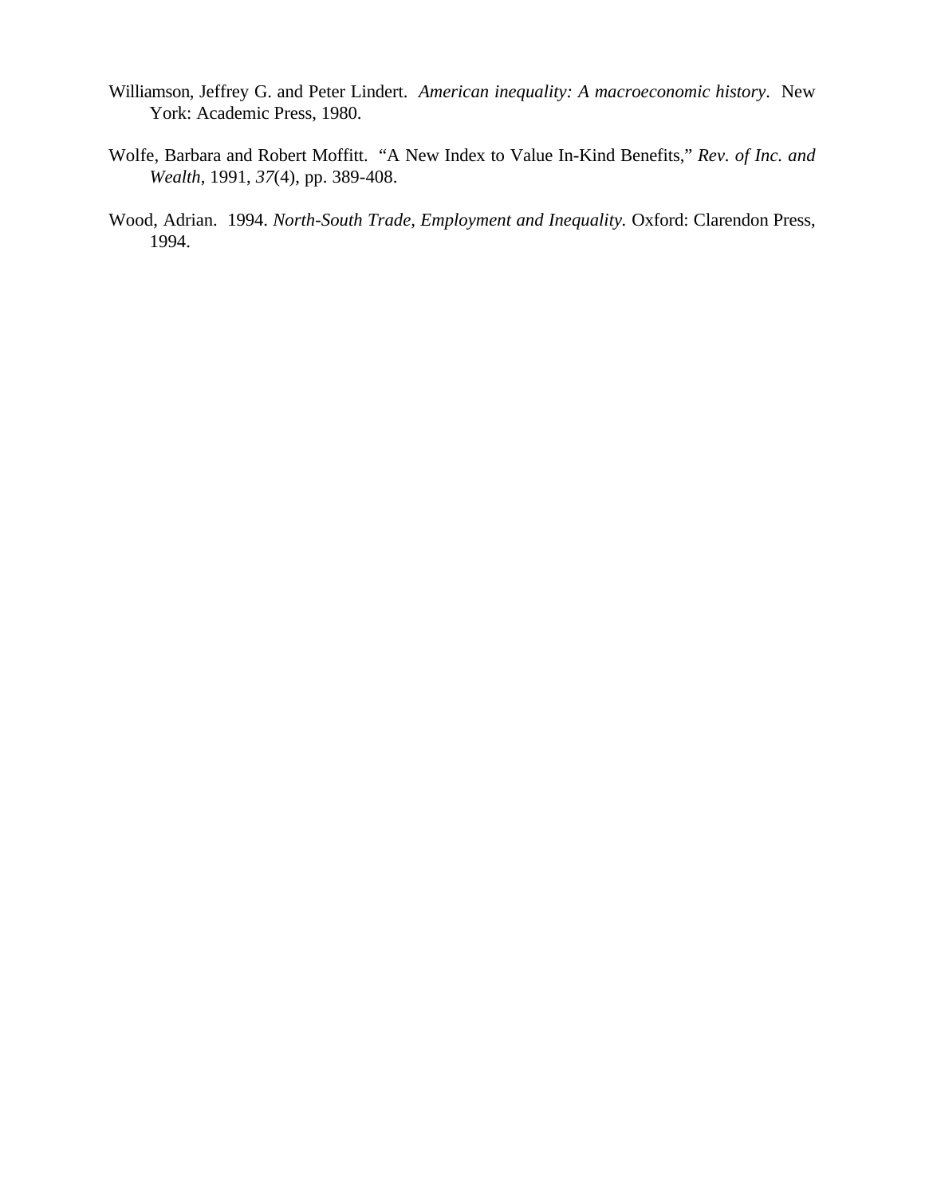Williamson, Jeffrey G. and Peter Lindert. *American inequality: A macroeconomic history*. New York: Academic Press, 1980.

Wolfe, Barbara and Robert Moffitt. "A New Index to Value In-Kind Benefits," *Rev. of Inc. and Wealth*, 1991, *37*(4), pp. 389-408.

Wood, Adrian. 1994. *North-South Trade, Employment and Inequality.* Oxford: Clarendon Press, 1994.